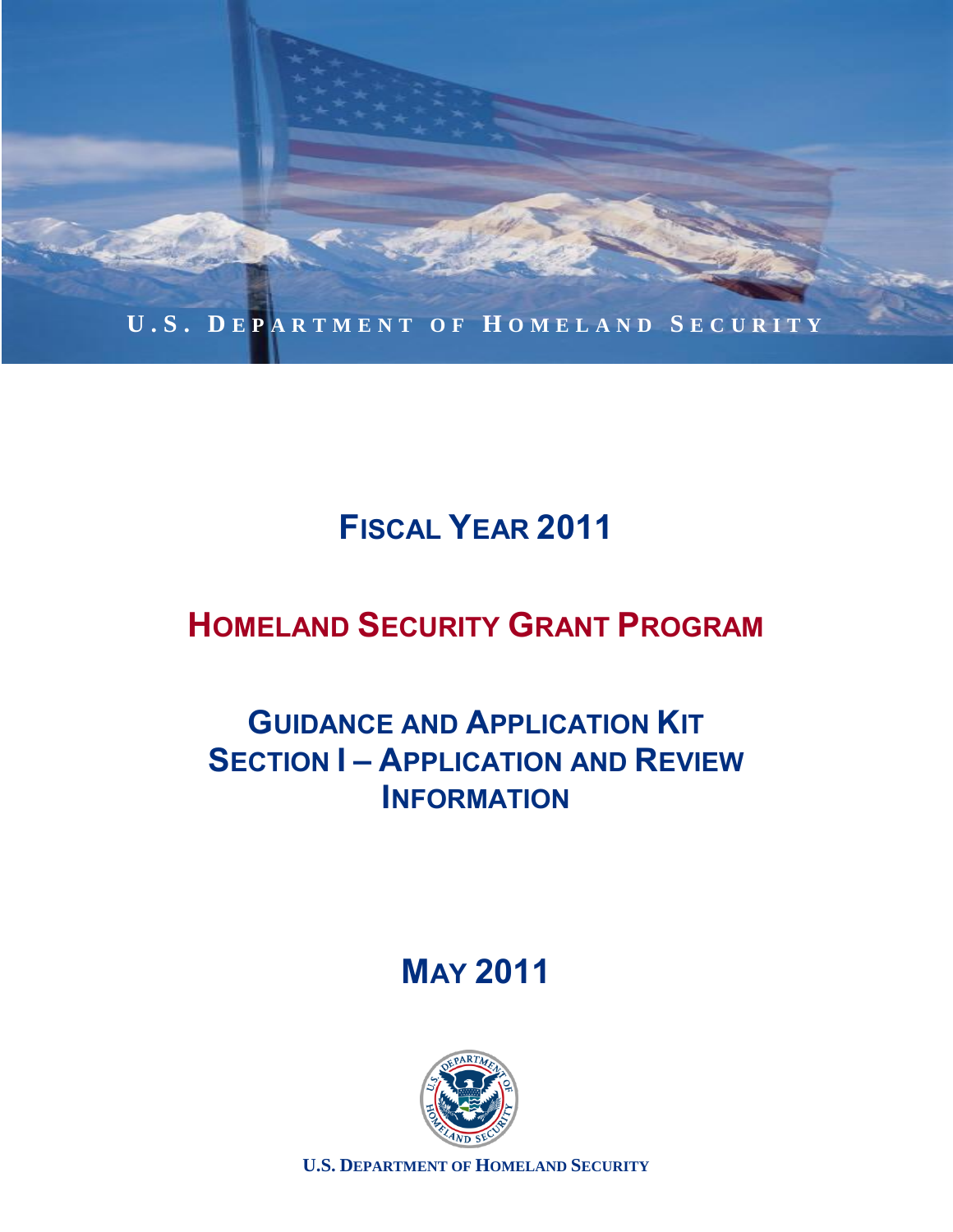U.S. DEPARTMENT OF HOMELAND SECURITY

# FISCAL YEAR 2011

# HOMELAND SECURITY GRANT PROGRAM

## GUIDANCE AND APPLICATION KIT
## SECTION I – APPLICATION AND REVIEW INFORMATION

## MAY 2011

U.S. DEPARTMENT OF HOMELAND SECURITY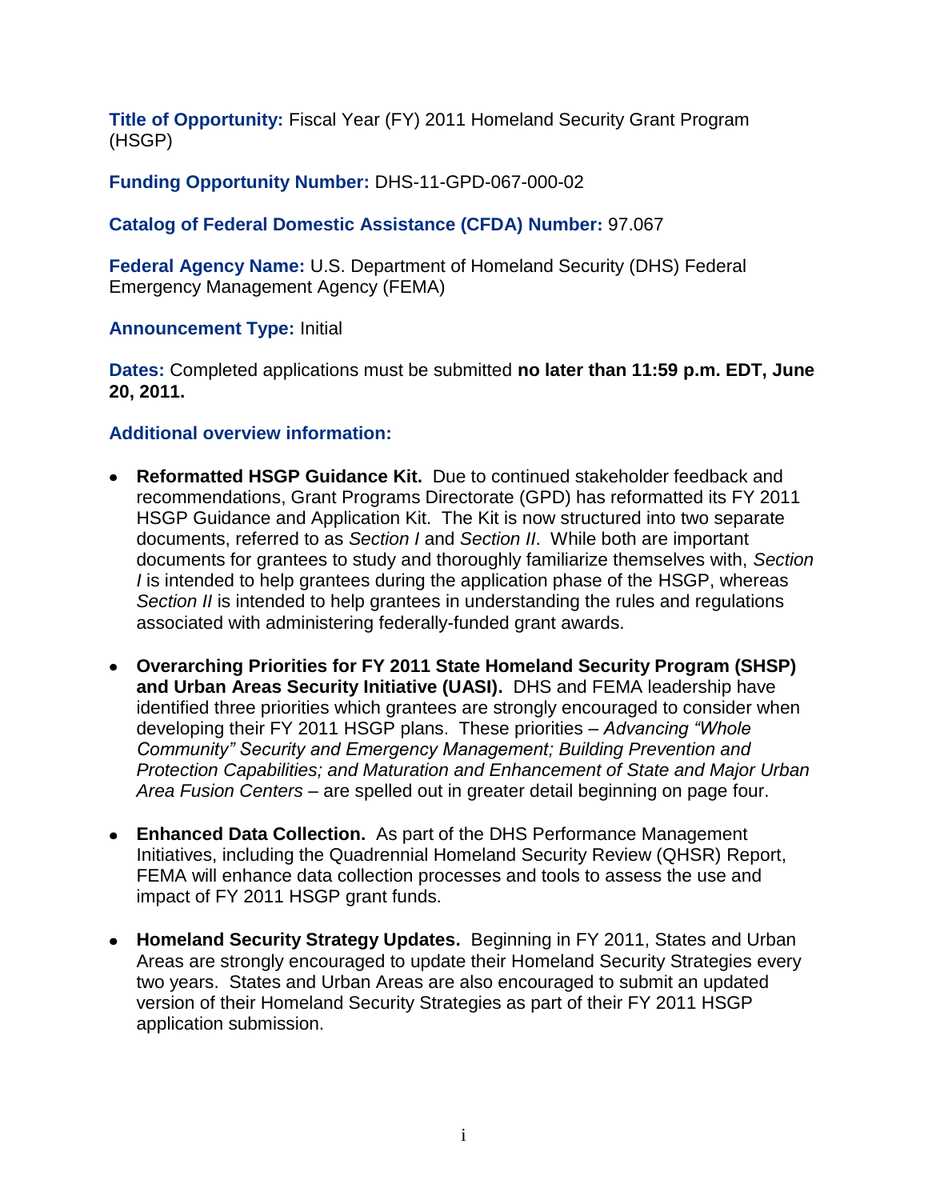**Title of Opportunity:** Fiscal Year (FY) 2011 Homeland Security Grant Program (HSGP)

**Funding Opportunity Number:** DHS-11-GPD-067-000-02

**Catalog of Federal Domestic Assistance (CFDA) Number:** 97.067

**Federal Agency Name:** U.S. Department of Homeland Security (DHS) Federal Emergency Management Agency (FEMA)

**Announcement Type:** Initial

**Dates:** Completed applications must be submitted **no later than 11:59 p.m. EDT, June 20, 2011.**

**Additional overview information:**

- **Reformatted HSGP Guidance Kit.** Due to continued stakeholder feedback and recommendations, Grant Programs Directorate (GPD) has reformatted its FY 2011 HSGP Guidance and Application Kit. The Kit is now structured into two separate documents, referred to as *Section I* and *Section II*. While both are important documents for grantees to study and thoroughly familiarize themselves with, *Section I* is intended to help grantees during the application phase of the HSGP, whereas *Section II* is intended to help grantees in understanding the rules and regulations associated with administering federally-funded grant awards.

- **Overarching Priorities for FY 2011 State Homeland Security Program (SHSP) and Urban Areas Security Initiative (UASI).** DHS and FEMA leadership have identified three priorities which grantees are strongly encouraged to consider when developing their FY 2011 HSGP plans. These priorities – *Advancing "Whole Community" Security and Emergency Management; Building Prevention and Protection Capabilities; and Maturation and Enhancement of State and Major Urban Area Fusion Centers* – are spelled out in greater detail beginning on page four.

- **Enhanced Data Collection.** As part of the DHS Performance Management Initiatives, including the Quadrennial Homeland Security Review (QHSR) Report, FEMA will enhance data collection processes and tools to assess the use and impact of FY 2011 HSGP grant funds.

- **Homeland Security Strategy Updates.** Beginning in FY 2011, States and Urban Areas are strongly encouraged to update their Homeland Security Strategies every two years. States and Urban Areas are also encouraged to submit an updated version of their Homeland Security Strategies as part of their FY 2011 HSGP application submission.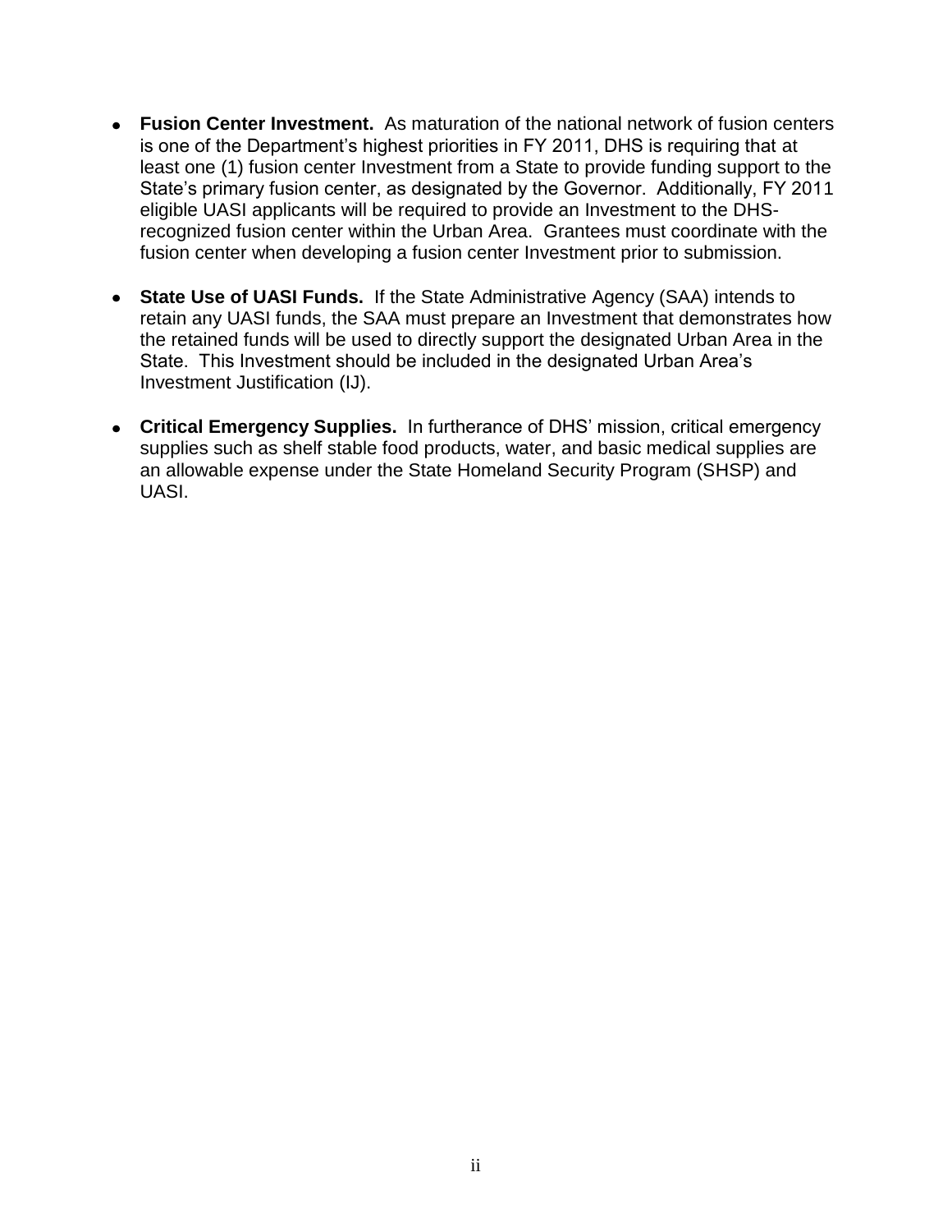- **Fusion Center Investment.** As maturation of the national network of fusion centers is one of the Department's highest priorities in FY 2011, DHS is requiring that at least one (1) fusion center Investment from a State to provide funding support to the State's primary fusion center, as designated by the Governor. Additionally, FY 2011 eligible UASI applicants will be required to provide an Investment to the DHS-recognized fusion center within the Urban Area. Grantees must coordinate with the fusion center when developing a fusion center Investment prior to submission.

- **State Use of UASI Funds.** If the State Administrative Agency (SAA) intends to retain any UASI funds, the SAA must prepare an Investment that demonstrates how the retained funds will be used to directly support the designated Urban Area in the State. This Investment should be included in the designated Urban Area's Investment Justification (IJ).

- **Critical Emergency Supplies.** In furtherance of DHS' mission, critical emergency supplies such as shelf stable food products, water, and basic medical supplies are an allowable expense under the State Homeland Security Program (SHSP) and UASI.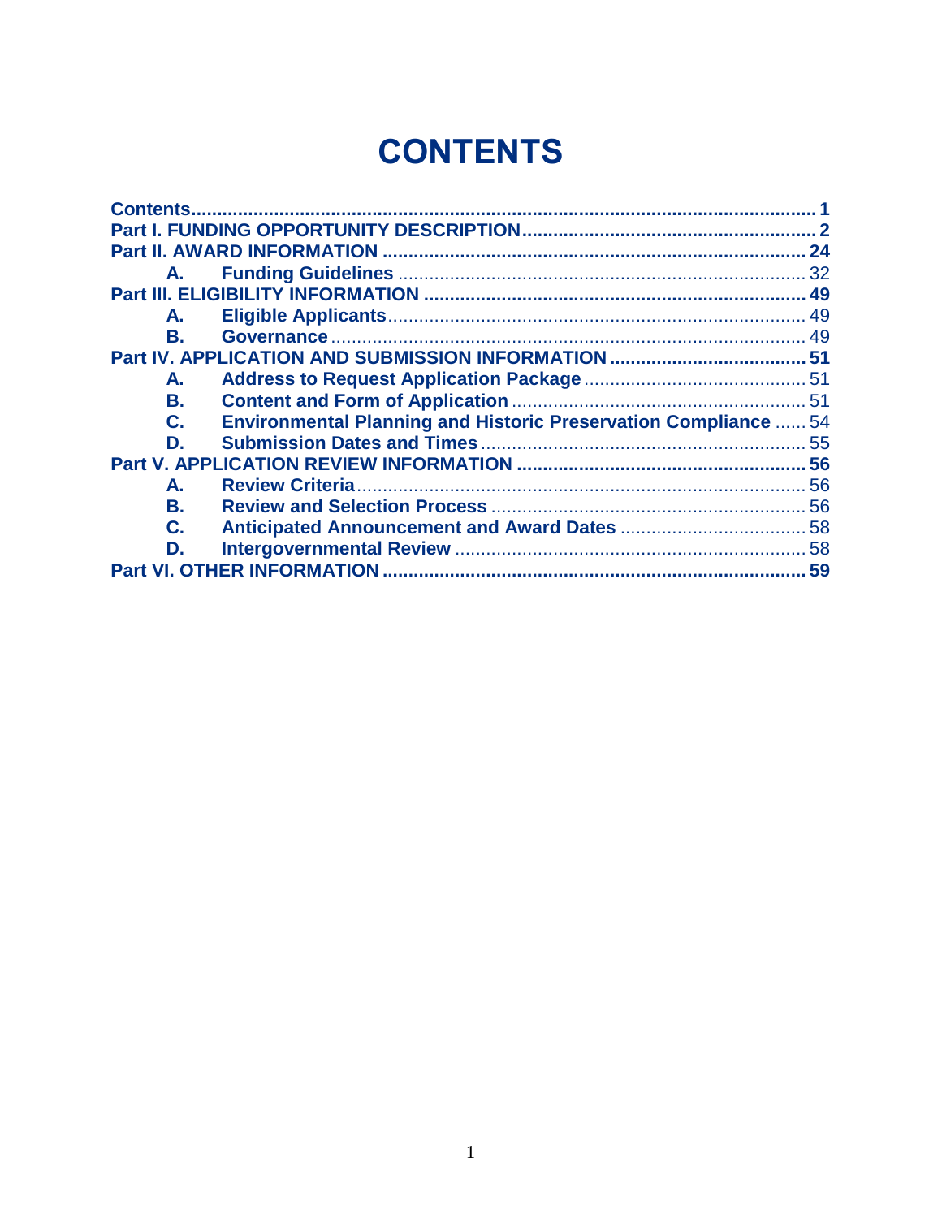# CONTENTS

Contents ........................................................................................................ 1
Part I. FUNDING OPPORTUNITY DESCRIPTION ........................................................ 2
Part II. AWARD INFORMATION ................................................................................. 24
  A. Funding Guidelines ............................................................................... 32
Part III. ELIGIBILITY INFORMATION ........................................................................ 49
  A. Eligible Applicants ................................................................................ 49
  B. Governance ........................................................................................... 49
Part IV. APPLICATION AND SUBMISSION INFORMATION ........................................ 51
  A. Address to Request Application Package ........................................... 51
  B. Content and Form of Application ......................................................... 51
  C. Environmental Planning and Historic Preservation Compliance ...... 54
  D. Submission Dates and Times .............................................................. 55
Part V. APPLICATION REVIEW INFORMATION ......................................................... 56
  A. Review Criteria ...................................................................................... 56
  B. Review and Selection Process ............................................................. 56
  C. Anticipated Announcement and Award Dates ..................................... 58
  D. Intergovernmental Review .................................................................... 58
Part VI. OTHER INFORMATION ................................................................................ 59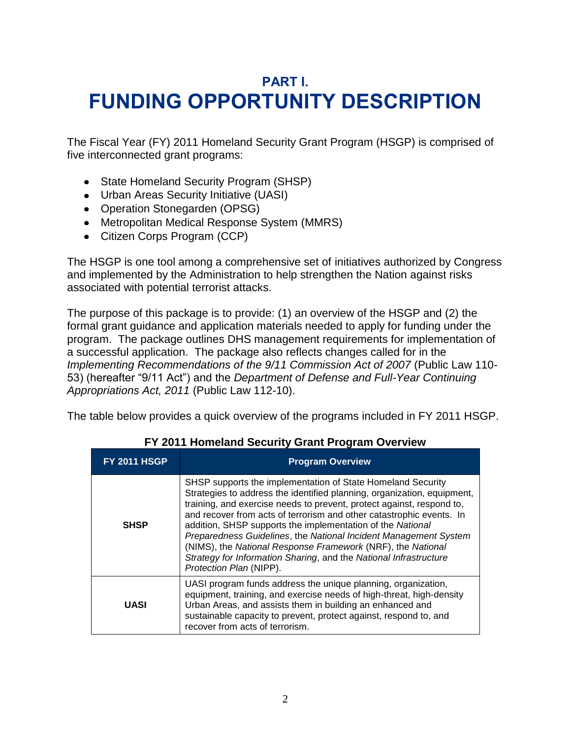# PART I.
# FUNDING OPPORTUNITY DESCRIPTION

The Fiscal Year (FY) 2011 Homeland Security Grant Program (HSGP) is comprised of five interconnected grant programs:

- State Homeland Security Program (SHSP)
- Urban Areas Security Initiative (UASI)
- Operation Stonegarden (OPSG)
- Metropolitan Medical Response System (MMRS)
- Citizen Corps Program (CCP)

The HSGP is one tool among a comprehensive set of initiatives authorized by Congress and implemented by the Administration to help strengthen the Nation against risks associated with potential terrorist attacks.

The purpose of this package is to provide: (1) an overview of the HSGP and (2) the formal grant guidance and application materials needed to apply for funding under the program. The package outlines DHS management requirements for implementation of a successful application. The package also reflects changes called for in the *Implementing Recommendations of the 9/11 Commission Act of 2007* (Public Law 110-53) (hereafter "9/11 Act") and the *Department of Defense and Full-Year Continuing Appropriations Act, 2011* (Public Law 112-10).

The table below provides a quick overview of the programs included in FY 2011 HSGP.

**FY 2011 Homeland Security Grant Program Overview**

| FY 2011 HSGP | Program Overview |
|---|---|
| **SHSP** | SHSP supports the implementation of State Homeland Security Strategies to address the identified planning, organization, equipment, training, and exercise needs to prevent, protect against, respond to, and recover from acts of terrorism and other catastrophic events. In addition, SHSP supports the implementation of the *National Preparedness Guidelines*, the *National Incident Management System* (NIMS), the *National Response Framework* (NRF), the *National Strategy for Information Sharing*, and the *National Infrastructure Protection Plan* (NIPP). |
| **UASI** | UASI program funds address the unique planning, organization, equipment, training, and exercise needs of high-threat, high-density Urban Areas, and assists them in building an enhanced and sustainable capacity to prevent, protect against, respond to, and recover from acts of terrorism. |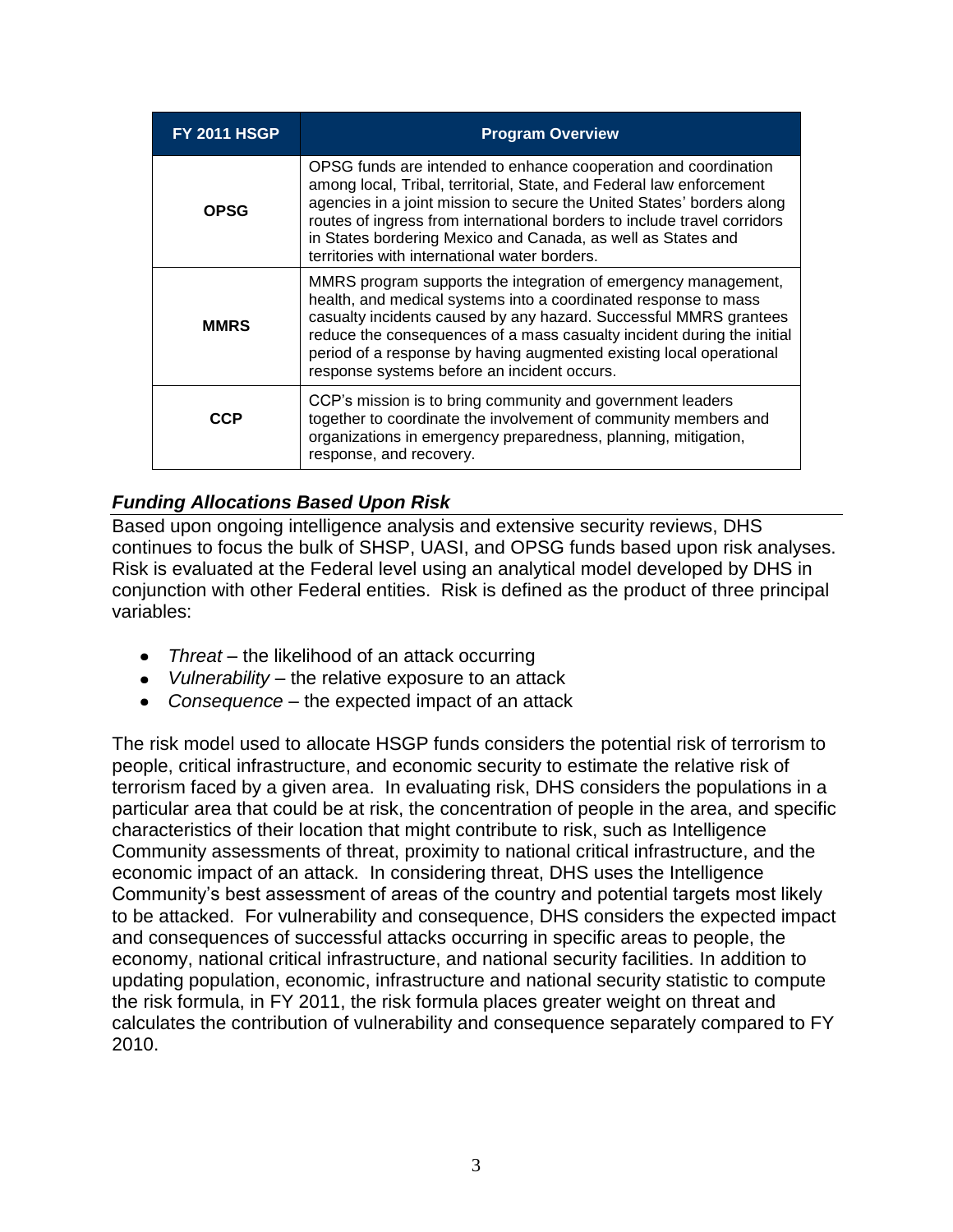| FY 2011 HSGP | Program Overview |
| --- | --- |
| **OPSG** | OPSG funds are intended to enhance cooperation and coordination among local, Tribal, territorial, State, and Federal law enforcement agencies in a joint mission to secure the United States' borders along routes of ingress from international borders to include travel corridors in States bordering Mexico and Canada, as well as States and territories with international water borders. |
| **MMRS** | MMRS program supports the integration of emergency management, health, and medical systems into a coordinated response to mass casualty incidents caused by any hazard. Successful MMRS grantees reduce the consequences of a mass casualty incident during the initial period of a response by having augmented existing local operational response systems before an incident occurs. |
| **CCP** | CCP's mission is to bring community and government leaders together to coordinate the involvement of community members and organizations in emergency preparedness, planning, mitigation, response, and recovery. |

### *Funding Allocations Based Upon Risk*

Based upon ongoing intelligence analysis and extensive security reviews, DHS continues to focus the bulk of SHSP, UASI, and OPSG funds based upon risk analyses. Risk is evaluated at the Federal level using an analytical model developed by DHS in conjunction with other Federal entities. Risk is defined as the product of three principal variables:

- *Threat* – the likelihood of an attack occurring
- *Vulnerability* – the relative exposure to an attack
- *Consequence* – the expected impact of an attack

The risk model used to allocate HSGP funds considers the potential risk of terrorism to people, critical infrastructure, and economic security to estimate the relative risk of terrorism faced by a given area. In evaluating risk, DHS considers the populations in a particular area that could be at risk, the concentration of people in the area, and specific characteristics of their location that might contribute to risk, such as Intelligence Community assessments of threat, proximity to national critical infrastructure, and the economic impact of an attack. In considering threat, DHS uses the Intelligence Community's best assessment of areas of the country and potential targets most likely to be attacked. For vulnerability and consequence, DHS considers the expected impact and consequences of successful attacks occurring in specific areas to people, the economy, national critical infrastructure, and national security facilities. In addition to updating population, economic, infrastructure and national security statistic to compute the risk formula, in FY 2011, the risk formula places greater weight on threat and calculates the contribution of vulnerability and consequence separately compared to FY 2010.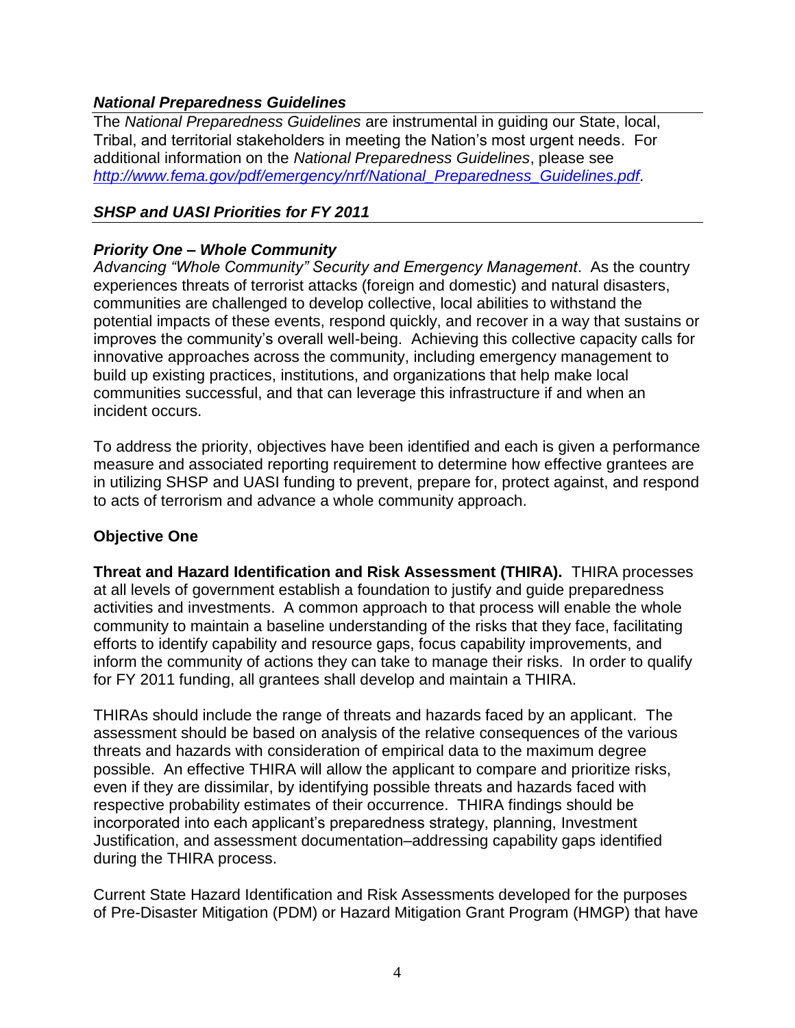### ***National Preparedness Guidelines***

The *National Preparedness Guidelines* are instrumental in guiding our State, local, Tribal, and territorial stakeholders in meeting the Nation's most urgent needs. For additional information on the *National Preparedness Guidelines*, please see *http://www.fema.gov/pdf/emergency/nrf/National_Preparedness_Guidelines.pdf.*

### ***SHSP and UASI Priorities for FY 2011***

#### ***Priority One – Whole Community***

*Advancing "Whole Community" Security and Emergency Management*. As the country experiences threats of terrorist attacks (foreign and domestic) and natural disasters, communities are challenged to develop collective, local abilities to withstand the potential impacts of these events, respond quickly, and recover in a way that sustains or improves the community's overall well-being. Achieving this collective capacity calls for innovative approaches across the community, including emergency management to build up existing practices, institutions, and organizations that help make local communities successful, and that can leverage this infrastructure if and when an incident occurs.

To address the priority, objectives have been identified and each is given a performance measure and associated reporting requirement to determine how effective grantees are in utilizing SHSP and UASI funding to prevent, prepare for, protect against, and respond to acts of terrorism and advance a whole community approach.

**Objective One**

**Threat and Hazard Identification and Risk Assessment (THIRA).** THIRA processes at all levels of government establish a foundation to justify and guide preparedness activities and investments. A common approach to that process will enable the whole community to maintain a baseline understanding of the risks that they face, facilitating efforts to identify capability and resource gaps, focus capability improvements, and inform the community of actions they can take to manage their risks. In order to qualify for FY 2011 funding, all grantees shall develop and maintain a THIRA.

THIRAs should include the range of threats and hazards faced by an applicant. The assessment should be based on analysis of the relative consequences of the various threats and hazards with consideration of empirical data to the maximum degree possible. An effective THIRA will allow the applicant to compare and prioritize risks, even if they are dissimilar, by identifying possible threats and hazards faced with respective probability estimates of their occurrence. THIRA findings should be incorporated into each applicant's preparedness strategy, planning, Investment Justification, and assessment documentation–addressing capability gaps identified during the THIRA process.

Current State Hazard Identification and Risk Assessments developed for the purposes of Pre-Disaster Mitigation (PDM) or Hazard Mitigation Grant Program (HMGP) that have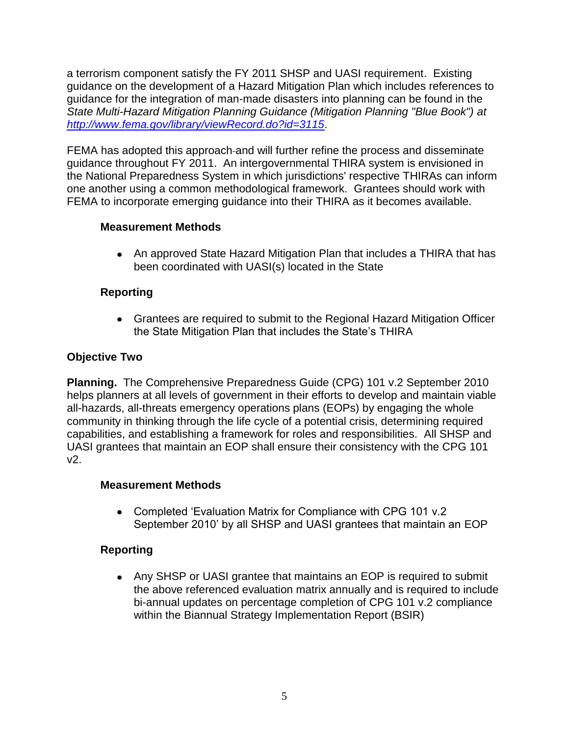a terrorism component satisfy the FY 2011 SHSP and UASI requirement. Existing guidance on the development of a Hazard Mitigation Plan which includes references to guidance for the integration of man-made disasters into planning can be found in the *State Multi-Hazard Mitigation Planning Guidance (Mitigation Planning "Blue Book") at [http://www.fema.gov/library/viewRecord.do?id=3115](http://www.fema.gov/library/viewRecord.do?id=3115)*.

FEMA has adopted this approach and will further refine the process and disseminate guidance throughout FY 2011. An intergovernmental THIRA system is envisioned in the National Preparedness System in which jurisdictions' respective THIRAs can inform one another using a common methodological framework. Grantees should work with FEMA to incorporate emerging guidance into their THIRA as it becomes available.

**Measurement Methods**

- An approved State Hazard Mitigation Plan that includes a THIRA that has been coordinated with UASI(s) located in the State

**Reporting**

- Grantees are required to submit to the Regional Hazard Mitigation Officer the State Mitigation Plan that includes the State's THIRA

**Objective Two**

**Planning.** The Comprehensive Preparedness Guide (CPG) 101 v.2 September 2010 helps planners at all levels of government in their efforts to develop and maintain viable all-hazards, all-threats emergency operations plans (EOPs) by engaging the whole community in thinking through the life cycle of a potential crisis, determining required capabilities, and establishing a framework for roles and responsibilities. All SHSP and UASI grantees that maintain an EOP shall ensure their consistency with the CPG 101 v2.

**Measurement Methods**

- Completed 'Evaluation Matrix for Compliance with CPG 101 v.2 September 2010' by all SHSP and UASI grantees that maintain an EOP

**Reporting**

- Any SHSP or UASI grantee that maintains an EOP is required to submit the above referenced evaluation matrix annually and is required to include bi-annual updates on percentage completion of CPG 101 v.2 compliance within the Biannual Strategy Implementation Report (BSIR)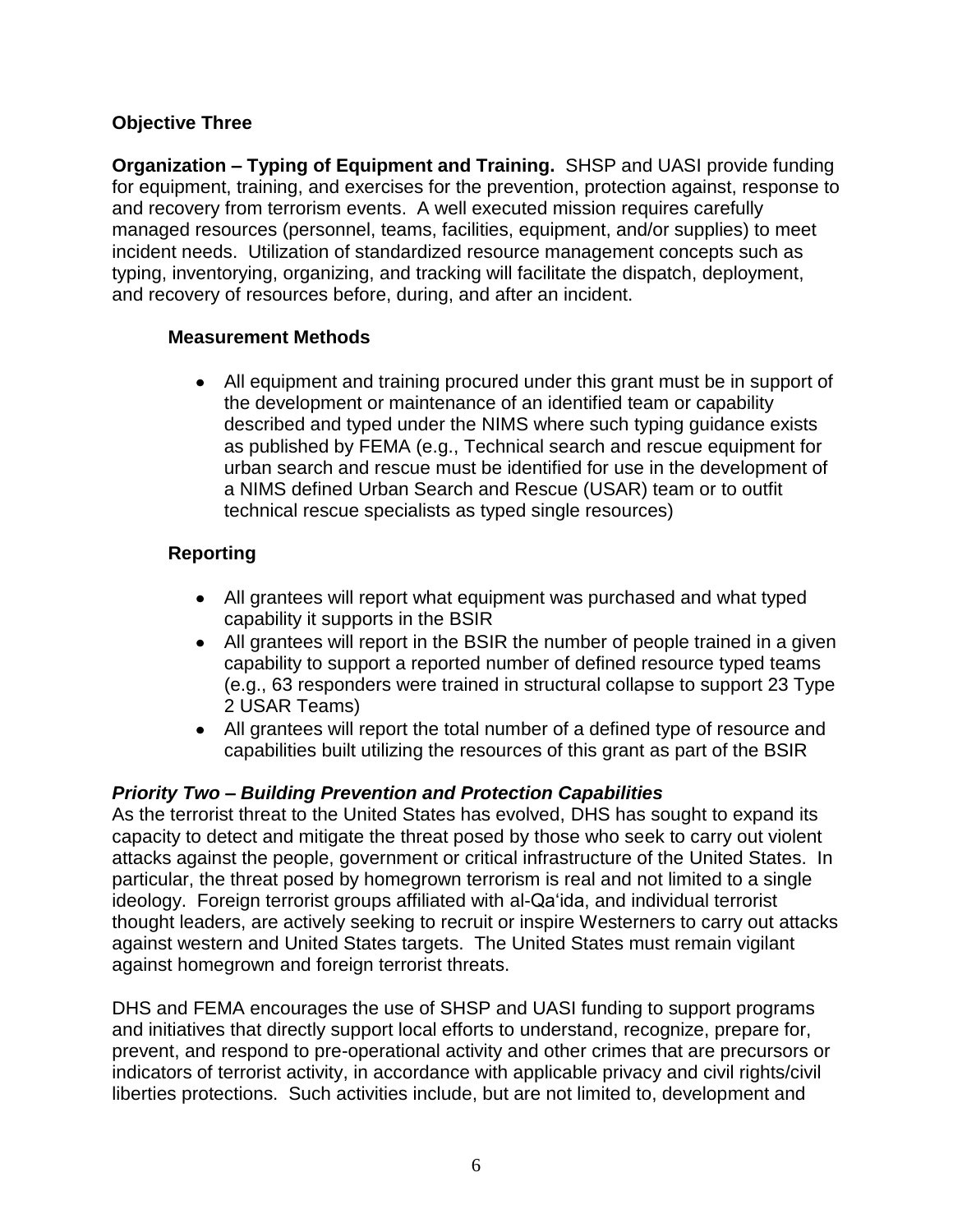**Objective Three**

**Organization – Typing of Equipment and Training.** SHSP and UASI provide funding for equipment, training, and exercises for the prevention, protection against, response to and recovery from terrorism events. A well executed mission requires carefully managed resources (personnel, teams, facilities, equipment, and/or supplies) to meet incident needs. Utilization of standardized resource management concepts such as typing, inventorying, organizing, and tracking will facilitate the dispatch, deployment, and recovery of resources before, during, and after an incident.

**Measurement Methods**

- All equipment and training procured under this grant must be in support of the development or maintenance of an identified team or capability described and typed under the NIMS where such typing guidance exists as published by FEMA (e.g., Technical search and rescue equipment for urban search and rescue must be identified for use in the development of a NIMS defined Urban Search and Rescue (USAR) team or to outfit technical rescue specialists as typed single resources)

**Reporting**

- All grantees will report what equipment was purchased and what typed capability it supports in the BSIR
- All grantees will report in the BSIR the number of people trained in a given capability to support a reported number of defined resource typed teams (e.g., 63 responders were trained in structural collapse to support 23 Type 2 USAR Teams)
- All grantees will report the total number of a defined type of resource and capabilities built utilizing the resources of this grant as part of the BSIR

***Priority Two – Building Prevention and Protection Capabilities***

As the terrorist threat to the United States has evolved, DHS has sought to expand its capacity to detect and mitigate the threat posed by those who seek to carry out violent attacks against the people, government or critical infrastructure of the United States. In particular, the threat posed by homegrown terrorism is real and not limited to a single ideology. Foreign terrorist groups affiliated with al-Qa'ida, and individual terrorist thought leaders, are actively seeking to recruit or inspire Westerners to carry out attacks against western and United States targets. The United States must remain vigilant against homegrown and foreign terrorist threats.

DHS and FEMA encourages the use of SHSP and UASI funding to support programs and initiatives that directly support local efforts to understand, recognize, prepare for, prevent, and respond to pre-operational activity and other crimes that are precursors or indicators of terrorist activity, in accordance with applicable privacy and civil rights/civil liberties protections. Such activities include, but are not limited to, development and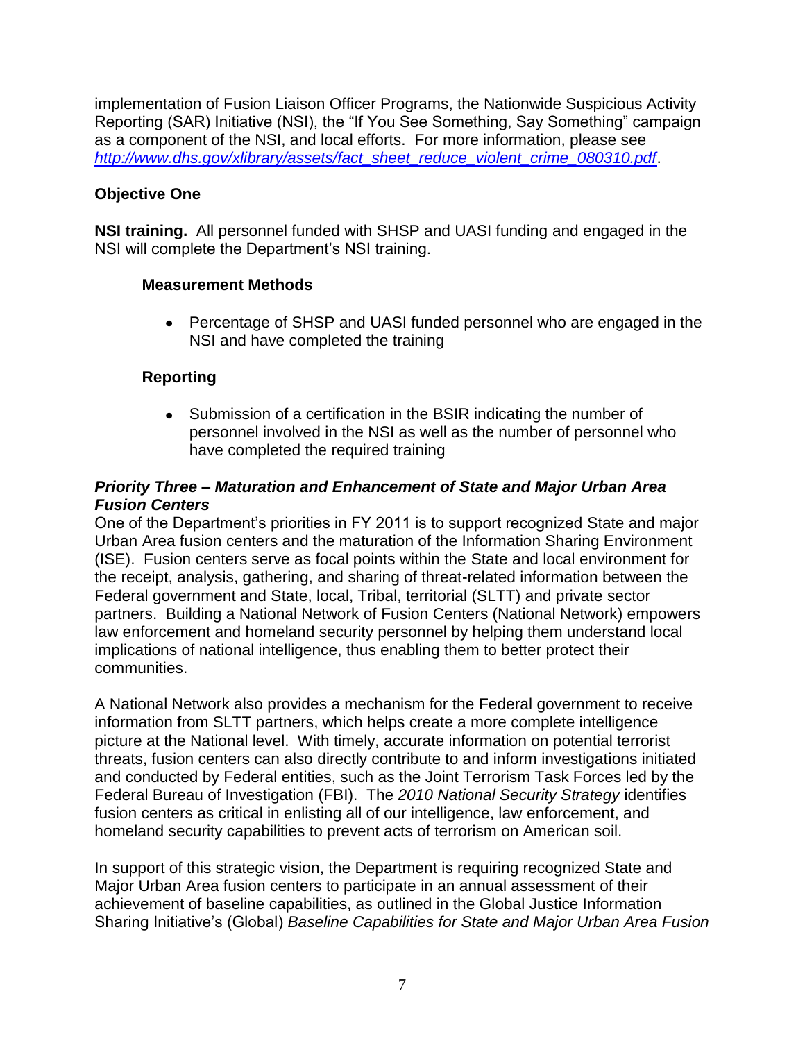implementation of Fusion Liaison Officer Programs, the Nationwide Suspicious Activity Reporting (SAR) Initiative (NSI), the "If You See Something, Say Something" campaign as a component of the NSI, and local efforts. For more information, please see *http://www.dhs.gov/xlibrary/assets/fact_sheet_reduce_violent_crime_080310.pdf*.

**Objective One**

**NSI training.** All personnel funded with SHSP and UASI funding and engaged in the NSI will complete the Department's NSI training.

**Measurement Methods**

- Percentage of SHSP and UASI funded personnel who are engaged in the NSI and have completed the training

**Reporting**

- Submission of a certification in the BSIR indicating the number of personnel involved in the NSI as well as the number of personnel who have completed the required training

***Priority Three – Maturation and Enhancement of State and Major Urban Area Fusion Centers***

One of the Department's priorities in FY 2011 is to support recognized State and major Urban Area fusion centers and the maturation of the Information Sharing Environment (ISE). Fusion centers serve as focal points within the State and local environment for the receipt, analysis, gathering, and sharing of threat-related information between the Federal government and State, local, Tribal, territorial (SLTT) and private sector partners. Building a National Network of Fusion Centers (National Network) empowers law enforcement and homeland security personnel by helping them understand local implications of national intelligence, thus enabling them to better protect their communities.

A National Network also provides a mechanism for the Federal government to receive information from SLTT partners, which helps create a more complete intelligence picture at the National level. With timely, accurate information on potential terrorist threats, fusion centers can also directly contribute to and inform investigations initiated and conducted by Federal entities, such as the Joint Terrorism Task Forces led by the Federal Bureau of Investigation (FBI). The *2010 National Security Strategy* identifies fusion centers as critical in enlisting all of our intelligence, law enforcement, and homeland security capabilities to prevent acts of terrorism on American soil.

In support of this strategic vision, the Department is requiring recognized State and Major Urban Area fusion centers to participate in an annual assessment of their achievement of baseline capabilities, as outlined in the Global Justice Information Sharing Initiative's (Global) *Baseline Capabilities for State and Major Urban Area Fusion*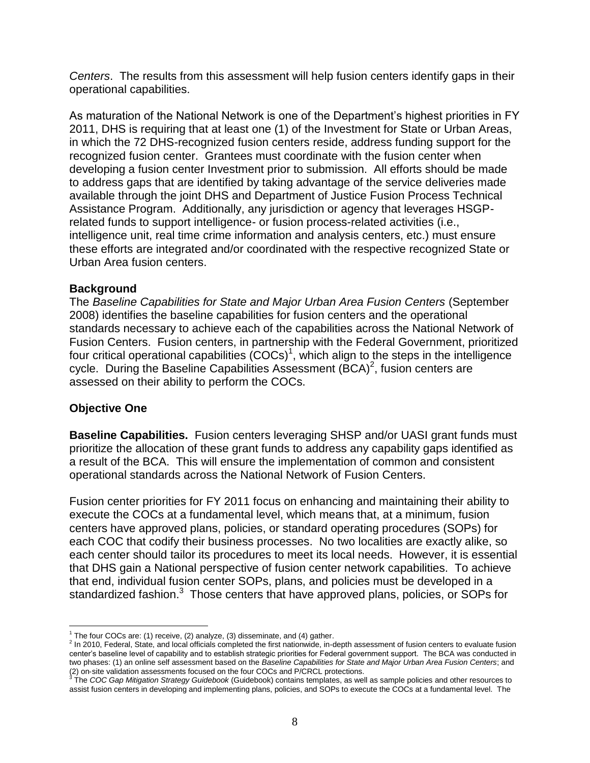*Centers*. The results from this assessment will help fusion centers identify gaps in their operational capabilities.

As maturation of the National Network is one of the Department's highest priorities in FY 2011, DHS is requiring that at least one (1) of the Investment for State or Urban Areas, in which the 72 DHS-recognized fusion centers reside, address funding support for the recognized fusion center. Grantees must coordinate with the fusion center when developing a fusion center Investment prior to submission. All efforts should be made to address gaps that are identified by taking advantage of the service deliveries made available through the joint DHS and Department of Justice Fusion Process Technical Assistance Program. Additionally, any jurisdiction or agency that leverages HSGP-related funds to support intelligence- or fusion process-related activities (i.e., intelligence unit, real time crime information and analysis centers, etc.) must ensure these efforts are integrated and/or coordinated with the respective recognized State or Urban Area fusion centers.

**Background**

The *Baseline Capabilities for State and Major Urban Area Fusion Centers* (September 2008) identifies the baseline capabilities for fusion centers and the operational standards necessary to achieve each of the capabilities across the National Network of Fusion Centers. Fusion centers, in partnership with the Federal Government, prioritized four critical operational capabilities (COCs)[1], which align to the steps in the intelligence cycle. During the Baseline Capabilities Assessment (BCA)[2], fusion centers are assessed on their ability to perform the COCs.

**Objective One**

**Baseline Capabilities.** Fusion centers leveraging SHSP and/or UASI grant funds must prioritize the allocation of these grant funds to address any capability gaps identified as a result of the BCA. This will ensure the implementation of common and consistent operational standards across the National Network of Fusion Centers.

Fusion center priorities for FY 2011 focus on enhancing and maintaining their ability to execute the COCs at a fundamental level, which means that, at a minimum, fusion centers have approved plans, policies, or standard operating procedures (SOPs) for each COC that codify their business processes. No two localities are exactly alike, so each center should tailor its procedures to meet its local needs. However, it is essential that DHS gain a National perspective of fusion center network capabilities. To achieve that end, individual fusion center SOPs, plans, and policies must be developed in a standardized fashion.[3] Those centers that have approved plans, policies, or SOPs for

[1] The four COCs are: (1) receive, (2) analyze, (3) disseminate, and (4) gather.

[2] In 2010, Federal, State, and local officials completed the first nationwide, in-depth assessment of fusion centers to evaluate fusion center's baseline level of capability and to establish strategic priorities for Federal government support. The BCA was conducted in two phases: (1) an online self assessment based on the *Baseline Capabilities for State and Major Urban Area Fusion Centers*; and (2) on-site validation assessments focused on the four COCs and P/CRCL protections.

[3] The *COC Gap Mitigation Strategy Guidebook* (Guidebook) contains templates, as well as sample policies and other resources to assist fusion centers in developing and implementing plans, policies, and SOPs to execute the COCs at a fundamental level. The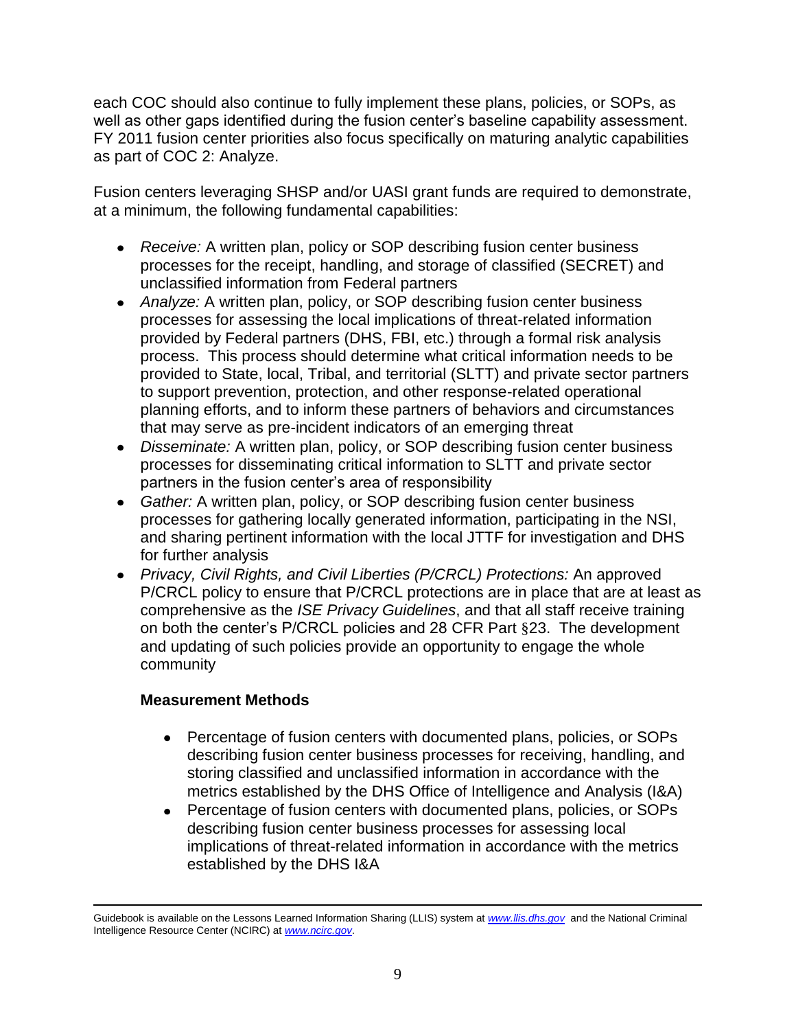each COC should also continue to fully implement these plans, policies, or SOPs, as well as other gaps identified during the fusion center's baseline capability assessment. FY 2011 fusion center priorities also focus specifically on maturing analytic capabilities as part of COC 2: Analyze.

Fusion centers leveraging SHSP and/or UASI grant funds are required to demonstrate, at a minimum, the following fundamental capabilities:

- *Receive:* A written plan, policy or SOP describing fusion center business processes for the receipt, handling, and storage of classified (SECRET) and unclassified information from Federal partners
- *Analyze:* A written plan, policy, or SOP describing fusion center business processes for assessing the local implications of threat-related information provided by Federal partners (DHS, FBI, etc.) through a formal risk analysis process. This process should determine what critical information needs to be provided to State, local, Tribal, and territorial (SLTT) and private sector partners to support prevention, protection, and other response-related operational planning efforts, and to inform these partners of behaviors and circumstances that may serve as pre-incident indicators of an emerging threat
- *Disseminate:* A written plan, policy, or SOP describing fusion center business processes for disseminating critical information to SLTT and private sector partners in the fusion center's area of responsibility
- *Gather:* A written plan, policy, or SOP describing fusion center business processes for gathering locally generated information, participating in the NSI, and sharing pertinent information with the local JTTF for investigation and DHS for further analysis
- *Privacy, Civil Rights, and Civil Liberties (P/CRCL) Protections:* An approved P/CRCL policy to ensure that P/CRCL protections are in place that are at least as comprehensive as the *ISE Privacy Guidelines*, and that all staff receive training on both the center's P/CRCL policies and 28 CFR Part §23. The development and updating of such policies provide an opportunity to engage the whole community

**Measurement Methods**

- Percentage of fusion centers with documented plans, policies, or SOPs describing fusion center business processes for receiving, handling, and storing classified and unclassified information in accordance with the metrics established by the DHS Office of Intelligence and Analysis (I&A)
- Percentage of fusion centers with documented plans, policies, or SOPs describing fusion center business processes for assessing local implications of threat-related information in accordance with the metrics established by the DHS I&A

---

Guidebook is available on the Lessons Learned Information Sharing (LLIS) system at [www.llis.dhs.gov](http://www.llis.dhs.gov) and the National Criminal Intelligence Resource Center (NCIRC) at [www.ncirc.gov](http://www.ncirc.gov).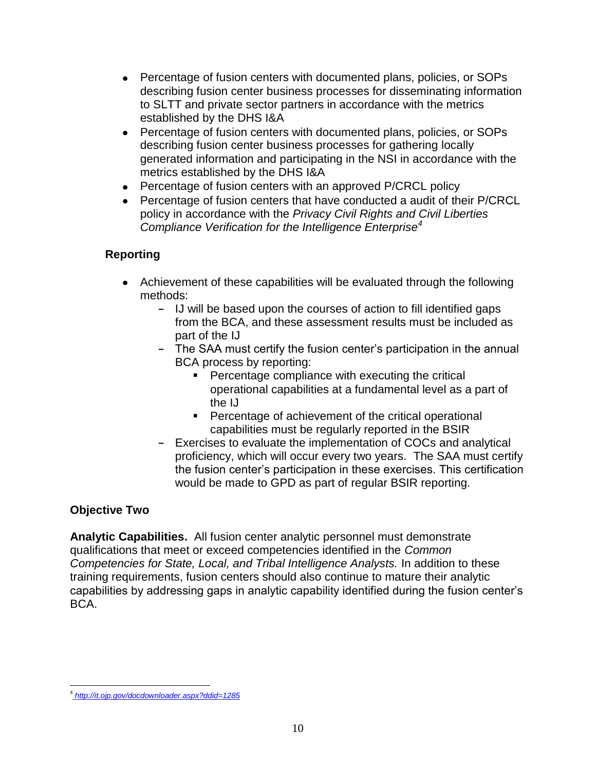- Percentage of fusion centers with documented plans, policies, or SOPs describing fusion center business processes for disseminating information to SLTT and private sector partners in accordance with the metrics established by the DHS I&A
- Percentage of fusion centers with documented plans, policies, or SOPs describing fusion center business processes for gathering locally generated information and participating in the NSI in accordance with the metrics established by the DHS I&A
- Percentage of fusion centers with an approved P/CRCL policy
- Percentage of fusion centers that have conducted a audit of their P/CRCL policy in accordance with the *Privacy Civil Rights and Civil Liberties Compliance Verification for the Intelligence Enterprise*[4]

### Reporting

- Achievement of these capabilities will be evaluated through the following methods:
  - IJ will be based upon the courses of action to fill identified gaps from the BCA, and these assessment results must be included as part of the IJ
  - The SAA must certify the fusion center's participation in the annual BCA process by reporting:
    - Percentage compliance with executing the critical operational capabilities at a fundamental level as a part of the IJ
    - Percentage of achievement of the critical operational capabilities must be regularly reported in the BSIR
  - Exercises to evaluate the implementation of COCs and analytical proficiency, which will occur every two years. The SAA must certify the fusion center's participation in these exercises. This certification would be made to GPD as part of regular BSIR reporting.

### Objective Two

**Analytic Capabilities.** All fusion center analytic personnel must demonstrate qualifications that meet or exceed competencies identified in the *Common Competencies for State, Local, and Tribal Intelligence Analysts.* In addition to these training requirements, fusion centers should also continue to mature their analytic capabilities by addressing gaps in analytic capability identified during the fusion center's BCA.

---

[4] *http://it.ojp.gov/docdownloader.aspx?ddid=1285*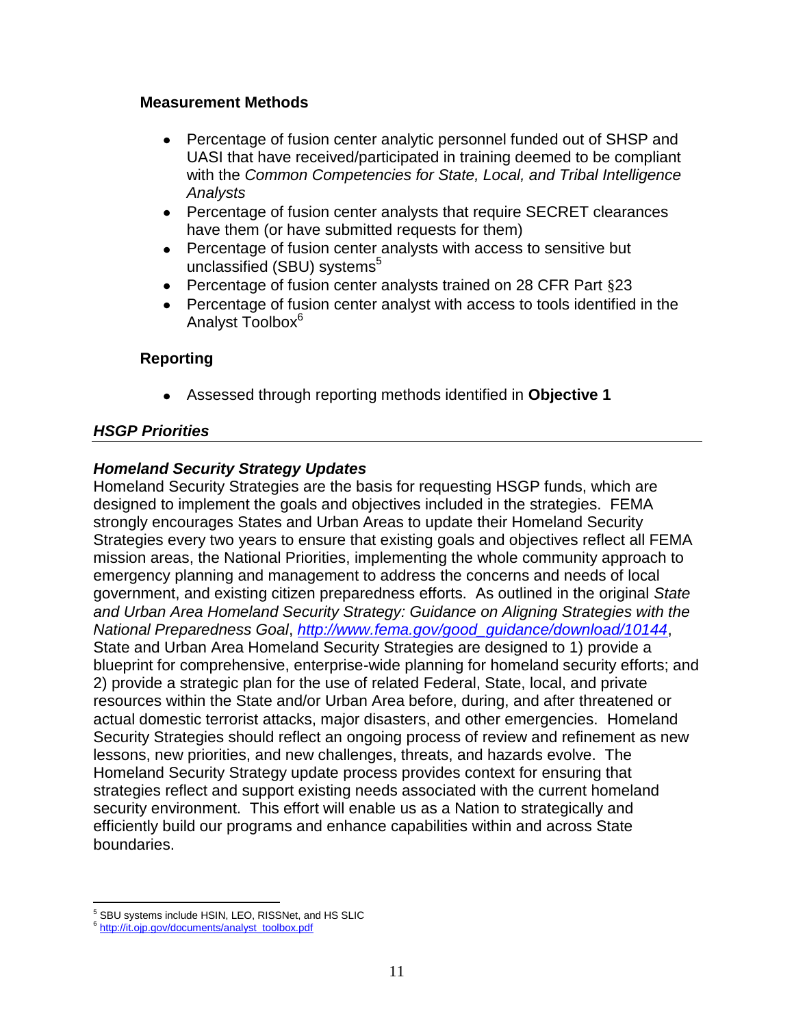### Measurement Methods

- Percentage of fusion center analytic personnel funded out of SHSP and UASI that have received/participated in training deemed to be compliant with the *Common Competencies for State, Local, and Tribal Intelligence Analysts*
- Percentage of fusion center analysts that require SECRET clearances have them (or have submitted requests for them)
- Percentage of fusion center analysts with access to sensitive but unclassified (SBU) systems[5]
- Percentage of fusion center analysts trained on 28 CFR Part §23
- Percentage of fusion center analyst with access to tools identified in the Analyst Toolbox[6]

### Reporting

- Assessed through reporting methods identified in **Objective 1**

## *HSGP Priorities*

### *Homeland Security Strategy Updates*

Homeland Security Strategies are the basis for requesting HSGP funds, which are designed to implement the goals and objectives included in the strategies. FEMA strongly encourages States and Urban Areas to update their Homeland Security Strategies every two years to ensure that existing goals and objectives reflect all FEMA mission areas, the National Priorities, implementing the whole community approach to emergency planning and management to address the concerns and needs of local government, and existing citizen preparedness efforts. As outlined in the original *State and Urban Area Homeland Security Strategy: Guidance on Aligning Strategies with the National Preparedness Goal*, *http://www.fema.gov/good_guidance/download/10144*, State and Urban Area Homeland Security Strategies are designed to 1) provide a blueprint for comprehensive, enterprise-wide planning for homeland security efforts; and 2) provide a strategic plan for the use of related Federal, State, local, and private resources within the State and/or Urban Area before, during, and after threatened or actual domestic terrorist attacks, major disasters, and other emergencies. Homeland Security Strategies should reflect an ongoing process of review and refinement as new lessons, new priorities, and new challenges, threats, and hazards evolve. The Homeland Security Strategy update process provides context for ensuring that strategies reflect and support existing needs associated with the current homeland security environment. This effort will enable us as a Nation to strategically and efficiently build our programs and enhance capabilities within and across State boundaries.

---

[5] SBU systems include HSIN, LEO, RISSNet, and HS SLIC

[6] http://it.ojp.gov/documents/analyst_toolbox.pdf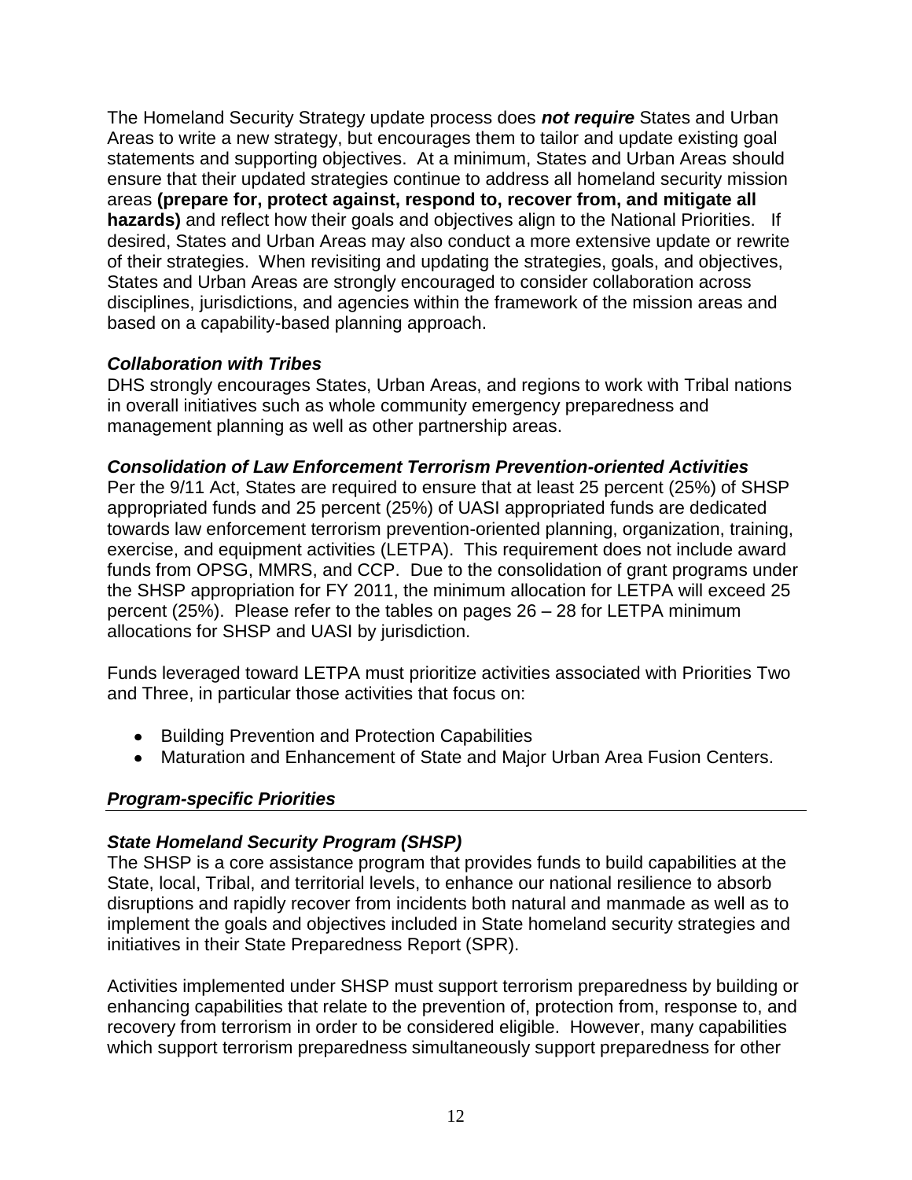The Homeland Security Strategy update process does ***not require*** States and Urban Areas to write a new strategy, but encourages them to tailor and update existing goal statements and supporting objectives. At a minimum, States and Urban Areas should ensure that their updated strategies continue to address all homeland security mission areas **(prepare for, protect against, respond to, recover from, and mitigate all hazards)** and reflect how their goals and objectives align to the National Priorities. If desired, States and Urban Areas may also conduct a more extensive update or rewrite of their strategies. When revisiting and updating the strategies, goals, and objectives, States and Urban Areas are strongly encouraged to consider collaboration across disciplines, jurisdictions, and agencies within the framework of the mission areas and based on a capability-based planning approach.

***Collaboration with Tribes***

DHS strongly encourages States, Urban Areas, and regions to work with Tribal nations in overall initiatives such as whole community emergency preparedness and management planning as well as other partnership areas.

***Consolidation of Law Enforcement Terrorism Prevention-oriented Activities***

Per the 9/11 Act, States are required to ensure that at least 25 percent (25%) of SHSP appropriated funds and 25 percent (25%) of UASI appropriated funds are dedicated towards law enforcement terrorism prevention-oriented planning, organization, training, exercise, and equipment activities (LETPA). This requirement does not include award funds from OPSG, MMRS, and CCP. Due to the consolidation of grant programs under the SHSP appropriation for FY 2011, the minimum allocation for LETPA will exceed 25 percent (25%). Please refer to the tables on pages 26 – 28 for LETPA minimum allocations for SHSP and UASI by jurisdiction.

Funds leveraged toward LETPA must prioritize activities associated with Priorities Two and Three, in particular those activities that focus on:

- Building Prevention and Protection Capabilities
- Maturation and Enhancement of State and Major Urban Area Fusion Centers.

***Program-specific Priorities***

***State Homeland Security Program (SHSP)***

The SHSP is a core assistance program that provides funds to build capabilities at the State, local, Tribal, and territorial levels, to enhance our national resilience to absorb disruptions and rapidly recover from incidents both natural and manmade as well as to implement the goals and objectives included in State homeland security strategies and initiatives in their State Preparedness Report (SPR).

Activities implemented under SHSP must support terrorism preparedness by building or enhancing capabilities that relate to the prevention of, protection from, response to, and recovery from terrorism in order to be considered eligible. However, many capabilities which support terrorism preparedness simultaneously support preparedness for other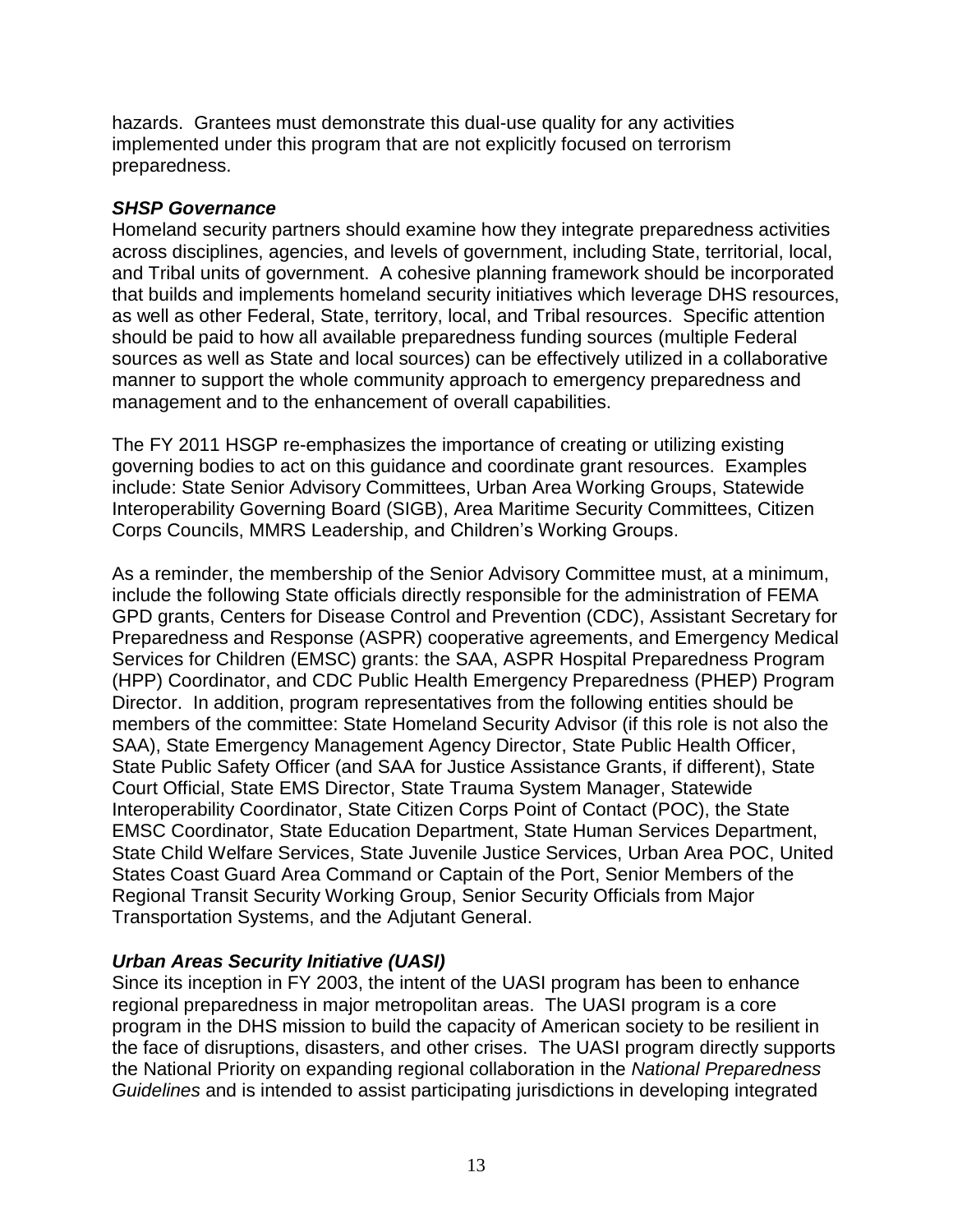hazards. Grantees must demonstrate this dual-use quality for any activities implemented under this program that are not explicitly focused on terrorism preparedness.

***SHSP Governance***

Homeland security partners should examine how they integrate preparedness activities across disciplines, agencies, and levels of government, including State, territorial, local, and Tribal units of government. A cohesive planning framework should be incorporated that builds and implements homeland security initiatives which leverage DHS resources, as well as other Federal, State, territory, local, and Tribal resources. Specific attention should be paid to how all available preparedness funding sources (multiple Federal sources as well as State and local sources) can be effectively utilized in a collaborative manner to support the whole community approach to emergency preparedness and management and to the enhancement of overall capabilities.

The FY 2011 HSGP re-emphasizes the importance of creating or utilizing existing governing bodies to act on this guidance and coordinate grant resources. Examples include: State Senior Advisory Committees, Urban Area Working Groups, Statewide Interoperability Governing Board (SIGB), Area Maritime Security Committees, Citizen Corps Councils, MMRS Leadership, and Children's Working Groups.

As a reminder, the membership of the Senior Advisory Committee must, at a minimum, include the following State officials directly responsible for the administration of FEMA GPD grants, Centers for Disease Control and Prevention (CDC), Assistant Secretary for Preparedness and Response (ASPR) cooperative agreements, and Emergency Medical Services for Children (EMSC) grants: the SAA, ASPR Hospital Preparedness Program (HPP) Coordinator, and CDC Public Health Emergency Preparedness (PHEP) Program Director. In addition, program representatives from the following entities should be members of the committee: State Homeland Security Advisor (if this role is not also the SAA), State Emergency Management Agency Director, State Public Health Officer, State Public Safety Officer (and SAA for Justice Assistance Grants, if different), State Court Official, State EMS Director, State Trauma System Manager, Statewide Interoperability Coordinator, State Citizen Corps Point of Contact (POC), the State EMSC Coordinator, State Education Department, State Human Services Department, State Child Welfare Services, State Juvenile Justice Services, Urban Area POC, United States Coast Guard Area Command or Captain of the Port, Senior Members of the Regional Transit Security Working Group, Senior Security Officials from Major Transportation Systems, and the Adjutant General.

***Urban Areas Security Initiative (UASI)***

Since its inception in FY 2003, the intent of the UASI program has been to enhance regional preparedness in major metropolitan areas. The UASI program is a core program in the DHS mission to build the capacity of American society to be resilient in the face of disruptions, disasters, and other crises. The UASI program directly supports the National Priority on expanding regional collaboration in the *National Preparedness Guidelines* and is intended to assist participating jurisdictions in developing integrated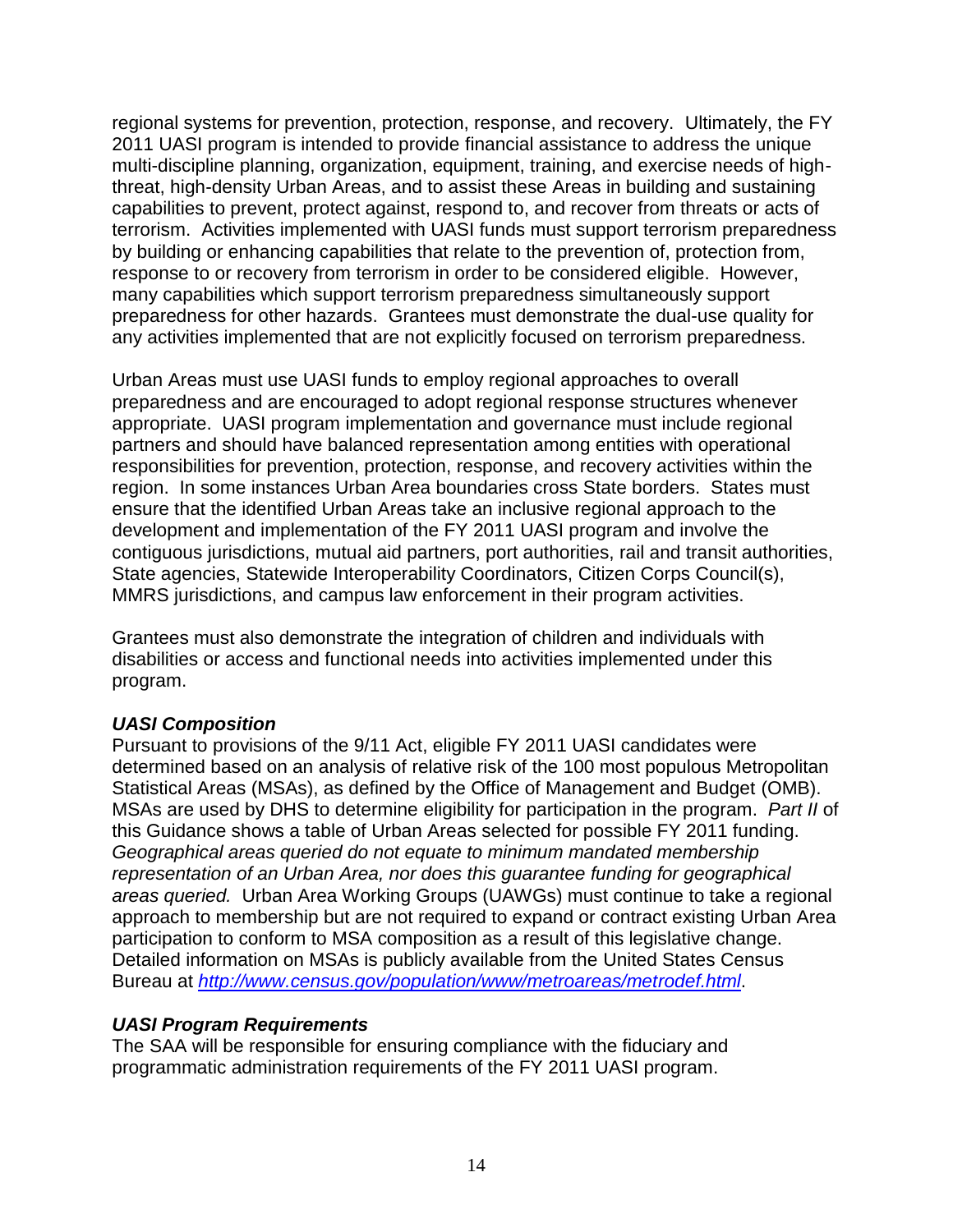regional systems for prevention, protection, response, and recovery. Ultimately, the FY 2011 UASI program is intended to provide financial assistance to address the unique multi-discipline planning, organization, equipment, training, and exercise needs of high-threat, high-density Urban Areas, and to assist these Areas in building and sustaining capabilities to prevent, protect against, respond to, and recover from threats or acts of terrorism. Activities implemented with UASI funds must support terrorism preparedness by building or enhancing capabilities that relate to the prevention of, protection from, response to or recovery from terrorism in order to be considered eligible. However, many capabilities which support terrorism preparedness simultaneously support preparedness for other hazards. Grantees must demonstrate the dual-use quality for any activities implemented that are not explicitly focused on terrorism preparedness.

Urban Areas must use UASI funds to employ regional approaches to overall preparedness and are encouraged to adopt regional response structures whenever appropriate. UASI program implementation and governance must include regional partners and should have balanced representation among entities with operational responsibilities for prevention, protection, response, and recovery activities within the region. In some instances Urban Area boundaries cross State borders. States must ensure that the identified Urban Areas take an inclusive regional approach to the development and implementation of the FY 2011 UASI program and involve the contiguous jurisdictions, mutual aid partners, port authorities, rail and transit authorities, State agencies, Statewide Interoperability Coordinators, Citizen Corps Council(s), MMRS jurisdictions, and campus law enforcement in their program activities.

Grantees must also demonstrate the integration of children and individuals with disabilities or access and functional needs into activities implemented under this program.

***UASI Composition***

Pursuant to provisions of the 9/11 Act, eligible FY 2011 UASI candidates were determined based on an analysis of relative risk of the 100 most populous Metropolitan Statistical Areas (MSAs), as defined by the Office of Management and Budget (OMB). MSAs are used by DHS to determine eligibility for participation in the program. *Part II* of this Guidance shows a table of Urban Areas selected for possible FY 2011 funding. *Geographical areas queried do not equate to minimum mandated membership representation of an Urban Area, nor does this guarantee funding for geographical areas queried.* Urban Area Working Groups (UAWGs) must continue to take a regional approach to membership but are not required to expand or contract existing Urban Area participation to conform to MSA composition as a result of this legislative change. Detailed information on MSAs is publicly available from the United States Census Bureau at *http://www.census.gov/population/www/metroareas/metrodef.html*.

***UASI Program Requirements***

The SAA will be responsible for ensuring compliance with the fiduciary and programmatic administration requirements of the FY 2011 UASI program.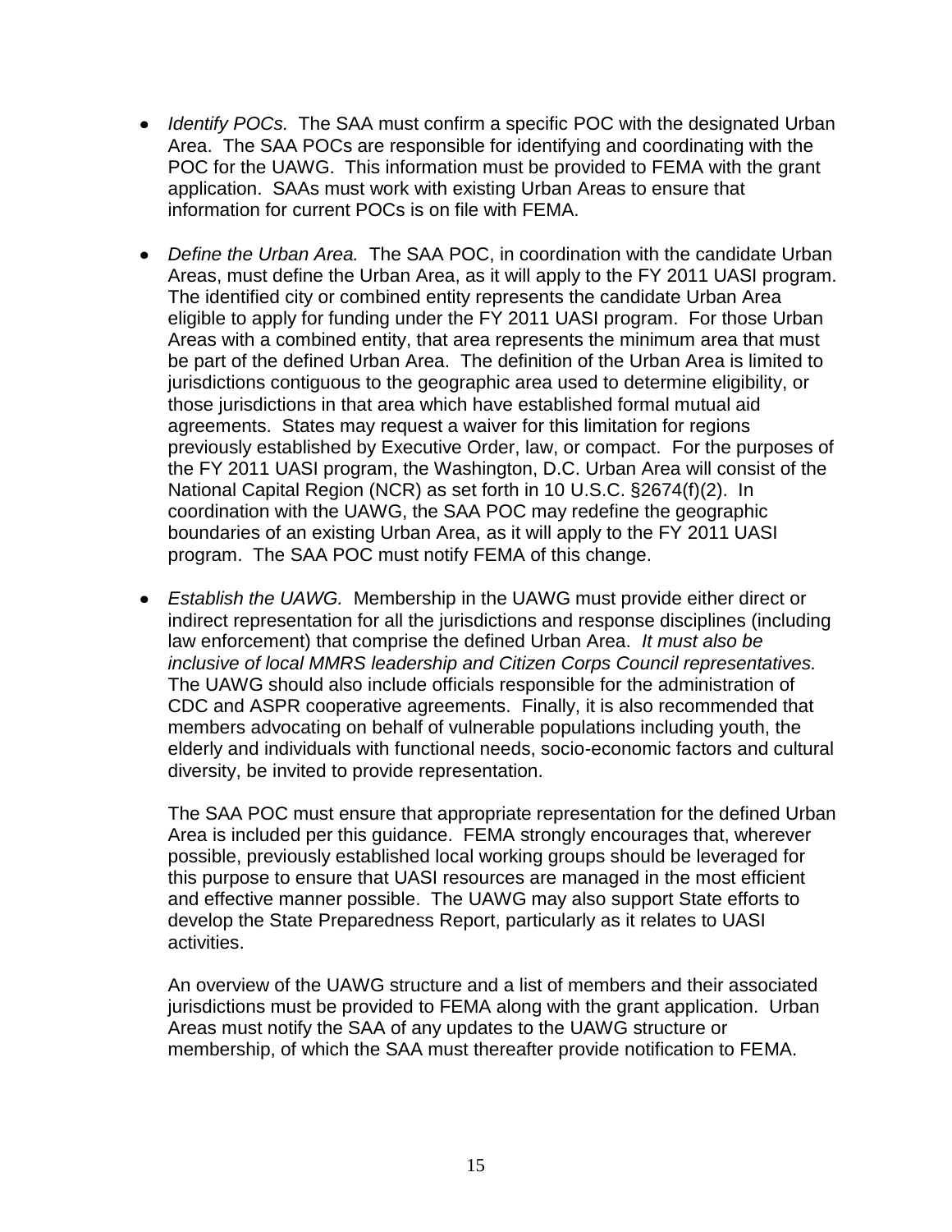- *Identify POCs.* The SAA must confirm a specific POC with the designated Urban Area. The SAA POCs are responsible for identifying and coordinating with the POC for the UAWG. This information must be provided to FEMA with the grant application. SAAs must work with existing Urban Areas to ensure that information for current POCs is on file with FEMA.

- *Define the Urban Area.* The SAA POC, in coordination with the candidate Urban Areas, must define the Urban Area, as it will apply to the FY 2011 UASI program. The identified city or combined entity represents the candidate Urban Area eligible to apply for funding under the FY 2011 UASI program. For those Urban Areas with a combined entity, that area represents the minimum area that must be part of the defined Urban Area. The definition of the Urban Area is limited to jurisdictions contiguous to the geographic area used to determine eligibility, or those jurisdictions in that area which have established formal mutual aid agreements. States may request a waiver for this limitation for regions previously established by Executive Order, law, or compact. For the purposes of the FY 2011 UASI program, the Washington, D.C. Urban Area will consist of the National Capital Region (NCR) as set forth in 10 U.S.C. §2674(f)(2). In coordination with the UAWG, the SAA POC may redefine the geographic boundaries of an existing Urban Area, as it will apply to the FY 2011 UASI program. The SAA POC must notify FEMA of this change.

- *Establish the UAWG.* Membership in the UAWG must provide either direct or indirect representation for all the jurisdictions and response disciplines (including law enforcement) that comprise the defined Urban Area. *It must also be inclusive of local MMRS leadership and Citizen Corps Council representatives.* The UAWG should also include officials responsible for the administration of CDC and ASPR cooperative agreements. Finally, it is also recommended that members advocating on behalf of vulnerable populations including youth, the elderly and individuals with functional needs, socio-economic factors and cultural diversity, be invited to provide representation.

  The SAA POC must ensure that appropriate representation for the defined Urban Area is included per this guidance. FEMA strongly encourages that, wherever possible, previously established local working groups should be leveraged for this purpose to ensure that UASI resources are managed in the most efficient and effective manner possible. The UAWG may also support State efforts to develop the State Preparedness Report, particularly as it relates to UASI activities.

  An overview of the UAWG structure and a list of members and their associated jurisdictions must be provided to FEMA along with the grant application. Urban Areas must notify the SAA of any updates to the UAWG structure or membership, of which the SAA must thereafter provide notification to FEMA.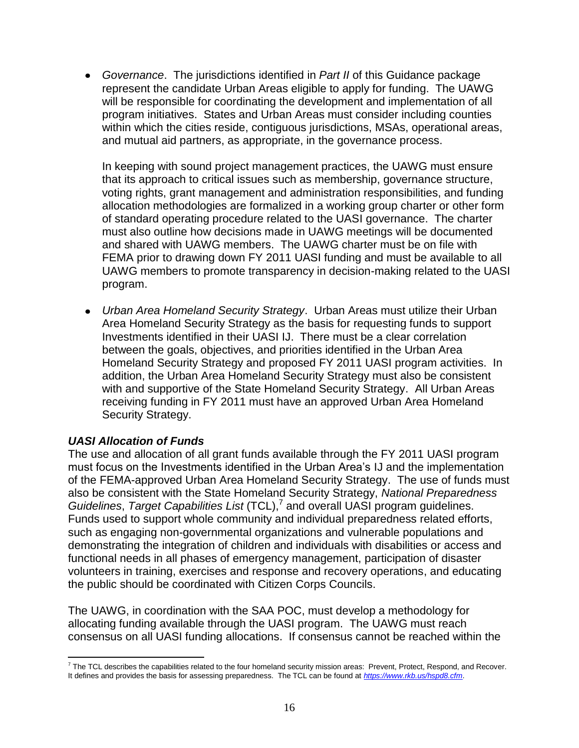- *Governance*. The jurisdictions identified in *Part II* of this Guidance package represent the candidate Urban Areas eligible to apply for funding. The UAWG will be responsible for coordinating the development and implementation of all program initiatives. States and Urban Areas must consider including counties within which the cities reside, contiguous jurisdictions, MSAs, operational areas, and mutual aid partners, as appropriate, in the governance process.

  In keeping with sound project management practices, the UAWG must ensure that its approach to critical issues such as membership, governance structure, voting rights, grant management and administration responsibilities, and funding allocation methodologies are formalized in a working group charter or other form of standard operating procedure related to the UASI governance. The charter must also outline how decisions made in UAWG meetings will be documented and shared with UAWG members. The UAWG charter must be on file with FEMA prior to drawing down FY 2011 UASI funding and must be available to all UAWG members to promote transparency in decision-making related to the UASI program.

- *Urban Area Homeland Security Strategy*. Urban Areas must utilize their Urban Area Homeland Security Strategy as the basis for requesting funds to support Investments identified in their UASI IJ. There must be a clear correlation between the goals, objectives, and priorities identified in the Urban Area Homeland Security Strategy and proposed FY 2011 UASI program activities. In addition, the Urban Area Homeland Security Strategy must also be consistent with and supportive of the State Homeland Security Strategy. All Urban Areas receiving funding in FY 2011 must have an approved Urban Area Homeland Security Strategy.

### *UASI Allocation of Funds*

The use and allocation of all grant funds available through the FY 2011 UASI program must focus on the Investments identified in the Urban Area's IJ and the implementation of the FEMA-approved Urban Area Homeland Security Strategy. The use of funds must also be consistent with the State Homeland Security Strategy, *National Preparedness Guidelines*, *Target Capabilities List* (TCL),[7] and overall UASI program guidelines. Funds used to support whole community and individual preparedness related efforts, such as engaging non-governmental organizations and vulnerable populations and demonstrating the integration of children and individuals with disabilities or access and functional needs in all phases of emergency management, participation of disaster volunteers in training, exercises and response and recovery operations, and educating the public should be coordinated with Citizen Corps Councils.

The UAWG, in coordination with the SAA POC, must develop a methodology for allocating funding available through the UASI program. The UAWG must reach consensus on all UASI funding allocations. If consensus cannot be reached within the

---

[7] The TCL describes the capabilities related to the four homeland security mission areas: Prevent, Protect, Respond, and Recover. It defines and provides the basis for assessing preparedness. The TCL can be found at *https://www.rkb.us/hspd8.cfm*.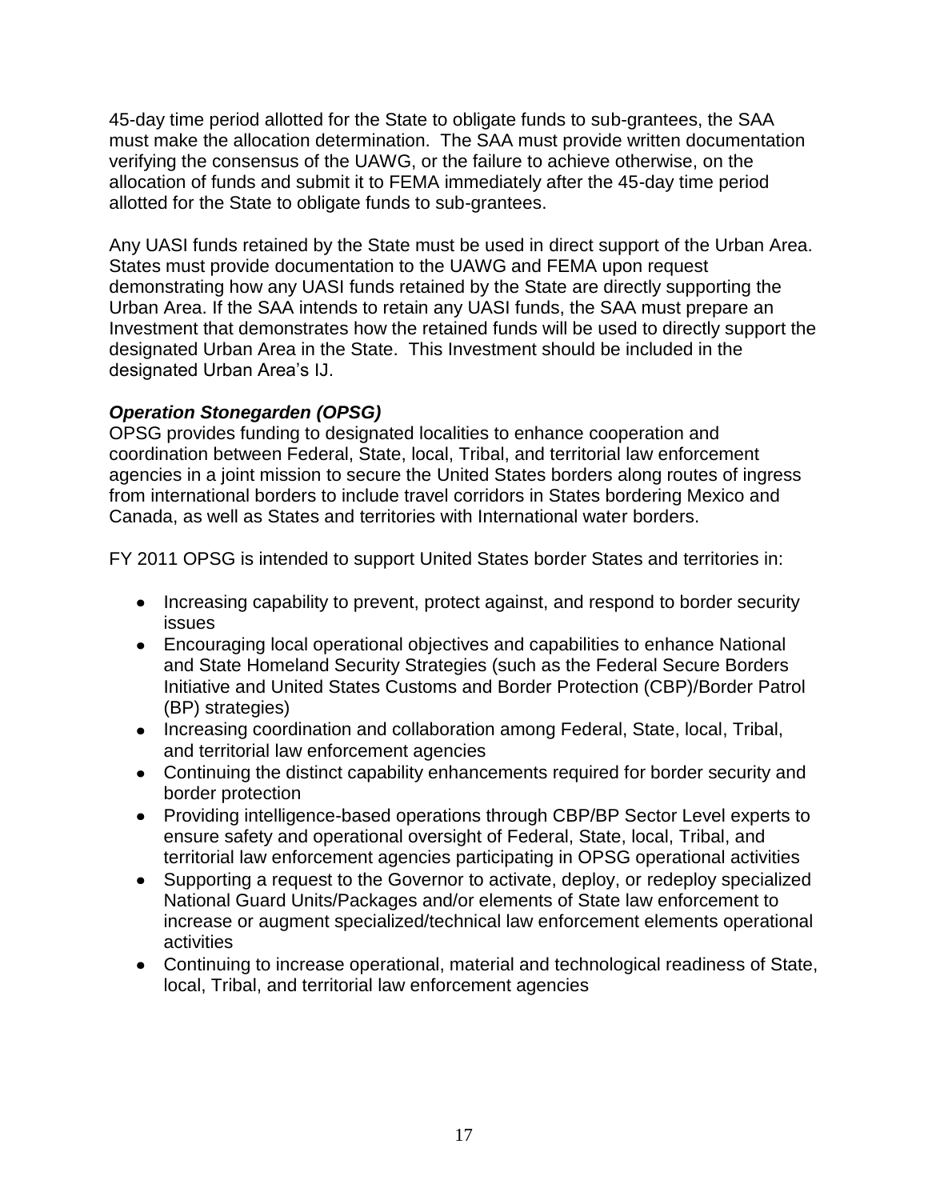45-day time period allotted for the State to obligate funds to sub-grantees, the SAA must make the allocation determination. The SAA must provide written documentation verifying the consensus of the UAWG, or the failure to achieve otherwise, on the allocation of funds and submit it to FEMA immediately after the 45-day time period allotted for the State to obligate funds to sub-grantees.

Any UASI funds retained by the State must be used in direct support of the Urban Area. States must provide documentation to the UAWG and FEMA upon request demonstrating how any UASI funds retained by the State are directly supporting the Urban Area. If the SAA intends to retain any UASI funds, the SAA must prepare an Investment that demonstrates how the retained funds will be used to directly support the designated Urban Area in the State. This Investment should be included in the designated Urban Area's IJ.

***Operation Stonegarden (OPSG)***

OPSG provides funding to designated localities to enhance cooperation and coordination between Federal, State, local, Tribal, and territorial law enforcement agencies in a joint mission to secure the United States borders along routes of ingress from international borders to include travel corridors in States bordering Mexico and Canada, as well as States and territories with International water borders.

FY 2011 OPSG is intended to support United States border States and territories in:

- Increasing capability to prevent, protect against, and respond to border security issues
- Encouraging local operational objectives and capabilities to enhance National and State Homeland Security Strategies (such as the Federal Secure Borders Initiative and United States Customs and Border Protection (CBP)/Border Patrol (BP) strategies)
- Increasing coordination and collaboration among Federal, State, local, Tribal, and territorial law enforcement agencies
- Continuing the distinct capability enhancements required for border security and border protection
- Providing intelligence-based operations through CBP/BP Sector Level experts to ensure safety and operational oversight of Federal, State, local, Tribal, and territorial law enforcement agencies participating in OPSG operational activities
- Supporting a request to the Governor to activate, deploy, or redeploy specialized National Guard Units/Packages and/or elements of State law enforcement to increase or augment specialized/technical law enforcement elements operational activities
- Continuing to increase operational, material and technological readiness of State, local, Tribal, and territorial law enforcement agencies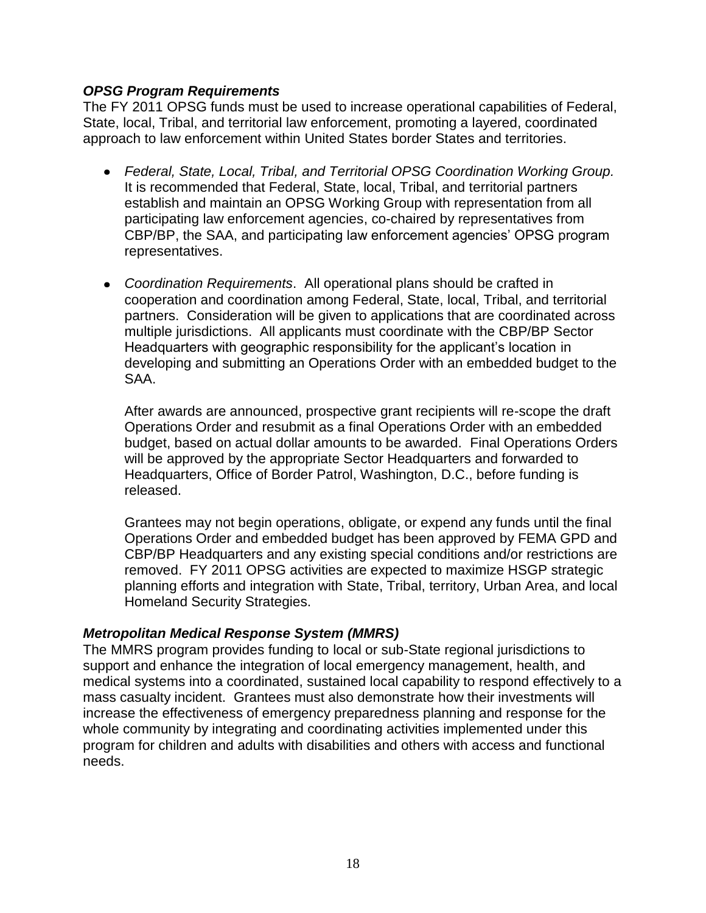### ***OPSG Program Requirements***

The FY 2011 OPSG funds must be used to increase operational capabilities of Federal, State, local, Tribal, and territorial law enforcement, promoting a layered, coordinated approach to law enforcement within United States border States and territories.

- *Federal, State, Local, Tribal, and Territorial OPSG Coordination Working Group.* It is recommended that Federal, State, local, Tribal, and territorial partners establish and maintain an OPSG Working Group with representation from all participating law enforcement agencies, co-chaired by representatives from CBP/BP, the SAA, and participating law enforcement agencies' OPSG program representatives.

- *Coordination Requirements*. All operational plans should be crafted in cooperation and coordination among Federal, State, local, Tribal, and territorial partners. Consideration will be given to applications that are coordinated across multiple jurisdictions. All applicants must coordinate with the CBP/BP Sector Headquarters with geographic responsibility for the applicant's location in developing and submitting an Operations Order with an embedded budget to the SAA.

  After awards are announced, prospective grant recipients will re-scope the draft Operations Order and resubmit as a final Operations Order with an embedded budget, based on actual dollar amounts to be awarded. Final Operations Orders will be approved by the appropriate Sector Headquarters and forwarded to Headquarters, Office of Border Patrol, Washington, D.C., before funding is released.

  Grantees may not begin operations, obligate, or expend any funds until the final Operations Order and embedded budget has been approved by FEMA GPD and CBP/BP Headquarters and any existing special conditions and/or restrictions are removed. FY 2011 OPSG activities are expected to maximize HSGP strategic planning efforts and integration with State, Tribal, territory, Urban Area, and local Homeland Security Strategies.

### ***Metropolitan Medical Response System (MMRS)***

The MMRS program provides funding to local or sub-State regional jurisdictions to support and enhance the integration of local emergency management, health, and medical systems into a coordinated, sustained local capability to respond effectively to a mass casualty incident. Grantees must also demonstrate how their investments will increase the effectiveness of emergency preparedness planning and response for the whole community by integrating and coordinating activities implemented under this program for children and adults with disabilities and others with access and functional needs.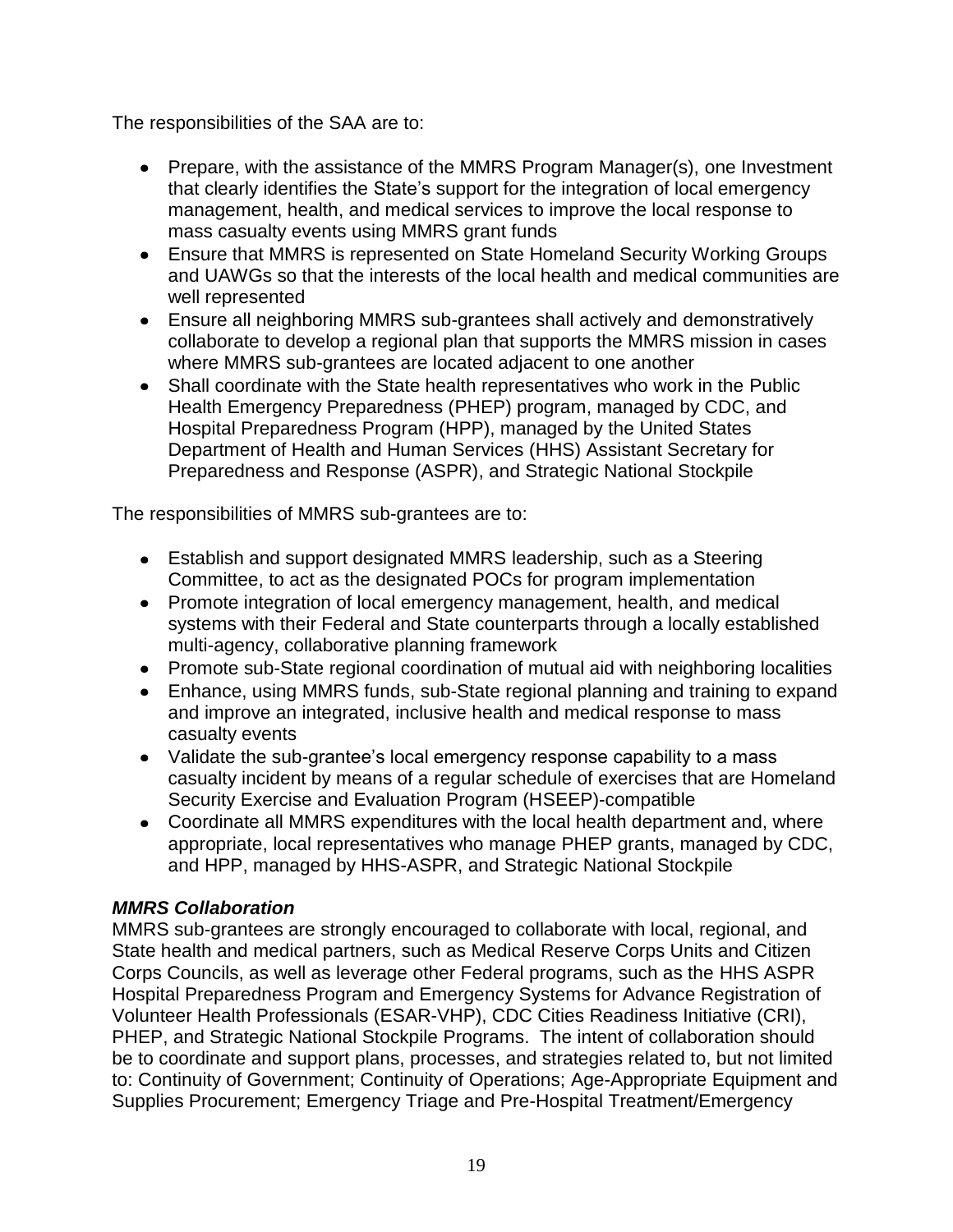The responsibilities of the SAA are to:

- Prepare, with the assistance of the MMRS Program Manager(s), one Investment that clearly identifies the State's support for the integration of local emergency management, health, and medical services to improve the local response to mass casualty events using MMRS grant funds
- Ensure that MMRS is represented on State Homeland Security Working Groups and UAWGs so that the interests of the local health and medical communities are well represented
- Ensure all neighboring MMRS sub-grantees shall actively and demonstratively collaborate to develop a regional plan that supports the MMRS mission in cases where MMRS sub-grantees are located adjacent to one another
- Shall coordinate with the State health representatives who work in the Public Health Emergency Preparedness (PHEP) program, managed by CDC, and Hospital Preparedness Program (HPP), managed by the United States Department of Health and Human Services (HHS) Assistant Secretary for Preparedness and Response (ASPR), and Strategic National Stockpile

The responsibilities of MMRS sub-grantees are to:

- Establish and support designated MMRS leadership, such as a Steering Committee, to act as the designated POCs for program implementation
- Promote integration of local emergency management, health, and medical systems with their Federal and State counterparts through a locally established multi-agency, collaborative planning framework
- Promote sub-State regional coordination of mutual aid with neighboring localities
- Enhance, using MMRS funds, sub-State regional planning and training to expand and improve an integrated, inclusive health and medical response to mass casualty events
- Validate the sub-grantee's local emergency response capability to a mass casualty incident by means of a regular schedule of exercises that are Homeland Security Exercise and Evaluation Program (HSEEP)-compatible
- Coordinate all MMRS expenditures with the local health department and, where appropriate, local representatives who manage PHEP grants, managed by CDC, and HPP, managed by HHS-ASPR, and Strategic National Stockpile

***MMRS Collaboration***

MMRS sub-grantees are strongly encouraged to collaborate with local, regional, and State health and medical partners, such as Medical Reserve Corps Units and Citizen Corps Councils, as well as leverage other Federal programs, such as the HHS ASPR Hospital Preparedness Program and Emergency Systems for Advance Registration of Volunteer Health Professionals (ESAR-VHP), CDC Cities Readiness Initiative (CRI), PHEP, and Strategic National Stockpile Programs. The intent of collaboration should be to coordinate and support plans, processes, and strategies related to, but not limited to: Continuity of Government; Continuity of Operations; Age-Appropriate Equipment and Supplies Procurement; Emergency Triage and Pre-Hospital Treatment/Emergency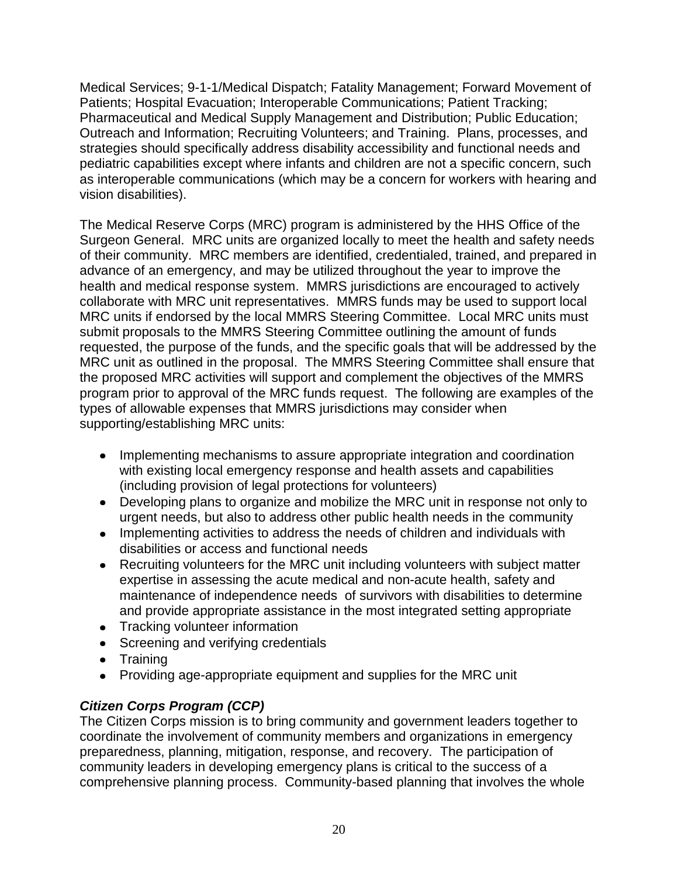Medical Services; 9-1-1/Medical Dispatch; Fatality Management; Forward Movement of Patients; Hospital Evacuation; Interoperable Communications; Patient Tracking; Pharmaceutical and Medical Supply Management and Distribution; Public Education; Outreach and Information; Recruiting Volunteers; and Training. Plans, processes, and strategies should specifically address disability accessibility and functional needs and pediatric capabilities except where infants and children are not a specific concern, such as interoperable communications (which may be a concern for workers with hearing and vision disabilities).

The Medical Reserve Corps (MRC) program is administered by the HHS Office of the Surgeon General. MRC units are organized locally to meet the health and safety needs of their community. MRC members are identified, credentialed, trained, and prepared in advance of an emergency, and may be utilized throughout the year to improve the health and medical response system. MMRS jurisdictions are encouraged to actively collaborate with MRC unit representatives. MMRS funds may be used to support local MRC units if endorsed by the local MMRS Steering Committee. Local MRC units must submit proposals to the MMRS Steering Committee outlining the amount of funds requested, the purpose of the funds, and the specific goals that will be addressed by the MRC unit as outlined in the proposal. The MMRS Steering Committee shall ensure that the proposed MRC activities will support and complement the objectives of the MMRS program prior to approval of the MRC funds request. The following are examples of the types of allowable expenses that MMRS jurisdictions may consider when supporting/establishing MRC units:

- Implementing mechanisms to assure appropriate integration and coordination with existing local emergency response and health assets and capabilities (including provision of legal protections for volunteers)
- Developing plans to organize and mobilize the MRC unit in response not only to urgent needs, but also to address other public health needs in the community
- Implementing activities to address the needs of children and individuals with disabilities or access and functional needs
- Recruiting volunteers for the MRC unit including volunteers with subject matter expertise in assessing the acute medical and non-acute health, safety and maintenance of independence needs of survivors with disabilities to determine and provide appropriate assistance in the most integrated setting appropriate
- Tracking volunteer information
- Screening and verifying credentials
- Training
- Providing age-appropriate equipment and supplies for the MRC unit

***Citizen Corps Program (CCP)***

The Citizen Corps mission is to bring community and government leaders together to coordinate the involvement of community members and organizations in emergency preparedness, planning, mitigation, response, and recovery. The participation of community leaders in developing emergency plans is critical to the success of a comprehensive planning process. Community-based planning that involves the whole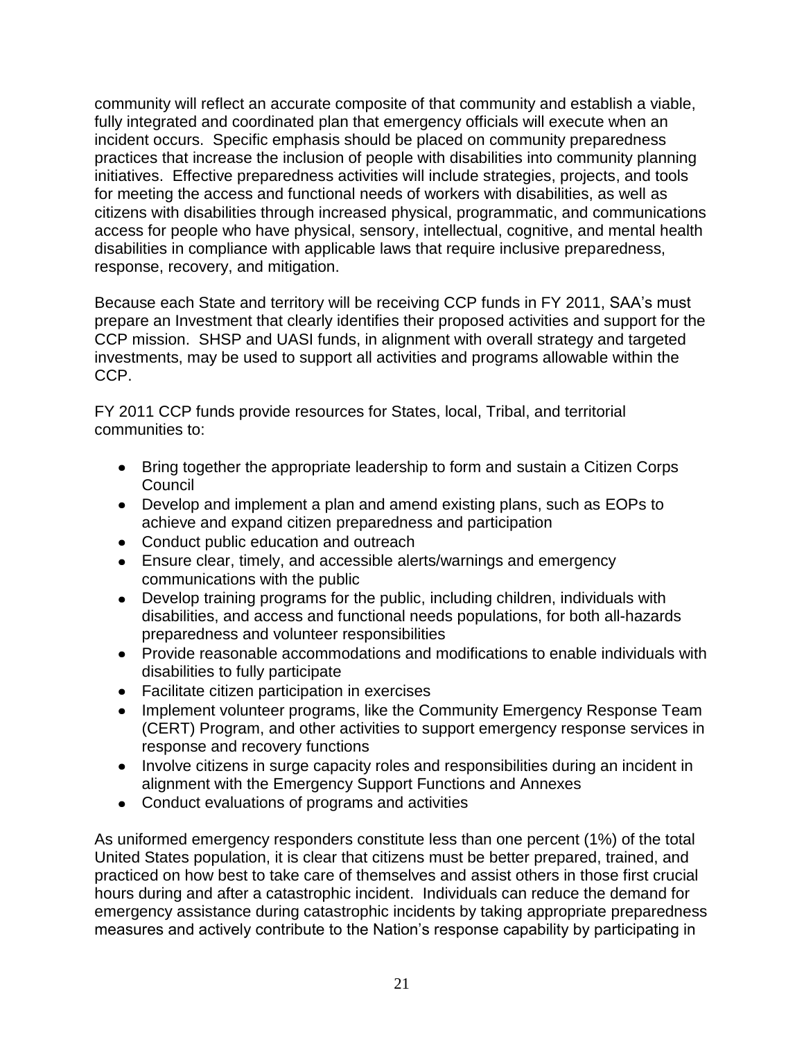community will reflect an accurate composite of that community and establish a viable, fully integrated and coordinated plan that emergency officials will execute when an incident occurs. Specific emphasis should be placed on community preparedness practices that increase the inclusion of people with disabilities into community planning initiatives. Effective preparedness activities will include strategies, projects, and tools for meeting the access and functional needs of workers with disabilities, as well as citizens with disabilities through increased physical, programmatic, and communications access for people who have physical, sensory, intellectual, cognitive, and mental health disabilities in compliance with applicable laws that require inclusive preparedness, response, recovery, and mitigation.

Because each State and territory will be receiving CCP funds in FY 2011, SAA's must prepare an Investment that clearly identifies their proposed activities and support for the CCP mission. SHSP and UASI funds, in alignment with overall strategy and targeted investments, may be used to support all activities and programs allowable within the CCP.

FY 2011 CCP funds provide resources for States, local, Tribal, and territorial communities to:

- Bring together the appropriate leadership to form and sustain a Citizen Corps Council
- Develop and implement a plan and amend existing plans, such as EOPs to achieve and expand citizen preparedness and participation
- Conduct public education and outreach
- Ensure clear, timely, and accessible alerts/warnings and emergency communications with the public
- Develop training programs for the public, including children, individuals with disabilities, and access and functional needs populations, for both all-hazards preparedness and volunteer responsibilities
- Provide reasonable accommodations and modifications to enable individuals with disabilities to fully participate
- Facilitate citizen participation in exercises
- Implement volunteer programs, like the Community Emergency Response Team (CERT) Program, and other activities to support emergency response services in response and recovery functions
- Involve citizens in surge capacity roles and responsibilities during an incident in alignment with the Emergency Support Functions and Annexes
- Conduct evaluations of programs and activities

As uniformed emergency responders constitute less than one percent (1%) of the total United States population, it is clear that citizens must be better prepared, trained, and practiced on how best to take care of themselves and assist others in those first crucial hours during and after a catastrophic incident. Individuals can reduce the demand for emergency assistance during catastrophic incidents by taking appropriate preparedness measures and actively contribute to the Nation's response capability by participating in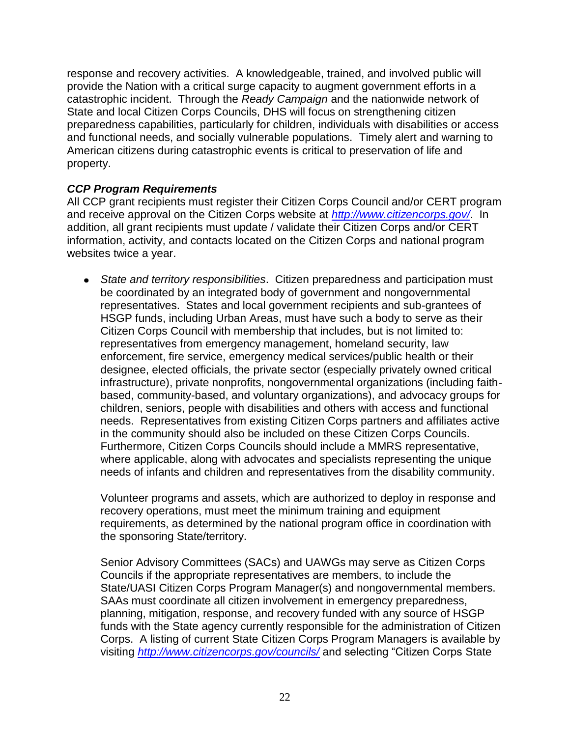response and recovery activities. A knowledgeable, trained, and involved public will provide the Nation with a critical surge capacity to augment government efforts in a catastrophic incident. Through the *Ready Campaign* and the nationwide network of State and local Citizen Corps Councils, DHS will focus on strengthening citizen preparedness capabilities, particularly for children, individuals with disabilities or access and functional needs, and socially vulnerable populations. Timely alert and warning to American citizens during catastrophic events is critical to preservation of life and property.

***CCP Program Requirements***

All CCP grant recipients must register their Citizen Corps Council and/or CERT program and receive approval on the Citizen Corps website at *http://www.citizencorps.gov/*. In addition, all grant recipients must update / validate their Citizen Corps and/or CERT information, activity, and contacts located on the Citizen Corps and national program websites twice a year.

- *State and territory responsibilities*. Citizen preparedness and participation must be coordinated by an integrated body of government and nongovernmental representatives. States and local government recipients and sub-grantees of HSGP funds, including Urban Areas, must have such a body to serve as their Citizen Corps Council with membership that includes, but is not limited to: representatives from emergency management, homeland security, law enforcement, fire service, emergency medical services/public health or their designee, elected officials, the private sector (especially privately owned critical infrastructure), private nonprofits, nongovernmental organizations (including faith-based, community-based, and voluntary organizations), and advocacy groups for children, seniors, people with disabilities and others with access and functional needs. Representatives from existing Citizen Corps partners and affiliates active in the community should also be included on these Citizen Corps Councils. Furthermore, Citizen Corps Councils should include a MMRS representative, where applicable, along with advocates and specialists representing the unique needs of infants and children and representatives from the disability community.

  Volunteer programs and assets, which are authorized to deploy in response and recovery operations, must meet the minimum training and equipment requirements, as determined by the national program office in coordination with the sponsoring State/territory.

  Senior Advisory Committees (SACs) and UAWGs may serve as Citizen Corps Councils if the appropriate representatives are members, to include the State/UASI Citizen Corps Program Manager(s) and nongovernmental members. SAAs must coordinate all citizen involvement in emergency preparedness, planning, mitigation, response, and recovery funded with any source of HSGP funds with the State agency currently responsible for the administration of Citizen Corps. A listing of current State Citizen Corps Program Managers is available by visiting *http://www.citizencorps.gov/councils/* and selecting "Citizen Corps State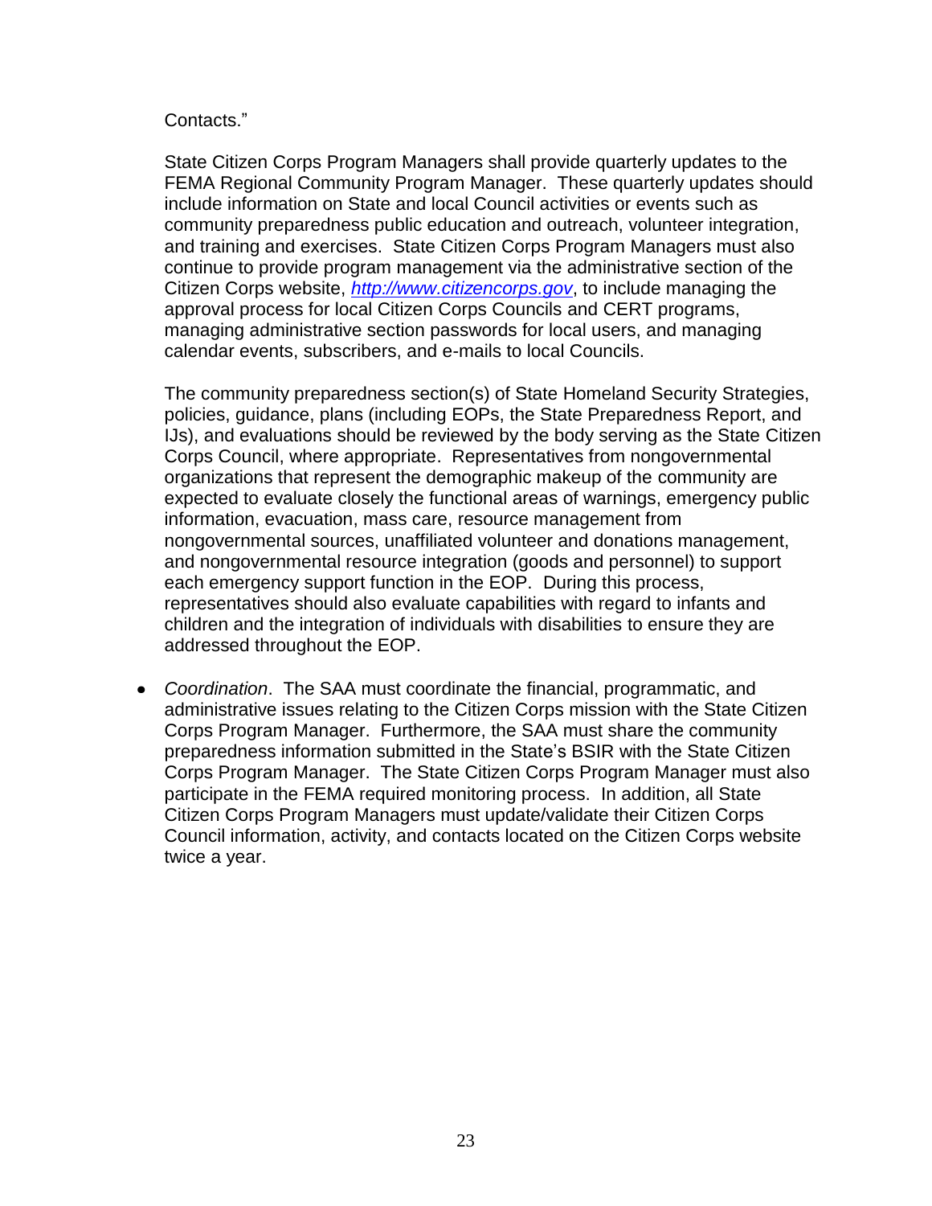Contacts."

State Citizen Corps Program Managers shall provide quarterly updates to the FEMA Regional Community Program Manager. These quarterly updates should include information on State and local Council activities or events such as community preparedness public education and outreach, volunteer integration, and training and exercises. State Citizen Corps Program Managers must also continue to provide program management via the administrative section of the Citizen Corps website, *[http://www.citizencorps.gov](http://www.citizencorps.gov)*, to include managing the approval process for local Citizen Corps Councils and CERT programs, managing administrative section passwords for local users, and managing calendar events, subscribers, and e-mails to local Councils.

The community preparedness section(s) of State Homeland Security Strategies, policies, guidance, plans (including EOPs, the State Preparedness Report, and IJs), and evaluations should be reviewed by the body serving as the State Citizen Corps Council, where appropriate. Representatives from nongovernmental organizations that represent the demographic makeup of the community are expected to evaluate closely the functional areas of warnings, emergency public information, evacuation, mass care, resource management from nongovernmental sources, unaffiliated volunteer and donations management, and nongovernmental resource integration (goods and personnel) to support each emergency support function in the EOP. During this process, representatives should also evaluate capabilities with regard to infants and children and the integration of individuals with disabilities to ensure they are addressed throughout the EOP.

- *Coordination*. The SAA must coordinate the financial, programmatic, and administrative issues relating to the Citizen Corps mission with the State Citizen Corps Program Manager. Furthermore, the SAA must share the community preparedness information submitted in the State's BSIR with the State Citizen Corps Program Manager. The State Citizen Corps Program Manager must also participate in the FEMA required monitoring process. In addition, all State Citizen Corps Program Managers must update/validate their Citizen Corps Council information, activity, and contacts located on the Citizen Corps website twice a year.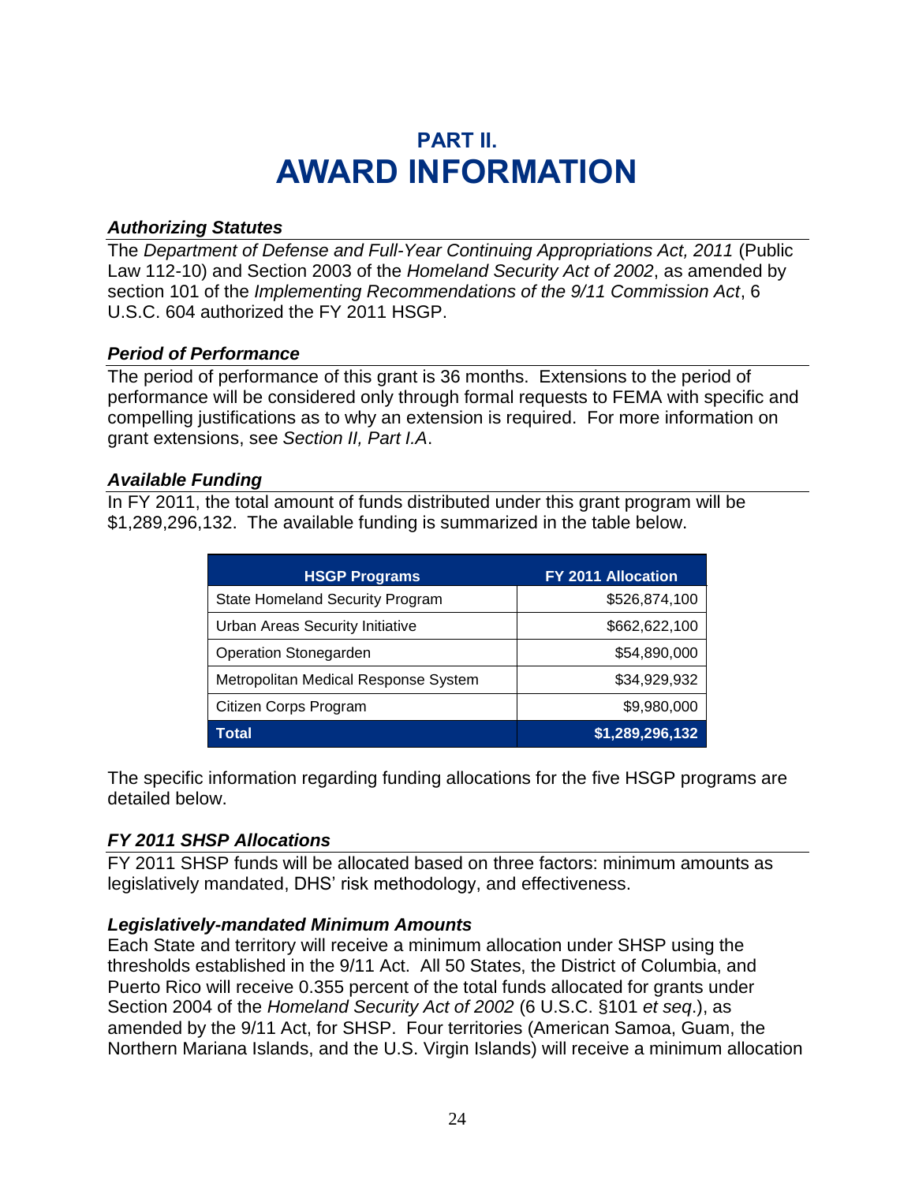# PART II.
# AWARD INFORMATION

### *Authorizing Statutes*

The *Department of Defense and Full-Year Continuing Appropriations Act, 2011* (Public Law 112-10) and Section 2003 of the *Homeland Security Act of 2002*, as amended by section 101 of the *Implementing Recommendations of the 9/11 Commission Act*, 6 U.S.C. 604 authorized the FY 2011 HSGP.

### *Period of Performance*

The period of performance of this grant is 36 months. Extensions to the period of performance will be considered only through formal requests to FEMA with specific and compelling justifications as to why an extension is required. For more information on grant extensions, see *Section II, Part I.A*.

### *Available Funding*

In FY 2011, the total amount of funds distributed under this grant program will be $1,289,296,132. The available funding is summarized in the table below.

| HSGP Programs | FY 2011 Allocation |
| --- | --- |
| State Homeland Security Program | $526,874,100 |
| Urban Areas Security Initiative | $662,622,100 |
| Operation Stonegarden | $54,890,000 |
| Metropolitan Medical Response System | $34,929,932 |
| Citizen Corps Program | $9,980,000 |
| **Total** | **$1,289,296,132** |

The specific information regarding funding allocations for the five HSGP programs are detailed below.

### *FY 2011 SHSP Allocations*

FY 2011 SHSP funds will be allocated based on three factors: minimum amounts as legislatively mandated, DHS' risk methodology, and effectiveness.

### *Legislatively-mandated Minimum Amounts*

Each State and territory will receive a minimum allocation under SHSP using the thresholds established in the 9/11 Act. All 50 States, the District of Columbia, and Puerto Rico will receive 0.355 percent of the total funds allocated for grants under Section 2004 of the *Homeland Security Act of 2002* (6 U.S.C. §101 *et seq*.), as amended by the 9/11 Act, for SHSP. Four territories (American Samoa, Guam, the Northern Mariana Islands, and the U.S. Virgin Islands) will receive a minimum allocation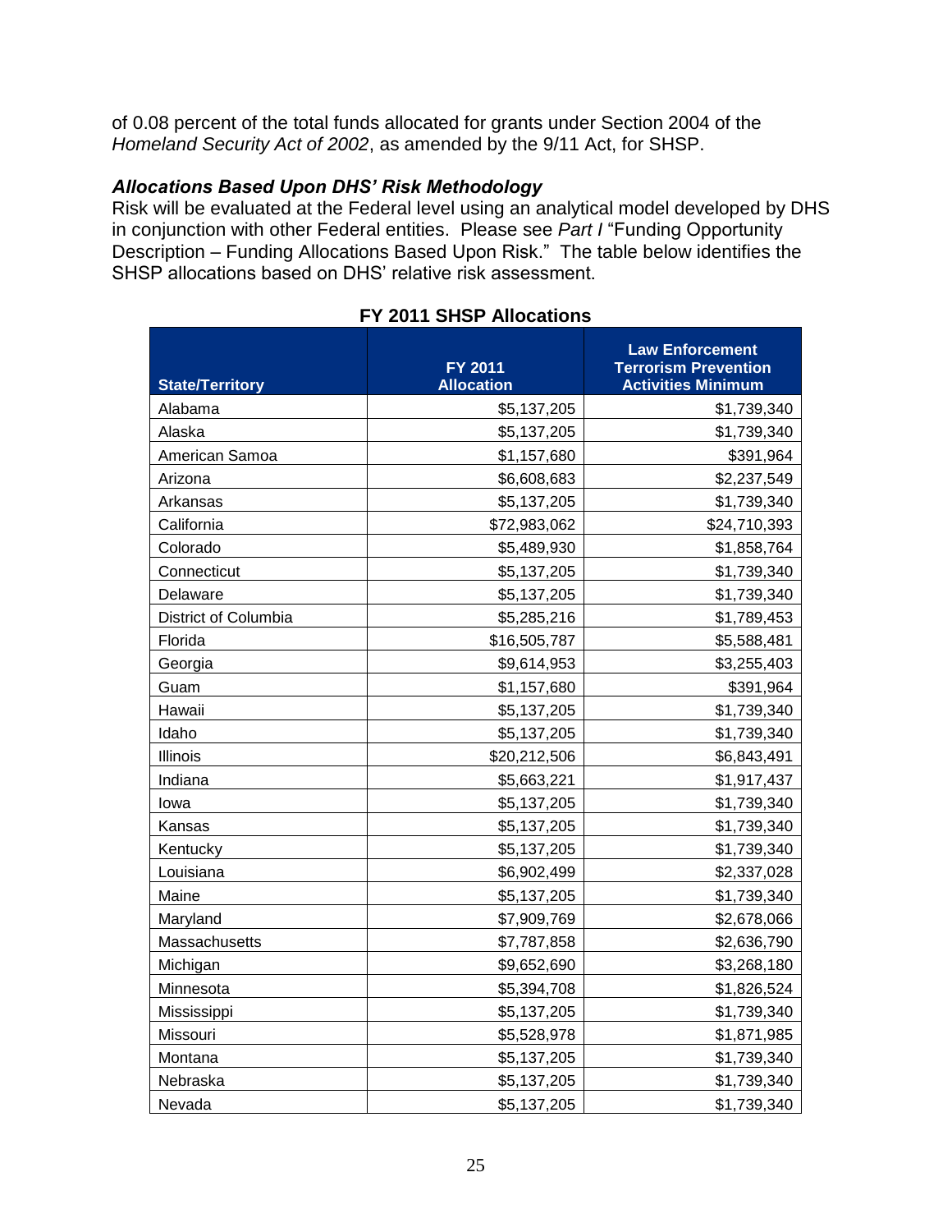of 0.08 percent of the total funds allocated for grants under Section 2004 of the *Homeland Security Act of 2002*, as amended by the 9/11 Act, for SHSP.

***Allocations Based Upon DHS' Risk Methodology***

Risk will be evaluated at the Federal level using an analytical model developed by DHS in conjunction with other Federal entities. Please see *Part I* "Funding Opportunity Description – Funding Allocations Based Upon Risk." The table below identifies the SHSP allocations based on DHS' relative risk assessment.

**FY 2011 SHSP Allocations**

| State/Territory | FY 2011 Allocation | Law Enforcement Terrorism Prevention Activities Minimum |
|---|---:|---:|
| Alabama | $5,137,205 | $1,739,340 |
| Alaska | $5,137,205 | $1,739,340 |
| American Samoa | $1,157,680 | $391,964 |
| Arizona | $6,608,683 | $2,237,549 |
| Arkansas | $5,137,205 | $1,739,340 |
| California | $72,983,062 | $24,710,393 |
| Colorado | $5,489,930 | $1,858,764 |
| Connecticut | $5,137,205 | $1,739,340 |
| Delaware | $5,137,205 | $1,739,340 |
| District of Columbia | $5,285,216 | $1,789,453 |
| Florida | $16,505,787 | $5,588,481 |
| Georgia | $9,614,953 | $3,255,403 |
| Guam | $1,157,680 | $391,964 |
| Hawaii | $5,137,205 | $1,739,340 |
| Idaho | $5,137,205 | $1,739,340 |
| Illinois | $20,212,506 | $6,843,491 |
| Indiana | $5,663,221 | $1,917,437 |
| Iowa | $5,137,205 | $1,739,340 |
| Kansas | $5,137,205 | $1,739,340 |
| Kentucky | $5,137,205 | $1,739,340 |
| Louisiana | $6,902,499 | $2,337,028 |
| Maine | $5,137,205 | $1,739,340 |
| Maryland | $7,909,769 | $2,678,066 |
| Massachusetts | $7,787,858 | $2,636,790 |
| Michigan | $9,652,690 | $3,268,180 |
| Minnesota | $5,394,708 | $1,826,524 |
| Mississippi | $5,137,205 | $1,739,340 |
| Missouri | $5,528,978 | $1,871,985 |
| Montana | $5,137,205 | $1,739,340 |
| Nebraska | $5,137,205 | $1,739,340 |
| Nevada | $5,137,205 | $1,739,340 |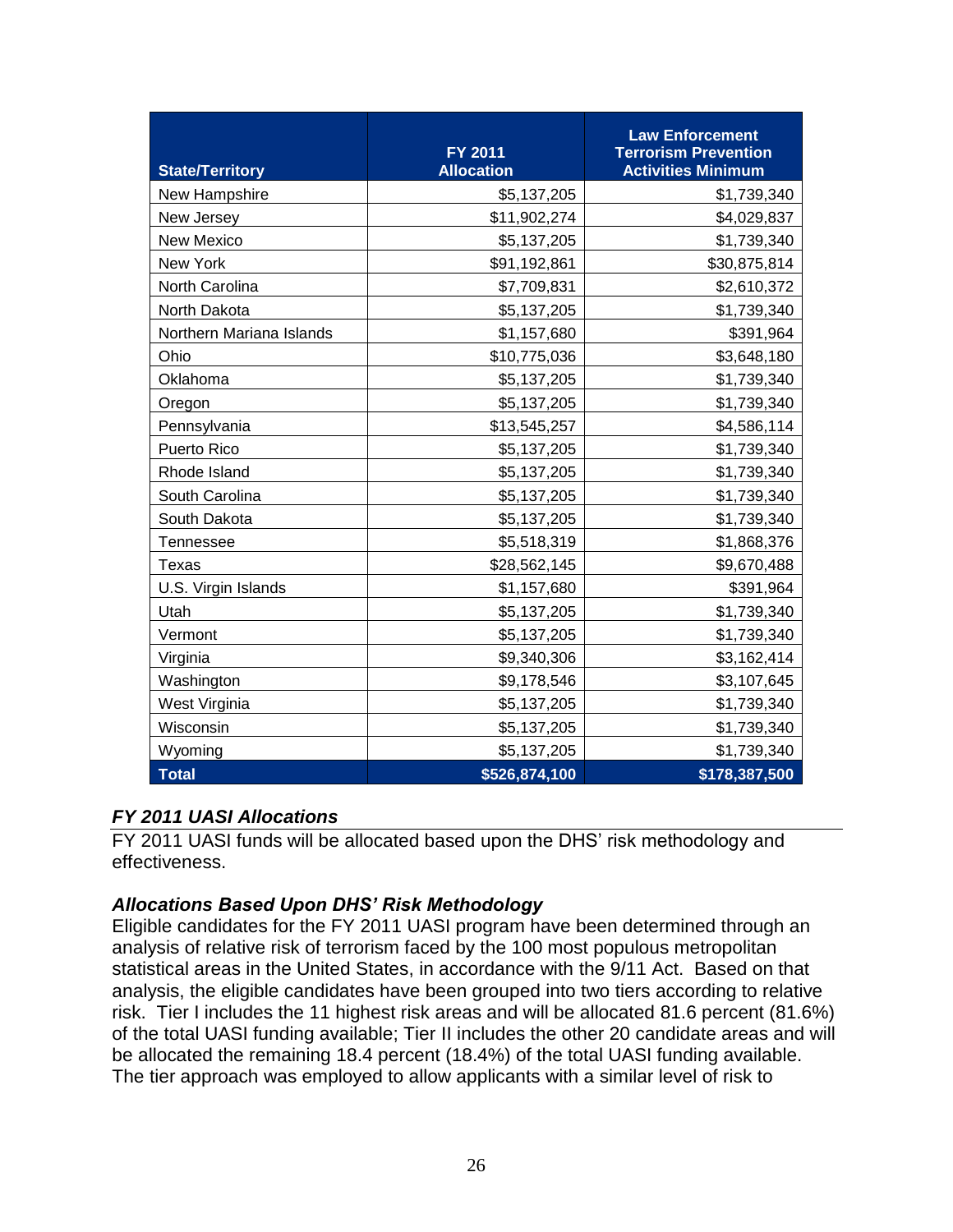| State/Territory | FY 2011 Allocation | Law Enforcement Terrorism Prevention Activities Minimum |
|---|---|---|
| New Hampshire | $5,137,205 | $1,739,340 |
| New Jersey | $11,902,274 | $4,029,837 |
| New Mexico | $5,137,205 | $1,739,340 |
| New York | $91,192,861 | $30,875,814 |
| North Carolina | $7,709,831 | $2,610,372 |
| North Dakota | $5,137,205 | $1,739,340 |
| Northern Mariana Islands | $1,157,680 | $391,964 |
| Ohio | $10,775,036 | $3,648,180 |
| Oklahoma | $5,137,205 | $1,739,340 |
| Oregon | $5,137,205 | $1,739,340 |
| Pennsylvania | $13,545,257 | $4,586,114 |
| Puerto Rico | $5,137,205 | $1,739,340 |
| Rhode Island | $5,137,205 | $1,739,340 |
| South Carolina | $5,137,205 | $1,739,340 |
| South Dakota | $5,137,205 | $1,739,340 |
| Tennessee | $5,518,319 | $1,868,376 |
| Texas | $28,562,145 | $9,670,488 |
| U.S. Virgin Islands | $1,157,680 | $391,964 |
| Utah | $5,137,205 | $1,739,340 |
| Vermont | $5,137,205 | $1,739,340 |
| Virginia | $9,340,306 | $3,162,414 |
| Washington | $9,178,546 | $3,107,645 |
| West Virginia | $5,137,205 | $1,739,340 |
| Wisconsin | $5,137,205 | $1,739,340 |
| Wyoming | $5,137,205 | $1,739,340 |
| **Total** | **$526,874,100** | **$178,387,500** |

### *FY 2011 UASI Allocations*

FY 2011 UASI funds will be allocated based upon the DHS' risk methodology and effectiveness.

### *Allocations Based Upon DHS' Risk Methodology*

Eligible candidates for the FY 2011 UASI program have been determined through an analysis of relative risk of terrorism faced by the 100 most populous metropolitan statistical areas in the United States, in accordance with the 9/11 Act. Based on that analysis, the eligible candidates have been grouped into two tiers according to relative risk. Tier I includes the 11 highest risk areas and will be allocated 81.6 percent (81.6%) of the total UASI funding available; Tier II includes the other 20 candidate areas and will be allocated the remaining 18.4 percent (18.4%) of the total UASI funding available. The tier approach was employed to allow applicants with a similar level of risk to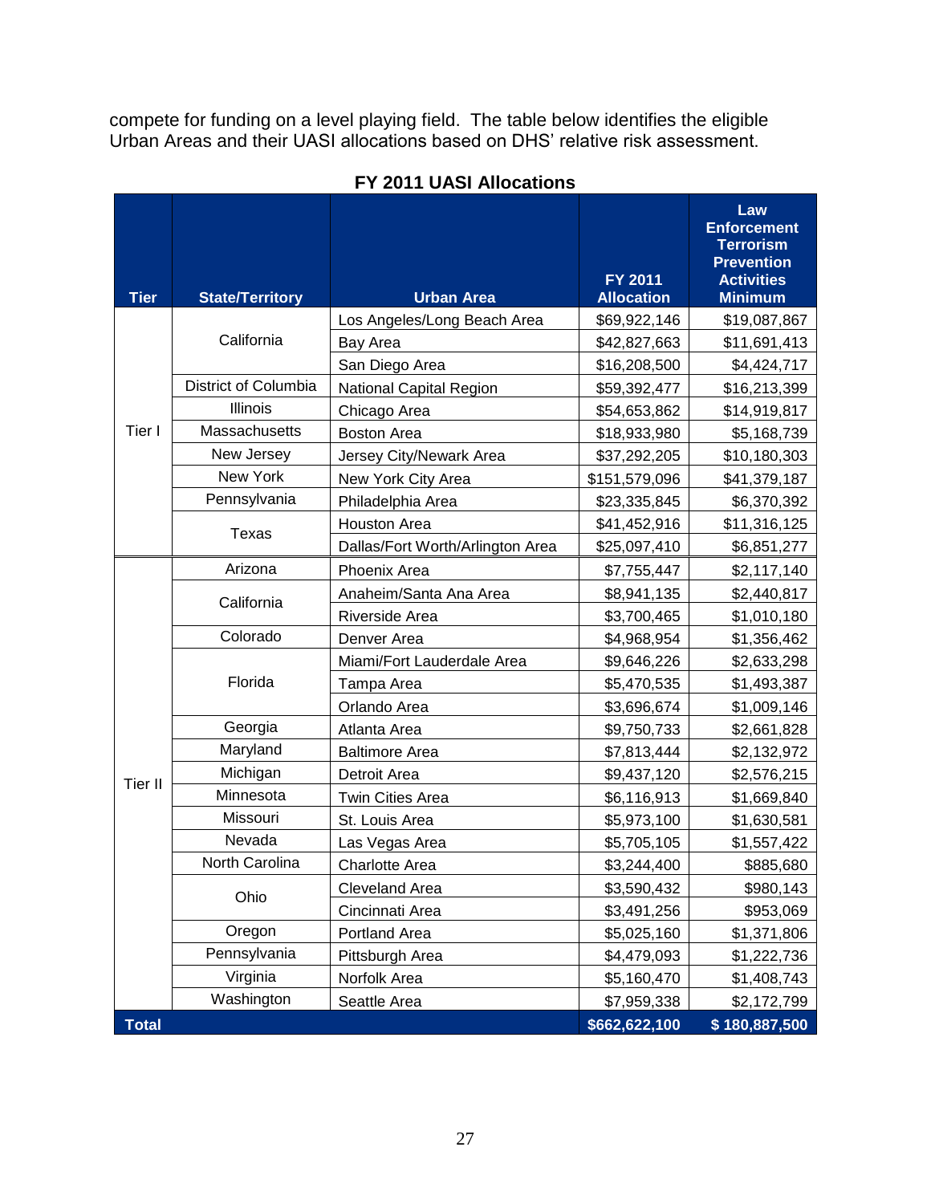compete for funding on a level playing field. The table below identifies the eligible Urban Areas and their UASI allocations based on DHS' relative risk assessment.

**FY 2011 UASI Allocations**

| Tier | State/Territory | Urban Area | FY 2011 Allocation | Law Enforcement Terrorism Prevention Activities Minimum |
|---|---|---|---|---|
| Tier I | California | Los Angeles/Long Beach Area | $69,922,146 | $19,087,867 |
| | | Bay Area | $42,827,663 | $11,691,413 |
| | | San Diego Area | $16,208,500 | $4,424,717 |
| | District of Columbia | National Capital Region | $59,392,477 | $16,213,399 |
| | Illinois | Chicago Area | $54,653,862 | $14,919,817 |
| | Massachusetts | Boston Area | $18,933,980 | $5,168,739 |
| | New Jersey | Jersey City/Newark Area | $37,292,205 | $10,180,303 |
| | New York | New York City Area | $151,579,096 | $41,379,187 |
| | Pennsylvania | Philadelphia Area | $23,335,845 | $6,370,392 |
| | Texas | Houston Area | $41,452,916 | $11,316,125 |
| | | Dallas/Fort Worth/Arlington Area | $25,097,410 | $6,851,277 |
| Tier II | Arizona | Phoenix Area | $7,755,447 | $2,117,140 |
| | California | Anaheim/Santa Ana Area | $8,941,135 | $2,440,817 |
| | | Riverside Area | $3,700,465 | $1,010,180 |
| | Colorado | Denver Area | $4,968,954 | $1,356,462 |
| | Florida | Miami/Fort Lauderdale Area | $9,646,226 | $2,633,298 |
| | | Tampa Area | $5,470,535 | $1,493,387 |
| | | Orlando Area | $3,696,674 | $1,009,146 |
| | Georgia | Atlanta Area | $9,750,733 | $2,661,828 |
| | Maryland | Baltimore Area | $7,813,444 | $2,132,972 |
| | Michigan | Detroit Area | $9,437,120 | $2,576,215 |
| | Minnesota | Twin Cities Area | $6,116,913 | $1,669,840 |
| | Missouri | St. Louis Area | $5,973,100 | $1,630,581 |
| | Nevada | Las Vegas Area | $5,705,105 | $1,557,422 |
| | North Carolina | Charlotte Area | $3,244,400 | $885,680 |
| | Ohio | Cleveland Area | $3,590,432 | $980,143 |
| | | Cincinnati Area | $3,491,256 | $953,069 |
| | Oregon | Portland Area | $5,025,160 | $1,371,806 |
| | Pennsylvania | Pittsburgh Area | $4,479,093 | $1,222,736 |
| | Virginia | Norfolk Area | $5,160,470 | $1,408,743 |
| | Washington | Seattle Area | $7,959,338 | $2,172,799 |
| **Total** | | | **$662,622,100** | **$ 180,887,500** |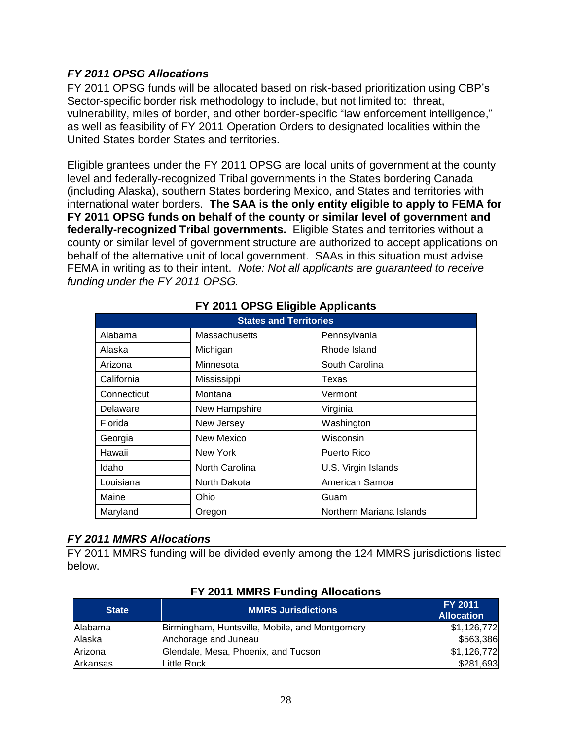### *FY 2011 OPSG Allocations*

FY 2011 OPSG funds will be allocated based on risk-based prioritization using CBP's Sector-specific border risk methodology to include, but not limited to: threat, vulnerability, miles of border, and other border-specific "law enforcement intelligence," as well as feasibility of FY 2011 Operation Orders to designated localities within the United States border States and territories.

Eligible grantees under the FY 2011 OPSG are local units of government at the county level and federally-recognized Tribal governments in the States bordering Canada (including Alaska), southern States bordering Mexico, and States and territories with international water borders. **The SAA is the only entity eligible to apply to FEMA for FY 2011 OPSG funds on behalf of the county or similar level of government and federally-recognized Tribal governments.** Eligible States and territories without a county or similar level of government structure are authorized to accept applications on behalf of the alternative unit of local government. SAAs in this situation must advise FEMA in writing as to their intent. *Note: Not all applicants are guaranteed to receive funding under the FY 2011 OPSG.*

**FY 2011 OPSG Eligible Applicants**

| States and Territories | | |
|---|---|---|
| Alabama | Massachusetts | Pennsylvania |
| Alaska | Michigan | Rhode Island |
| Arizona | Minnesota | South Carolina |
| California | Mississippi | Texas |
| Connecticut | Montana | Vermont |
| Delaware | New Hampshire | Virginia |
| Florida | New Jersey | Washington |
| Georgia | New Mexico | Wisconsin |
| Hawaii | New York | Puerto Rico |
| Idaho | North Carolina | U.S. Virgin Islands |
| Louisiana | North Dakota | American Samoa |
| Maine | Ohio | Guam |
| Maryland | Oregon | Northern Mariana Islands |

### *FY 2011 MMRS Allocations*

FY 2011 MMRS funding will be divided evenly among the 124 MMRS jurisdictions listed below.

**FY 2011 MMRS Funding Allocations**

| State | MMRS Jurisdictions | FY 2011 Allocation |
|---|---|---|
| Alabama | Birmingham, Huntsville, Mobile, and Montgomery | $1,126,772 |
| Alaska | Anchorage and Juneau | $563,386 |
| Arizona | Glendale, Mesa, Phoenix, and Tucson | $1,126,772 |
| Arkansas | Little Rock | $281,693 |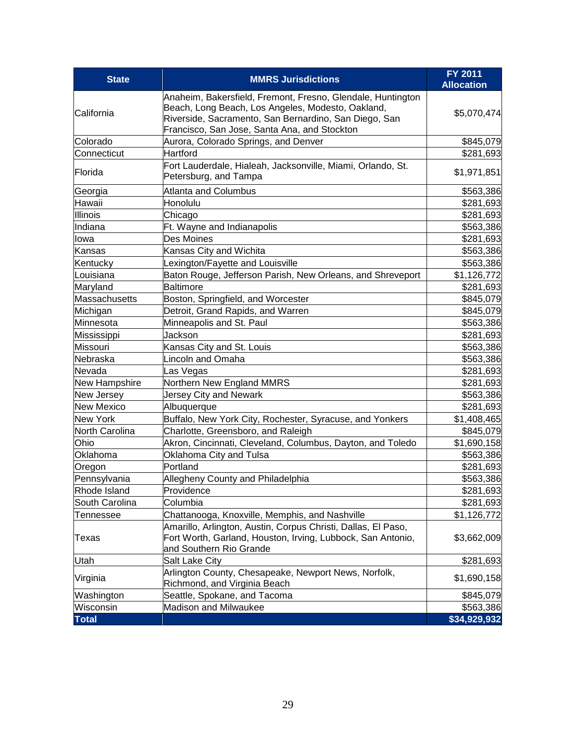| State | MMRS Jurisdictions | FY 2011 Allocation |
|---|---|---|
| California | Anaheim, Bakersfield, Fremont, Fresno, Glendale, Huntington Beach, Long Beach, Los Angeles, Modesto, Oakland, Riverside, Sacramento, San Bernardino, San Diego, San Francisco, San Jose, Santa Ana, and Stockton | $5,070,474 |
| Colorado | Aurora, Colorado Springs, and Denver | $845,079 |
| Connecticut | Hartford | $281,693 |
| Florida | Fort Lauderdale, Hialeah, Jacksonville, Miami, Orlando, St. Petersburg, and Tampa | $1,971,851 |
| Georgia | Atlanta and Columbus | $563,386 |
| Hawaii | Honolulu | $281,693 |
| Illinois | Chicago | $281,693 |
| Indiana | Ft. Wayne and Indianapolis | $563,386 |
| Iowa | Des Moines | $281,693 |
| Kansas | Kansas City and Wichita | $563,386 |
| Kentucky | Lexington/Fayette and Louisville | $563,386 |
| Louisiana | Baton Rouge, Jefferson Parish, New Orleans, and Shreveport | $1,126,772 |
| Maryland | Baltimore | $281,693 |
| Massachusetts | Boston, Springfield, and Worcester | $845,079 |
| Michigan | Detroit, Grand Rapids, and Warren | $845,079 |
| Minnesota | Minneapolis and St. Paul | $563,386 |
| Mississippi | Jackson | $281,693 |
| Missouri | Kansas City and St. Louis | $563,386 |
| Nebraska | Lincoln and Omaha | $563,386 |
| Nevada | Las Vegas | $281,693 |
| New Hampshire | Northern New England MMRS | $281,693 |
| New Jersey | Jersey City and Newark | $563,386 |
| New Mexico | Albuquerque | $281,693 |
| New York | Buffalo, New York City, Rochester, Syracuse, and Yonkers | $1,408,465 |
| North Carolina | Charlotte, Greensboro, and Raleigh | $845,079 |
| Ohio | Akron, Cincinnati, Cleveland, Columbus, Dayton, and Toledo | $1,690,158 |
| Oklahoma | Oklahoma City and Tulsa | $563,386 |
| Oregon | Portland | $281,693 |
| Pennsylvania | Allegheny County and Philadelphia | $563,386 |
| Rhode Island | Providence | $281,693 |
| South Carolina | Columbia | $281,693 |
| Tennessee | Chattanooga, Knoxville, Memphis, and Nashville | $1,126,772 |
| Texas | Amarillo, Arlington, Austin, Corpus Christi, Dallas, El Paso, Fort Worth, Garland, Houston, Irving, Lubbock, San Antonio, and Southern Rio Grande | $3,662,009 |
| Utah | Salt Lake City | $281,693 |
| Virginia | Arlington County, Chesapeake, Newport News, Norfolk, Richmond, and Virginia Beach | $1,690,158 |
| Washington | Seattle, Spokane, and Tacoma | $845,079 |
| Wisconsin | Madison and Milwaukee | $563,386 |
| **Total** | | **$34,929,932** |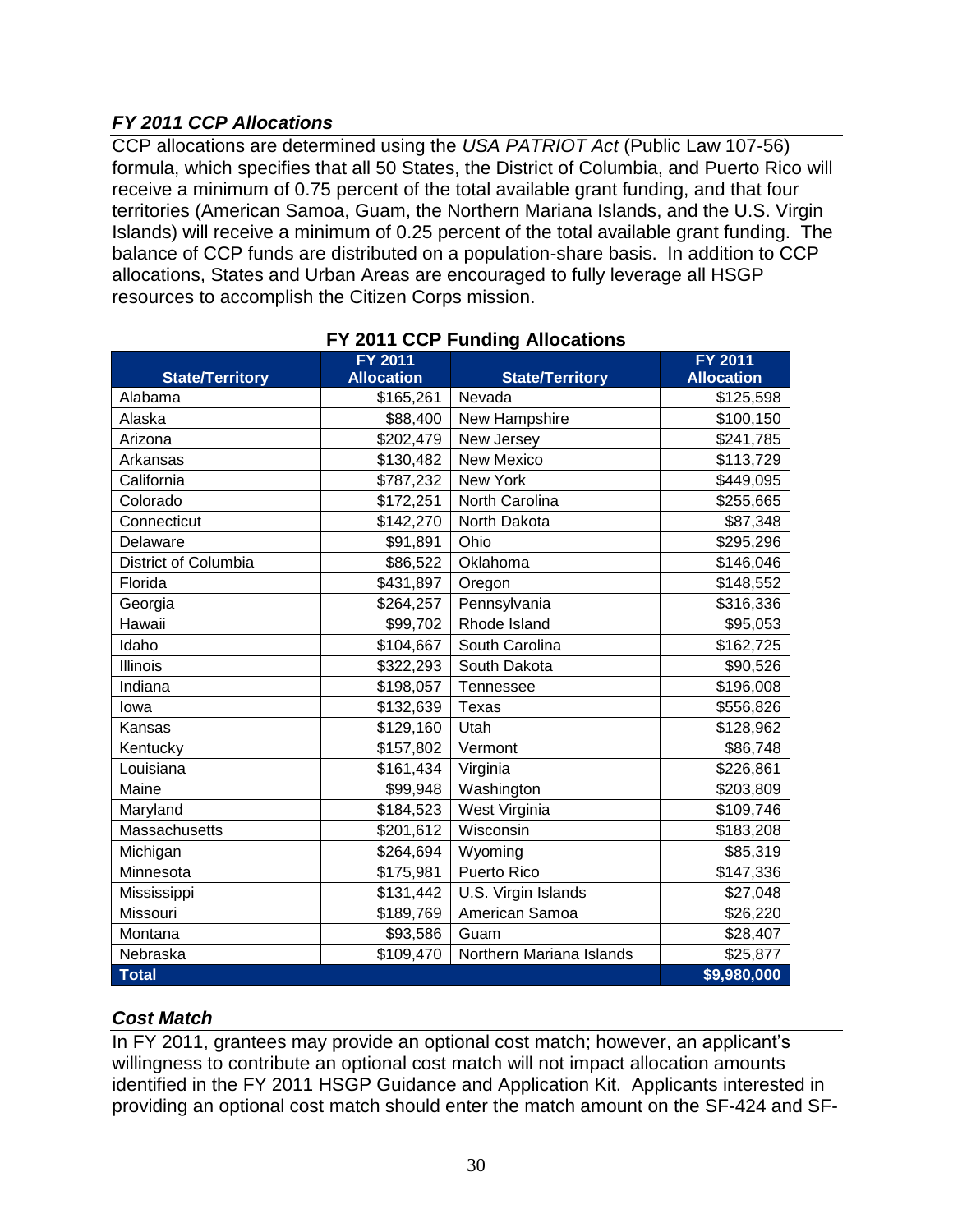### *FY 2011 CCP Allocations*

CCP allocations are determined using the *USA PATRIOT Act* (Public Law 107-56) formula, which specifies that all 50 States, the District of Columbia, and Puerto Rico will receive a minimum of 0.75 percent of the total available grant funding, and that four territories (American Samoa, Guam, the Northern Mariana Islands, and the U.S. Virgin Islands) will receive a minimum of 0.25 percent of the total available grant funding. The balance of CCP funds are distributed on a population-share basis. In addition to CCP allocations, States and Urban Areas are encouraged to fully leverage all HSGP resources to accomplish the Citizen Corps mission.

**FY 2011 CCP Funding Allocations**

| State/Territory | FY 2011 Allocation | State/Territory | FY 2011 Allocation |
|---|---|---|---|
| Alabama | $165,261 | Nevada | $125,598 |
| Alaska | $88,400 | New Hampshire | $100,150 |
| Arizona | $202,479 | New Jersey | $241,785 |
| Arkansas | $130,482 | New Mexico | $113,729 |
| California | $787,232 | New York | $449,095 |
| Colorado | $172,251 | North Carolina | $255,665 |
| Connecticut | $142,270 | North Dakota | $87,348 |
| Delaware | $91,891 | Ohio | $295,296 |
| District of Columbia | $86,522 | Oklahoma | $146,046 |
| Florida | $431,897 | Oregon | $148,552 |
| Georgia | $264,257 | Pennsylvania | $316,336 |
| Hawaii | $99,702 | Rhode Island | $95,053 |
| Idaho | $104,667 | South Carolina | $162,725 |
| Illinois | $322,293 | South Dakota | $90,526 |
| Indiana | $198,057 | Tennessee | $196,008 |
| Iowa | $132,639 | Texas | $556,826 |
| Kansas | $129,160 | Utah | $128,962 |
| Kentucky | $157,802 | Vermont | $86,748 |
| Louisiana | $161,434 | Virginia | $226,861 |
| Maine | $99,948 | Washington | $203,809 |
| Maryland | $184,523 | West Virginia | $109,746 |
| Massachusetts | $201,612 | Wisconsin | $183,208 |
| Michigan | $264,694 | Wyoming | $85,319 |
| Minnesota | $175,981 | Puerto Rico | $147,336 |
| Mississippi | $131,442 | U.S. Virgin Islands | $27,048 |
| Missouri | $189,769 | American Samoa | $26,220 |
| Montana | $93,586 | Guam | $28,407 |
| Nebraska | $109,470 | Northern Mariana Islands | $25,877 |
| **Total** | | | **$9,980,000** |

### *Cost Match*

In FY 2011, grantees may provide an optional cost match; however, an applicant's willingness to contribute an optional cost match will not impact allocation amounts identified in the FY 2011 HSGP Guidance and Application Kit. Applicants interested in providing an optional cost match should enter the match amount on the SF-424 and SF-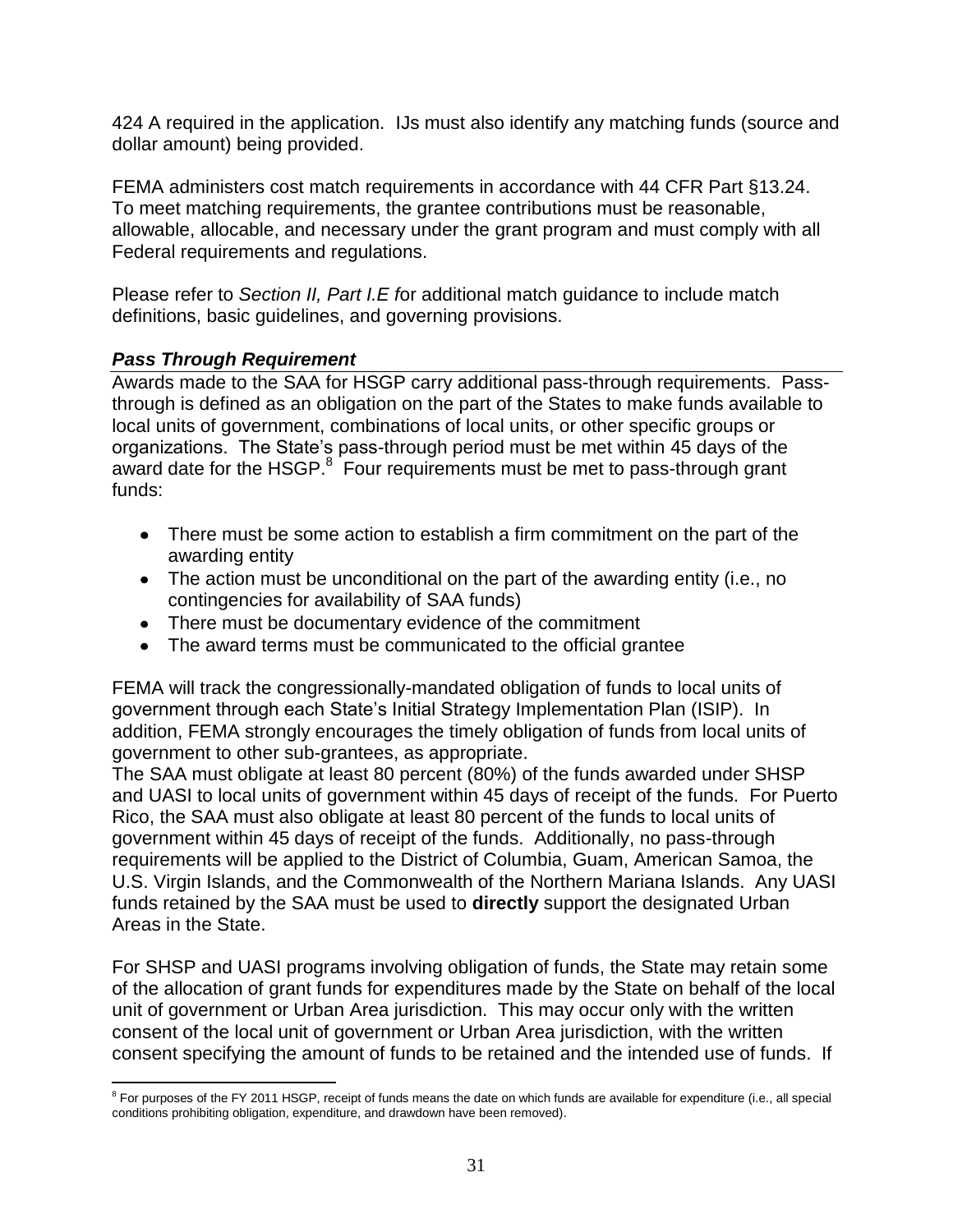424 A required in the application. IJs must also identify any matching funds (source and dollar amount) being provided.

FEMA administers cost match requirements in accordance with 44 CFR Part §13.24. To meet matching requirements, the grantee contributions must be reasonable, allowable, allocable, and necessary under the grant program and must comply with all Federal requirements and regulations.

Please refer to *Section II, Part I.E f*or additional match guidance to include match definitions, basic guidelines, and governing provisions.

***Pass Through Requirement***

Awards made to the SAA for HSGP carry additional pass-through requirements. Pass-through is defined as an obligation on the part of the States to make funds available to local units of government, combinations of local units, or other specific groups or organizations. The State's pass-through period must be met within 45 days of the award date for the HSGP.[8] Four requirements must be met to pass-through grant funds:

- There must be some action to establish a firm commitment on the part of the awarding entity
- The action must be unconditional on the part of the awarding entity (i.e., no contingencies for availability of SAA funds)
- There must be documentary evidence of the commitment
- The award terms must be communicated to the official grantee

FEMA will track the congressionally-mandated obligation of funds to local units of government through each State's Initial Strategy Implementation Plan (ISIP). In addition, FEMA strongly encourages the timely obligation of funds from local units of government to other sub-grantees, as appropriate.

The SAA must obligate at least 80 percent (80%) of the funds awarded under SHSP and UASI to local units of government within 45 days of receipt of the funds. For Puerto Rico, the SAA must also obligate at least 80 percent of the funds to local units of government within 45 days of receipt of the funds. Additionally, no pass-through requirements will be applied to the District of Columbia, Guam, American Samoa, the U.S. Virgin Islands, and the Commonwealth of the Northern Mariana Islands. Any UASI funds retained by the SAA must be used to **directly** support the designated Urban Areas in the State.

For SHSP and UASI programs involving obligation of funds, the State may retain some of the allocation of grant funds for expenditures made by the State on behalf of the local unit of government or Urban Area jurisdiction. This may occur only with the written consent of the local unit of government or Urban Area jurisdiction, with the written consent specifying the amount of funds to be retained and the intended use of funds. If

[8] For purposes of the FY 2011 HSGP, receipt of funds means the date on which funds are available for expenditure (i.e., all special conditions prohibiting obligation, expenditure, and drawdown have been removed).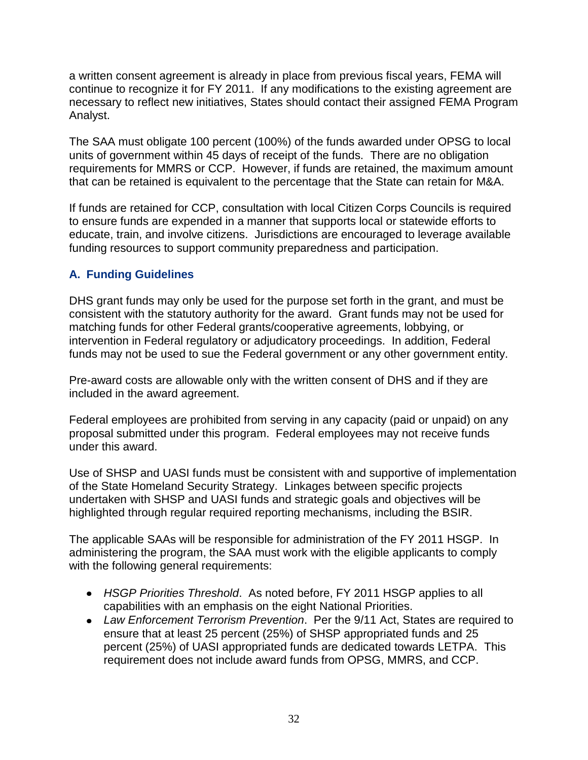a written consent agreement is already in place from previous fiscal years, FEMA will continue to recognize it for FY 2011. If any modifications to the existing agreement are necessary to reflect new initiatives, States should contact their assigned FEMA Program Analyst.

The SAA must obligate 100 percent (100%) of the funds awarded under OPSG to local units of government within 45 days of receipt of the funds. There are no obligation requirements for MMRS or CCP. However, if funds are retained, the maximum amount that can be retained is equivalent to the percentage that the State can retain for M&A.

If funds are retained for CCP, consultation with local Citizen Corps Councils is required to ensure funds are expended in a manner that supports local or statewide efforts to educate, train, and involve citizens. Jurisdictions are encouraged to leverage available funding resources to support community preparedness and participation.

### A. Funding Guidelines

DHS grant funds may only be used for the purpose set forth in the grant, and must be consistent with the statutory authority for the award. Grant funds may not be used for matching funds for other Federal grants/cooperative agreements, lobbying, or intervention in Federal regulatory or adjudicatory proceedings. In addition, Federal funds may not be used to sue the Federal government or any other government entity.

Pre-award costs are allowable only with the written consent of DHS and if they are included in the award agreement.

Federal employees are prohibited from serving in any capacity (paid or unpaid) on any proposal submitted under this program. Federal employees may not receive funds under this award.

Use of SHSP and UASI funds must be consistent with and supportive of implementation of the State Homeland Security Strategy. Linkages between specific projects undertaken with SHSP and UASI funds and strategic goals and objectives will be highlighted through regular required reporting mechanisms, including the BSIR.

The applicable SAAs will be responsible for administration of the FY 2011 HSGP. In administering the program, the SAA must work with the eligible applicants to comply with the following general requirements:

- *HSGP Priorities Threshold*. As noted before, FY 2011 HSGP applies to all capabilities with an emphasis on the eight National Priorities.
- *Law Enforcement Terrorism Prevention*. Per the 9/11 Act, States are required to ensure that at least 25 percent (25%) of SHSP appropriated funds and 25 percent (25%) of UASI appropriated funds are dedicated towards LETPA. This requirement does not include award funds from OPSG, MMRS, and CCP.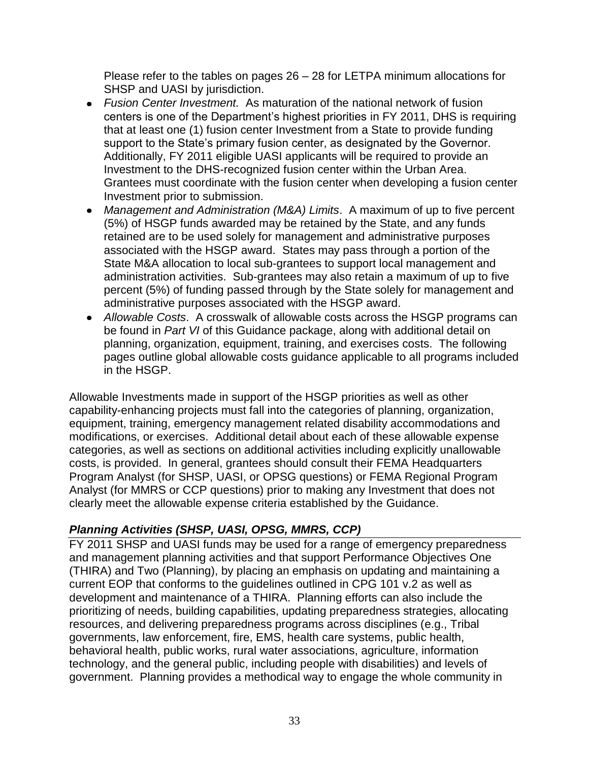Please refer to the tables on pages 26 – 28 for LETPA minimum allocations for SHSP and UASI by jurisdiction.

- *Fusion Center Investment.* As maturation of the national network of fusion centers is one of the Department's highest priorities in FY 2011, DHS is requiring that at least one (1) fusion center Investment from a State to provide funding support to the State's primary fusion center, as designated by the Governor. Additionally, FY 2011 eligible UASI applicants will be required to provide an Investment to the DHS-recognized fusion center within the Urban Area. Grantees must coordinate with the fusion center when developing a fusion center Investment prior to submission.
- *Management and Administration (M&A) Limits*. A maximum of up to five percent (5%) of HSGP funds awarded may be retained by the State, and any funds retained are to be used solely for management and administrative purposes associated with the HSGP award. States may pass through a portion of the State M&A allocation to local sub-grantees to support local management and administration activities. Sub-grantees may also retain a maximum of up to five percent (5%) of funding passed through by the State solely for management and administrative purposes associated with the HSGP award.
- *Allowable Costs*. A crosswalk of allowable costs across the HSGP programs can be found in *Part VI* of this Guidance package, along with additional detail on planning, organization, equipment, training, and exercises costs. The following pages outline global allowable costs guidance applicable to all programs included in the HSGP.

Allowable Investments made in support of the HSGP priorities as well as other capability-enhancing projects must fall into the categories of planning, organization, equipment, training, emergency management related disability accommodations and modifications, or exercises. Additional detail about each of these allowable expense categories, as well as sections on additional activities including explicitly unallowable costs, is provided. In general, grantees should consult their FEMA Headquarters Program Analyst (for SHSP, UASI, or OPSG questions) or FEMA Regional Program Analyst (for MMRS or CCP questions) prior to making any Investment that does not clearly meet the allowable expense criteria established by the Guidance.

### *Planning Activities (SHSP, UASI, OPSG, MMRS, CCP)*

FY 2011 SHSP and UASI funds may be used for a range of emergency preparedness and management planning activities and that support Performance Objectives One (THIRA) and Two (Planning), by placing an emphasis on updating and maintaining a current EOP that conforms to the guidelines outlined in CPG 101 v.2 as well as development and maintenance of a THIRA. Planning efforts can also include the prioritizing of needs, building capabilities, updating preparedness strategies, allocating resources, and delivering preparedness programs across disciplines (e.g., Tribal governments, law enforcement, fire, EMS, health care systems, public health, behavioral health, public works, rural water associations, agriculture, information technology, and the general public, including people with disabilities) and levels of government. Planning provides a methodical way to engage the whole community in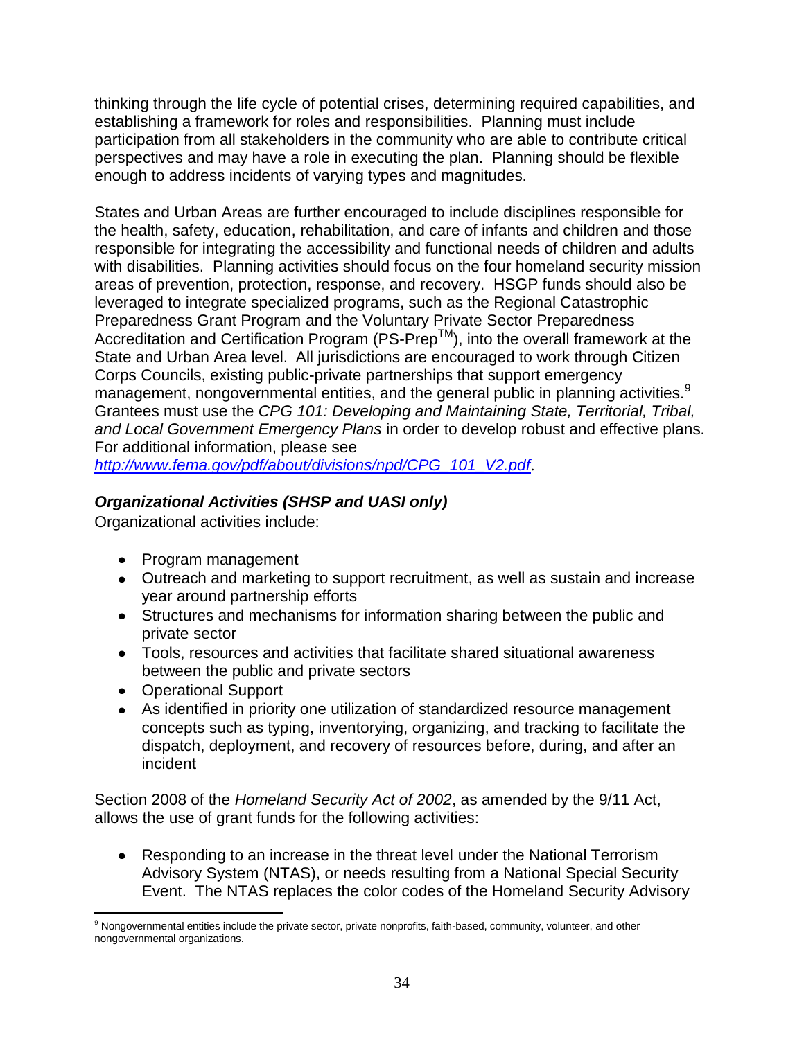thinking through the life cycle of potential crises, determining required capabilities, and establishing a framework for roles and responsibilities. Planning must include participation from all stakeholders in the community who are able to contribute critical perspectives and may have a role in executing the plan. Planning should be flexible enough to address incidents of varying types and magnitudes.

States and Urban Areas are further encouraged to include disciplines responsible for the health, safety, education, rehabilitation, and care of infants and children and those responsible for integrating the accessibility and functional needs of children and adults with disabilities. Planning activities should focus on the four homeland security mission areas of prevention, protection, response, and recovery. HSGP funds should also be leveraged to integrate specialized programs, such as the Regional Catastrophic Preparedness Grant Program and the Voluntary Private Sector Preparedness Accreditation and Certification Program (PS-Prep™), into the overall framework at the State and Urban Area level. All jurisdictions are encouraged to work through Citizen Corps Councils, existing public-private partnerships that support emergency management, nongovernmental entities, and the general public in planning activities.[9] Grantees must use the *CPG 101: Developing and Maintaining State, Territorial, Tribal, and Local Government Emergency Plans* in order to develop robust and effective plans. For additional information, please see http://www.fema.gov/pdf/about/divisions/npd/CPG_101_V2.pdf.

***Organizational Activities (SHSP and UASI only)***

Organizational activities include:

- Program management
- Outreach and marketing to support recruitment, as well as sustain and increase year around partnership efforts
- Structures and mechanisms for information sharing between the public and private sector
- Tools, resources and activities that facilitate shared situational awareness between the public and private sectors
- Operational Support
- As identified in priority one utilization of standardized resource management concepts such as typing, inventorying, organizing, and tracking to facilitate the dispatch, deployment, and recovery of resources before, during, and after an incident

Section 2008 of the *Homeland Security Act of 2002*, as amended by the 9/11 Act, allows the use of grant funds for the following activities:

- Responding to an increase in the threat level under the National Terrorism Advisory System (NTAS), or needs resulting from a National Special Security Event. The NTAS replaces the color codes of the Homeland Security Advisory

[9] Nongovernmental entities include the private sector, private nonprofits, faith-based, community, volunteer, and other nongovernmental organizations.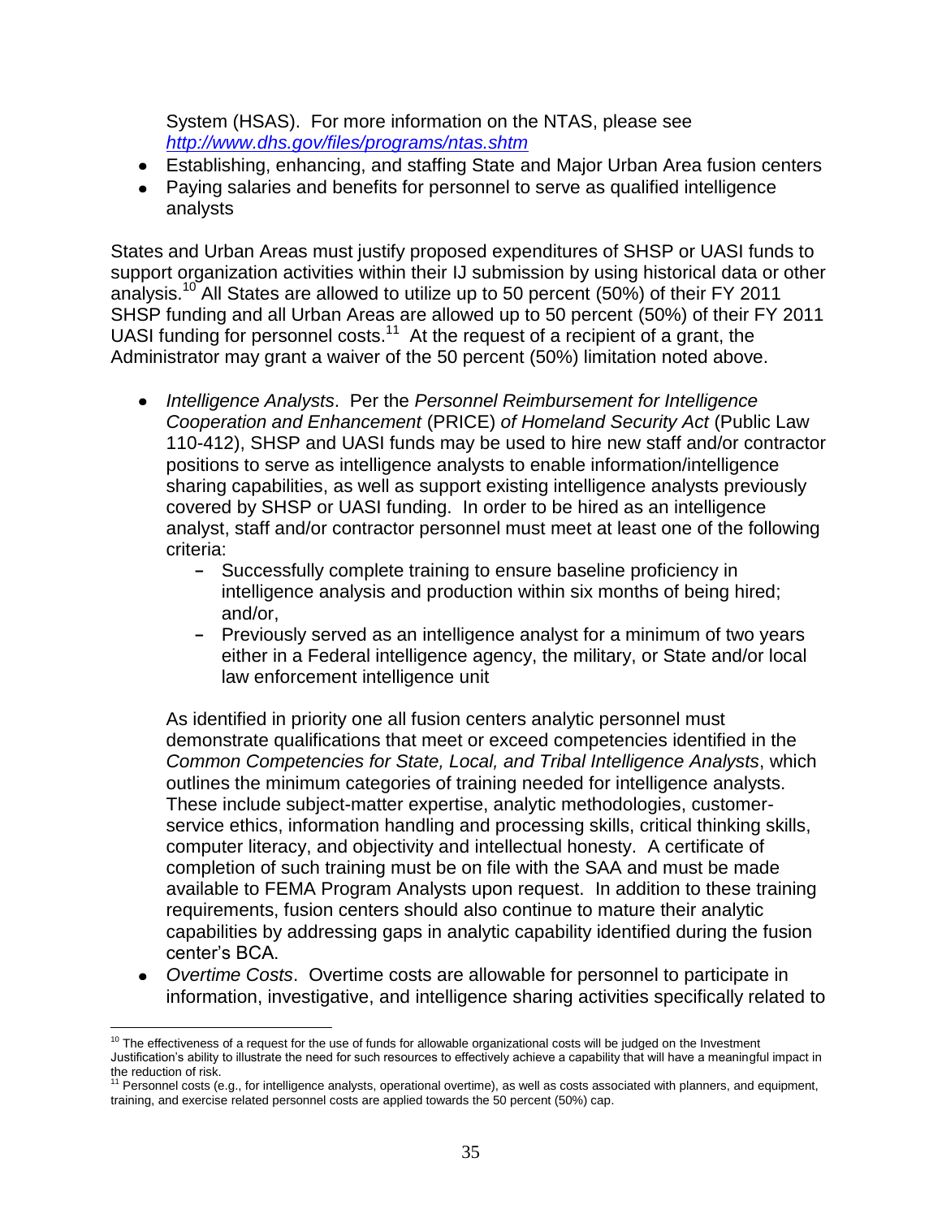System (HSAS). For more information on the NTAS, please see *http://www.dhs.gov/files/programs/ntas.shtm*

- Establishing, enhancing, and staffing State and Major Urban Area fusion centers
- Paying salaries and benefits for personnel to serve as qualified intelligence analysts

States and Urban Areas must justify proposed expenditures of SHSP or UASI funds to support organization activities within their IJ submission by using historical data or other analysis.[10] All States are allowed to utilize up to 50 percent (50%) of their FY 2011 SHSP funding and all Urban Areas are allowed up to 50 percent (50%) of their FY 2011 UASI funding for personnel costs.[11] At the request of a recipient of a grant, the Administrator may grant a waiver of the 50 percent (50%) limitation noted above.

- *Intelligence Analysts*. Per the *Personnel Reimbursement for Intelligence Cooperation and Enhancement* (PRICE) *of Homeland Security Act* (Public Law 110-412), SHSP and UASI funds may be used to hire new staff and/or contractor positions to serve as intelligence analysts to enable information/intelligence sharing capabilities, as well as support existing intelligence analysts previously covered by SHSP or UASI funding. In order to be hired as an intelligence analyst, staff and/or contractor personnel must meet at least one of the following criteria:
  - Successfully complete training to ensure baseline proficiency in intelligence analysis and production within six months of being hired; and/or,
  - Previously served as an intelligence analyst for a minimum of two years either in a Federal intelligence agency, the military, or State and/or local law enforcement intelligence unit

  As identified in priority one all fusion centers analytic personnel must demonstrate qualifications that meet or exceed competencies identified in the *Common Competencies for State, Local, and Tribal Intelligence Analysts*, which outlines the minimum categories of training needed for intelligence analysts. These include subject-matter expertise, analytic methodologies, customer-service ethics, information handling and processing skills, critical thinking skills, computer literacy, and objectivity and intellectual honesty. A certificate of completion of such training must be on file with the SAA and must be made available to FEMA Program Analysts upon request. In addition to these training requirements, fusion centers should also continue to mature their analytic capabilities by addressing gaps in analytic capability identified during the fusion center's BCA.
- *Overtime Costs*. Overtime costs are allowable for personnel to participate in information, investigative, and intelligence sharing activities specifically related to

---

[10] The effectiveness of a request for the use of funds for allowable organizational costs will be judged on the Investment Justification's ability to illustrate the need for such resources to effectively achieve a capability that will have a meaningful impact in the reduction of risk.

[11] Personnel costs (e.g., for intelligence analysts, operational overtime), as well as costs associated with planners, and equipment, training, and exercise related personnel costs are applied towards the 50 percent (50%) cap.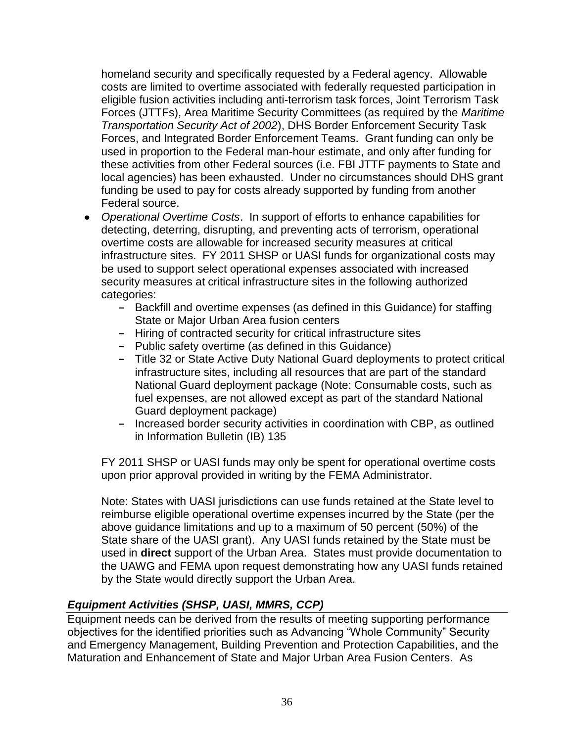homeland security and specifically requested by a Federal agency. Allowable costs are limited to overtime associated with federally requested participation in eligible fusion activities including anti-terrorism task forces, Joint Terrorism Task Forces (JTTFs), Area Maritime Security Committees (as required by the *Maritime Transportation Security Act of 2002*), DHS Border Enforcement Security Task Forces, and Integrated Border Enforcement Teams. Grant funding can only be used in proportion to the Federal man-hour estimate, and only after funding for these activities from other Federal sources (i.e. FBI JTTF payments to State and local agencies) has been exhausted. Under no circumstances should DHS grant funding be used to pay for costs already supported by funding from another Federal source.

- *Operational Overtime Costs*. In support of efforts to enhance capabilities for detecting, deterring, disrupting, and preventing acts of terrorism, operational overtime costs are allowable for increased security measures at critical infrastructure sites. FY 2011 SHSP or UASI funds for organizational costs may be used to support select operational expenses associated with increased security measures at critical infrastructure sites in the following authorized categories:
    - Backfill and overtime expenses (as defined in this Guidance) for staffing State or Major Urban Area fusion centers
    - Hiring of contracted security for critical infrastructure sites
    - Public safety overtime (as defined in this Guidance)
    - Title 32 or State Active Duty National Guard deployments to protect critical infrastructure sites, including all resources that are part of the standard National Guard deployment package (Note: Consumable costs, such as fuel expenses, are not allowed except as part of the standard National Guard deployment package)
    - Increased border security activities in coordination with CBP, as outlined in Information Bulletin (IB) 135

  FY 2011 SHSP or UASI funds may only be spent for operational overtime costs upon prior approval provided in writing by the FEMA Administrator.

  Note: States with UASI jurisdictions can use funds retained at the State level to reimburse eligible operational overtime expenses incurred by the State (per the above guidance limitations and up to a maximum of 50 percent (50%) of the State share of the UASI grant). Any UASI funds retained by the State must be used in **direct** support of the Urban Area. States must provide documentation to the UAWG and FEMA upon request demonstrating how any UASI funds retained by the State would directly support the Urban Area.

### *Equipment Activities (SHSP, UASI, MMRS, CCP)*

Equipment needs can be derived from the results of meeting supporting performance objectives for the identified priorities such as Advancing "Whole Community" Security and Emergency Management, Building Prevention and Protection Capabilities, and the Maturation and Enhancement of State and Major Urban Area Fusion Centers. As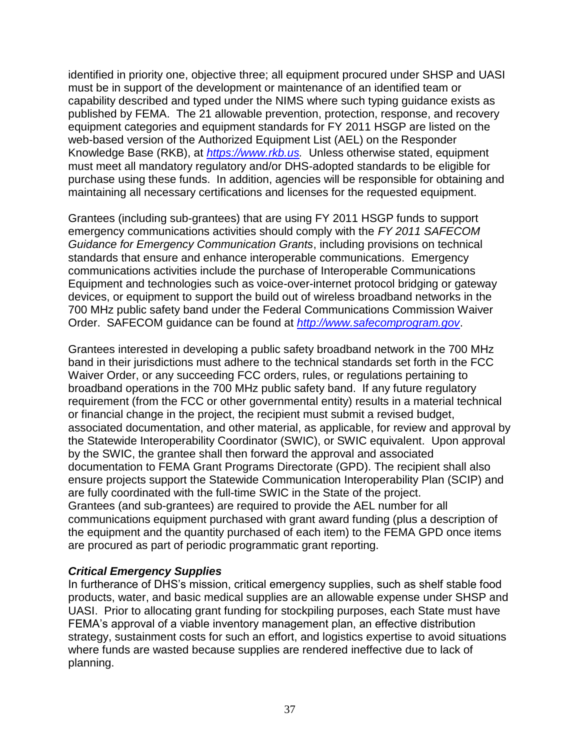identified in priority one, objective three; all equipment procured under SHSP and UASI must be in support of the development or maintenance of an identified team or capability described and typed under the NIMS where such typing guidance exists as published by FEMA. The 21 allowable prevention, protection, response, and recovery equipment categories and equipment standards for FY 2011 HSGP are listed on the web-based version of the Authorized Equipment List (AEL) on the Responder Knowledge Base (RKB), at *https://www.rkb.us.* Unless otherwise stated, equipment must meet all mandatory regulatory and/or DHS-adopted standards to be eligible for purchase using these funds. In addition, agencies will be responsible for obtaining and maintaining all necessary certifications and licenses for the requested equipment.

Grantees (including sub-grantees) that are using FY 2011 HSGP funds to support emergency communications activities should comply with the *FY 2011 SAFECOM Guidance for Emergency Communication Grants*, including provisions on technical standards that ensure and enhance interoperable communications. Emergency communications activities include the purchase of Interoperable Communications Equipment and technologies such as voice-over-internet protocol bridging or gateway devices, or equipment to support the build out of wireless broadband networks in the 700 MHz public safety band under the Federal Communications Commission Waiver Order. SAFECOM guidance can be found at *http://www.safecomprogram.gov*.

Grantees interested in developing a public safety broadband network in the 700 MHz band in their jurisdictions must adhere to the technical standards set forth in the FCC Waiver Order, or any succeeding FCC orders, rules, or regulations pertaining to broadband operations in the 700 MHz public safety band. If any future regulatory requirement (from the FCC or other governmental entity) results in a material technical or financial change in the project, the recipient must submit a revised budget, associated documentation, and other material, as applicable, for review and approval by the Statewide Interoperability Coordinator (SWIC), or SWIC equivalent. Upon approval by the SWIC, the grantee shall then forward the approval and associated documentation to FEMA Grant Programs Directorate (GPD). The recipient shall also ensure projects support the Statewide Communication Interoperability Plan (SCIP) and are fully coordinated with the full-time SWIC in the State of the project. Grantees (and sub-grantees) are required to provide the AEL number for all communications equipment purchased with grant award funding (plus a description of the equipment and the quantity purchased of each item) to the FEMA GPD once items are procured as part of periodic programmatic grant reporting.

***Critical Emergency Supplies***

In furtherance of DHS's mission, critical emergency supplies, such as shelf stable food products, water, and basic medical supplies are an allowable expense under SHSP and UASI. Prior to allocating grant funding for stockpiling purposes, each State must have FEMA's approval of a viable inventory management plan, an effective distribution strategy, sustainment costs for such an effort, and logistics expertise to avoid situations where funds are wasted because supplies are rendered ineffective due to lack of planning.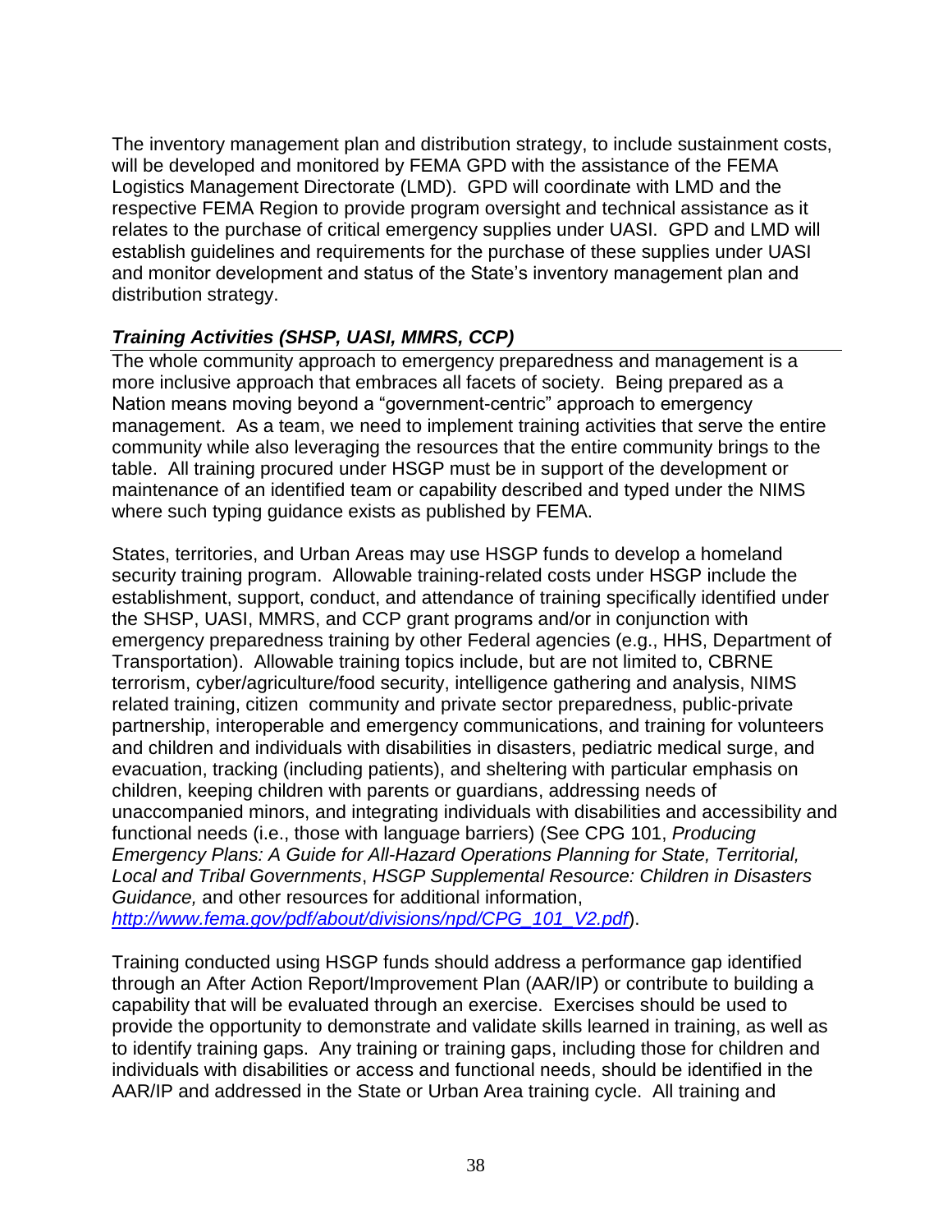The inventory management plan and distribution strategy, to include sustainment costs, will be developed and monitored by FEMA GPD with the assistance of the FEMA Logistics Management Directorate (LMD). GPD will coordinate with LMD and the respective FEMA Region to provide program oversight and technical assistance as it relates to the purchase of critical emergency supplies under UASI. GPD and LMD will establish guidelines and requirements for the purchase of these supplies under UASI and monitor development and status of the State's inventory management plan and distribution strategy.

### *Training Activities (SHSP, UASI, MMRS, CCP)*

The whole community approach to emergency preparedness and management is a more inclusive approach that embraces all facets of society. Being prepared as a Nation means moving beyond a "government-centric" approach to emergency management. As a team, we need to implement training activities that serve the entire community while also leveraging the resources that the entire community brings to the table. All training procured under HSGP must be in support of the development or maintenance of an identified team or capability described and typed under the NIMS where such typing guidance exists as published by FEMA.

States, territories, and Urban Areas may use HSGP funds to develop a homeland security training program. Allowable training-related costs under HSGP include the establishment, support, conduct, and attendance of training specifically identified under the SHSP, UASI, MMRS, and CCP grant programs and/or in conjunction with emergency preparedness training by other Federal agencies (e.g., HHS, Department of Transportation). Allowable training topics include, but are not limited to, CBRNE terrorism, cyber/agriculture/food security, intelligence gathering and analysis, NIMS related training, citizen community and private sector preparedness, public-private partnership, interoperable and emergency communications, and training for volunteers and children and individuals with disabilities in disasters, pediatric medical surge, and evacuation, tracking (including patients), and sheltering with particular emphasis on children, keeping children with parents or guardians, addressing needs of unaccompanied minors, and integrating individuals with disabilities and accessibility and functional needs (i.e., those with language barriers) (See CPG 101, *Producing Emergency Plans: A Guide for All-Hazard Operations Planning for State, Territorial, Local and Tribal Governments*, *HSGP Supplemental Resource: Children in Disasters Guidance,* and other resources for additional information, [http://www.fema.gov/pdf/about/divisions/npd/CPG_101_V2.pdf](http://www.fema.gov/pdf/about/divisions/npd/CPG_101_V2.pdf)).

Training conducted using HSGP funds should address a performance gap identified through an After Action Report/Improvement Plan (AAR/IP) or contribute to building a capability that will be evaluated through an exercise. Exercises should be used to provide the opportunity to demonstrate and validate skills learned in training, as well as to identify training gaps. Any training or training gaps, including those for children and individuals with disabilities or access and functional needs, should be identified in the AAR/IP and addressed in the State or Urban Area training cycle. All training and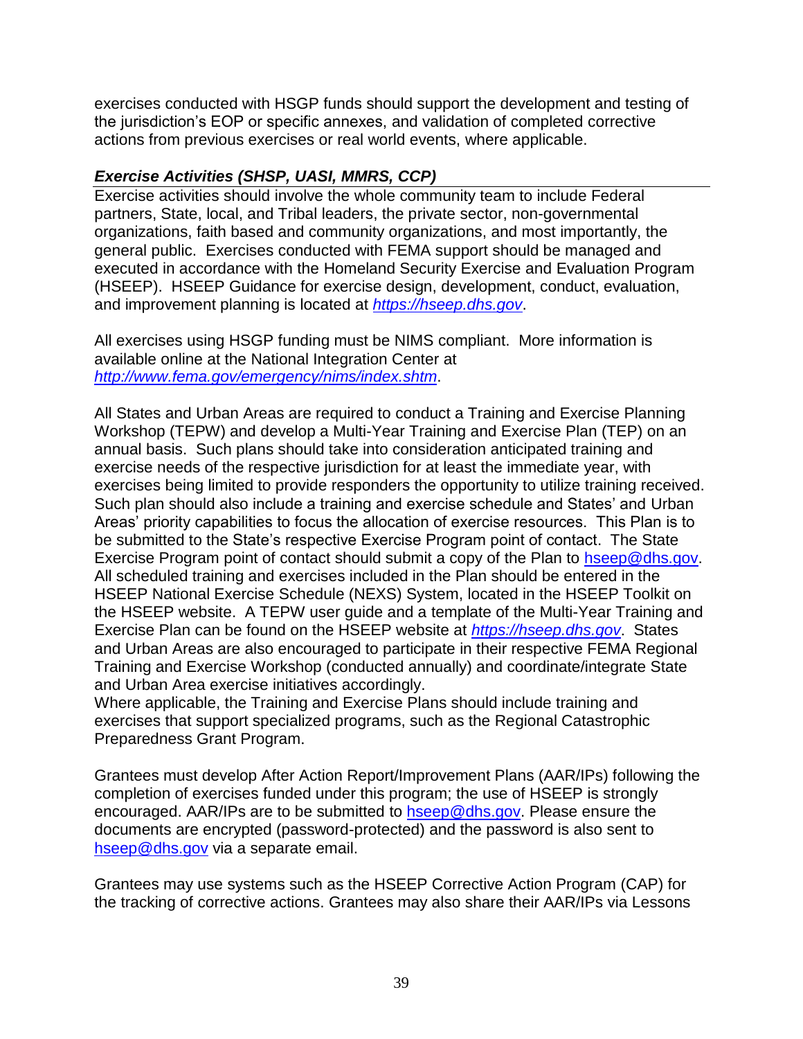exercises conducted with HSGP funds should support the development and testing of the jurisdiction's EOP or specific annexes, and validation of completed corrective actions from previous exercises or real world events, where applicable.

***Exercise Activities (SHSP, UASI, MMRS, CCP)***

Exercise activities should involve the whole community team to include Federal partners, State, local, and Tribal leaders, the private sector, non-governmental organizations, faith based and community organizations, and most importantly, the general public. Exercises conducted with FEMA support should be managed and executed in accordance with the Homeland Security Exercise and Evaluation Program (HSEEP). HSEEP Guidance for exercise design, development, conduct, evaluation, and improvement planning is located at *https://hseep.dhs.gov*.

All exercises using HSGP funding must be NIMS compliant. More information is available online at the National Integration Center at *http://www.fema.gov/emergency/nims/index.shtm*.

All States and Urban Areas are required to conduct a Training and Exercise Planning Workshop (TEPW) and develop a Multi-Year Training and Exercise Plan (TEP) on an annual basis. Such plans should take into consideration anticipated training and exercise needs of the respective jurisdiction for at least the immediate year, with exercises being limited to provide responders the opportunity to utilize training received. Such plan should also include a training and exercise schedule and States' and Urban Areas' priority capabilities to focus the allocation of exercise resources. This Plan is to be submitted to the State's respective Exercise Program point of contact. The State Exercise Program point of contact should submit a copy of the Plan to hseep@dhs.gov. All scheduled training and exercises included in the Plan should be entered in the HSEEP National Exercise Schedule (NEXS) System, located in the HSEEP Toolkit on the HSEEP website. A TEPW user guide and a template of the Multi-Year Training and Exercise Plan can be found on the HSEEP website at *https://hseep.dhs.gov*. States and Urban Areas are also encouraged to participate in their respective FEMA Regional Training and Exercise Workshop (conducted annually) and coordinate/integrate State and Urban Area exercise initiatives accordingly.
Where applicable, the Training and Exercise Plans should include training and exercises that support specialized programs, such as the Regional Catastrophic Preparedness Grant Program.

Grantees must develop After Action Report/Improvement Plans (AAR/IPs) following the completion of exercises funded under this program; the use of HSEEP is strongly encouraged. AAR/IPs are to be submitted to hseep@dhs.gov. Please ensure the documents are encrypted (password-protected) and the password is also sent to hseep@dhs.gov via a separate email.

Grantees may use systems such as the HSEEP Corrective Action Program (CAP) for the tracking of corrective actions. Grantees may also share their AAR/IPs via Lessons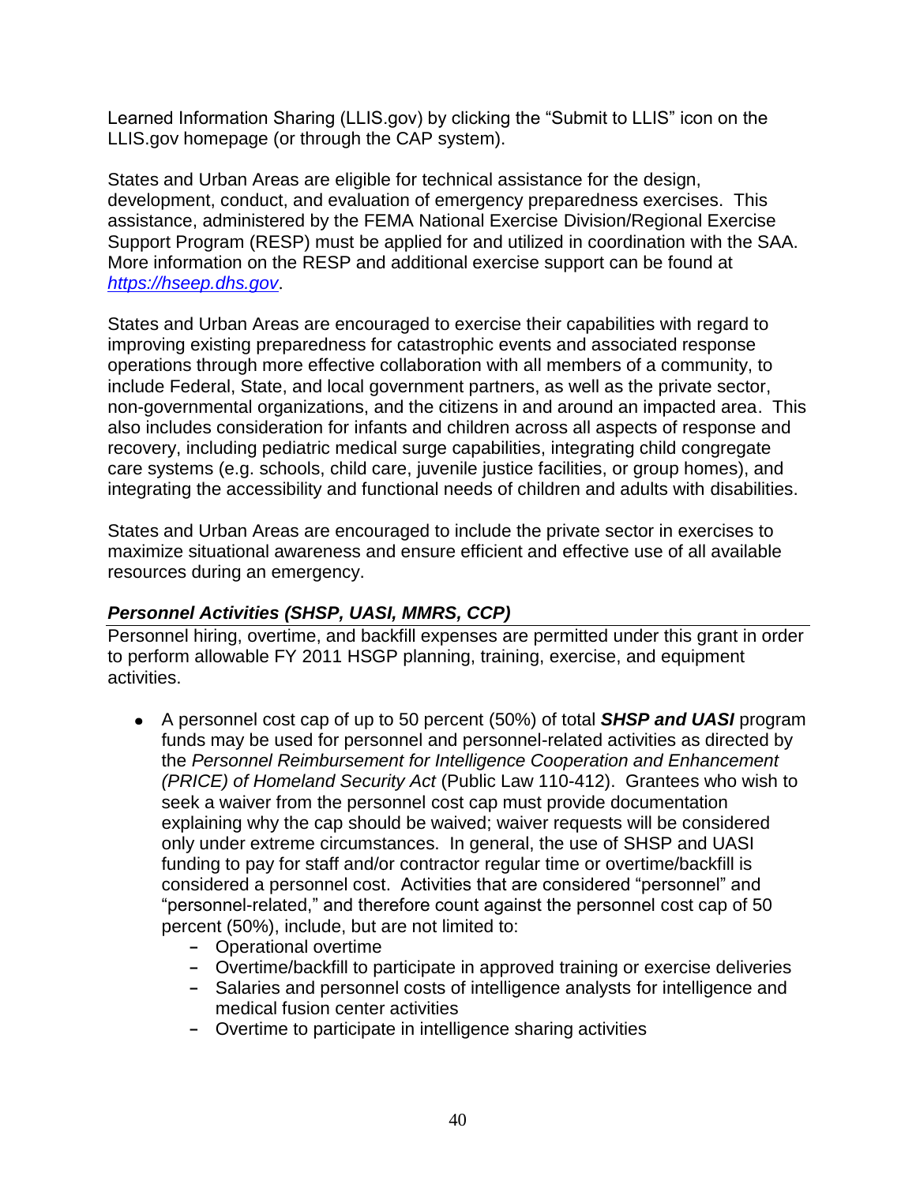Learned Information Sharing (LLIS.gov) by clicking the "Submit to LLIS" icon on the LLIS.gov homepage (or through the CAP system).

States and Urban Areas are eligible for technical assistance for the design, development, conduct, and evaluation of emergency preparedness exercises. This assistance, administered by the FEMA National Exercise Division/Regional Exercise Support Program (RESP) must be applied for and utilized in coordination with the SAA. More information on the RESP and additional exercise support can be found at [https://hseep.dhs.gov](https://hseep.dhs.gov).

States and Urban Areas are encouraged to exercise their capabilities with regard to improving existing preparedness for catastrophic events and associated response operations through more effective collaboration with all members of a community, to include Federal, State, and local government partners, as well as the private sector, non-governmental organizations, and the citizens in and around an impacted area. This also includes consideration for infants and children across all aspects of response and recovery, including pediatric medical surge capabilities, integrating child congregate care systems (e.g. schools, child care, juvenile justice facilities, or group homes), and integrating the accessibility and functional needs of children and adults with disabilities.

States and Urban Areas are encouraged to include the private sector in exercises to maximize situational awareness and ensure efficient and effective use of all available resources during an emergency.

### *Personnel Activities (SHSP, UASI, MMRS, CCP)*

Personnel hiring, overtime, and backfill expenses are permitted under this grant in order to perform allowable FY 2011 HSGP planning, training, exercise, and equipment activities.

- A personnel cost cap of up to 50 percent (50%) of total ***SHSP and UASI*** program funds may be used for personnel and personnel-related activities as directed by the *Personnel Reimbursement for Intelligence Cooperation and Enhancement (PRICE) of Homeland Security Act* (Public Law 110-412). Grantees who wish to seek a waiver from the personnel cost cap must provide documentation explaining why the cap should be waived; waiver requests will be considered only under extreme circumstances. In general, the use of SHSP and UASI funding to pay for staff and/or contractor regular time or overtime/backfill is considered a personnel cost. Activities that are considered "personnel" and "personnel-related," and therefore count against the personnel cost cap of 50 percent (50%), include, but are not limited to:
  - Operational overtime
  - Overtime/backfill to participate in approved training or exercise deliveries
  - Salaries and personnel costs of intelligence analysts for intelligence and medical fusion center activities
  - Overtime to participate in intelligence sharing activities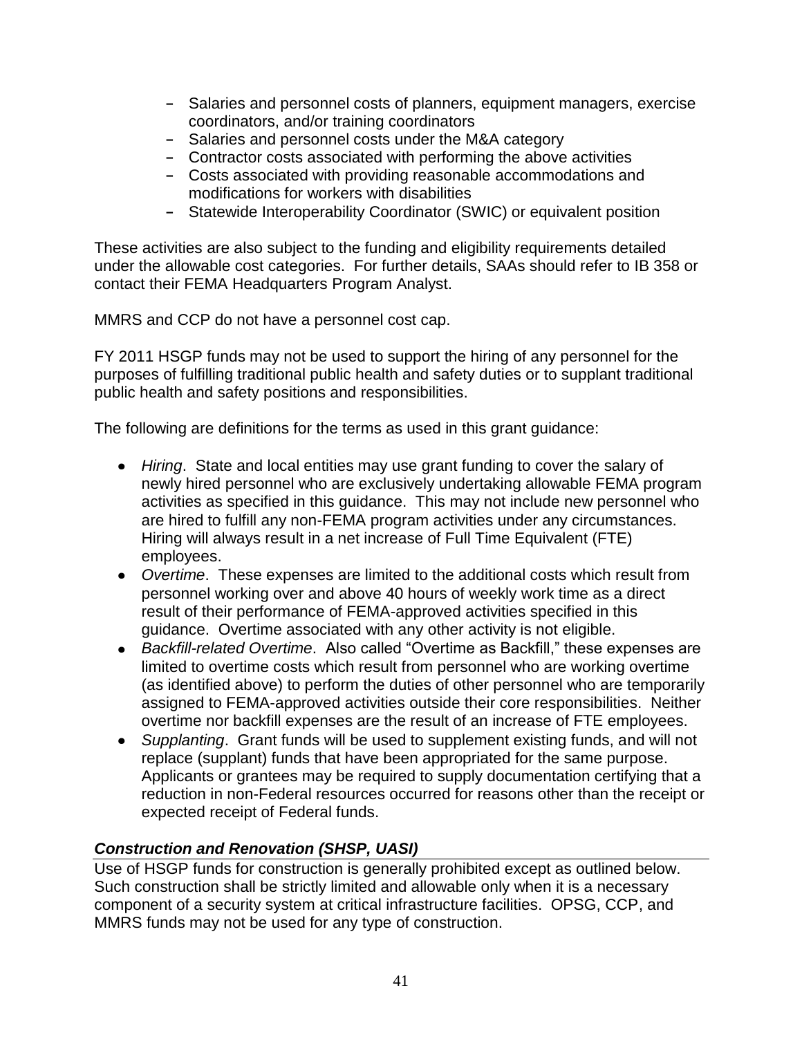- Salaries and personnel costs of planners, equipment managers, exercise coordinators, and/or training coordinators
- Salaries and personnel costs under the M&A category
- Contractor costs associated with performing the above activities
- Costs associated with providing reasonable accommodations and modifications for workers with disabilities
- Statewide Interoperability Coordinator (SWIC) or equivalent position

These activities are also subject to the funding and eligibility requirements detailed under the allowable cost categories. For further details, SAAs should refer to IB 358 or contact their FEMA Headquarters Program Analyst.

MMRS and CCP do not have a personnel cost cap.

FY 2011 HSGP funds may not be used to support the hiring of any personnel for the purposes of fulfilling traditional public health and safety duties or to supplant traditional public health and safety positions and responsibilities.

The following are definitions for the terms as used in this grant guidance:

- *Hiring*. State and local entities may use grant funding to cover the salary of newly hired personnel who are exclusively undertaking allowable FEMA program activities as specified in this guidance. This may not include new personnel who are hired to fulfill any non-FEMA program activities under any circumstances. Hiring will always result in a net increase of Full Time Equivalent (FTE) employees.
- *Overtime*. These expenses are limited to the additional costs which result from personnel working over and above 40 hours of weekly work time as a direct result of their performance of FEMA-approved activities specified in this guidance. Overtime associated with any other activity is not eligible.
- *Backfill-related Overtime*. Also called "Overtime as Backfill," these expenses are limited to overtime costs which result from personnel who are working overtime (as identified above) to perform the duties of other personnel who are temporarily assigned to FEMA-approved activities outside their core responsibilities. Neither overtime nor backfill expenses are the result of an increase of FTE employees.
- *Supplanting*. Grant funds will be used to supplement existing funds, and will not replace (supplant) funds that have been appropriated for the same purpose. Applicants or grantees may be required to supply documentation certifying that a reduction in non-Federal resources occurred for reasons other than the receipt or expected receipt of Federal funds.

### ***Construction and Renovation (SHSP, UASI)***

Use of HSGP funds for construction is generally prohibited except as outlined below. Such construction shall be strictly limited and allowable only when it is a necessary component of a security system at critical infrastructure facilities. OPSG, CCP, and MMRS funds may not be used for any type of construction.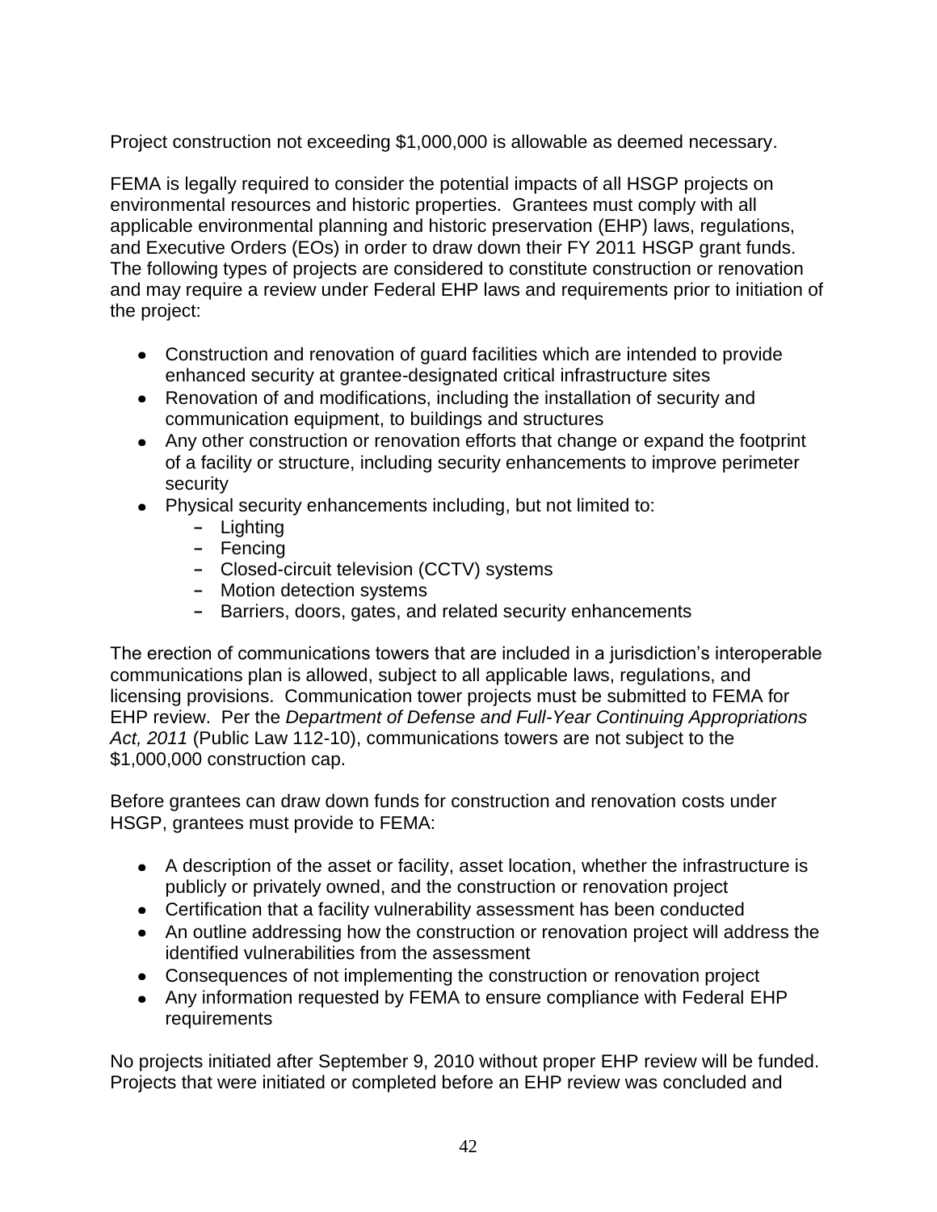Project construction not exceeding $1,000,000 is allowable as deemed necessary.

FEMA is legally required to consider the potential impacts of all HSGP projects on environmental resources and historic properties. Grantees must comply with all applicable environmental planning and historic preservation (EHP) laws, regulations, and Executive Orders (EOs) in order to draw down their FY 2011 HSGP grant funds. The following types of projects are considered to constitute construction or renovation and may require a review under Federal EHP laws and requirements prior to initiation of the project:

- Construction and renovation of guard facilities which are intended to provide enhanced security at grantee-designated critical infrastructure sites
- Renovation of and modifications, including the installation of security and communication equipment, to buildings and structures
- Any other construction or renovation efforts that change or expand the footprint of a facility or structure, including security enhancements to improve perimeter security
- Physical security enhancements including, but not limited to:
  - Lighting
  - Fencing
  - Closed-circuit television (CCTV) systems
  - Motion detection systems
  - Barriers, doors, gates, and related security enhancements

The erection of communications towers that are included in a jurisdiction's interoperable communications plan is allowed, subject to all applicable laws, regulations, and licensing provisions. Communication tower projects must be submitted to FEMA for EHP review. Per the *Department of Defense and Full-Year Continuing Appropriations Act, 2011* (Public Law 112-10), communications towers are not subject to the $1,000,000 construction cap.

Before grantees can draw down funds for construction and renovation costs under HSGP, grantees must provide to FEMA:

- A description of the asset or facility, asset location, whether the infrastructure is publicly or privately owned, and the construction or renovation project
- Certification that a facility vulnerability assessment has been conducted
- An outline addressing how the construction or renovation project will address the identified vulnerabilities from the assessment
- Consequences of not implementing the construction or renovation project
- Any information requested by FEMA to ensure compliance with Federal EHP requirements

No projects initiated after September 9, 2010 without proper EHP review will be funded. Projects that were initiated or completed before an EHP review was concluded and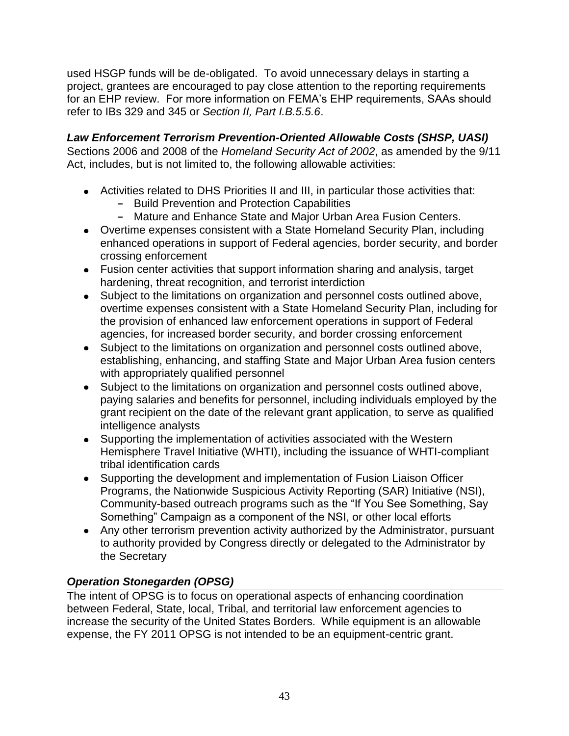used HSGP funds will be de-obligated. To avoid unnecessary delays in starting a project, grantees are encouraged to pay close attention to the reporting requirements for an EHP review. For more information on FEMA's EHP requirements, SAAs should refer to IBs 329 and 345 or *Section II, Part I.B.5.5.6*.

### *Law Enforcement Terrorism Prevention-Oriented Allowable Costs (SHSP, UASI)*

Sections 2006 and 2008 of the *Homeland Security Act of 2002*, as amended by the 9/11 Act, includes, but is not limited to, the following allowable activities:

- Activities related to DHS Priorities II and III, in particular those activities that:
  - Build Prevention and Protection Capabilities
  - Mature and Enhance State and Major Urban Area Fusion Centers.
- Overtime expenses consistent with a State Homeland Security Plan, including enhanced operations in support of Federal agencies, border security, and border crossing enforcement
- Fusion center activities that support information sharing and analysis, target hardening, threat recognition, and terrorist interdiction
- Subject to the limitations on organization and personnel costs outlined above, overtime expenses consistent with a State Homeland Security Plan, including for the provision of enhanced law enforcement operations in support of Federal agencies, for increased border security, and border crossing enforcement
- Subject to the limitations on organization and personnel costs outlined above, establishing, enhancing, and staffing State and Major Urban Area fusion centers with appropriately qualified personnel
- Subject to the limitations on organization and personnel costs outlined above, paying salaries and benefits for personnel, including individuals employed by the grant recipient on the date of the relevant grant application, to serve as qualified intelligence analysts
- Supporting the implementation of activities associated with the Western Hemisphere Travel Initiative (WHTI), including the issuance of WHTI-compliant tribal identification cards
- Supporting the development and implementation of Fusion Liaison Officer Programs, the Nationwide Suspicious Activity Reporting (SAR) Initiative (NSI), Community-based outreach programs such as the "If You See Something, Say Something" Campaign as a component of the NSI, or other local efforts
- Any other terrorism prevention activity authorized by the Administrator, pursuant to authority provided by Congress directly or delegated to the Administrator by the Secretary

### *Operation Stonegarden (OPSG)*

The intent of OPSG is to focus on operational aspects of enhancing coordination between Federal, State, local, Tribal, and territorial law enforcement agencies to increase the security of the United States Borders. While equipment is an allowable expense, the FY 2011 OPSG is not intended to be an equipment-centric grant.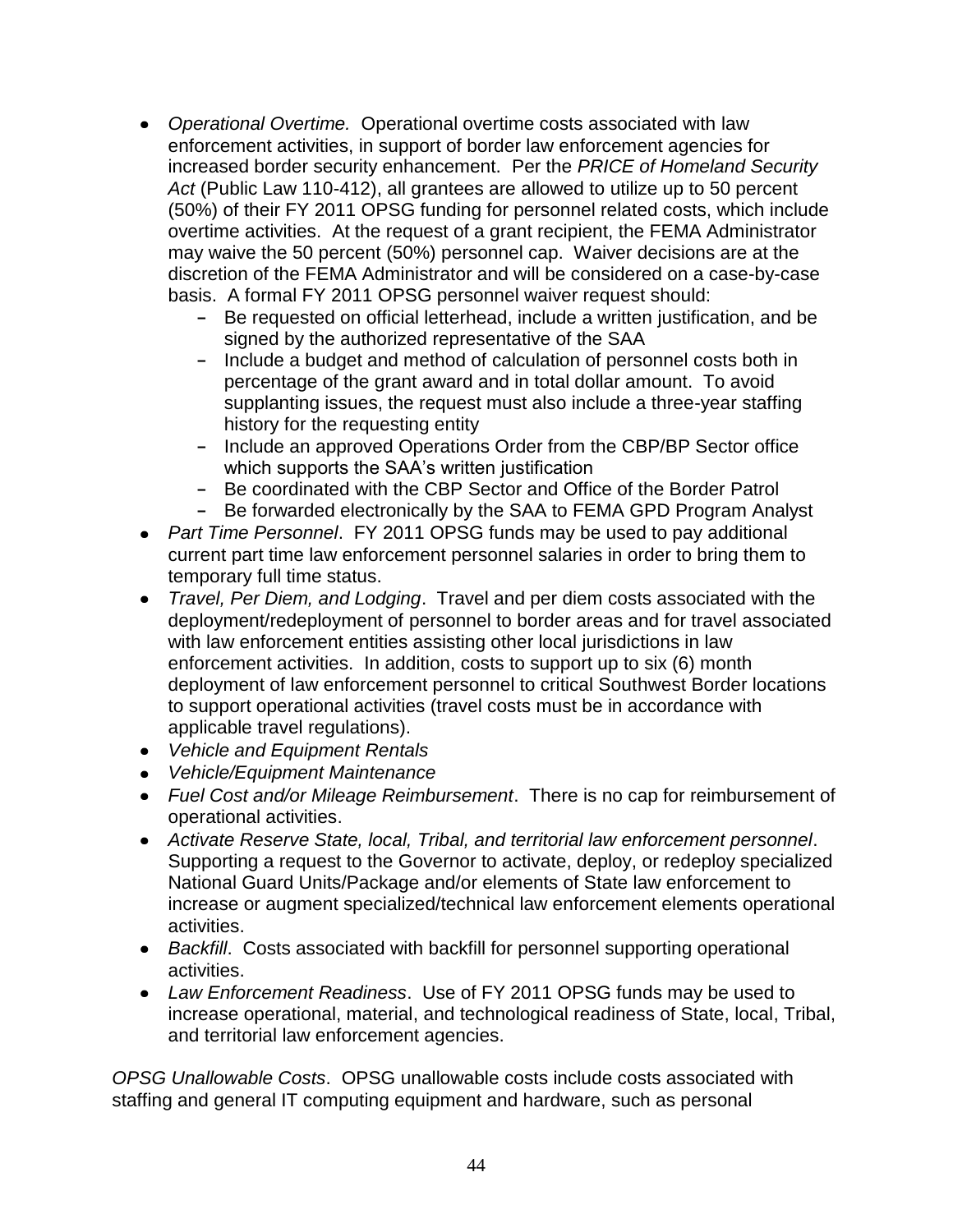- *Operational Overtime.* Operational overtime costs associated with law enforcement activities, in support of border law enforcement agencies for increased border security enhancement. Per the *PRICE of Homeland Security Act* (Public Law 110-412), all grantees are allowed to utilize up to 50 percent (50%) of their FY 2011 OPSG funding for personnel related costs, which include overtime activities. At the request of a grant recipient, the FEMA Administrator may waive the 50 percent (50%) personnel cap. Waiver decisions are at the discretion of the FEMA Administrator and will be considered on a case-by-case basis. A formal FY 2011 OPSG personnel waiver request should:
  - Be requested on official letterhead, include a written justification, and be signed by the authorized representative of the SAA
  - Include a budget and method of calculation of personnel costs both in percentage of the grant award and in total dollar amount. To avoid supplanting issues, the request must also include a three-year staffing history for the requesting entity
  - Include an approved Operations Order from the CBP/BP Sector office which supports the SAA's written justification
  - Be coordinated with the CBP Sector and Office of the Border Patrol
  - Be forwarded electronically by the SAA to FEMA GPD Program Analyst
- *Part Time Personnel*. FY 2011 OPSG funds may be used to pay additional current part time law enforcement personnel salaries in order to bring them to temporary full time status.
- *Travel, Per Diem, and Lodging*. Travel and per diem costs associated with the deployment/redeployment of personnel to border areas and for travel associated with law enforcement entities assisting other local jurisdictions in law enforcement activities. In addition, costs to support up to six (6) month deployment of law enforcement personnel to critical Southwest Border locations to support operational activities (travel costs must be in accordance with applicable travel regulations).
- *Vehicle and Equipment Rentals*
- *Vehicle/Equipment Maintenance*
- *Fuel Cost and/or Mileage Reimbursement*. There is no cap for reimbursement of operational activities.
- *Activate Reserve State, local, Tribal, and territorial law enforcement personnel*. Supporting a request to the Governor to activate, deploy, or redeploy specialized National Guard Units/Package and/or elements of State law enforcement to increase or augment specialized/technical law enforcement elements operational activities.
- *Backfill*. Costs associated with backfill for personnel supporting operational activities.
- *Law Enforcement Readiness*. Use of FY 2011 OPSG funds may be used to increase operational, material, and technological readiness of State, local, Tribal, and territorial law enforcement agencies.

*OPSG Unallowable Costs*. OPSG unallowable costs include costs associated with staffing and general IT computing equipment and hardware, such as personal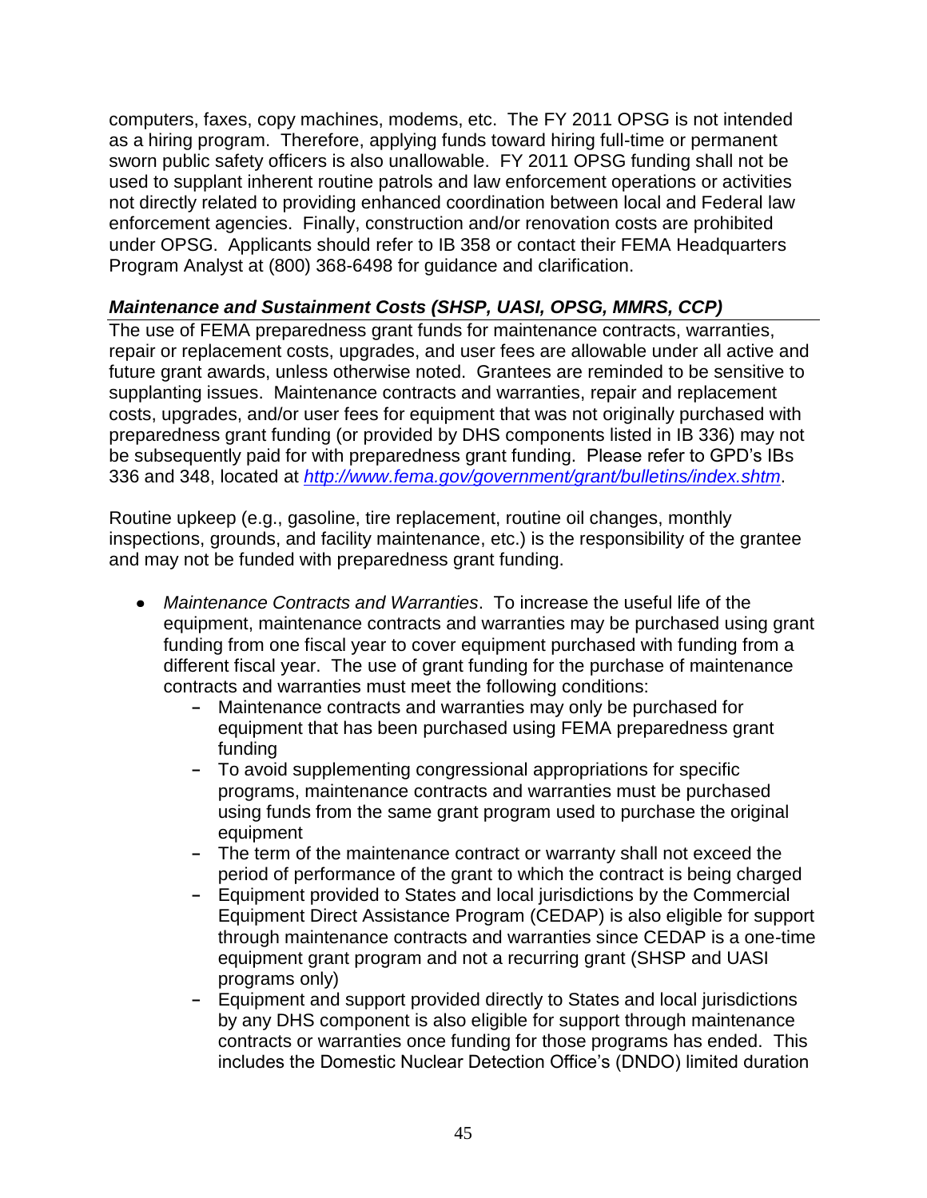computers, faxes, copy machines, modems, etc. The FY 2011 OPSG is not intended as a hiring program. Therefore, applying funds toward hiring full-time or permanent sworn public safety officers is also unallowable. FY 2011 OPSG funding shall not be used to supplant inherent routine patrols and law enforcement operations or activities not directly related to providing enhanced coordination between local and Federal law enforcement agencies. Finally, construction and/or renovation costs are prohibited under OPSG. Applicants should refer to IB 358 or contact their FEMA Headquarters Program Analyst at (800) 368-6498 for guidance and clarification.

### *Maintenance and Sustainment Costs (SHSP, UASI, OPSG, MMRS, CCP)*

The use of FEMA preparedness grant funds for maintenance contracts, warranties, repair or replacement costs, upgrades, and user fees are allowable under all active and future grant awards, unless otherwise noted. Grantees are reminded to be sensitive to supplanting issues. Maintenance contracts and warranties, repair and replacement costs, upgrades, and/or user fees for equipment that was not originally purchased with preparedness grant funding (or provided by DHS components listed in IB 336) may not be subsequently paid for with preparedness grant funding. Please refer to GPD's IBs 336 and 348, located at *http://www.fema.gov/government/grant/bulletins/index.shtm*.

Routine upkeep (e.g., gasoline, tire replacement, routine oil changes, monthly inspections, grounds, and facility maintenance, etc.) is the responsibility of the grantee and may not be funded with preparedness grant funding.

- *Maintenance Contracts and Warranties*. To increase the useful life of the equipment, maintenance contracts and warranties may be purchased using grant funding from one fiscal year to cover equipment purchased with funding from a different fiscal year. The use of grant funding for the purchase of maintenance contracts and warranties must meet the following conditions:
  - Maintenance contracts and warranties may only be purchased for equipment that has been purchased using FEMA preparedness grant funding
  - To avoid supplementing congressional appropriations for specific programs, maintenance contracts and warranties must be purchased using funds from the same grant program used to purchase the original equipment
  - The term of the maintenance contract or warranty shall not exceed the period of performance of the grant to which the contract is being charged
  - Equipment provided to States and local jurisdictions by the Commercial Equipment Direct Assistance Program (CEDAP) is also eligible for support through maintenance contracts and warranties since CEDAP is a one-time equipment grant program and not a recurring grant (SHSP and UASI programs only)
  - Equipment and support provided directly to States and local jurisdictions by any DHS component is also eligible for support through maintenance contracts or warranties once funding for those programs has ended. This includes the Domestic Nuclear Detection Office's (DNDO) limited duration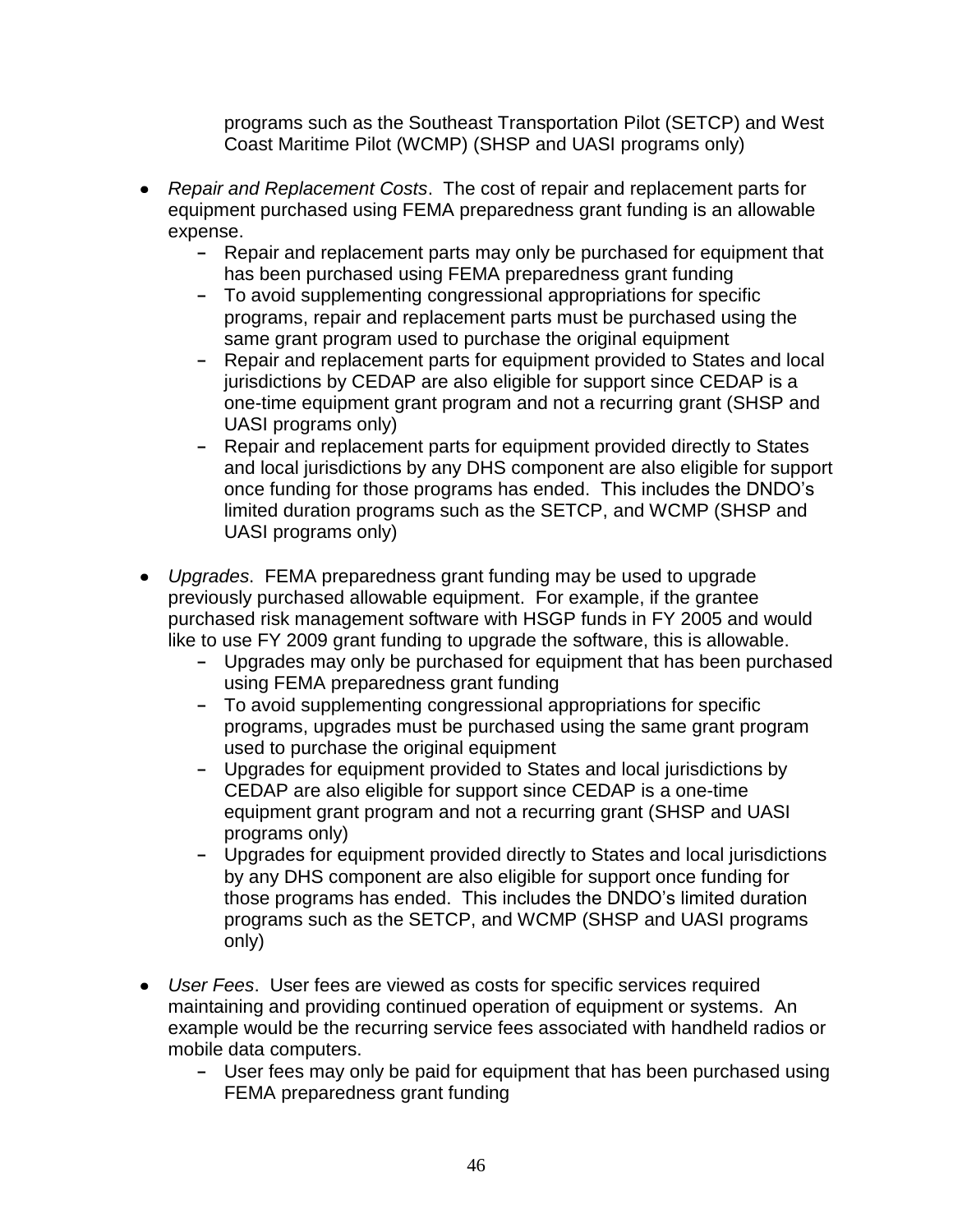programs such as the Southeast Transportation Pilot (SETCP) and West Coast Maritime Pilot (WCMP) (SHSP and UASI programs only)

- *Repair and Replacement Costs*. The cost of repair and replacement parts for equipment purchased using FEMA preparedness grant funding is an allowable expense.
  - Repair and replacement parts may only be purchased for equipment that has been purchased using FEMA preparedness grant funding
  - To avoid supplementing congressional appropriations for specific programs, repair and replacement parts must be purchased using the same grant program used to purchase the original equipment
  - Repair and replacement parts for equipment provided to States and local jurisdictions by CEDAP are also eligible for support since CEDAP is a one-time equipment grant program and not a recurring grant (SHSP and UASI programs only)
  - Repair and replacement parts for equipment provided directly to States and local jurisdictions by any DHS component are also eligible for support once funding for those programs has ended. This includes the DNDO's limited duration programs such as the SETCP, and WCMP (SHSP and UASI programs only)

- *Upgrades*. FEMA preparedness grant funding may be used to upgrade previously purchased allowable equipment. For example, if the grantee purchased risk management software with HSGP funds in FY 2005 and would like to use FY 2009 grant funding to upgrade the software, this is allowable.
  - Upgrades may only be purchased for equipment that has been purchased using FEMA preparedness grant funding
  - To avoid supplementing congressional appropriations for specific programs, upgrades must be purchased using the same grant program used to purchase the original equipment
  - Upgrades for equipment provided to States and local jurisdictions by CEDAP are also eligible for support since CEDAP is a one-time equipment grant program and not a recurring grant (SHSP and UASI programs only)
  - Upgrades for equipment provided directly to States and local jurisdictions by any DHS component are also eligible for support once funding for those programs has ended. This includes the DNDO's limited duration programs such as the SETCP, and WCMP (SHSP and UASI programs only)

- *User Fees*. User fees are viewed as costs for specific services required maintaining and providing continued operation of equipment or systems. An example would be the recurring service fees associated with handheld radios or mobile data computers.
  - User fees may only be paid for equipment that has been purchased using FEMA preparedness grant funding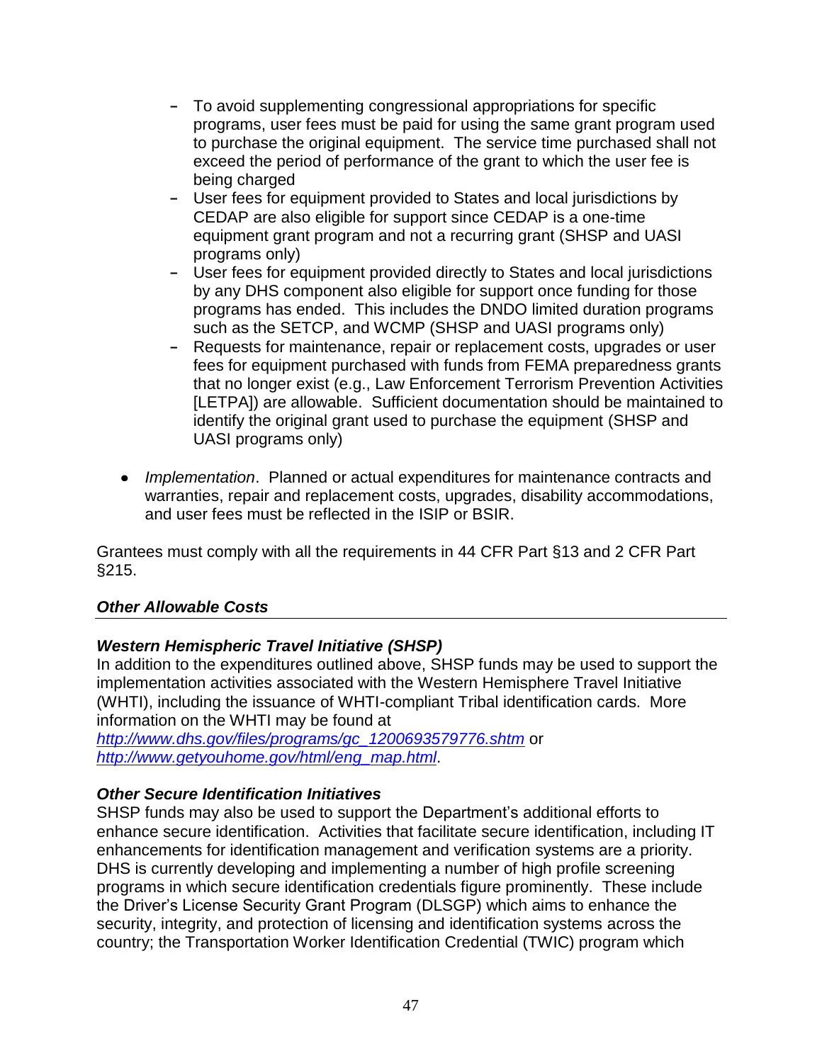- To avoid supplementing congressional appropriations for specific programs, user fees must be paid for using the same grant program used to purchase the original equipment. The service time purchased shall not exceed the period of performance of the grant to which the user fee is being charged
  - User fees for equipment provided to States and local jurisdictions by CEDAP are also eligible for support since CEDAP is a one-time equipment grant program and not a recurring grant (SHSP and UASI programs only)
  - User fees for equipment provided directly to States and local jurisdictions by any DHS component also eligible for support once funding for those programs has ended. This includes the DNDO limited duration programs such as the SETCP, and WCMP (SHSP and UASI programs only)
  - Requests for maintenance, repair or replacement costs, upgrades or user fees for equipment purchased with funds from FEMA preparedness grants that no longer exist (e.g., Law Enforcement Terrorism Prevention Activities [LETPA]) are allowable. Sufficient documentation should be maintained to identify the original grant used to purchase the equipment (SHSP and UASI programs only)

- *Implementation*. Planned or actual expenditures for maintenance contracts and warranties, repair and replacement costs, upgrades, disability accommodations, and user fees must be reflected in the ISIP or BSIR.

Grantees must comply with all the requirements in 44 CFR Part §13 and 2 CFR Part §215.

### *Other Allowable Costs*

#### *Western Hemispheric Travel Initiative (SHSP)*

In addition to the expenditures outlined above, SHSP funds may be used to support the implementation activities associated with the Western Hemisphere Travel Initiative (WHTI), including the issuance of WHTI-compliant Tribal identification cards. More information on the WHTI may be found at *http://www.dhs.gov/files/programs/gc_1200693579776.shtm* or *http://www.getyouhome.gov/html/eng_map.html*.

#### *Other Secure Identification Initiatives*

SHSP funds may also be used to support the Department's additional efforts to enhance secure identification. Activities that facilitate secure identification, including IT enhancements for identification management and verification systems are a priority. DHS is currently developing and implementing a number of high profile screening programs in which secure identification credentials figure prominently. These include the Driver's License Security Grant Program (DLSGP) which aims to enhance the security, integrity, and protection of licensing and identification systems across the country; the Transportation Worker Identification Credential (TWIC) program which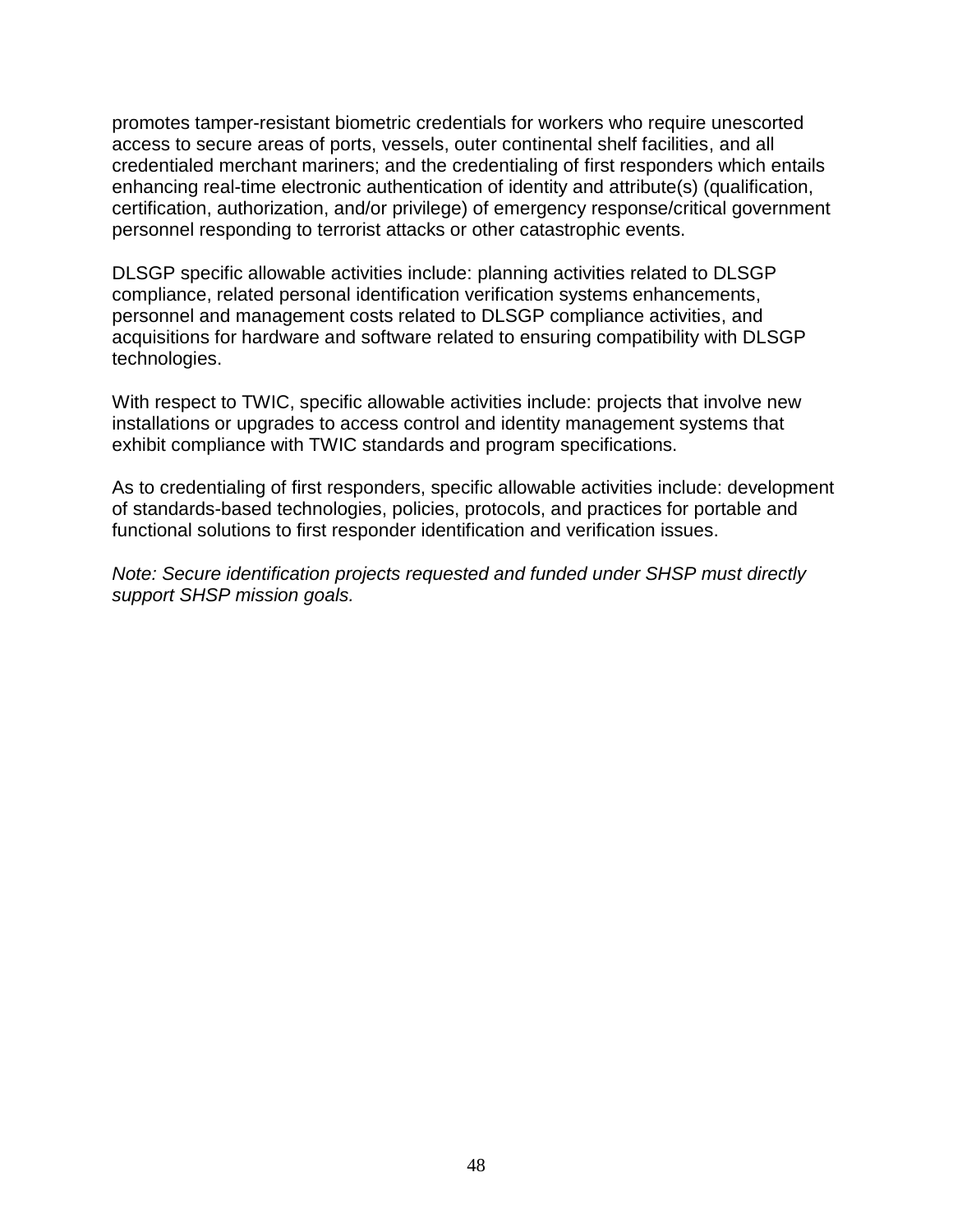promotes tamper-resistant biometric credentials for workers who require unescorted access to secure areas of ports, vessels, outer continental shelf facilities, and all credentialed merchant mariners; and the credentialing of first responders which entails enhancing real-time electronic authentication of identity and attribute(s) (qualification, certification, authorization, and/or privilege) of emergency response/critical government personnel responding to terrorist attacks or other catastrophic events.

DLSGP specific allowable activities include: planning activities related to DLSGP compliance, related personal identification verification systems enhancements, personnel and management costs related to DLSGP compliance activities, and acquisitions for hardware and software related to ensuring compatibility with DLSGP technologies.

With respect to TWIC, specific allowable activities include: projects that involve new installations or upgrades to access control and identity management systems that exhibit compliance with TWIC standards and program specifications.

As to credentialing of first responders, specific allowable activities include: development of standards-based technologies, policies, protocols, and practices for portable and functional solutions to first responder identification and verification issues.

*Note: Secure identification projects requested and funded under SHSP must directly support SHSP mission goals.*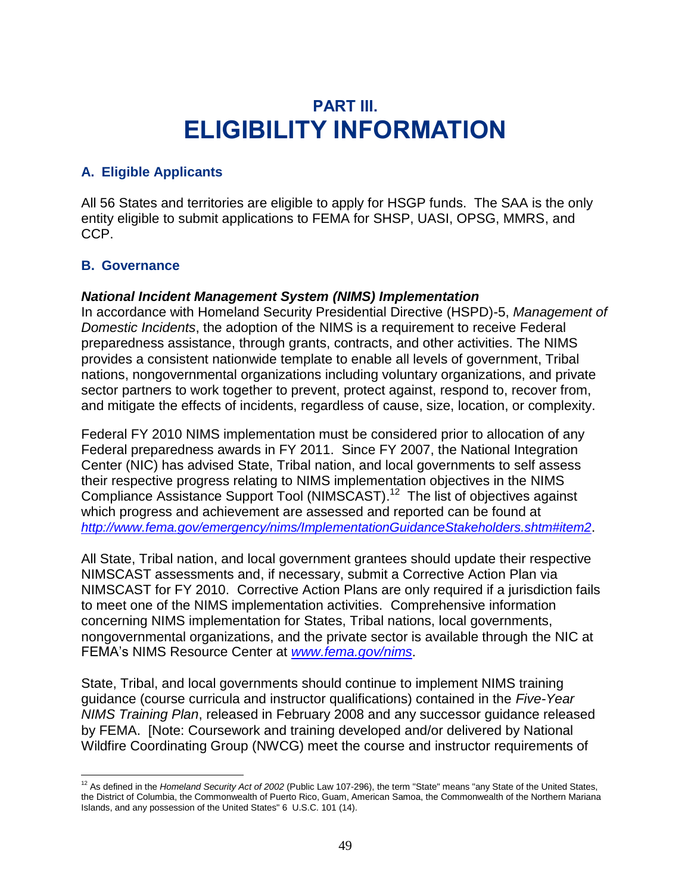# PART III. ELIGIBILITY INFORMATION

## A. Eligible Applicants

All 56 States and territories are eligible to apply for HSGP funds. The SAA is the only entity eligible to submit applications to FEMA for SHSP, UASI, OPSG, MMRS, and CCP.

## B. Governance

***National Incident Management System (NIMS) Implementation***

In accordance with Homeland Security Presidential Directive (HSPD)-5, *Management of Domestic Incidents*, the adoption of the NIMS is a requirement to receive Federal preparedness assistance, through grants, contracts, and other activities. The NIMS provides a consistent nationwide template to enable all levels of government, Tribal nations, nongovernmental organizations including voluntary organizations, and private sector partners to work together to prevent, protect against, respond to, recover from, and mitigate the effects of incidents, regardless of cause, size, location, or complexity.

Federal FY 2010 NIMS implementation must be considered prior to allocation of any Federal preparedness awards in FY 2011. Since FY 2007, the National Integration Center (NIC) has advised State, Tribal nation, and local governments to self assess their respective progress relating to NIMS implementation objectives in the NIMS Compliance Assistance Support Tool (NIMSCAST).[12] The list of objectives against which progress and achievement are assessed and reported can be found at *http://www.fema.gov/emergency/nims/ImplementationGuidanceStakeholders.shtm#item2*.

All State, Tribal nation, and local government grantees should update their respective NIMSCAST assessments and, if necessary, submit a Corrective Action Plan via NIMSCAST for FY 2010. Corrective Action Plans are only required if a jurisdiction fails to meet one of the NIMS implementation activities. Comprehensive information concerning NIMS implementation for States, Tribal nations, local governments, nongovernmental organizations, and the private sector is available through the NIC at FEMA's NIMS Resource Center at *www.fema.gov/nims*.

State, Tribal, and local governments should continue to implement NIMS training guidance (course curricula and instructor qualifications) contained in the *Five-Year NIMS Training Plan*, released in February 2008 and any successor guidance released by FEMA. [Note: Coursework and training developed and/or delivered by National Wildfire Coordinating Group (NWCG) meet the course and instructor requirements of

---

[12] As defined in the *Homeland Security Act of 2002* (Public Law 107-296), the term "State" means "any State of the United States, the District of Columbia, the Commonwealth of Puerto Rico, Guam, American Samoa, the Commonwealth of the Northern Mariana Islands, and any possession of the United States" 6 U.S.C. 101 (14).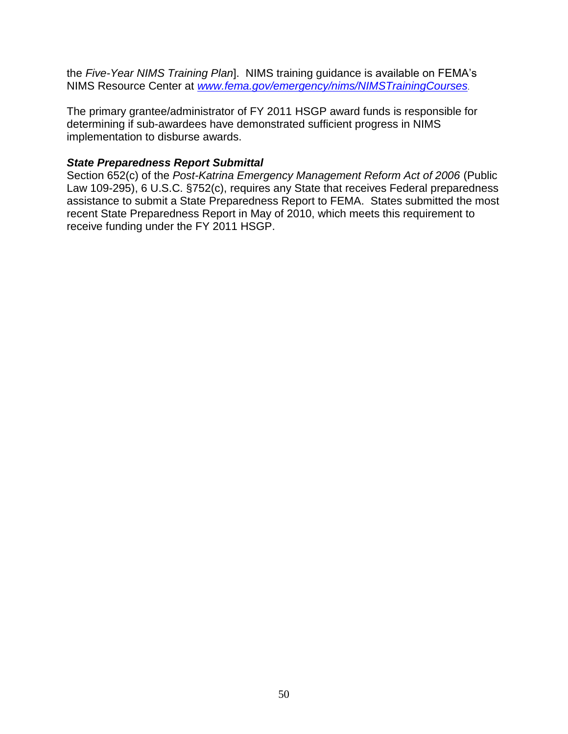the *Five-Year NIMS Training Plan*]. NIMS training guidance is available on FEMA's NIMS Resource Center at *www.fema.gov/emergency/nims/NIMSTrainingCourses*.

The primary grantee/administrator of FY 2011 HSGP award funds is responsible for determining if sub-awardees have demonstrated sufficient progress in NIMS implementation to disburse awards.

***State Preparedness Report Submittal***

Section 652(c) of the *Post-Katrina Emergency Management Reform Act of 2006* (Public Law 109-295), 6 U.S.C. §752(c), requires any State that receives Federal preparedness assistance to submit a State Preparedness Report to FEMA. States submitted the most recent State Preparedness Report in May of 2010, which meets this requirement to receive funding under the FY 2011 HSGP.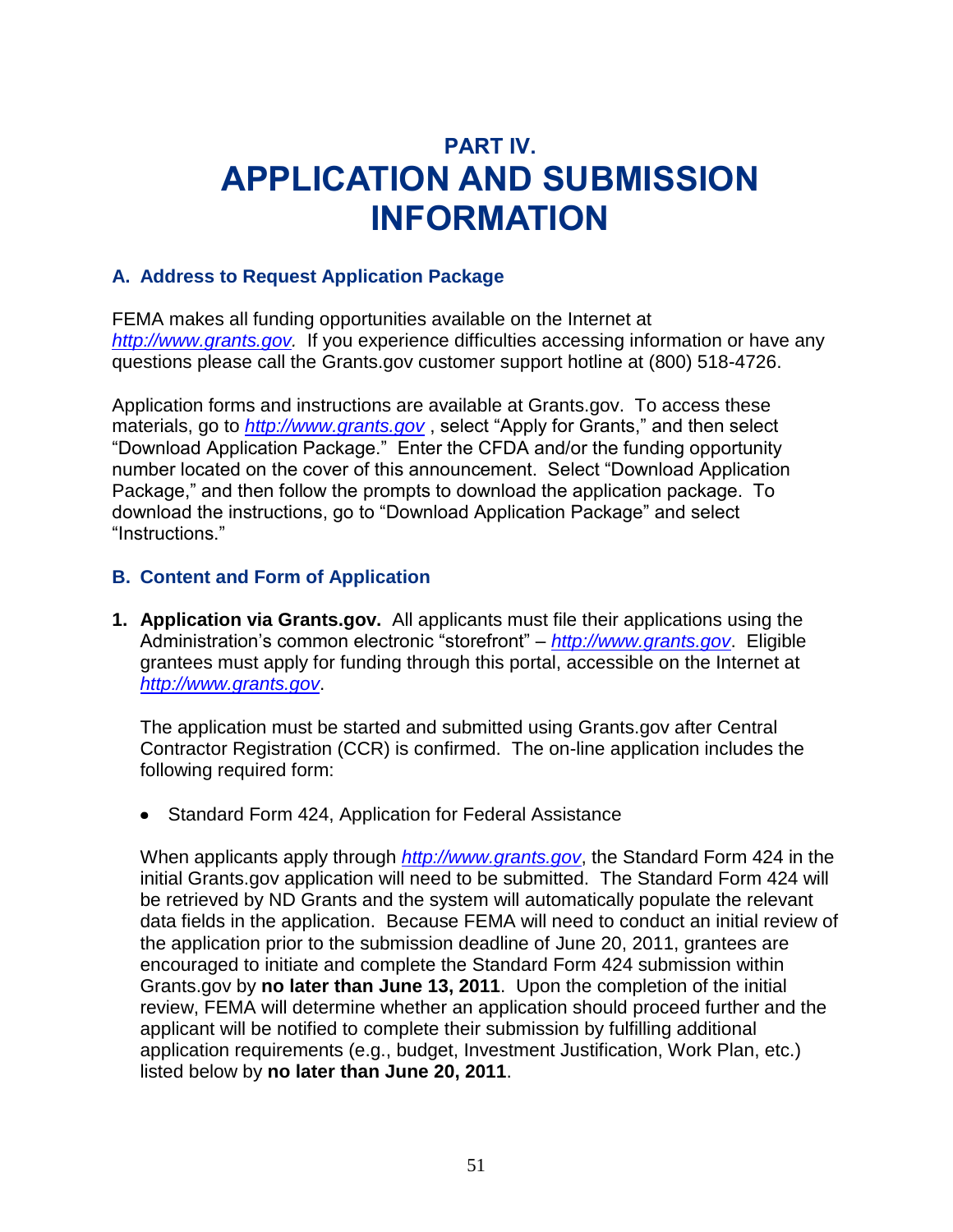# PART IV.
# APPLICATION AND SUBMISSION INFORMATION

### A. Address to Request Application Package

FEMA makes all funding opportunities available on the Internet at *http://www.grants.gov*. If you experience difficulties accessing information or have any questions please call the Grants.gov customer support hotline at (800) 518-4726.

Application forms and instructions are available at Grants.gov. To access these materials, go to *http://www.grants.gov* , select "Apply for Grants," and then select "Download Application Package." Enter the CFDA and/or the funding opportunity number located on the cover of this announcement. Select "Download Application Package," and then follow the prompts to download the application package. To download the instructions, go to "Download Application Package" and select "Instructions."

### B. Content and Form of Application

1. **Application via Grants.gov.** All applicants must file their applications using the Administration's common electronic "storefront" – *http://www.grants.gov*. Eligible grantees must apply for funding through this portal, accessible on the Internet at *http://www.grants.gov*.

   The application must be started and submitted using Grants.gov after Central Contractor Registration (CCR) is confirmed. The on-line application includes the following required form:

   - Standard Form 424, Application for Federal Assistance

   When applicants apply through *http://www.grants.gov*, the Standard Form 424 in the initial Grants.gov application will need to be submitted. The Standard Form 424 will be retrieved by ND Grants and the system will automatically populate the relevant data fields in the application. Because FEMA will need to conduct an initial review of the application prior to the submission deadline of June 20, 2011, grantees are encouraged to initiate and complete the Standard Form 424 submission within Grants.gov by **no later than June 13, 2011**. Upon the completion of the initial review, FEMA will determine whether an application should proceed further and the applicant will be notified to complete their submission by fulfilling additional application requirements (e.g., budget, Investment Justification, Work Plan, etc.) listed below by **no later than June 20, 2011**.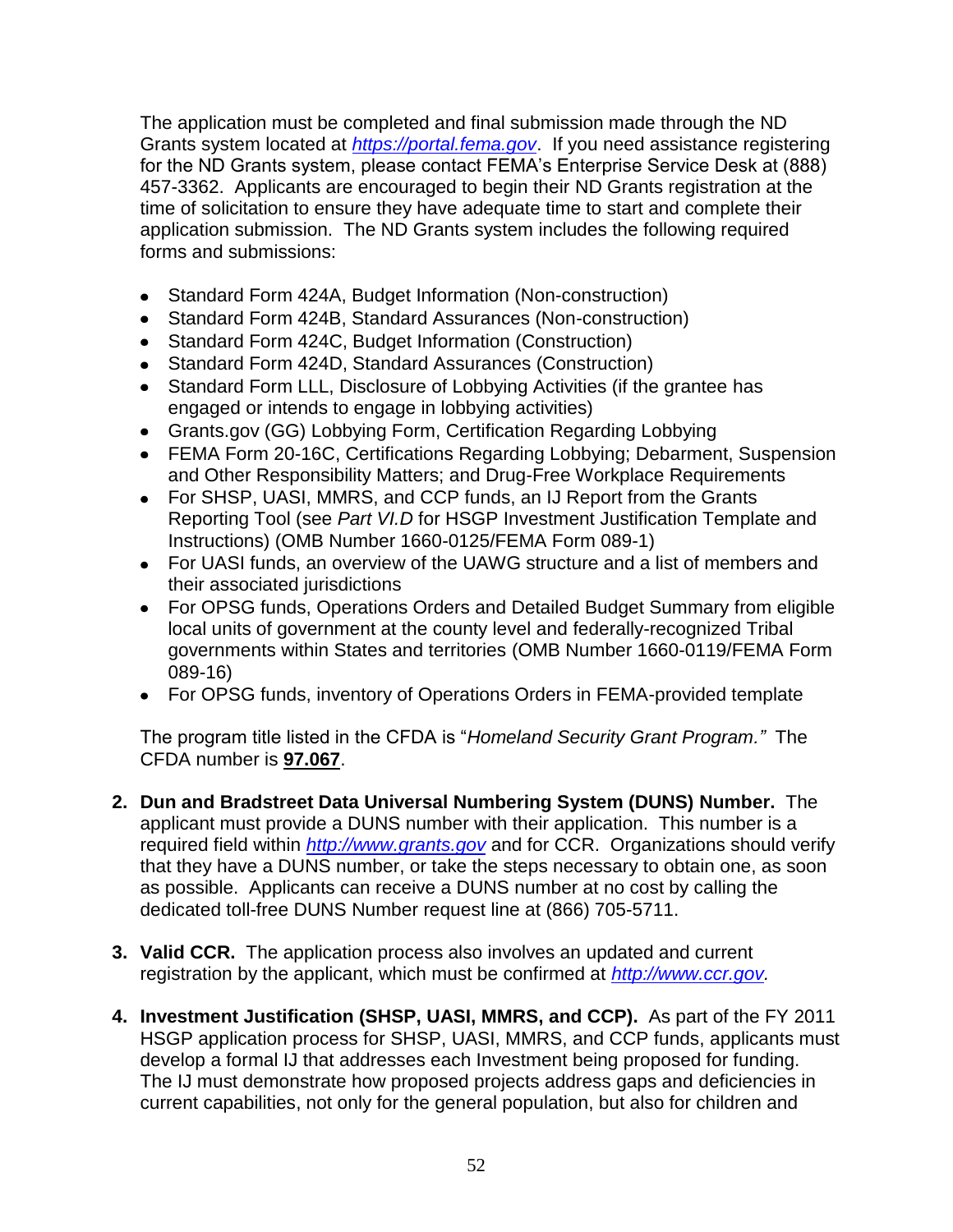The application must be completed and final submission made through the ND Grants system located at [https://portal.fema.gov](https://portal.fema.gov). If you need assistance registering for the ND Grants system, please contact FEMA's Enterprise Service Desk at (888) 457-3362. Applicants are encouraged to begin their ND Grants registration at the time of solicitation to ensure they have adequate time to start and complete their application submission. The ND Grants system includes the following required forms and submissions:

- Standard Form 424A, Budget Information (Non-construction)
- Standard Form 424B, Standard Assurances (Non-construction)
- Standard Form 424C, Budget Information (Construction)
- Standard Form 424D, Standard Assurances (Construction)
- Standard Form LLL, Disclosure of Lobbying Activities (if the grantee has engaged or intends to engage in lobbying activities)
- Grants.gov (GG) Lobbying Form, Certification Regarding Lobbying
- FEMA Form 20-16C, Certifications Regarding Lobbying; Debarment, Suspension and Other Responsibility Matters; and Drug-Free Workplace Requirements
- For SHSP, UASI, MMRS, and CCP funds, an IJ Report from the Grants Reporting Tool (see *Part VI.D* for HSGP Investment Justification Template and Instructions) (OMB Number 1660-0125/FEMA Form 089-1)
- For UASI funds, an overview of the UAWG structure and a list of members and their associated jurisdictions
- For OPSG funds, Operations Orders and Detailed Budget Summary from eligible local units of government at the county level and federally-recognized Tribal governments within States and territories (OMB Number 1660-0119/FEMA Form 089-16)
- For OPSG funds, inventory of Operations Orders in FEMA-provided template

The program title listed in the CFDA is "*Homeland Security Grant Program.*" The CFDA number is **97.067**.

2. **Dun and Bradstreet Data Universal Numbering System (DUNS) Number.** The applicant must provide a DUNS number with their application. This number is a required field within [http://www.grants.gov](http://www.grants.gov) and for CCR. Organizations should verify that they have a DUNS number, or take the steps necessary to obtain one, as soon as possible. Applicants can receive a DUNS number at no cost by calling the dedicated toll-free DUNS Number request line at (866) 705-5711.

3. **Valid CCR.** The application process also involves an updated and current registration by the applicant, which must be confirmed at [http://www.ccr.gov](http://www.ccr.gov).

4. **Investment Justification (SHSP, UASI, MMRS, and CCP).** As part of the FY 2011 HSGP application process for SHSP, UASI, MMRS, and CCP funds, applicants must develop a formal IJ that addresses each Investment being proposed for funding. The IJ must demonstrate how proposed projects address gaps and deficiencies in current capabilities, not only for the general population, but also for children and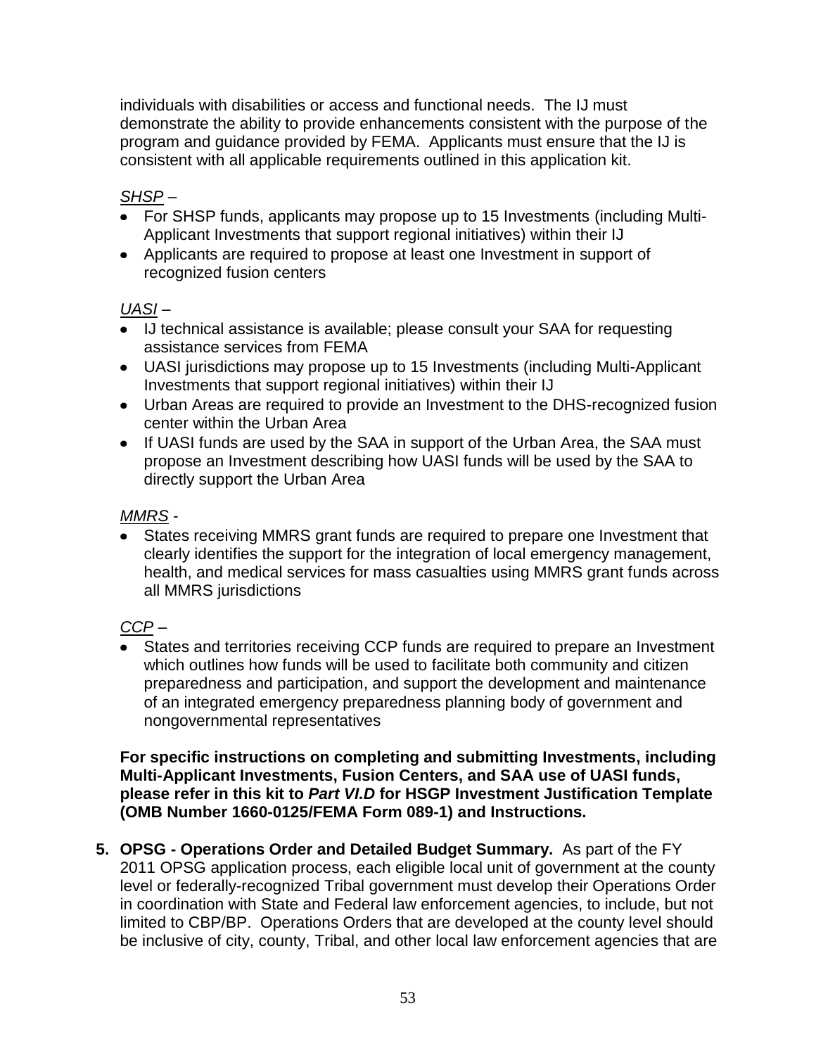individuals with disabilities or access and functional needs. The IJ must demonstrate the ability to provide enhancements consistent with the purpose of the program and guidance provided by FEMA. Applicants must ensure that the IJ is consistent with all applicable requirements outlined in this application kit.

<u>SHSP</u> –

- For SHSP funds, applicants may propose up to 15 Investments (including Multi-Applicant Investments that support regional initiatives) within their IJ
- Applicants are required to propose at least one Investment in support of recognized fusion centers

<u>UASI</u> –

- IJ technical assistance is available; please consult your SAA for requesting assistance services from FEMA
- UASI jurisdictions may propose up to 15 Investments (including Multi-Applicant Investments that support regional initiatives) within their IJ
- Urban Areas are required to provide an Investment to the DHS-recognized fusion center within the Urban Area
- If UASI funds are used by the SAA in support of the Urban Area, the SAA must propose an Investment describing how UASI funds will be used by the SAA to directly support the Urban Area

<u>MMRS</u> -

- States receiving MMRS grant funds are required to prepare one Investment that clearly identifies the support for the integration of local emergency management, health, and medical services for mass casualties using MMRS grant funds across all MMRS jurisdictions

<u>CCP</u> –

- States and territories receiving CCP funds are required to prepare an Investment which outlines how funds will be used to facilitate both community and citizen preparedness and participation, and support the development and maintenance of an integrated emergency preparedness planning body of government and nongovernmental representatives

**For specific instructions on completing and submitting Investments, including Multi-Applicant Investments, Fusion Centers, and SAA use of UASI funds, please refer in this kit to *Part VI.D* for HSGP Investment Justification Template (OMB Number 1660-0125/FEMA Form 089-1) and Instructions.**

5. **OPSG - Operations Order and Detailed Budget Summary.** As part of the FY 2011 OPSG application process, each eligible local unit of government at the county level or federally-recognized Tribal government must develop their Operations Order in coordination with State and Federal law enforcement agencies, to include, but not limited to CBP/BP. Operations Orders that are developed at the county level should be inclusive of city, county, Tribal, and other local law enforcement agencies that are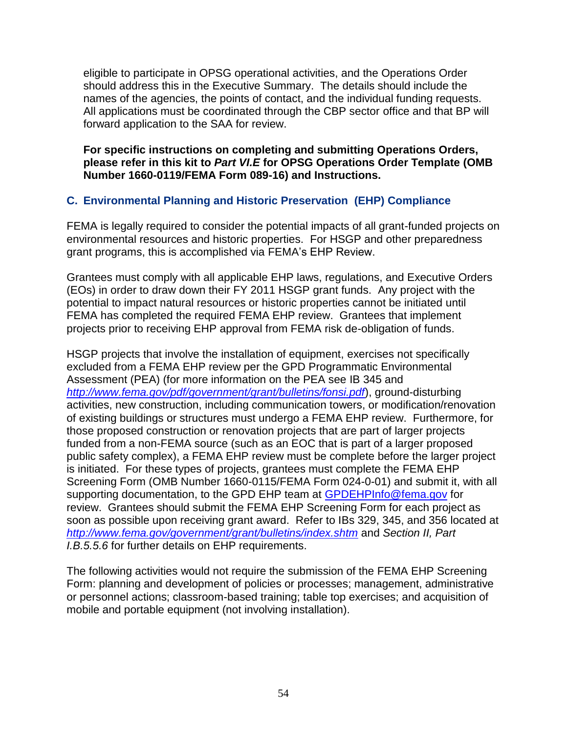eligible to participate in OPSG operational activities, and the Operations Order should address this in the Executive Summary. The details should include the names of the agencies, the points of contact, and the individual funding requests. All applications must be coordinated through the CBP sector office and that BP will forward application to the SAA for review.

**For specific instructions on completing and submitting Operations Orders, please refer in this kit to *Part VI.E* for OPSG Operations Order Template (OMB Number 1660-0119/FEMA Form 089-16) and Instructions.**

## C. Environmental Planning and Historic Preservation (EHP) Compliance

FEMA is legally required to consider the potential impacts of all grant-funded projects on environmental resources and historic properties. For HSGP and other preparedness grant programs, this is accomplished via FEMA's EHP Review.

Grantees must comply with all applicable EHP laws, regulations, and Executive Orders (EOs) in order to draw down their FY 2011 HSGP grant funds. Any project with the potential to impact natural resources or historic properties cannot be initiated until FEMA has completed the required FEMA EHP review. Grantees that implement projects prior to receiving EHP approval from FEMA risk de-obligation of funds.

HSGP projects that involve the installation of equipment, exercises not specifically excluded from a FEMA EHP review per the GPD Programmatic Environmental Assessment (PEA) (for more information on the PEA see IB 345 and *http://www.fema.gov/pdf/government/grant/bulletins/fonsi.pdf*), ground-disturbing activities, new construction, including communication towers, or modification/renovation of existing buildings or structures must undergo a FEMA EHP review. Furthermore, for those proposed construction or renovation projects that are part of larger projects funded from a non-FEMA source (such as an EOC that is part of a larger proposed public safety complex), a FEMA EHP review must be complete before the larger project is initiated. For these types of projects, grantees must complete the FEMA EHP Screening Form (OMB Number 1660-0115/FEMA Form 024-0-01) and submit it, with all supporting documentation, to the GPD EHP team at GPDEHPInfo@fema.gov for review. Grantees should submit the FEMA EHP Screening Form for each project as soon as possible upon receiving grant award. Refer to IBs 329, 345, and 356 located at *http://www.fema.gov/government/grant/bulletins/index.shtm* and *Section II, Part I.B.5.5.6* for further details on EHP requirements.

The following activities would not require the submission of the FEMA EHP Screening Form: planning and development of policies or processes; management, administrative or personnel actions; classroom-based training; table top exercises; and acquisition of mobile and portable equipment (not involving installation).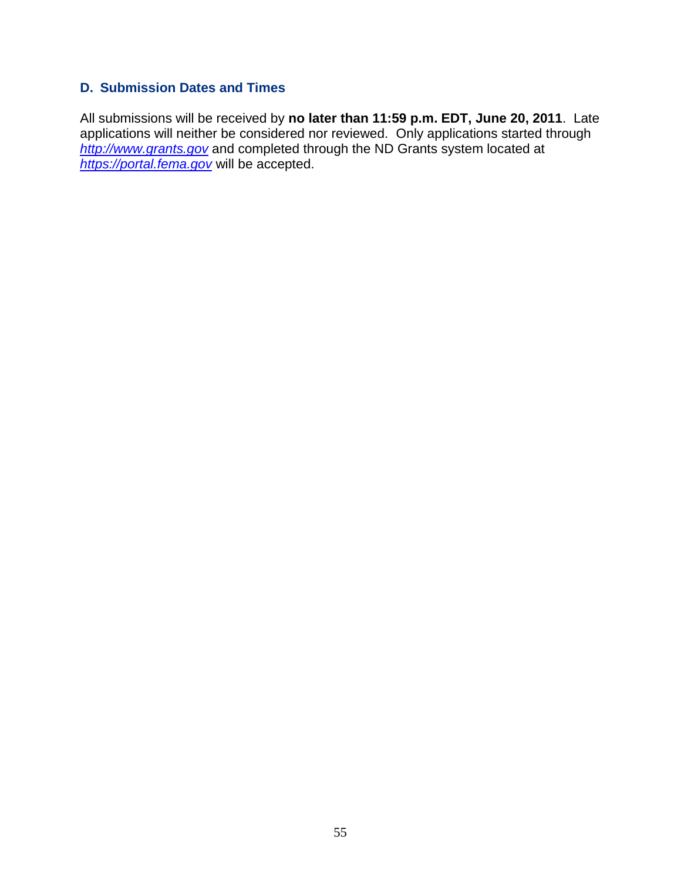### D. Submission Dates and Times

All submissions will be received by **no later than 11:59 p.m. EDT, June 20, 2011**. Late applications will neither be considered nor reviewed. Only applications started through *http://www.grants.gov* and completed through the ND Grants system located at *https://portal.fema.gov* will be accepted.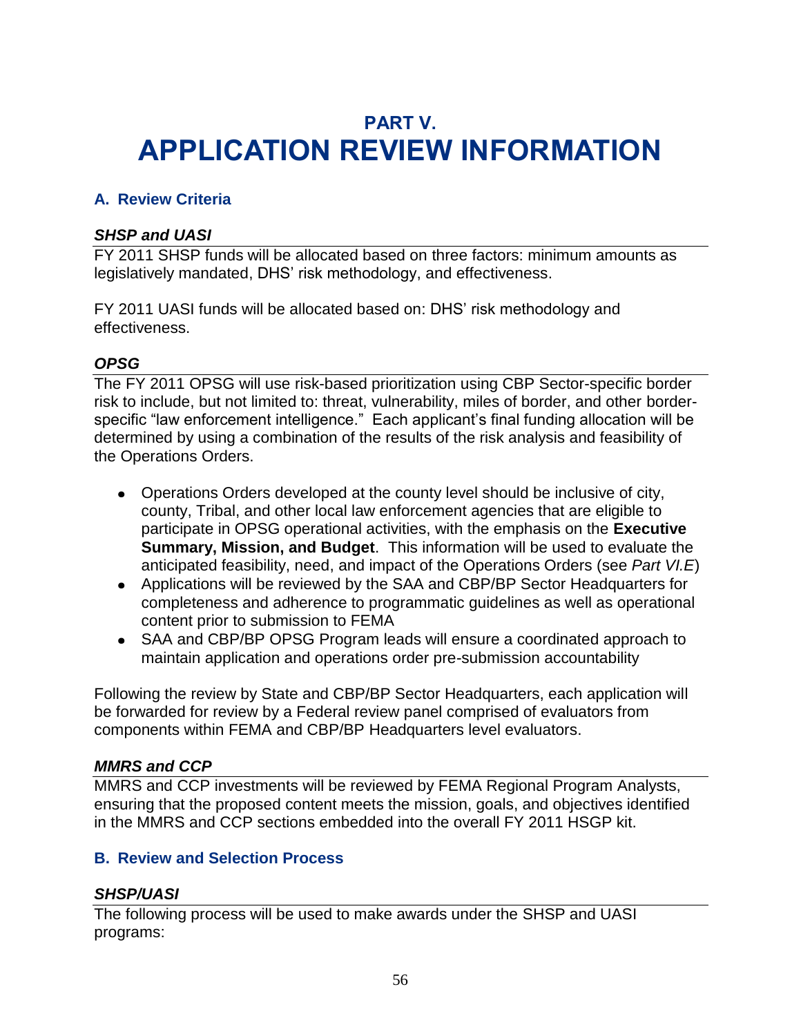# PART V. APPLICATION REVIEW INFORMATION

## A. Review Criteria

### *SHSP and UASI*

FY 2011 SHSP funds will be allocated based on three factors: minimum amounts as legislatively mandated, DHS' risk methodology, and effectiveness.

FY 2011 UASI funds will be allocated based on: DHS' risk methodology and effectiveness.

### *OPSG*

The FY 2011 OPSG will use risk-based prioritization using CBP Sector-specific border risk to include, but not limited to: threat, vulnerability, miles of border, and other border-specific "law enforcement intelligence." Each applicant's final funding allocation will be determined by using a combination of the results of the risk analysis and feasibility of the Operations Orders.

- Operations Orders developed at the county level should be inclusive of city, county, Tribal, and other local law enforcement agencies that are eligible to participate in OPSG operational activities, with the emphasis on the **Executive Summary, Mission, and Budget**. This information will be used to evaluate the anticipated feasibility, need, and impact of the Operations Orders (see *Part VI.E*)
- Applications will be reviewed by the SAA and CBP/BP Sector Headquarters for completeness and adherence to programmatic guidelines as well as operational content prior to submission to FEMA
- SAA and CBP/BP OPSG Program leads will ensure a coordinated approach to maintain application and operations order pre-submission accountability

Following the review by State and CBP/BP Sector Headquarters, each application will be forwarded for review by a Federal review panel comprised of evaluators from components within FEMA and CBP/BP Headquarters level evaluators.

### *MMRS and CCP*

MMRS and CCP investments will be reviewed by FEMA Regional Program Analysts, ensuring that the proposed content meets the mission, goals, and objectives identified in the MMRS and CCP sections embedded into the overall FY 2011 HSGP kit.

## B. Review and Selection Process

### *SHSP/UASI*

The following process will be used to make awards under the SHSP and UASI programs: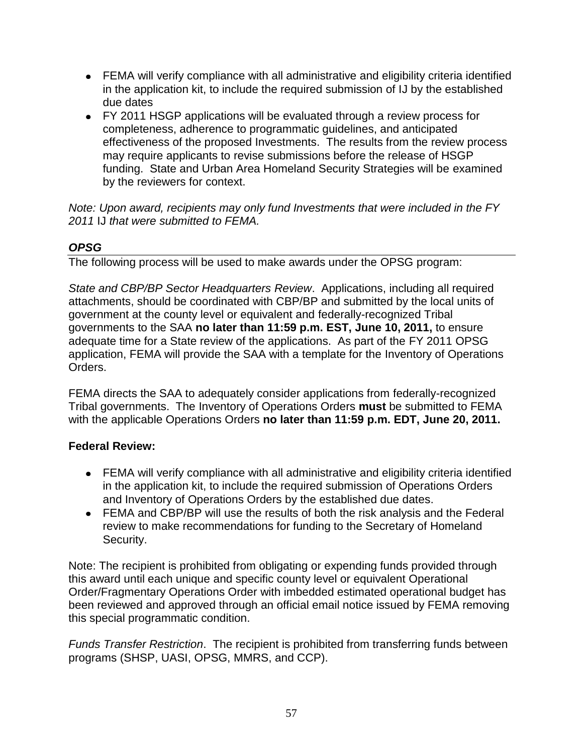- FEMA will verify compliance with all administrative and eligibility criteria identified in the application kit, to include the required submission of IJ by the established due dates
- FY 2011 HSGP applications will be evaluated through a review process for completeness, adherence to programmatic guidelines, and anticipated effectiveness of the proposed Investments. The results from the review process may require applicants to revise submissions before the release of HSGP funding. State and Urban Area Homeland Security Strategies will be examined by the reviewers for context.

*Note: Upon award, recipients may only fund Investments that were included in the FY 2011* IJ *that were submitted to FEMA.*

### ***OPSG***

The following process will be used to make awards under the OPSG program:

*State and CBP/BP Sector Headquarters Review*. Applications, including all required attachments, should be coordinated with CBP/BP and submitted by the local units of government at the county level or equivalent and federally-recognized Tribal governments to the SAA **no later than 11:59 p.m. EST, June 10, 2011,** to ensure adequate time for a State review of the applications. As part of the FY 2011 OPSG application, FEMA will provide the SAA with a template for the Inventory of Operations Orders.

FEMA directs the SAA to adequately consider applications from federally-recognized Tribal governments. The Inventory of Operations Orders **must** be submitted to FEMA with the applicable Operations Orders **no later than 11:59 p.m. EDT, June 20, 2011.**

**Federal Review:**

- FEMA will verify compliance with all administrative and eligibility criteria identified in the application kit, to include the required submission of Operations Orders and Inventory of Operations Orders by the established due dates.
- FEMA and CBP/BP will use the results of both the risk analysis and the Federal review to make recommendations for funding to the Secretary of Homeland Security.

Note: The recipient is prohibited from obligating or expending funds provided through this award until each unique and specific county level or equivalent Operational Order/Fragmentary Operations Order with imbedded estimated operational budget has been reviewed and approved through an official email notice issued by FEMA removing this special programmatic condition.

*Funds Transfer Restriction*. The recipient is prohibited from transferring funds between programs (SHSP, UASI, OPSG, MMRS, and CCP).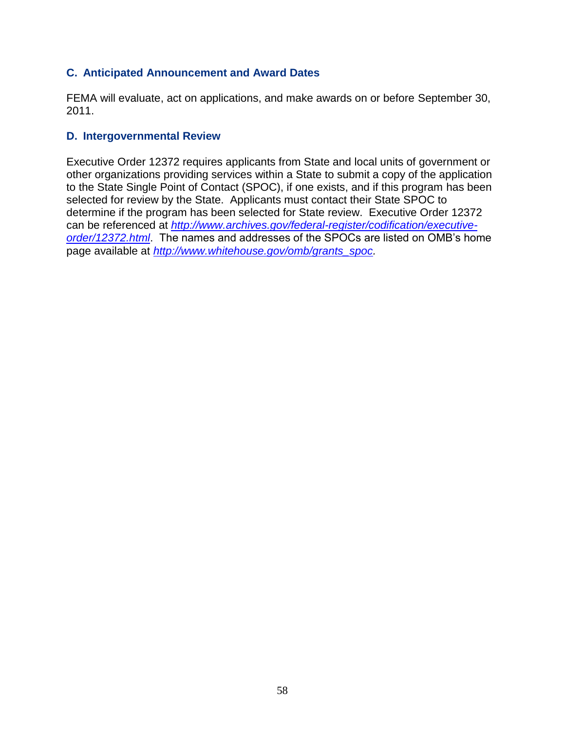### C. Anticipated Announcement and Award Dates

FEMA will evaluate, act on applications, and make awards on or before September 30, 2011.

### D. Intergovernmental Review

Executive Order 12372 requires applicants from State and local units of government or other organizations providing services within a State to submit a copy of the application to the State Single Point of Contact (SPOC), if one exists, and if this program has been selected for review by the State. Applicants must contact their State SPOC to determine if the program has been selected for State review. Executive Order 12372 can be referenced at *http://www.archives.gov/federal-register/codification/executive-order/12372.html*. The names and addresses of the SPOCs are listed on OMB's home page available at *http://www.whitehouse.gov/omb/grants_spoc.*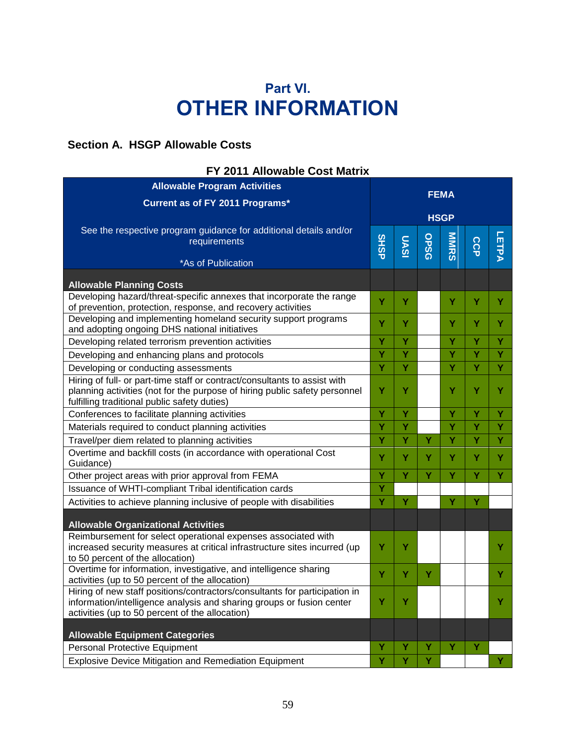# Part VI.
# OTHER INFORMATION

## Section A. HSGP Allowable Costs

**FY 2011 Allowable Cost Matrix**

| Allowable Program Activities<br>Current as of FY 2011 Programs*<br>See the respective program guidance for additional details and/or requirements<br>*As of Publication | FEMA HSGP | | | | | |
|---|---|---|---|---|---|---|
| | SHSP | UASI | OPSG | MMRS | CCP | LETPA |
| **Allowable Planning Costs** | | | | | | |
| Developing hazard/threat-specific annexes that incorporate the range of prevention, protection, response, and recovery activities | Y | Y | | Y | Y | Y |
| Developing and implementing homeland security support programs and adopting ongoing DHS national initiatives | Y | Y | | Y | Y | Y |
| Developing related terrorism prevention activities | Y | Y | | Y | Y | Y |
| Developing and enhancing plans and protocols | Y | Y | | Y | Y | Y |
| Developing or conducting assessments | Y | Y | | Y | Y | Y |
| Hiring of full- or part-time staff or contract/consultants to assist with planning activities (not for the purpose of hiring public safety personnel fulfilling traditional public safety duties) | Y | Y | | Y | Y | Y |
| Conferences to facilitate planning activities | Y | Y | | Y | Y | Y |
| Materials required to conduct planning activities | Y | Y | | Y | Y | Y |
| Travel/per diem related to planning activities | Y | Y | Y | Y | Y | Y |
| Overtime and backfill costs (in accordance with operational Cost Guidance) | Y | Y | Y | Y | Y | Y |
| Other project areas with prior approval from FEMA | Y | Y | Y | Y | Y | Y |
| Issuance of WHTI-compliant Tribal identification cards | Y | | | | | |
| Activities to achieve planning inclusive of people with disabilities | Y | Y | | Y | Y | |
| **Allowable Organizational Activities** | | | | | | |
| Reimbursement for select operational expenses associated with increased security measures at critical infrastructure sites incurred (up to 50 percent of the allocation) | Y | Y | | | | Y |
| Overtime for information, investigative, and intelligence sharing activities (up to 50 percent of the allocation) | Y | Y | Y | | | Y |
| Hiring of new staff positions/contractors/consultants for participation in information/intelligence analysis and sharing groups or fusion center activities (up to 50 percent of the allocation) | Y | Y | | | | Y |
| **Allowable Equipment Categories** | | | | | | |
| Personal Protective Equipment | Y | Y | Y | Y | Y | |
| Explosive Device Mitigation and Remediation Equipment | Y | Y | Y | | | Y |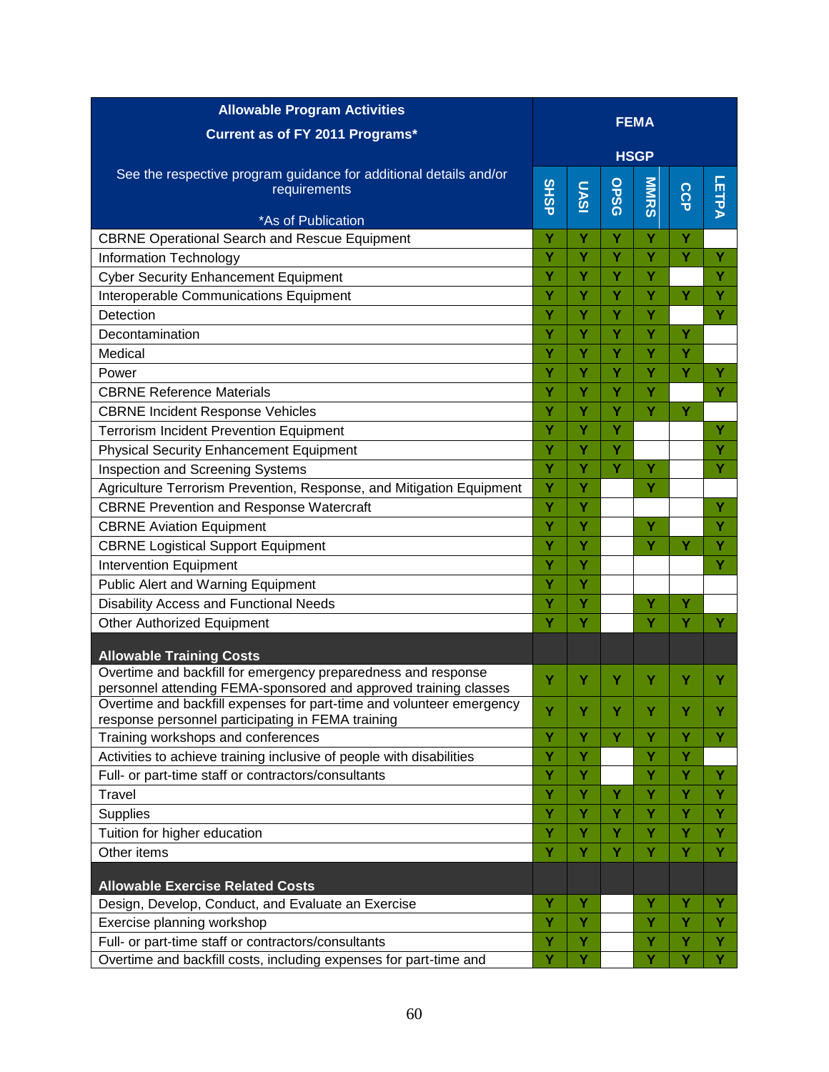| Allowable Program Activities<br>Current as of FY 2011 Programs*<br><br>See the respective program guidance for additional details and/or requirements<br><br>*As of Publication | FEMA<br><br>HSGP | | | | | |
|---|---|---|---|---|---|---|
| | SHSP | UASI | OPSG | MMRS | CCP | LETPA |
| CBRNE Operational Search and Rescue Equipment | Y | Y | Y | Y | Y | |
| Information Technology | Y | Y | Y | Y | Y | Y |
| Cyber Security Enhancement Equipment | Y | Y | Y | Y | | Y |
| Interoperable Communications Equipment | Y | Y | Y | Y | Y | Y |
| Detection | Y | Y | Y | Y | | Y |
| Decontamination | Y | Y | Y | Y | Y | |
| Medical | Y | Y | Y | Y | Y | |
| Power | Y | Y | Y | Y | Y | Y |
| CBRNE Reference Materials | Y | Y | Y | Y | | Y |
| CBRNE Incident Response Vehicles | Y | Y | Y | Y | Y | |
| Terrorism Incident Prevention Equipment | Y | Y | Y | | | Y |
| Physical Security Enhancement Equipment | Y | Y | Y | | | Y |
| Inspection and Screening Systems | Y | Y | Y | Y | | Y |
| Agriculture Terrorism Prevention, Response, and Mitigation Equipment | Y | Y | | Y | | |
| CBRNE Prevention and Response Watercraft | Y | Y | | | | Y |
| CBRNE Aviation Equipment | Y | Y | | Y | | Y |
| CBRNE Logistical Support Equipment | Y | Y | | Y | Y | Y |
| Intervention Equipment | Y | Y | | | | Y |
| Public Alert and Warning Equipment | Y | Y | | | | |
| Disability Access and Functional Needs | Y | Y | | Y | Y | |
| Other Authorized Equipment | Y | Y | | Y | Y | Y |
| **Allowable Training Costs** | | | | | | |
| Overtime and backfill for emergency preparedness and response personnel attending FEMA-sponsored and approved training classes | Y | Y | Y | Y | Y | Y |
| Overtime and backfill expenses for part-time and volunteer emergency response personnel participating in FEMA training | Y | Y | Y | Y | Y | Y |
| Training workshops and conferences | Y | Y | Y | Y | Y | Y |
| Activities to achieve training inclusive of people with disabilities | Y | Y | | Y | Y | |
| Full- or part-time staff or contractors/consultants | Y | Y | | Y | Y | Y |
| Travel | Y | Y | Y | Y | Y | Y |
| Supplies | Y | Y | Y | Y | Y | Y |
| Tuition for higher education | Y | Y | Y | Y | Y | Y |
| Other items | Y | Y | Y | Y | Y | Y |
| **Allowable Exercise Related Costs** | | | | | | |
| Design, Develop, Conduct, and Evaluate an Exercise | Y | Y | | Y | Y | Y |
| Exercise planning workshop | Y | Y | | Y | Y | Y |
| Full- or part-time staff or contractors/consultants | Y | Y | | Y | Y | Y |
| Overtime and backfill costs, including expenses for part-time and | Y | Y | | Y | Y | Y |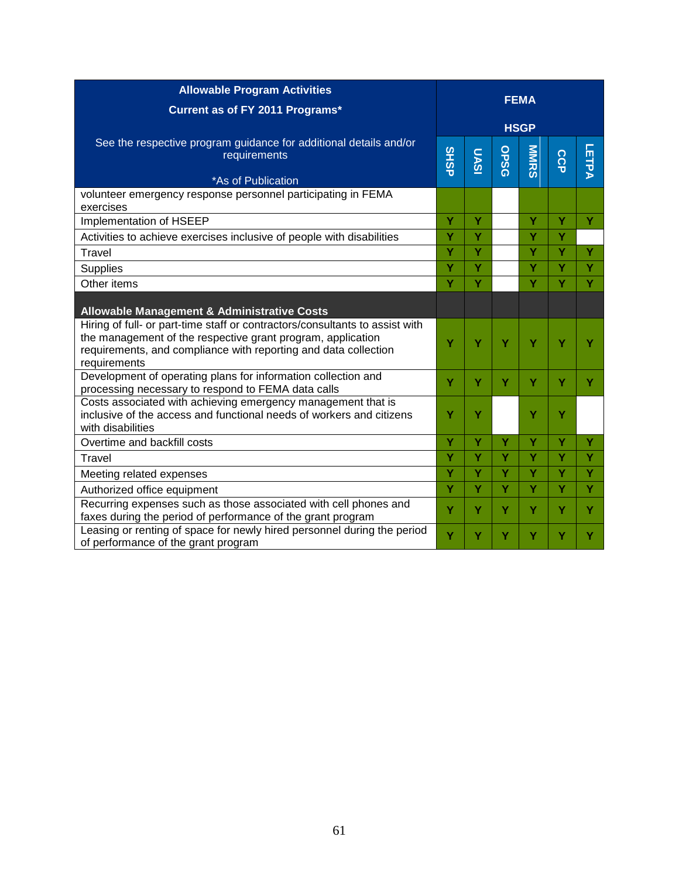| Allowable Program Activities<br>Current as of FY 2011 Programs*<br><br>See the respective program guidance for additional details and/or requirements<br><br>*As of Publication | FEMA HSGP | | | | | |
|---|---|---|---|---|---|---|
| | SHSP | UASI | OPSG | MMRS | CCP | LETPA |
| volunteer emergency response personnel participating in FEMA exercises | | | | | | |
| Implementation of HSEEP | Y | Y | | Y | Y | Y |
| Activities to achieve exercises inclusive of people with disabilities | Y | Y | | Y | Y | |
| Travel | Y | Y | | Y | Y | Y |
| Supplies | Y | Y | | Y | Y | Y |
| Other items | Y | Y | | Y | Y | Y |
| **Allowable Management & Administrative Costs** | | | | | | |
| Hiring of full- or part-time staff or contractors/consultants to assist with the management of the respective grant program, application requirements, and compliance with reporting and data collection requirements | Y | Y | Y | Y | Y | Y |
| Development of operating plans for information collection and processing necessary to respond to FEMA data calls | Y | Y | Y | Y | Y | Y |
| Costs associated with achieving emergency management that is inclusive of the access and functional needs of workers and citizens with disabilities | Y | Y | | Y | Y | |
| Overtime and backfill costs | Y | Y | Y | Y | Y | Y |
| Travel | Y | Y | Y | Y | Y | Y |
| Meeting related expenses | Y | Y | Y | Y | Y | Y |
| Authorized office equipment | Y | Y | Y | Y | Y | Y |
| Recurring expenses such as those associated with cell phones and faxes during the period of performance of the grant program | Y | Y | Y | Y | Y | Y |
| Leasing or renting of space for newly hired personnel during the period of performance of the grant program | Y | Y | Y | Y | Y | Y |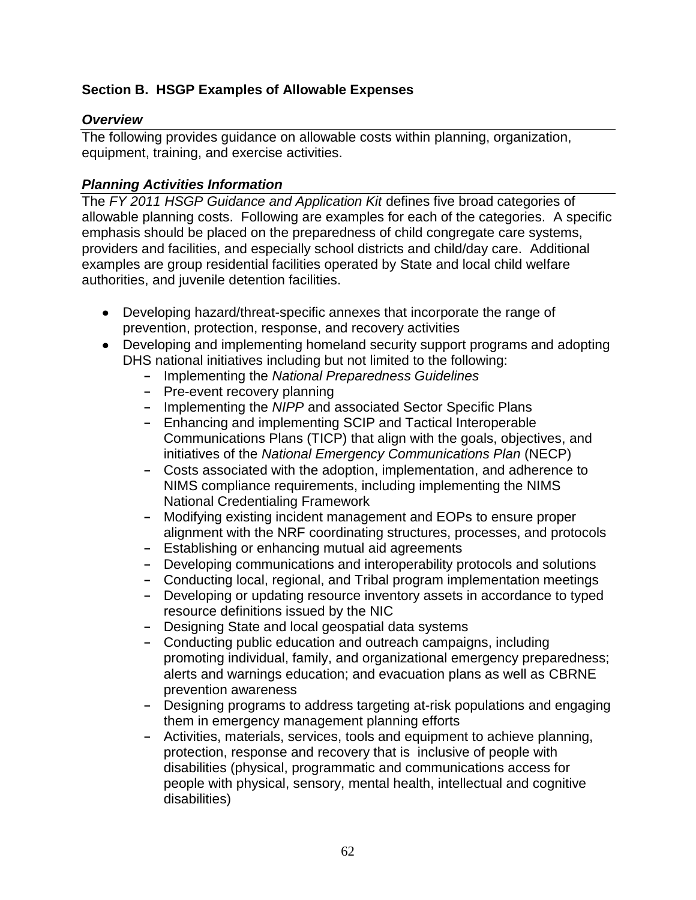## Section B. HSGP Examples of Allowable Expenses

### *Overview*

The following provides guidance on allowable costs within planning, organization, equipment, training, and exercise activities.

### *Planning Activities Information*

The *FY 2011 HSGP Guidance and Application Kit* defines five broad categories of allowable planning costs. Following are examples for each of the categories. A specific emphasis should be placed on the preparedness of child congregate care systems, providers and facilities, and especially school districts and child/day care. Additional examples are group residential facilities operated by State and local child welfare authorities, and juvenile detention facilities.

- Developing hazard/threat-specific annexes that incorporate the range of prevention, protection, response, and recovery activities
- Developing and implementing homeland security support programs and adopting DHS national initiatives including but not limited to the following:
  - Implementing the *National Preparedness Guidelines*
  - Pre-event recovery planning
  - Implementing the *NIPP* and associated Sector Specific Plans
  - Enhancing and implementing SCIP and Tactical Interoperable Communications Plans (TICP) that align with the goals, objectives, and initiatives of the *National Emergency Communications Plan* (NECP)
  - Costs associated with the adoption, implementation, and adherence to NIMS compliance requirements, including implementing the NIMS National Credentialing Framework
  - Modifying existing incident management and EOPs to ensure proper alignment with the NRF coordinating structures, processes, and protocols
  - Establishing or enhancing mutual aid agreements
  - Developing communications and interoperability protocols and solutions
  - Conducting local, regional, and Tribal program implementation meetings
  - Developing or updating resource inventory assets in accordance to typed resource definitions issued by the NIC
  - Designing State and local geospatial data systems
  - Conducting public education and outreach campaigns, including promoting individual, family, and organizational emergency preparedness; alerts and warnings education; and evacuation plans as well as CBRNE prevention awareness
  - Designing programs to address targeting at-risk populations and engaging them in emergency management planning efforts
  - Activities, materials, services, tools and equipment to achieve planning, protection, response and recovery that is inclusive of people with disabilities (physical, programmatic and communications access for people with physical, sensory, mental health, intellectual and cognitive disabilities)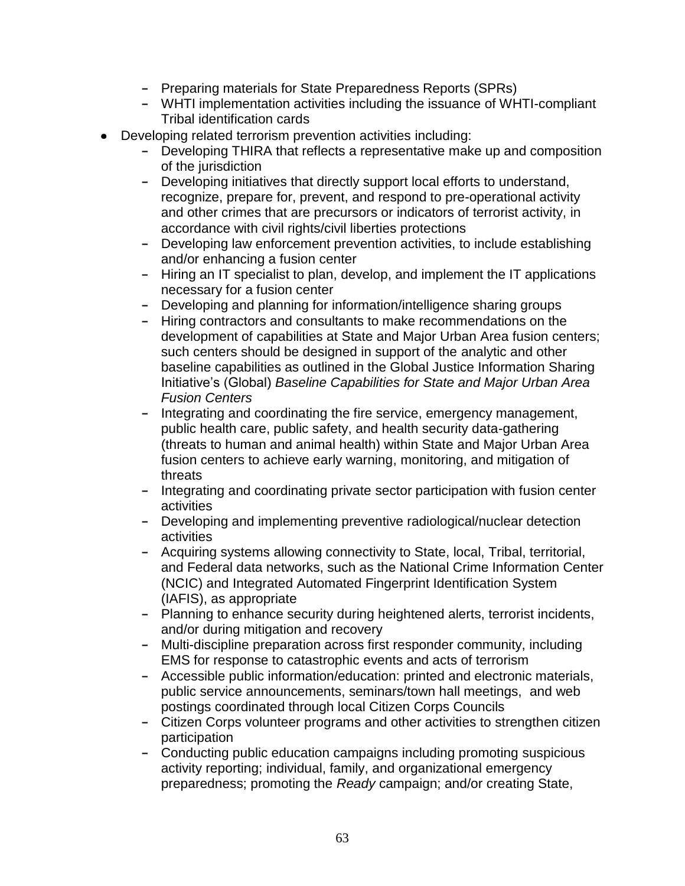- Preparing materials for State Preparedness Reports (SPRs)
  - WHTI implementation activities including the issuance of WHTI-compliant Tribal identification cards
- Developing related terrorism prevention activities including:
  - Developing THIRA that reflects a representative make up and composition of the jurisdiction
  - Developing initiatives that directly support local efforts to understand, recognize, prepare for, prevent, and respond to pre-operational activity and other crimes that are precursors or indicators of terrorist activity, in accordance with civil rights/civil liberties protections
  - Developing law enforcement prevention activities, to include establishing and/or enhancing a fusion center
  - Hiring an IT specialist to plan, develop, and implement the IT applications necessary for a fusion center
  - Developing and planning for information/intelligence sharing groups
  - Hiring contractors and consultants to make recommendations on the development of capabilities at State and Major Urban Area fusion centers; such centers should be designed in support of the analytic and other baseline capabilities as outlined in the Global Justice Information Sharing Initiative's (Global) *Baseline Capabilities for State and Major Urban Area Fusion Centers*
  - Integrating and coordinating the fire service, emergency management, public health care, public safety, and health security data-gathering (threats to human and animal health) within State and Major Urban Area fusion centers to achieve early warning, monitoring, and mitigation of threats
  - Integrating and coordinating private sector participation with fusion center activities
  - Developing and implementing preventive radiological/nuclear detection activities
  - Acquiring systems allowing connectivity to State, local, Tribal, territorial, and Federal data networks, such as the National Crime Information Center (NCIC) and Integrated Automated Fingerprint Identification System (IAFIS), as appropriate
  - Planning to enhance security during heightened alerts, terrorist incidents, and/or during mitigation and recovery
  - Multi-discipline preparation across first responder community, including EMS for response to catastrophic events and acts of terrorism
  - Accessible public information/education: printed and electronic materials, public service announcements, seminars/town hall meetings, and web postings coordinated through local Citizen Corps Councils
  - Citizen Corps volunteer programs and other activities to strengthen citizen participation
  - Conducting public education campaigns including promoting suspicious activity reporting; individual, family, and organizational emergency preparedness; promoting the *Ready* campaign; and/or creating State,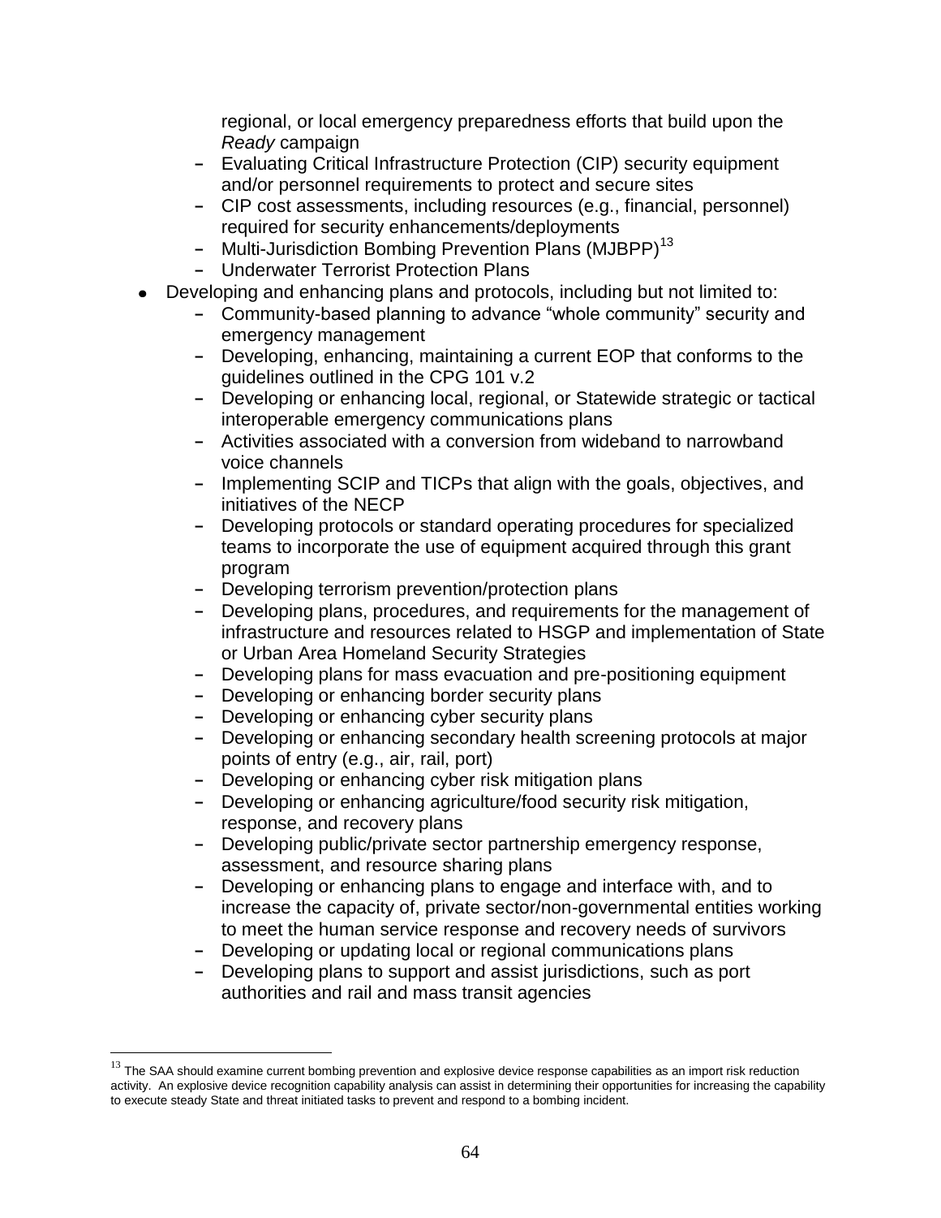regional, or local emergency preparedness efforts that build upon the *Ready* campaign
  - Evaluating Critical Infrastructure Protection (CIP) security equipment and/or personnel requirements to protect and secure sites
  - CIP cost assessments, including resources (e.g., financial, personnel) required for security enhancements/deployments
  - Multi-Jurisdiction Bombing Prevention Plans (MJBPP)[13]
  - Underwater Terrorist Protection Plans

- Developing and enhancing plans and protocols, including but not limited to:
  - Community-based planning to advance "whole community" security and emergency management
  - Developing, enhancing, maintaining a current EOP that conforms to the guidelines outlined in the CPG 101 v.2
  - Developing or enhancing local, regional, or Statewide strategic or tactical interoperable emergency communications plans
  - Activities associated with a conversion from wideband to narrowband voice channels
  - Implementing SCIP and TICPs that align with the goals, objectives, and initiatives of the NECP
  - Developing protocols or standard operating procedures for specialized teams to incorporate the use of equipment acquired through this grant program
  - Developing terrorism prevention/protection plans
  - Developing plans, procedures, and requirements for the management of infrastructure and resources related to HSGP and implementation of State or Urban Area Homeland Security Strategies
  - Developing plans for mass evacuation and pre-positioning equipment
  - Developing or enhancing border security plans
  - Developing or enhancing cyber security plans
  - Developing or enhancing secondary health screening protocols at major points of entry (e.g., air, rail, port)
  - Developing or enhancing cyber risk mitigation plans
  - Developing or enhancing agriculture/food security risk mitigation, response, and recovery plans
  - Developing public/private sector partnership emergency response, assessment, and resource sharing plans
  - Developing or enhancing plans to engage and interface with, and to increase the capacity of, private sector/non-governmental entities working to meet the human service response and recovery needs of survivors
  - Developing or updating local or regional communications plans
  - Developing plans to support and assist jurisdictions, such as port authorities and rail and mass transit agencies

---

[13] The SAA should examine current bombing prevention and explosive device response capabilities as an import risk reduction activity. An explosive device recognition capability analysis can assist in determining their opportunities for increasing the capability to execute steady State and threat initiated tasks to prevent and respond to a bombing incident.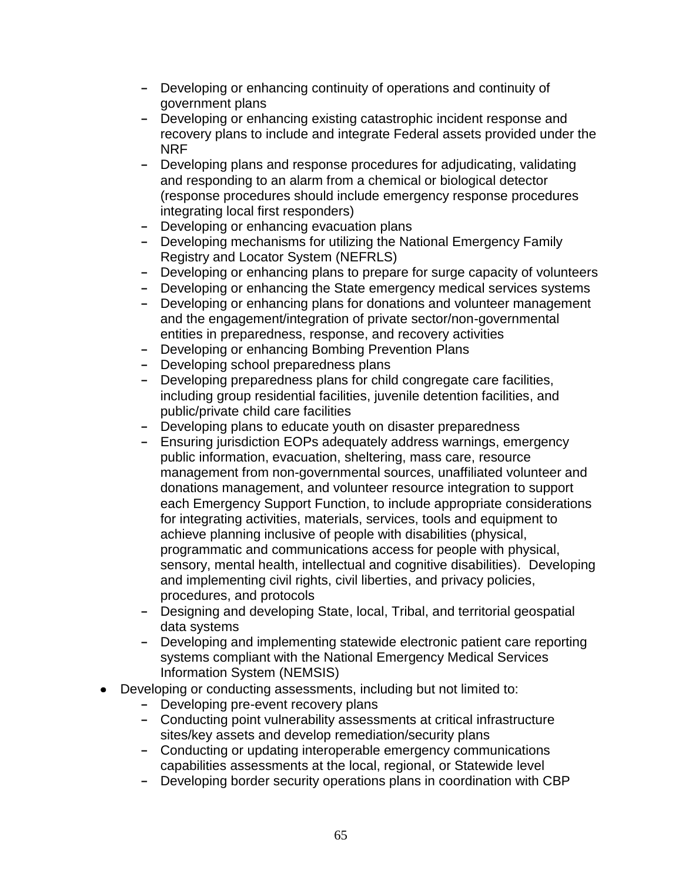- Developing or enhancing continuity of operations and continuity of government plans
  - Developing or enhancing existing catastrophic incident response and recovery plans to include and integrate Federal assets provided under the NRF
  - Developing plans and response procedures for adjudicating, validating and responding to an alarm from a chemical or biological detector (response procedures should include emergency response procedures integrating local first responders)
  - Developing or enhancing evacuation plans
  - Developing mechanisms for utilizing the National Emergency Family Registry and Locator System (NEFRLS)
  - Developing or enhancing plans to prepare for surge capacity of volunteers
  - Developing or enhancing the State emergency medical services systems
  - Developing or enhancing plans for donations and volunteer management and the engagement/integration of private sector/non-governmental entities in preparedness, response, and recovery activities
  - Developing or enhancing Bombing Prevention Plans
  - Developing school preparedness plans
  - Developing preparedness plans for child congregate care facilities, including group residential facilities, juvenile detention facilities, and public/private child care facilities
  - Developing plans to educate youth on disaster preparedness
  - Ensuring jurisdiction EOPs adequately address warnings, emergency public information, evacuation, sheltering, mass care, resource management from non-governmental sources, unaffiliated volunteer and donations management, and volunteer resource integration to support each Emergency Support Function, to include appropriate considerations for integrating activities, materials, services, tools and equipment to achieve planning inclusive of people with disabilities (physical, programmatic and communications access for people with physical, sensory, mental health, intellectual and cognitive disabilities). Developing and implementing civil rights, civil liberties, and privacy policies, procedures, and protocols
  - Designing and developing State, local, Tribal, and territorial geospatial data systems
  - Developing and implementing statewide electronic patient care reporting systems compliant with the National Emergency Medical Services Information System (NEMSIS)
- Developing or conducting assessments, including but not limited to:
  - Developing pre-event recovery plans
  - Conducting point vulnerability assessments at critical infrastructure sites/key assets and develop remediation/security plans
  - Conducting or updating interoperable emergency communications capabilities assessments at the local, regional, or Statewide level
  - Developing border security operations plans in coordination with CBP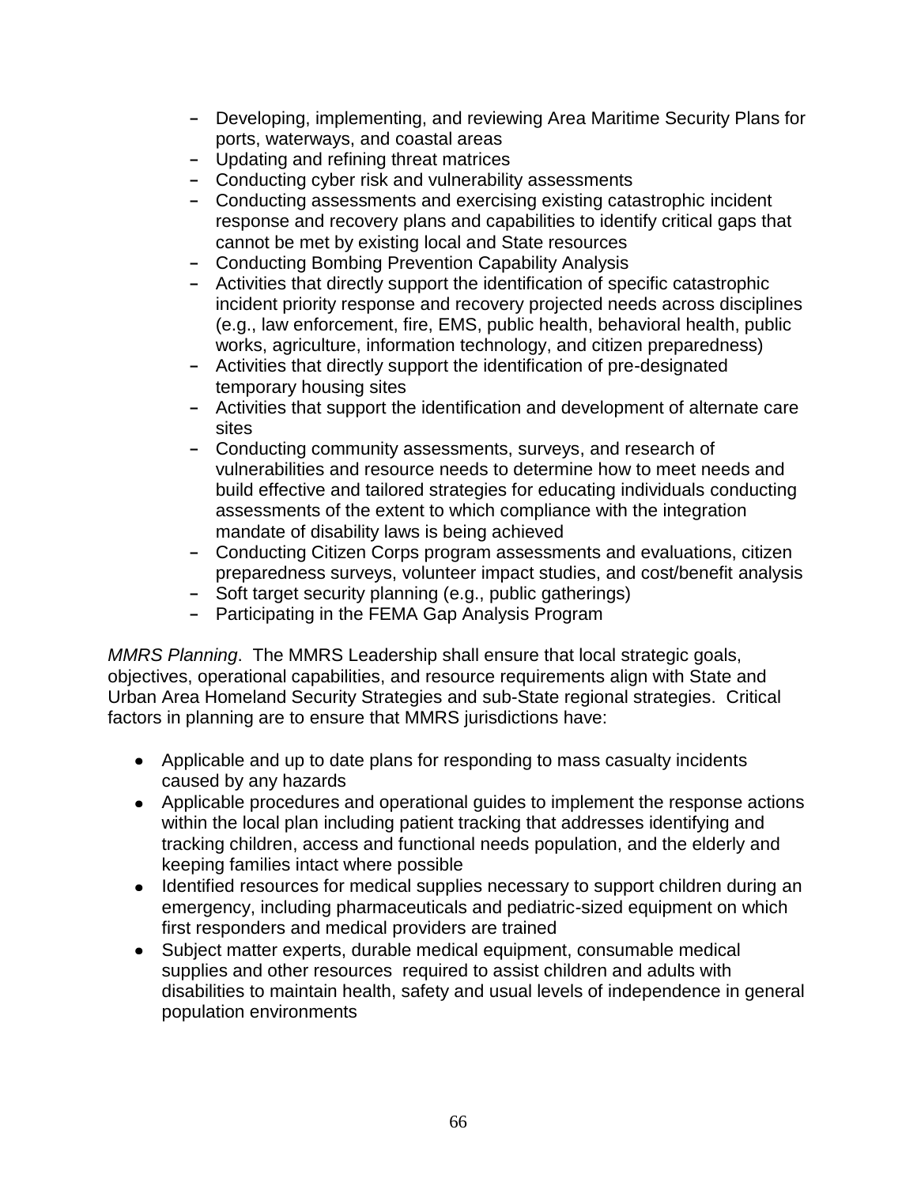- Developing, implementing, and reviewing Area Maritime Security Plans for ports, waterways, and coastal areas
- Updating and refining threat matrices
- Conducting cyber risk and vulnerability assessments
- Conducting assessments and exercising existing catastrophic incident response and recovery plans and capabilities to identify critical gaps that cannot be met by existing local and State resources
- Conducting Bombing Prevention Capability Analysis
- Activities that directly support the identification of specific catastrophic incident priority response and recovery projected needs across disciplines (e.g., law enforcement, fire, EMS, public health, behavioral health, public works, agriculture, information technology, and citizen preparedness)
- Activities that directly support the identification of pre-designated temporary housing sites
- Activities that support the identification and development of alternate care sites
- Conducting community assessments, surveys, and research of vulnerabilities and resource needs to determine how to meet needs and build effective and tailored strategies for educating individuals conducting assessments of the extent to which compliance with the integration mandate of disability laws is being achieved
- Conducting Citizen Corps program assessments and evaluations, citizen preparedness surveys, volunteer impact studies, and cost/benefit analysis
- Soft target security planning (e.g., public gatherings)
- Participating in the FEMA Gap Analysis Program

*MMRS Planning*. The MMRS Leadership shall ensure that local strategic goals, objectives, operational capabilities, and resource requirements align with State and Urban Area Homeland Security Strategies and sub-State regional strategies. Critical factors in planning are to ensure that MMRS jurisdictions have:

- Applicable and up to date plans for responding to mass casualty incidents caused by any hazards
- Applicable procedures and operational guides to implement the response actions within the local plan including patient tracking that addresses identifying and tracking children, access and functional needs population, and the elderly and keeping families intact where possible
- Identified resources for medical supplies necessary to support children during an emergency, including pharmaceuticals and pediatric-sized equipment on which first responders and medical providers are trained
- Subject matter experts, durable medical equipment, consumable medical supplies and other resources required to assist children and adults with disabilities to maintain health, safety and usual levels of independence in general population environments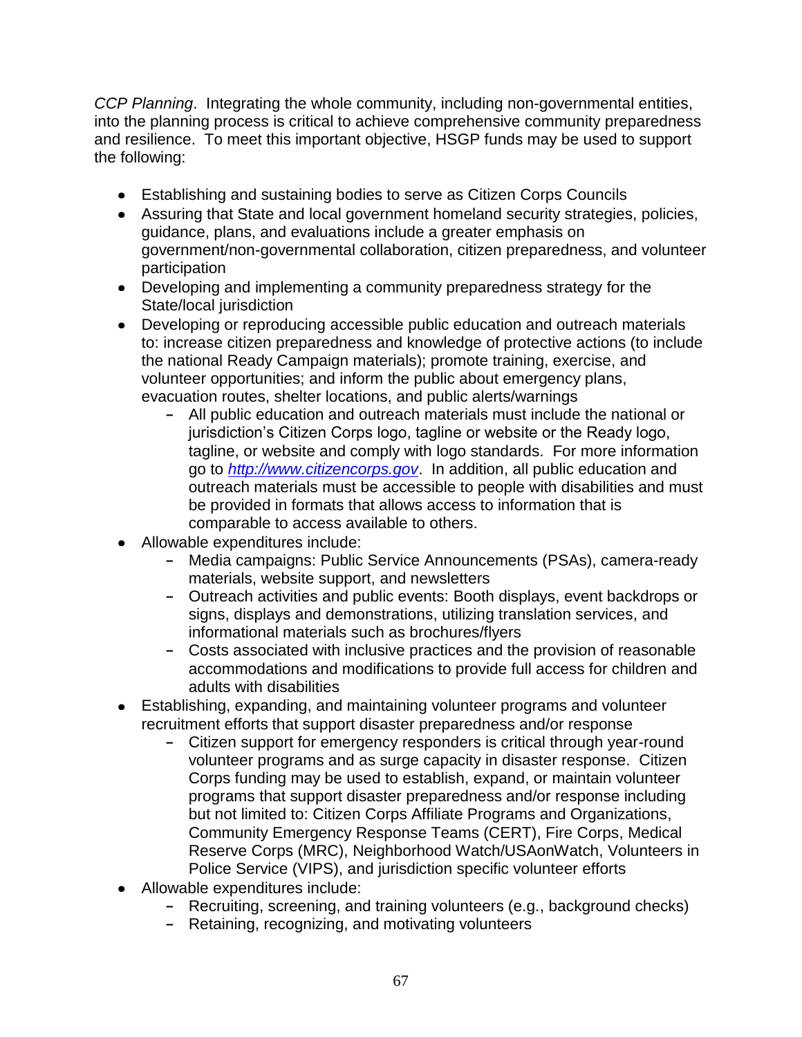*CCP Planning*. Integrating the whole community, including non-governmental entities, into the planning process is critical to achieve comprehensive community preparedness and resilience. To meet this important objective, HSGP funds may be used to support the following:

- Establishing and sustaining bodies to serve as Citizen Corps Councils
- Assuring that State and local government homeland security strategies, policies, guidance, plans, and evaluations include a greater emphasis on government/non-governmental collaboration, citizen preparedness, and volunteer participation
- Developing and implementing a community preparedness strategy for the State/local jurisdiction
- Developing or reproducing accessible public education and outreach materials to: increase citizen preparedness and knowledge of protective actions (to include the national Ready Campaign materials); promote training, exercise, and volunteer opportunities; and inform the public about emergency plans, evacuation routes, shelter locations, and public alerts/warnings
  - All public education and outreach materials must include the national or jurisdiction's Citizen Corps logo, tagline or website or the Ready logo, tagline, or website and comply with logo standards. For more information go to *http://www.citizencorps.gov*. In addition, all public education and outreach materials must be accessible to people with disabilities and must be provided in formats that allows access to information that is comparable to access available to others.
- Allowable expenditures include:
  - Media campaigns: Public Service Announcements (PSAs), camera-ready materials, website support, and newsletters
  - Outreach activities and public events: Booth displays, event backdrops or signs, displays and demonstrations, utilizing translation services, and informational materials such as brochures/flyers
  - Costs associated with inclusive practices and the provision of reasonable accommodations and modifications to provide full access for children and adults with disabilities
- Establishing, expanding, and maintaining volunteer programs and volunteer recruitment efforts that support disaster preparedness and/or response
  - Citizen support for emergency responders is critical through year-round volunteer programs and as surge capacity in disaster response. Citizen Corps funding may be used to establish, expand, or maintain volunteer programs that support disaster preparedness and/or response including but not limited to: Citizen Corps Affiliate Programs and Organizations, Community Emergency Response Teams (CERT), Fire Corps, Medical Reserve Corps (MRC), Neighborhood Watch/USAonWatch, Volunteers in Police Service (VIPS), and jurisdiction specific volunteer efforts
- Allowable expenditures include:
  - Recruiting, screening, and training volunteers (e.g., background checks)
  - Retaining, recognizing, and motivating volunteers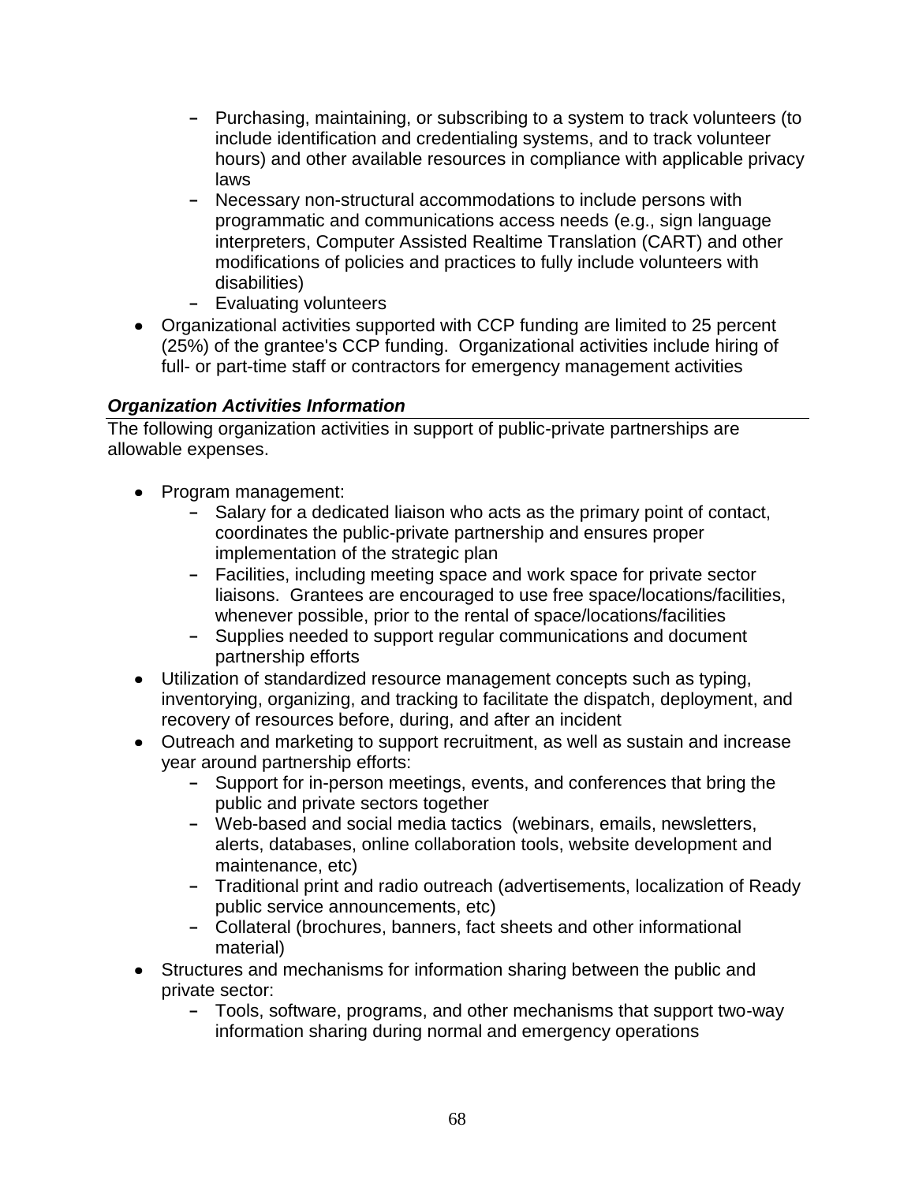- Purchasing, maintaining, or subscribing to a system to track volunteers (to include identification and credentialing systems, and to track volunteer hours) and other available resources in compliance with applicable privacy laws
  - Necessary non-structural accommodations to include persons with programmatic and communications access needs (e.g., sign language interpreters, Computer Assisted Realtime Translation (CART) and other modifications of policies and practices to fully include volunteers with disabilities)
  - Evaluating volunteers
- Organizational activities supported with CCP funding are limited to 25 percent (25%) of the grantee's CCP funding. Organizational activities include hiring of full- or part-time staff or contractors for emergency management activities

***Organization Activities Information***

The following organization activities in support of public-private partnerships are allowable expenses.

- Program management:
  - Salary for a dedicated liaison who acts as the primary point of contact, coordinates the public-private partnership and ensures proper implementation of the strategic plan
  - Facilities, including meeting space and work space for private sector liaisons. Grantees are encouraged to use free space/locations/facilities, whenever possible, prior to the rental of space/locations/facilities
  - Supplies needed to support regular communications and document partnership efforts
- Utilization of standardized resource management concepts such as typing, inventorying, organizing, and tracking to facilitate the dispatch, deployment, and recovery of resources before, during, and after an incident
- Outreach and marketing to support recruitment, as well as sustain and increase year around partnership efforts:
  - Support for in-person meetings, events, and conferences that bring the public and private sectors together
  - Web-based and social media tactics (webinars, emails, newsletters, alerts, databases, online collaboration tools, website development and maintenance, etc)
  - Traditional print and radio outreach (advertisements, localization of Ready public service announcements, etc)
  - Collateral (brochures, banners, fact sheets and other informational material)
- Structures and mechanisms for information sharing between the public and private sector:
  - Tools, software, programs, and other mechanisms that support two-way information sharing during normal and emergency operations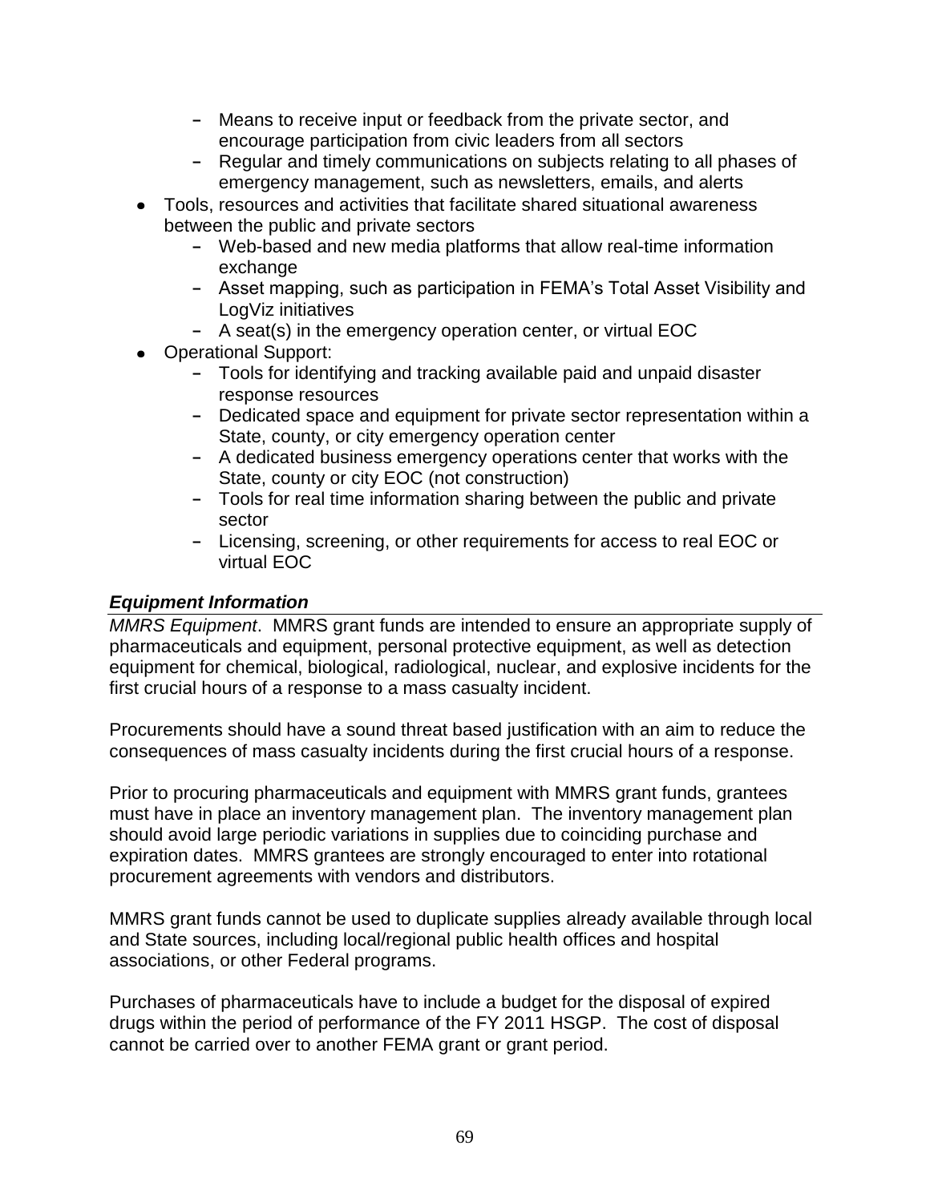- Means to receive input or feedback from the private sector, and encourage participation from civic leaders from all sectors
  - Regular and timely communications on subjects relating to all phases of emergency management, such as newsletters, emails, and alerts
- Tools, resources and activities that facilitate shared situational awareness between the public and private sectors
  - Web-based and new media platforms that allow real-time information exchange
  - Asset mapping, such as participation in FEMA's Total Asset Visibility and LogViz initiatives
  - A seat(s) in the emergency operation center, or virtual EOC
- Operational Support:
  - Tools for identifying and tracking available paid and unpaid disaster response resources
  - Dedicated space and equipment for private sector representation within a State, county, or city emergency operation center
  - A dedicated business emergency operations center that works with the State, county or city EOC (not construction)
  - Tools for real time information sharing between the public and private sector
  - Licensing, screening, or other requirements for access to real EOC or virtual EOC

***Equipment Information***

*MMRS Equipment*. MMRS grant funds are intended to ensure an appropriate supply of pharmaceuticals and equipment, personal protective equipment, as well as detection equipment for chemical, biological, radiological, nuclear, and explosive incidents for the first crucial hours of a response to a mass casualty incident.

Procurements should have a sound threat based justification with an aim to reduce the consequences of mass casualty incidents during the first crucial hours of a response.

Prior to procuring pharmaceuticals and equipment with MMRS grant funds, grantees must have in place an inventory management plan. The inventory management plan should avoid large periodic variations in supplies due to coinciding purchase and expiration dates. MMRS grantees are strongly encouraged to enter into rotational procurement agreements with vendors and distributors.

MMRS grant funds cannot be used to duplicate supplies already available through local and State sources, including local/regional public health offices and hospital associations, or other Federal programs.

Purchases of pharmaceuticals have to include a budget for the disposal of expired drugs within the period of performance of the FY 2011 HSGP. The cost of disposal cannot be carried over to another FEMA grant or grant period.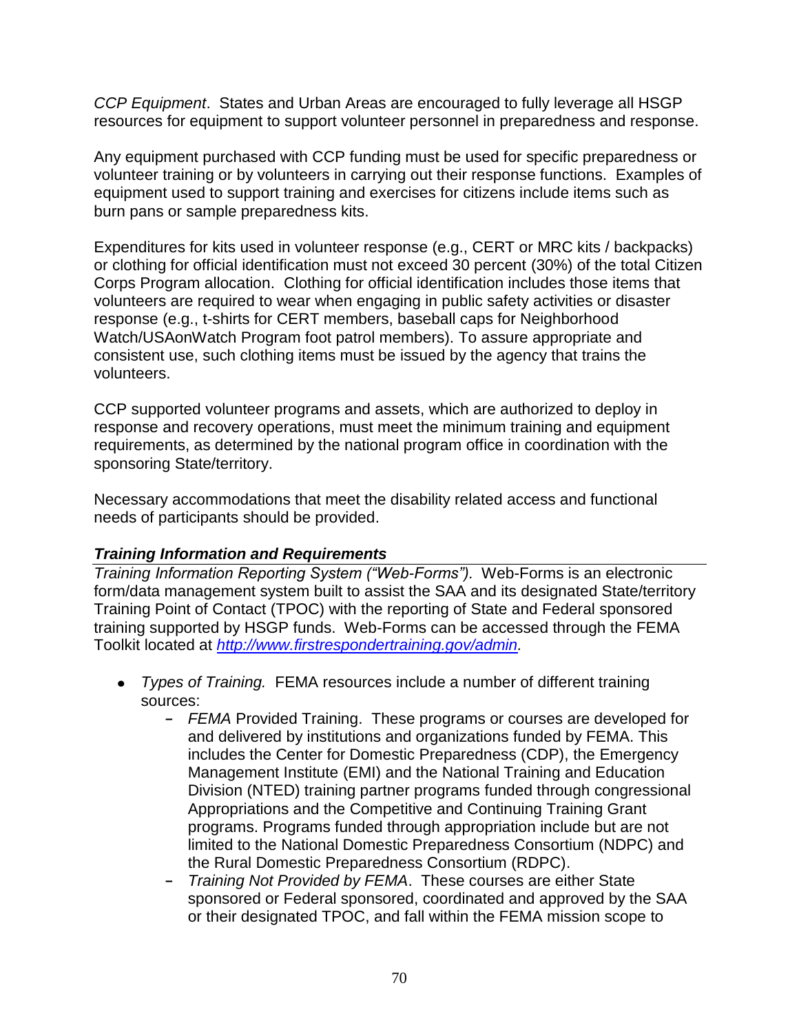*CCP Equipment*. States and Urban Areas are encouraged to fully leverage all HSGP resources for equipment to support volunteer personnel in preparedness and response.

Any equipment purchased with CCP funding must be used for specific preparedness or volunteer training or by volunteers in carrying out their response functions. Examples of equipment used to support training and exercises for citizens include items such as burn pans or sample preparedness kits.

Expenditures for kits used in volunteer response (e.g., CERT or MRC kits / backpacks) or clothing for official identification must not exceed 30 percent (30%) of the total Citizen Corps Program allocation. Clothing for official identification includes those items that volunteers are required to wear when engaging in public safety activities or disaster response (e.g., t-shirts for CERT members, baseball caps for Neighborhood Watch/USAonWatch Program foot patrol members). To assure appropriate and consistent use, such clothing items must be issued by the agency that trains the volunteers.

CCP supported volunteer programs and assets, which are authorized to deploy in response and recovery operations, must meet the minimum training and equipment requirements, as determined by the national program office in coordination with the sponsoring State/territory.

Necessary accommodations that meet the disability related access and functional needs of participants should be provided.

***Training Information and Requirements***

*Training Information Reporting System ("Web-Forms").* Web-Forms is an electronic form/data management system built to assist the SAA and its designated State/territory Training Point of Contact (TPOC) with the reporting of State and Federal sponsored training supported by HSGP funds. Web-Forms can be accessed through the FEMA Toolkit located at *http://www.firstrespondertraining.gov/admin.*

- *Types of Training.* FEMA resources include a number of different training sources:
  - *FEMA* Provided Training. These programs or courses are developed for and delivered by institutions and organizations funded by FEMA. This includes the Center for Domestic Preparedness (CDP), the Emergency Management Institute (EMI) and the National Training and Education Division (NTED) training partner programs funded through congressional Appropriations and the Competitive and Continuing Training Grant programs. Programs funded through appropriation include but are not limited to the National Domestic Preparedness Consortium (NDPC) and the Rural Domestic Preparedness Consortium (RDPC).
  - *Training Not Provided by FEMA*. These courses are either State sponsored or Federal sponsored, coordinated and approved by the SAA or their designated TPOC, and fall within the FEMA mission scope to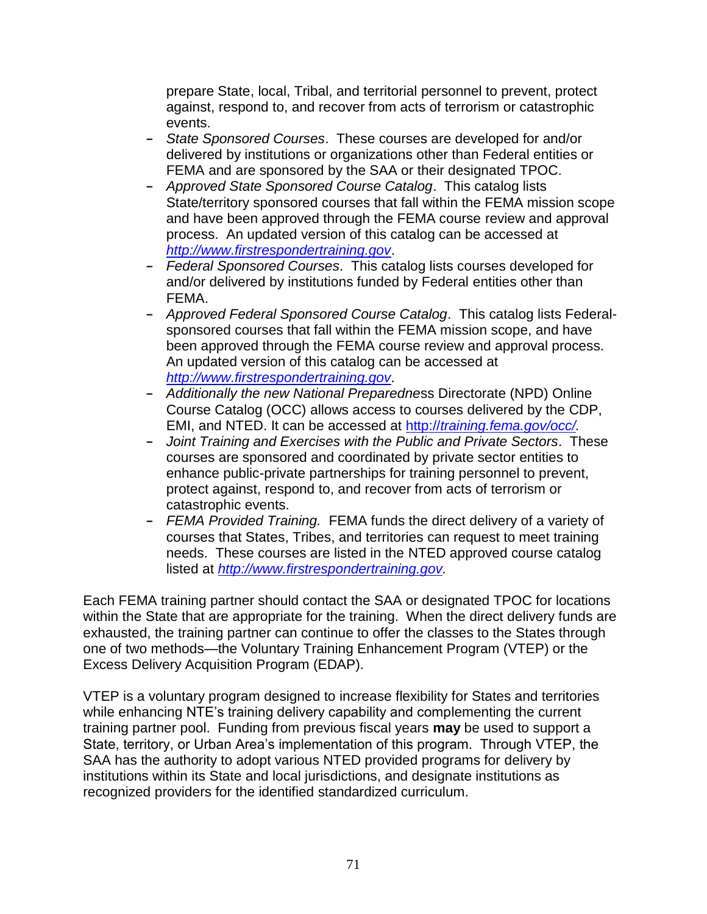prepare State, local, Tribal, and territorial personnel to prevent, protect against, respond to, and recover from acts of terrorism or catastrophic events.

- *State Sponsored Courses*. These courses are developed for and/or delivered by institutions or organizations other than Federal entities or FEMA and are sponsored by the SAA or their designated TPOC.
- *Approved State Sponsored Course Catalog*. This catalog lists State/territory sponsored courses that fall within the FEMA mission scope and have been approved through the FEMA course review and approval process. An updated version of this catalog can be accessed at *http://www.firstrespondertraining.gov*.
- *Federal Sponsored Courses*. This catalog lists courses developed for and/or delivered by institutions funded by Federal entities other than FEMA.
- *Approved Federal Sponsored Course Catalog*. This catalog lists Federal-sponsored courses that fall within the FEMA mission scope, and have been approved through the FEMA course review and approval process. An updated version of this catalog can be accessed at *http://www.firstrespondertraining.gov*.
- *Additionally the new National Preparedne*ss Directorate (NPD) Online Course Catalog (OCC) allows access to courses delivered by the CDP, EMI, and NTED. It can be accessed at http://*training.fema.gov/occ/.*
- *Joint Training and Exercises with the Public and Private Sectors*. These courses are sponsored and coordinated by private sector entities to enhance public-private partnerships for training personnel to prevent, protect against, respond to, and recover from acts of terrorism or catastrophic events.
- *FEMA Provided Training.* FEMA funds the direct delivery of a variety of courses that States, Tribes, and territories can request to meet training needs. These courses are listed in the NTED approved course catalog listed at *http://www.firstrespondertraining.gov.*

Each FEMA training partner should contact the SAA or designated TPOC for locations within the State that are appropriate for the training. When the direct delivery funds are exhausted, the training partner can continue to offer the classes to the States through one of two methods—the Voluntary Training Enhancement Program (VTEP) or the Excess Delivery Acquisition Program (EDAP).

VTEP is a voluntary program designed to increase flexibility for States and territories while enhancing NTE's training delivery capability and complementing the current training partner pool. Funding from previous fiscal years **may** be used to support a State, territory, or Urban Area's implementation of this program. Through VTEP, the SAA has the authority to adopt various NTED provided programs for delivery by institutions within its State and local jurisdictions, and designate institutions as recognized providers for the identified standardized curriculum.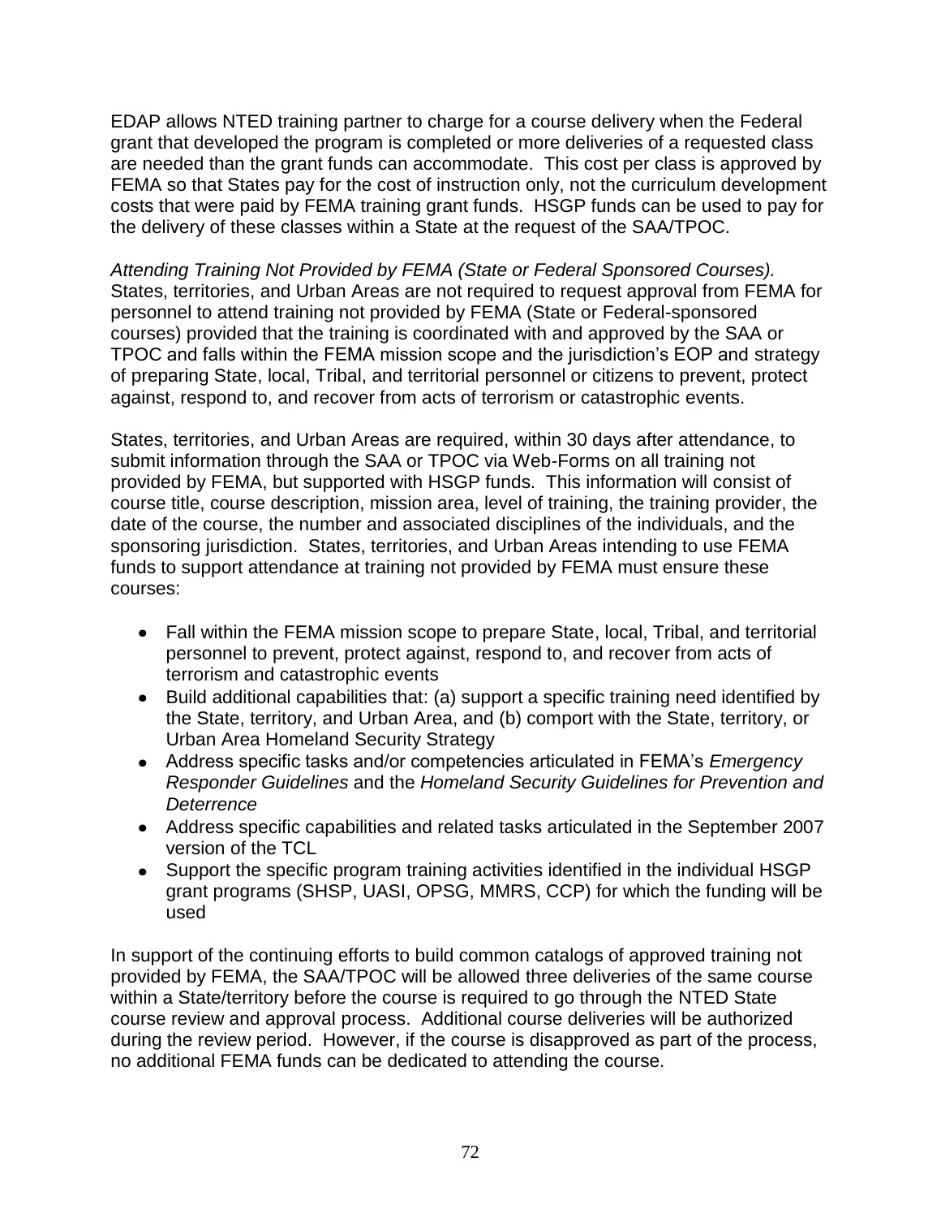EDAP allows NTED training partner to charge for a course delivery when the Federal grant that developed the program is completed or more deliveries of a requested class are needed than the grant funds can accommodate. This cost per class is approved by FEMA so that States pay for the cost of instruction only, not the curriculum development costs that were paid by FEMA training grant funds. HSGP funds can be used to pay for the delivery of these classes within a State at the request of the SAA/TPOC.

*Attending Training Not Provided by FEMA (State or Federal Sponsored Courses).* States, territories, and Urban Areas are not required to request approval from FEMA for personnel to attend training not provided by FEMA (State or Federal-sponsored courses) provided that the training is coordinated with and approved by the SAA or TPOC and falls within the FEMA mission scope and the jurisdiction's EOP and strategy of preparing State, local, Tribal, and territorial personnel or citizens to prevent, protect against, respond to, and recover from acts of terrorism or catastrophic events.

States, territories, and Urban Areas are required, within 30 days after attendance, to submit information through the SAA or TPOC via Web-Forms on all training not provided by FEMA, but supported with HSGP funds. This information will consist of course title, course description, mission area, level of training, the training provider, the date of the course, the number and associated disciplines of the individuals, and the sponsoring jurisdiction. States, territories, and Urban Areas intending to use FEMA funds to support attendance at training not provided by FEMA must ensure these courses:

- Fall within the FEMA mission scope to prepare State, local, Tribal, and territorial personnel to prevent, protect against, respond to, and recover from acts of terrorism and catastrophic events
- Build additional capabilities that: (a) support a specific training need identified by the State, territory, and Urban Area, and (b) comport with the State, territory, or Urban Area Homeland Security Strategy
- Address specific tasks and/or competencies articulated in FEMA's *Emergency Responder Guidelines* and the *Homeland Security Guidelines for Prevention and Deterrence*
- Address specific capabilities and related tasks articulated in the September 2007 version of the TCL
- Support the specific program training activities identified in the individual HSGP grant programs (SHSP, UASI, OPSG, MMRS, CCP) for which the funding will be used

In support of the continuing efforts to build common catalogs of approved training not provided by FEMA, the SAA/TPOC will be allowed three deliveries of the same course within a State/territory before the course is required to go through the NTED State course review and approval process. Additional course deliveries will be authorized during the review period. However, if the course is disapproved as part of the process, no additional FEMA funds can be dedicated to attending the course.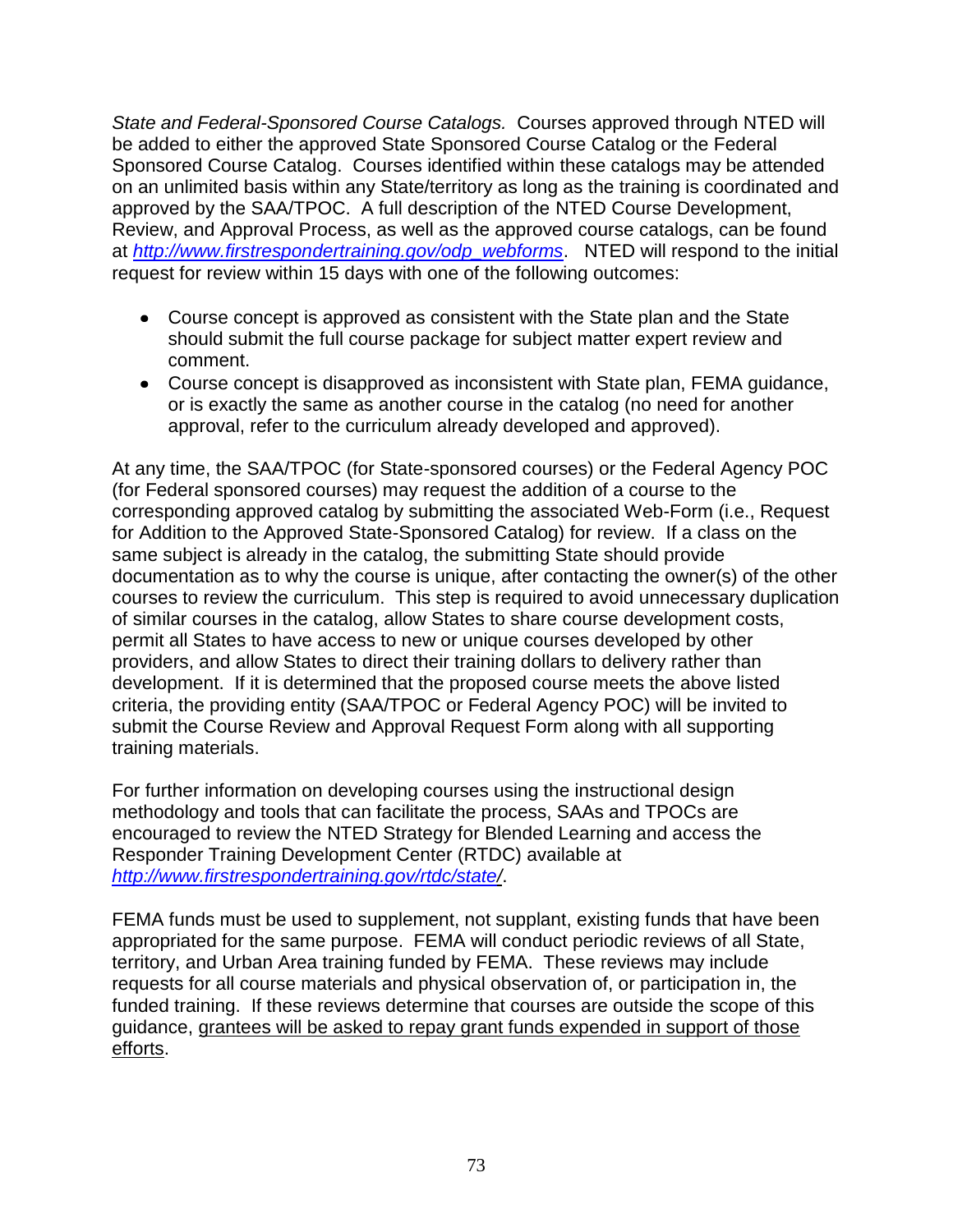*State and Federal-Sponsored Course Catalogs.* Courses approved through NTED will be added to either the approved State Sponsored Course Catalog or the Federal Sponsored Course Catalog. Courses identified within these catalogs may be attended on an unlimited basis within any State/territory as long as the training is coordinated and approved by the SAA/TPOC. A full description of the NTED Course Development, Review, and Approval Process, as well as the approved course catalogs, can be found at *http://www.firstrespondertraining.gov/odp_webforms*. NTED will respond to the initial request for review within 15 days with one of the following outcomes:

- Course concept is approved as consistent with the State plan and the State should submit the full course package for subject matter expert review and comment.
- Course concept is disapproved as inconsistent with State plan, FEMA guidance, or is exactly the same as another course in the catalog (no need for another approval, refer to the curriculum already developed and approved).

At any time, the SAA/TPOC (for State-sponsored courses) or the Federal Agency POC (for Federal sponsored courses) may request the addition of a course to the corresponding approved catalog by submitting the associated Web-Form (i.e., Request for Addition to the Approved State-Sponsored Catalog) for review. If a class on the same subject is already in the catalog, the submitting State should provide documentation as to why the course is unique, after contacting the owner(s) of the other courses to review the curriculum. This step is required to avoid unnecessary duplication of similar courses in the catalog, allow States to share course development costs, permit all States to have access to new or unique courses developed by other providers, and allow States to direct their training dollars to delivery rather than development. If it is determined that the proposed course meets the above listed criteria, the providing entity (SAA/TPOC or Federal Agency POC) will be invited to submit the Course Review and Approval Request Form along with all supporting training materials.

For further information on developing courses using the instructional design methodology and tools that can facilitate the process, SAAs and TPOCs are encouraged to review the NTED Strategy for Blended Learning and access the Responder Training Development Center (RTDC) available at *http://www.firstrespondertraining.gov/rtdc/state/*.

FEMA funds must be used to supplement, not supplant, existing funds that have been appropriated for the same purpose. FEMA will conduct periodic reviews of all State, territory, and Urban Area training funded by FEMA. These reviews may include requests for all course materials and physical observation of, or participation in, the funded training. If these reviews determine that courses are outside the scope of this guidance, grantees will be asked to repay grant funds expended in support of those efforts.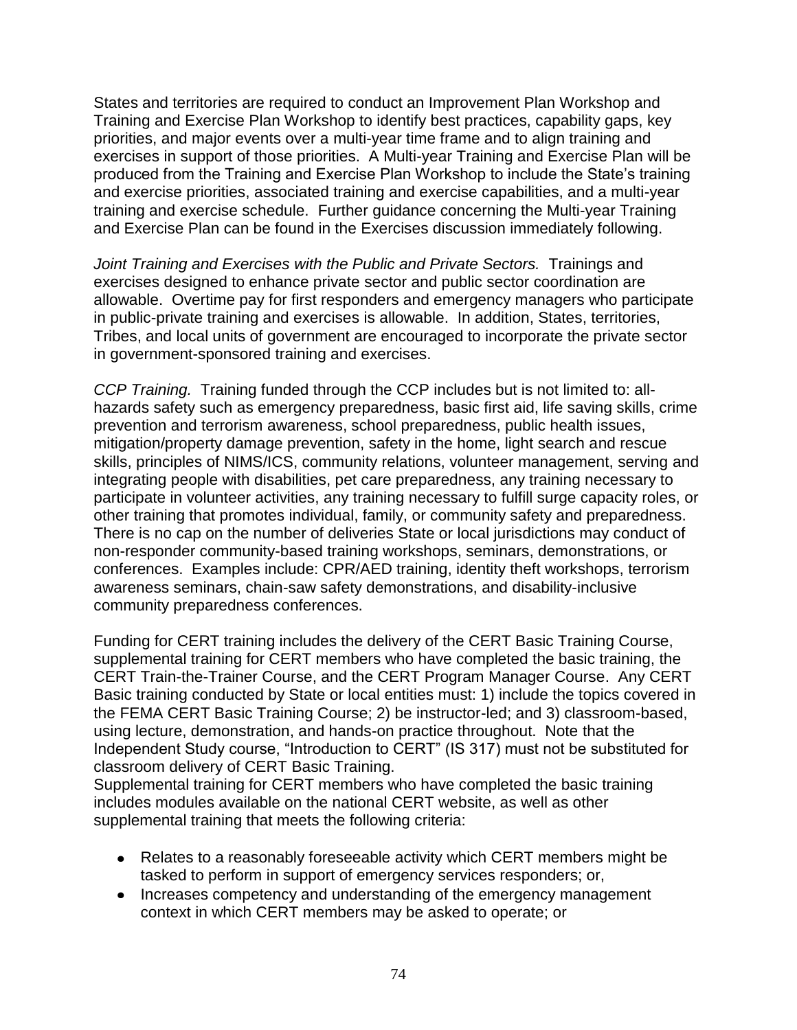States and territories are required to conduct an Improvement Plan Workshop and Training and Exercise Plan Workshop to identify best practices, capability gaps, key priorities, and major events over a multi-year time frame and to align training and exercises in support of those priorities. A Multi-year Training and Exercise Plan will be produced from the Training and Exercise Plan Workshop to include the State's training and exercise priorities, associated training and exercise capabilities, and a multi-year training and exercise schedule. Further guidance concerning the Multi-year Training and Exercise Plan can be found in the Exercises discussion immediately following.

*Joint Training and Exercises with the Public and Private Sectors.* Trainings and exercises designed to enhance private sector and public sector coordination are allowable. Overtime pay for first responders and emergency managers who participate in public-private training and exercises is allowable. In addition, States, territories, Tribes, and local units of government are encouraged to incorporate the private sector in government-sponsored training and exercises.

*CCP Training.* Training funded through the CCP includes but is not limited to: all-hazards safety such as emergency preparedness, basic first aid, life saving skills, crime prevention and terrorism awareness, school preparedness, public health issues, mitigation/property damage prevention, safety in the home, light search and rescue skills, principles of NIMS/ICS, community relations, volunteer management, serving and integrating people with disabilities, pet care preparedness, any training necessary to participate in volunteer activities, any training necessary to fulfill surge capacity roles, or other training that promotes individual, family, or community safety and preparedness. There is no cap on the number of deliveries State or local jurisdictions may conduct of non-responder community-based training workshops, seminars, demonstrations, or conferences. Examples include: CPR/AED training, identity theft workshops, terrorism awareness seminars, chain-saw safety demonstrations, and disability-inclusive community preparedness conferences.

Funding for CERT training includes the delivery of the CERT Basic Training Course, supplemental training for CERT members who have completed the basic training, the CERT Train-the-Trainer Course, and the CERT Program Manager Course. Any CERT Basic training conducted by State or local entities must: 1) include the topics covered in the FEMA CERT Basic Training Course; 2) be instructor-led; and 3) classroom-based, using lecture, demonstration, and hands-on practice throughout. Note that the Independent Study course, "Introduction to CERT" (IS 317) must not be substituted for classroom delivery of CERT Basic Training.
Supplemental training for CERT members who have completed the basic training includes modules available on the national CERT website, as well as other supplemental training that meets the following criteria:

- Relates to a reasonably foreseeable activity which CERT members might be tasked to perform in support of emergency services responders; or,
- Increases competency and understanding of the emergency management context in which CERT members may be asked to operate; or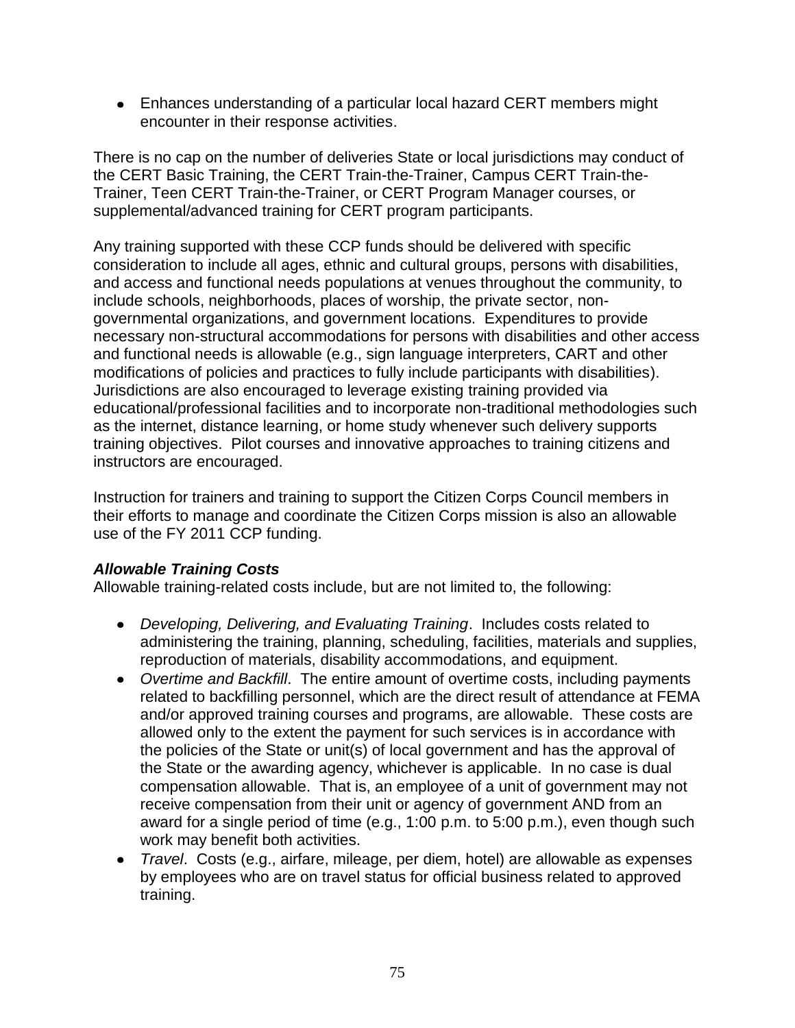- Enhances understanding of a particular local hazard CERT members might encounter in their response activities.

There is no cap on the number of deliveries State or local jurisdictions may conduct of the CERT Basic Training, the CERT Train-the-Trainer, Campus CERT Train-the-Trainer, Teen CERT Train-the-Trainer, or CERT Program Manager courses, or supplemental/advanced training for CERT program participants.

Any training supported with these CCP funds should be delivered with specific consideration to include all ages, ethnic and cultural groups, persons with disabilities, and access and functional needs populations at venues throughout the community, to include schools, neighborhoods, places of worship, the private sector, non-governmental organizations, and government locations. Expenditures to provide necessary non-structural accommodations for persons with disabilities and other access and functional needs is allowable (e.g., sign language interpreters, CART and other modifications of policies and practices to fully include participants with disabilities). Jurisdictions are also encouraged to leverage existing training provided via educational/professional facilities and to incorporate non-traditional methodologies such as the internet, distance learning, or home study whenever such delivery supports training objectives. Pilot courses and innovative approaches to training citizens and instructors are encouraged.

Instruction for trainers and training to support the Citizen Corps Council members in their efforts to manage and coordinate the Citizen Corps mission is also an allowable use of the FY 2011 CCP funding.

***Allowable Training Costs***

Allowable training-related costs include, but are not limited to, the following:

- *Developing, Delivering, and Evaluating Training*. Includes costs related to administering the training, planning, scheduling, facilities, materials and supplies, reproduction of materials, disability accommodations, and equipment.
- *Overtime and Backfill*. The entire amount of overtime costs, including payments related to backfilling personnel, which are the direct result of attendance at FEMA and/or approved training courses and programs, are allowable. These costs are allowed only to the extent the payment for such services is in accordance with the policies of the State or unit(s) of local government and has the approval of the State or the awarding agency, whichever is applicable. In no case is dual compensation allowable. That is, an employee of a unit of government may not receive compensation from their unit or agency of government AND from an award for a single period of time (e.g., 1:00 p.m. to 5:00 p.m.), even though such work may benefit both activities.
- *Travel*. Costs (e.g., airfare, mileage, per diem, hotel) are allowable as expenses by employees who are on travel status for official business related to approved training.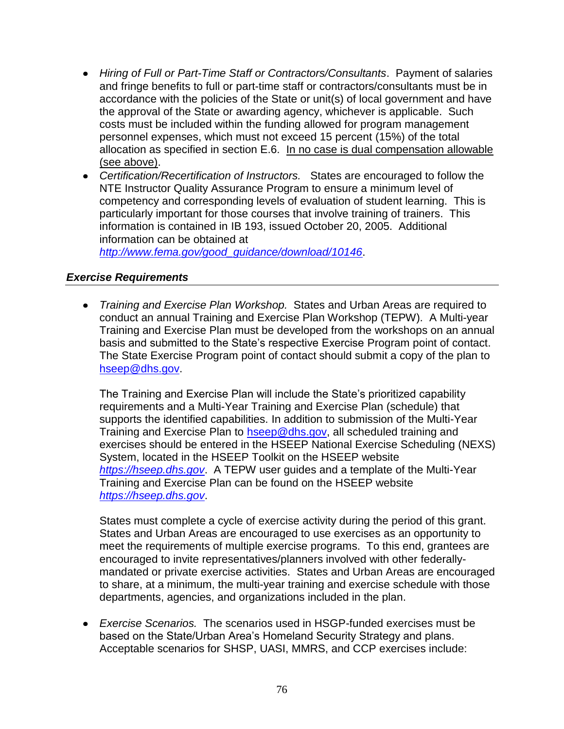- *Hiring of Full or Part-Time Staff or Contractors/Consultants*. Payment of salaries and fringe benefits to full or part-time staff or contractors/consultants must be in accordance with the policies of the State or unit(s) of local government and have the approval of the State or awarding agency, whichever is applicable. Such costs must be included within the funding allowed for program management personnel expenses, which must not exceed 15 percent (15%) of the total allocation as specified in section E.6. <u>In no case is dual compensation allowable (see above)</u>.
- *Certification/Recertification of Instructors.* States are encouraged to follow the NTE Instructor Quality Assurance Program to ensure a minimum level of competency and corresponding levels of evaluation of student learning. This is particularly important for those courses that involve training of trainers. This information is contained in IB 193, issued October 20, 2005. Additional information can be obtained at *http://www.fema.gov/good_guidance/download/10146*.

### *Exercise Requirements*

- *Training and Exercise Plan Workshop.* States and Urban Areas are required to conduct an annual Training and Exercise Plan Workshop (TEPW). A Multi-year Training and Exercise Plan must be developed from the workshops on an annual basis and submitted to the State's respective Exercise Program point of contact. The State Exercise Program point of contact should submit a copy of the plan to hseep@dhs.gov.

  The Training and Exercise Plan will include the State's prioritized capability requirements and a Multi-Year Training and Exercise Plan (schedule) that supports the identified capabilities. In addition to submission of the Multi-Year Training and Exercise Plan to hseep@dhs.gov, all scheduled training and exercises should be entered in the HSEEP National Exercise Scheduling (NEXS) System, located in the HSEEP Toolkit on the HSEEP website *https://hseep.dhs.gov*. A TEPW user guides and a template of the Multi-Year Training and Exercise Plan can be found on the HSEEP website *https://hseep.dhs.gov*.

  States must complete a cycle of exercise activity during the period of this grant. States and Urban Areas are encouraged to use exercises as an opportunity to meet the requirements of multiple exercise programs. To this end, grantees are encouraged to invite representatives/planners involved with other federally-mandated or private exercise activities. States and Urban Areas are encouraged to share, at a minimum, the multi-year training and exercise schedule with those departments, agencies, and organizations included in the plan.

- *Exercise Scenarios.* The scenarios used in HSGP-funded exercises must be based on the State/Urban Area's Homeland Security Strategy and plans. Acceptable scenarios for SHSP, UASI, MMRS, and CCP exercises include: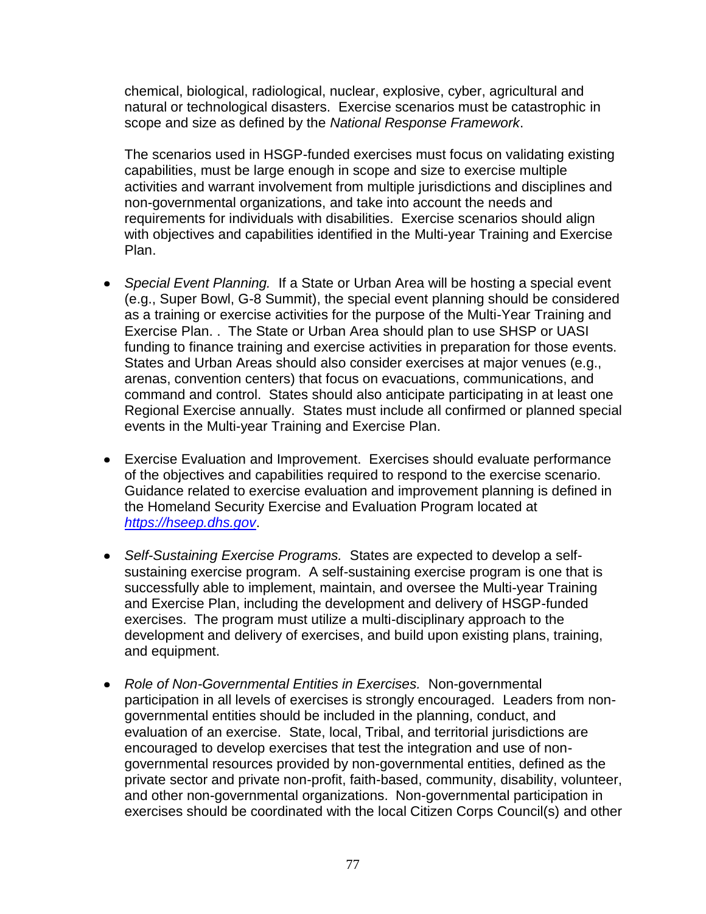chemical, biological, radiological, nuclear, explosive, cyber, agricultural and natural or technological disasters. Exercise scenarios must be catastrophic in scope and size as defined by the *National Response Framework*.

The scenarios used in HSGP-funded exercises must focus on validating existing capabilities, must be large enough in scope and size to exercise multiple activities and warrant involvement from multiple jurisdictions and disciplines and non-governmental organizations, and take into account the needs and requirements for individuals with disabilities. Exercise scenarios should align with objectives and capabilities identified in the Multi-year Training and Exercise Plan.

- *Special Event Planning.* If a State or Urban Area will be hosting a special event (e.g., Super Bowl, G-8 Summit), the special event planning should be considered as a training or exercise activities for the purpose of the Multi-Year Training and Exercise Plan. . The State or Urban Area should plan to use SHSP or UASI funding to finance training and exercise activities in preparation for those events. States and Urban Areas should also consider exercises at major venues (e.g., arenas, convention centers) that focus on evacuations, communications, and command and control. States should also anticipate participating in at least one Regional Exercise annually. States must include all confirmed or planned special events in the Multi-year Training and Exercise Plan.

- Exercise Evaluation and Improvement. Exercises should evaluate performance of the objectives and capabilities required to respond to the exercise scenario. Guidance related to exercise evaluation and improvement planning is defined in the Homeland Security Exercise and Evaluation Program located at [https://hseep.dhs.gov](https://hseep.dhs.gov).

- *Self-Sustaining Exercise Programs.* States are expected to develop a self-sustaining exercise program. A self-sustaining exercise program is one that is successfully able to implement, maintain, and oversee the Multi-year Training and Exercise Plan, including the development and delivery of HSGP-funded exercises. The program must utilize a multi-disciplinary approach to the development and delivery of exercises, and build upon existing plans, training, and equipment.

- *Role of Non-Governmental Entities in Exercises.* Non-governmental participation in all levels of exercises is strongly encouraged. Leaders from non-governmental entities should be included in the planning, conduct, and evaluation of an exercise. State, local, Tribal, and territorial jurisdictions are encouraged to develop exercises that test the integration and use of non-governmental resources provided by non-governmental entities, defined as the private sector and private non-profit, faith-based, community, disability, volunteer, and other non-governmental organizations. Non-governmental participation in exercises should be coordinated with the local Citizen Corps Council(s) and other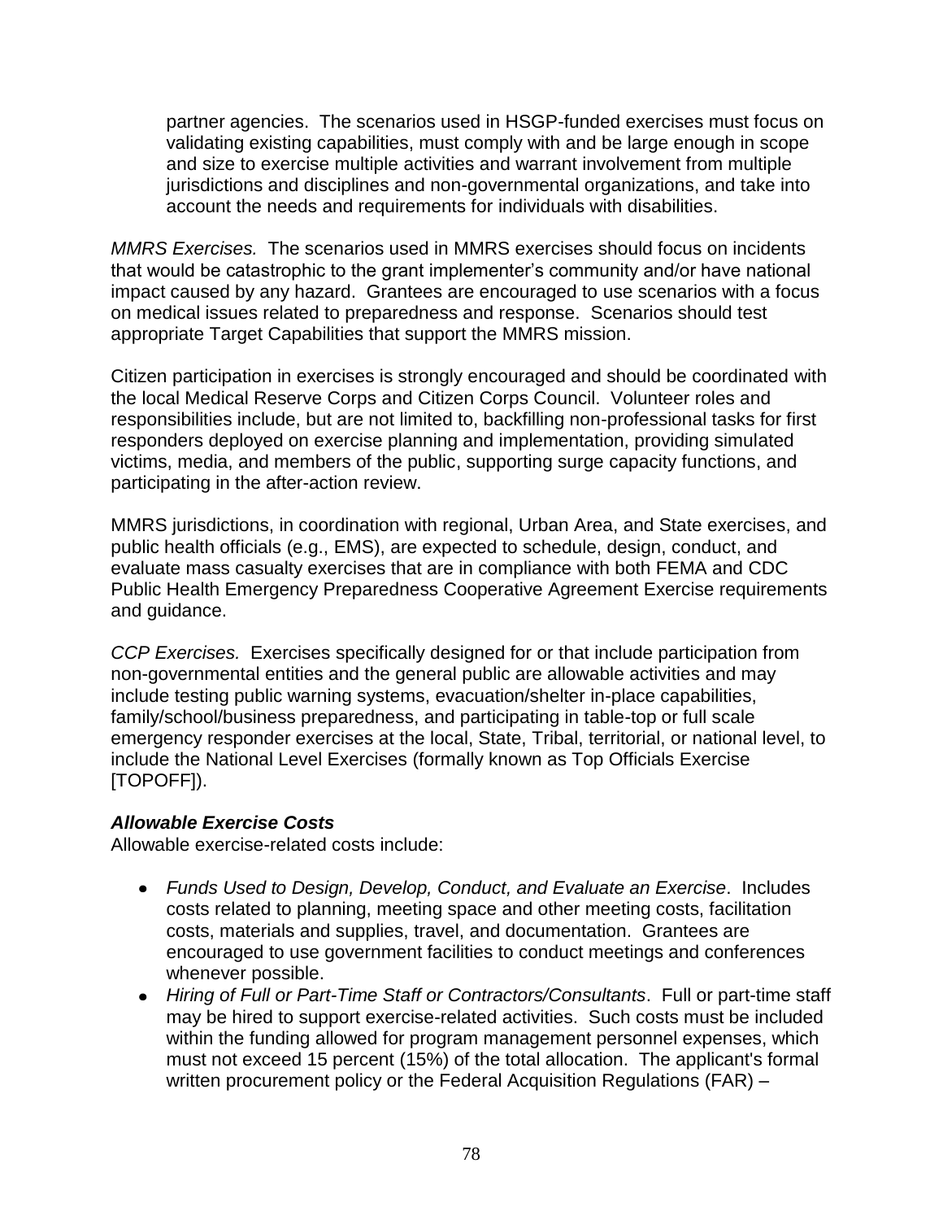partner agencies. The scenarios used in HSGP-funded exercises must focus on validating existing capabilities, must comply with and be large enough in scope and size to exercise multiple activities and warrant involvement from multiple jurisdictions and disciplines and non-governmental organizations, and take into account the needs and requirements for individuals with disabilities.

*MMRS Exercises.* The scenarios used in MMRS exercises should focus on incidents that would be catastrophic to the grant implementer's community and/or have national impact caused by any hazard. Grantees are encouraged to use scenarios with a focus on medical issues related to preparedness and response. Scenarios should test appropriate Target Capabilities that support the MMRS mission.

Citizen participation in exercises is strongly encouraged and should be coordinated with the local Medical Reserve Corps and Citizen Corps Council. Volunteer roles and responsibilities include, but are not limited to, backfilling non-professional tasks for first responders deployed on exercise planning and implementation, providing simulated victims, media, and members of the public, supporting surge capacity functions, and participating in the after-action review.

MMRS jurisdictions, in coordination with regional, Urban Area, and State exercises, and public health officials (e.g., EMS), are expected to schedule, design, conduct, and evaluate mass casualty exercises that are in compliance with both FEMA and CDC Public Health Emergency Preparedness Cooperative Agreement Exercise requirements and guidance.

*CCP Exercises.* Exercises specifically designed for or that include participation from non-governmental entities and the general public are allowable activities and may include testing public warning systems, evacuation/shelter in-place capabilities, family/school/business preparedness, and participating in table-top or full scale emergency responder exercises at the local, State, Tribal, territorial, or national level, to include the National Level Exercises (formally known as Top Officials Exercise [TOPOFF]).

***Allowable Exercise Costs***

Allowable exercise-related costs include:

- *Funds Used to Design, Develop, Conduct, and Evaluate an Exercise*. Includes costs related to planning, meeting space and other meeting costs, facilitation costs, materials and supplies, travel, and documentation. Grantees are encouraged to use government facilities to conduct meetings and conferences whenever possible.
- *Hiring of Full or Part-Time Staff or Contractors/Consultants*. Full or part-time staff may be hired to support exercise-related activities. Such costs must be included within the funding allowed for program management personnel expenses, which must not exceed 15 percent (15%) of the total allocation. The applicant's formal written procurement policy or the Federal Acquisition Regulations (FAR) –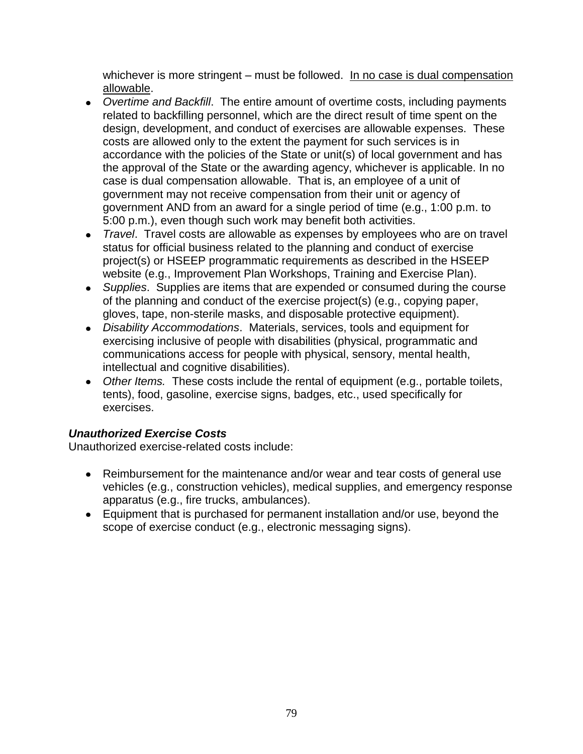whichever is more stringent – must be followed. <u>In no case is dual compensation allowable</u>.

- *Overtime and Backfill*. The entire amount of overtime costs, including payments related to backfilling personnel, which are the direct result of time spent on the design, development, and conduct of exercises are allowable expenses. These costs are allowed only to the extent the payment for such services is in accordance with the policies of the State or unit(s) of local government and has the approval of the State or the awarding agency, whichever is applicable. In no case is dual compensation allowable. That is, an employee of a unit of government may not receive compensation from their unit or agency of government AND from an award for a single period of time (e.g., 1:00 p.m. to 5:00 p.m.), even though such work may benefit both activities.
- *Travel*. Travel costs are allowable as expenses by employees who are on travel status for official business related to the planning and conduct of exercise project(s) or HSEEP programmatic requirements as described in the HSEEP website (e.g., Improvement Plan Workshops, Training and Exercise Plan).
- *Supplies*. Supplies are items that are expended or consumed during the course of the planning and conduct of the exercise project(s) (e.g., copying paper, gloves, tape, non-sterile masks, and disposable protective equipment).
- *Disability Accommodations*. Materials, services, tools and equipment for exercising inclusive of people with disabilities (physical, programmatic and communications access for people with physical, sensory, mental health, intellectual and cognitive disabilities).
- *Other Items.* These costs include the rental of equipment (e.g., portable toilets, tents), food, gasoline, exercise signs, badges, etc., used specifically for exercises.

***Unauthorized Exercise Costs***

Unauthorized exercise-related costs include:

- Reimbursement for the maintenance and/or wear and tear costs of general use vehicles (e.g., construction vehicles), medical supplies, and emergency response apparatus (e.g., fire trucks, ambulances).
- Equipment that is purchased for permanent installation and/or use, beyond the scope of exercise conduct (e.g., electronic messaging signs).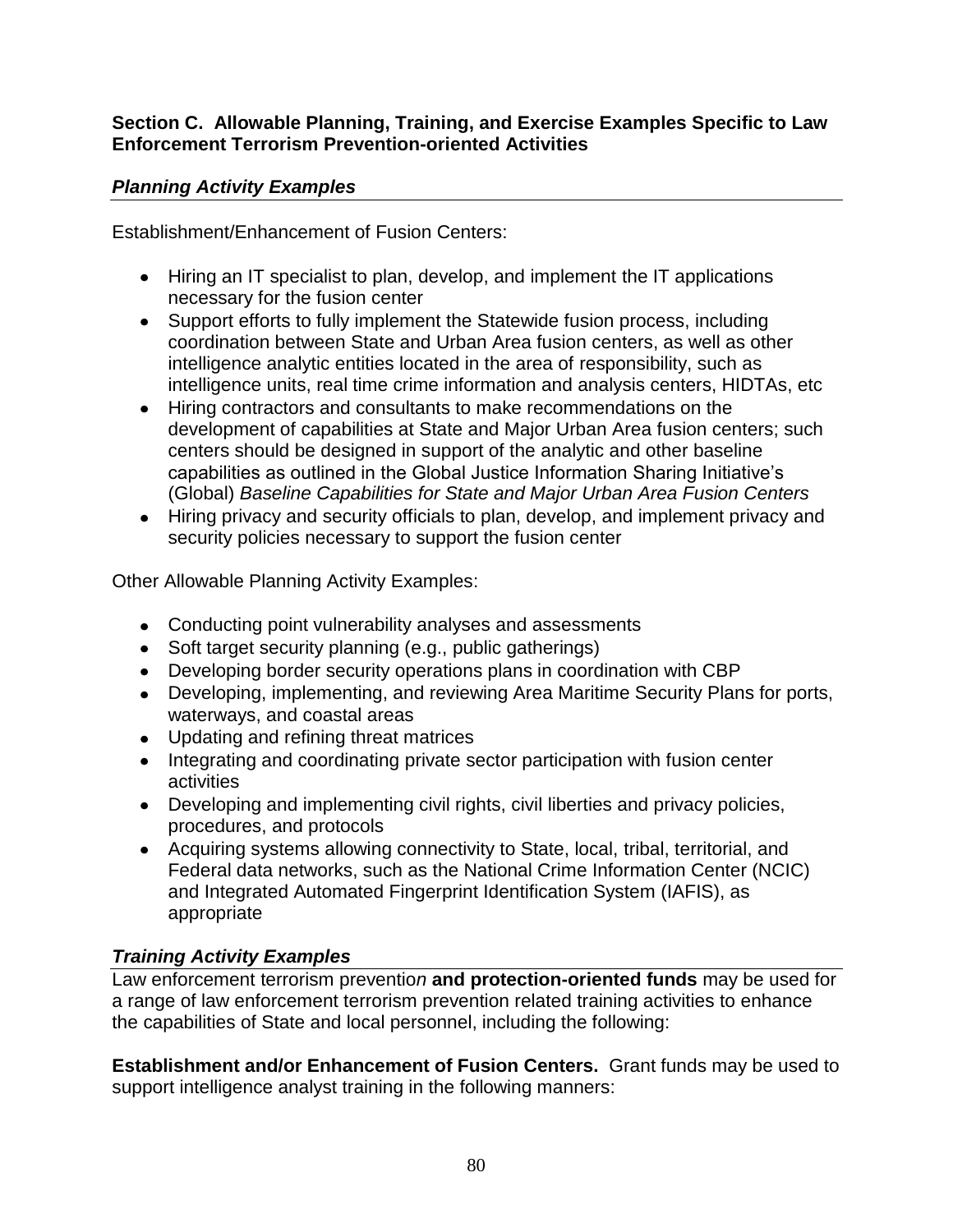### Section C. Allowable Planning, Training, and Exercise Examples Specific to Law Enforcement Terrorism Prevention-oriented Activities

#### *Planning Activity Examples*

Establishment/Enhancement of Fusion Centers:

- Hiring an IT specialist to plan, develop, and implement the IT applications necessary for the fusion center
- Support efforts to fully implement the Statewide fusion process, including coordination between State and Urban Area fusion centers, as well as other intelligence analytic entities located in the area of responsibility, such as intelligence units, real time crime information and analysis centers, HIDTAs, etc
- Hiring contractors and consultants to make recommendations on the development of capabilities at State and Major Urban Area fusion centers; such centers should be designed in support of the analytic and other baseline capabilities as outlined in the Global Justice Information Sharing Initiative's (Global) *Baseline Capabilities for State and Major Urban Area Fusion Centers*
- Hiring privacy and security officials to plan, develop, and implement privacy and security policies necessary to support the fusion center

Other Allowable Planning Activity Examples:

- Conducting point vulnerability analyses and assessments
- Soft target security planning (e.g., public gatherings)
- Developing border security operations plans in coordination with CBP
- Developing, implementing, and reviewing Area Maritime Security Plans for ports, waterways, and coastal areas
- Updating and refining threat matrices
- Integrating and coordinating private sector participation with fusion center activities
- Developing and implementing civil rights, civil liberties and privacy policies, procedures, and protocols
- Acquiring systems allowing connectivity to State, local, tribal, territorial, and Federal data networks, such as the National Crime Information Center (NCIC) and Integrated Automated Fingerprint Identification System (IAFIS), as appropriate

#### *Training Activity Examples*

Law enforcement terrorism preventio*n* **and protection-oriented funds** may be used for a range of law enforcement terrorism prevention related training activities to enhance the capabilities of State and local personnel, including the following:

**Establishment and/or Enhancement of Fusion Centers.** Grant funds may be used to support intelligence analyst training in the following manners: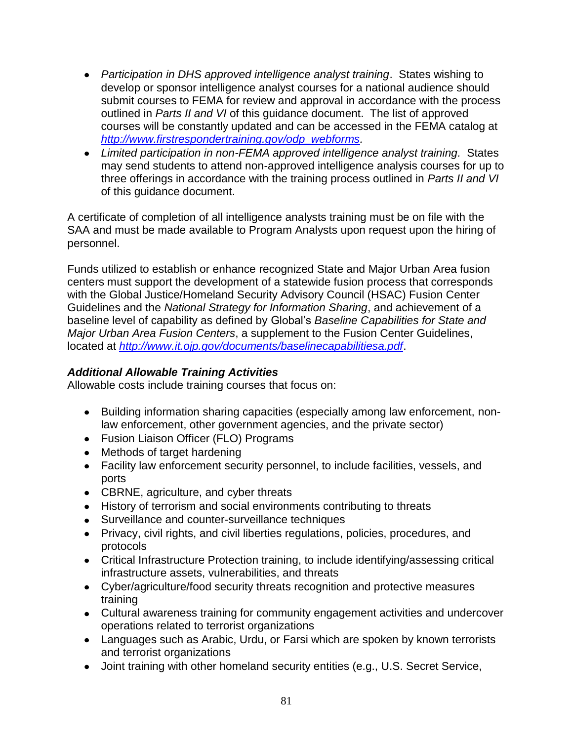- *Participation in DHS approved intelligence analyst training*. States wishing to develop or sponsor intelligence analyst courses for a national audience should submit courses to FEMA for review and approval in accordance with the process outlined in *Parts II and VI* of this guidance document. The list of approved courses will be constantly updated and can be accessed in the FEMA catalog at *http://www.firstrespondertraining.gov/odp_webforms.*
- *Limited participation in non-FEMA approved intelligence analyst training.* States may send students to attend non-approved intelligence analysis courses for up to three offerings in accordance with the training process outlined in *Parts II and VI* of this guidance document.

A certificate of completion of all intelligence analysts training must be on file with the SAA and must be made available to Program Analysts upon request upon the hiring of personnel.

Funds utilized to establish or enhance recognized State and Major Urban Area fusion centers must support the development of a statewide fusion process that corresponds with the Global Justice/Homeland Security Advisory Council (HSAC) Fusion Center Guidelines and the *National Strategy for Information Sharing*, and achievement of a baseline level of capability as defined by Global's *Baseline Capabilities for State and Major Urban Area Fusion Centers*, a supplement to the Fusion Center Guidelines, located at *http://www.it.ojp.gov/documents/baselinecapabilitiesa.pdf*.

***Additional Allowable Training Activities***
Allowable costs include training courses that focus on:

- Building information sharing capacities (especially among law enforcement, non-law enforcement, other government agencies, and the private sector)
- Fusion Liaison Officer (FLO) Programs
- Methods of target hardening
- Facility law enforcement security personnel, to include facilities, vessels, and ports
- CBRNE, agriculture, and cyber threats
- History of terrorism and social environments contributing to threats
- Surveillance and counter-surveillance techniques
- Privacy, civil rights, and civil liberties regulations, policies, procedures, and protocols
- Critical Infrastructure Protection training, to include identifying/assessing critical infrastructure assets, vulnerabilities, and threats
- Cyber/agriculture/food security threats recognition and protective measures training
- Cultural awareness training for community engagement activities and undercover operations related to terrorist organizations
- Languages such as Arabic, Urdu, or Farsi which are spoken by known terrorists and terrorist organizations
- Joint training with other homeland security entities (e.g., U.S. Secret Service,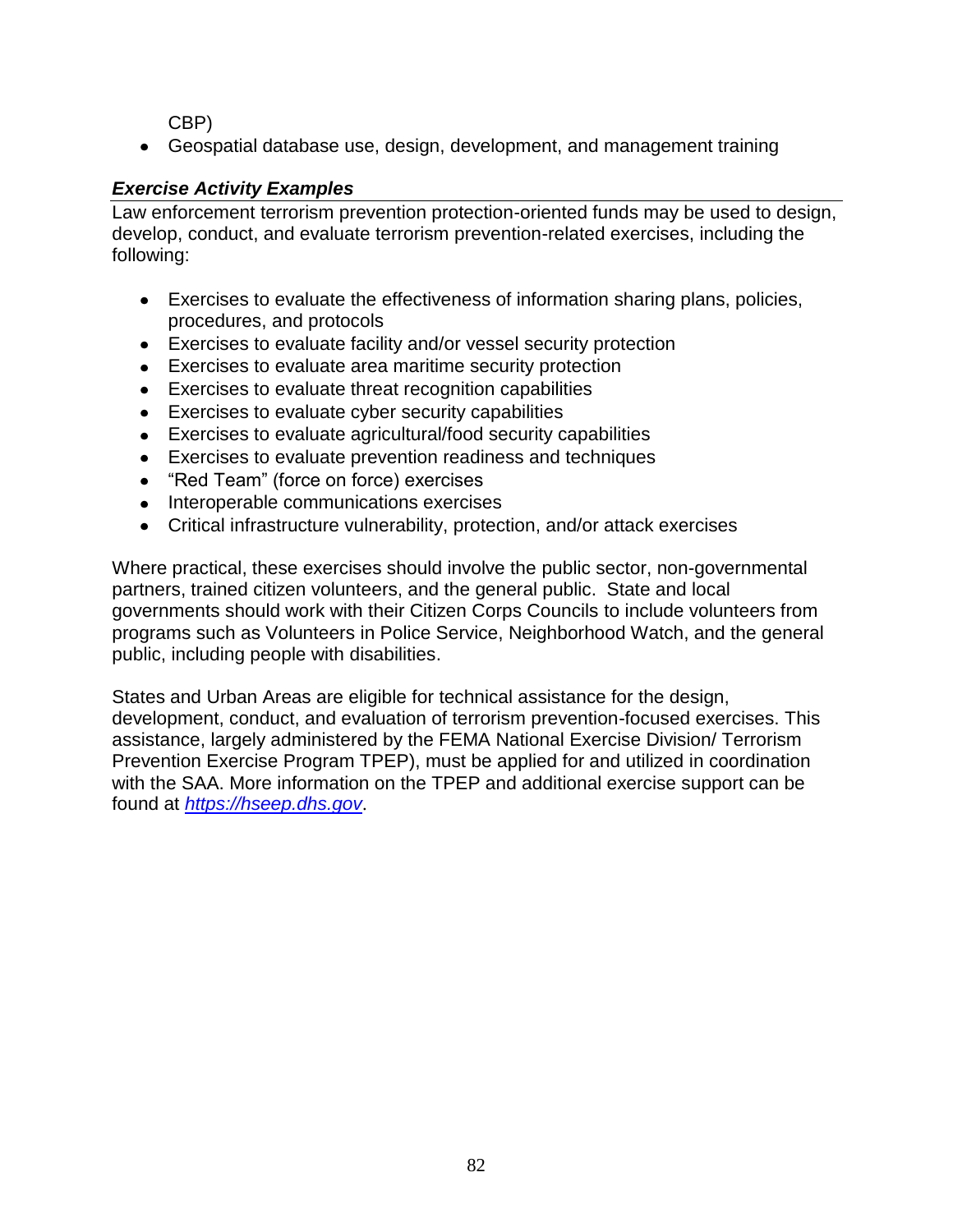CBP)

- Geospatial database use, design, development, and management training

***Exercise Activity Examples***

Law enforcement terrorism prevention protection-oriented funds may be used to design, develop, conduct, and evaluate terrorism prevention-related exercises, including the following:

- Exercises to evaluate the effectiveness of information sharing plans, policies, procedures, and protocols
- Exercises to evaluate facility and/or vessel security protection
- Exercises to evaluate area maritime security protection
- Exercises to evaluate threat recognition capabilities
- Exercises to evaluate cyber security capabilities
- Exercises to evaluate agricultural/food security capabilities
- Exercises to evaluate prevention readiness and techniques
- "Red Team" (force on force) exercises
- Interoperable communications exercises
- Critical infrastructure vulnerability, protection, and/or attack exercises

Where practical, these exercises should involve the public sector, non-governmental partners, trained citizen volunteers, and the general public. State and local governments should work with their Citizen Corps Councils to include volunteers from programs such as Volunteers in Police Service, Neighborhood Watch, and the general public, including people with disabilities.

States and Urban Areas are eligible for technical assistance for the design, development, conduct, and evaluation of terrorism prevention-focused exercises. This assistance, largely administered by the FEMA National Exercise Division/ Terrorism Prevention Exercise Program TPEP), must be applied for and utilized in coordination with the SAA. More information on the TPEP and additional exercise support can be found at [*https://hseep.dhs.gov*](https://hseep.dhs.gov).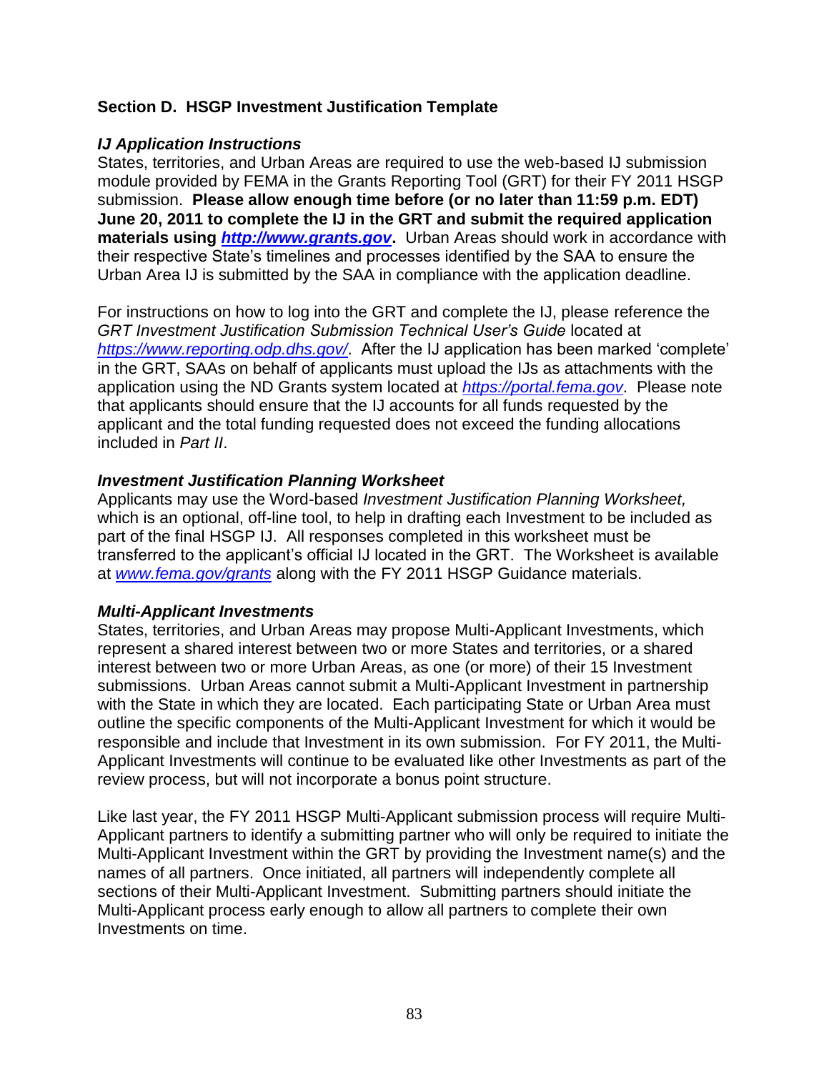## Section D. HSGP Investment Justification Template

### *IJ Application Instructions*

States, territories, and Urban Areas are required to use the web-based IJ submission module provided by FEMA in the Grants Reporting Tool (GRT) for their FY 2011 HSGP submission. **Please allow enough time before (or no later than 11:59 p.m. EDT) June 20, 2011 to complete the IJ in the GRT and submit the required application materials using *http://www.grants.gov*.** Urban Areas should work in accordance with their respective State's timelines and processes identified by the SAA to ensure the Urban Area IJ is submitted by the SAA in compliance with the application deadline.

For instructions on how to log into the GRT and complete the IJ, please reference the *GRT Investment Justification Submission Technical User's Guide* located at *https://www.reporting.odp.dhs.gov/*. After the IJ application has been marked 'complete' in the GRT, SAAs on behalf of applicants must upload the IJs as attachments with the application using the ND Grants system located at *https://portal.fema.gov*. Please note that applicants should ensure that the IJ accounts for all funds requested by the applicant and the total funding requested does not exceed the funding allocations included in *Part II*.

### *Investment Justification Planning Worksheet*

Applicants may use the Word-based *Investment Justification Planning Worksheet,* which is an optional, off-line tool, to help in drafting each Investment to be included as part of the final HSGP IJ. All responses completed in this worksheet must be transferred to the applicant's official IJ located in the GRT. The Worksheet is available at *www.fema.gov/grants* along with the FY 2011 HSGP Guidance materials.

### *Multi-Applicant Investments*

States, territories, and Urban Areas may propose Multi-Applicant Investments, which represent a shared interest between two or more States and territories, or a shared interest between two or more Urban Areas, as one (or more) of their 15 Investment submissions. Urban Areas cannot submit a Multi-Applicant Investment in partnership with the State in which they are located. Each participating State or Urban Area must outline the specific components of the Multi-Applicant Investment for which it would be responsible and include that Investment in its own submission. For FY 2011, the Multi-Applicant Investments will continue to be evaluated like other Investments as part of the review process, but will not incorporate a bonus point structure.

Like last year, the FY 2011 HSGP Multi-Applicant submission process will require Multi-Applicant partners to identify a submitting partner who will only be required to initiate the Multi-Applicant Investment within the GRT by providing the Investment name(s) and the names of all partners. Once initiated, all partners will independently complete all sections of their Multi-Applicant Investment. Submitting partners should initiate the Multi-Applicant process early enough to allow all partners to complete their own Investments on time.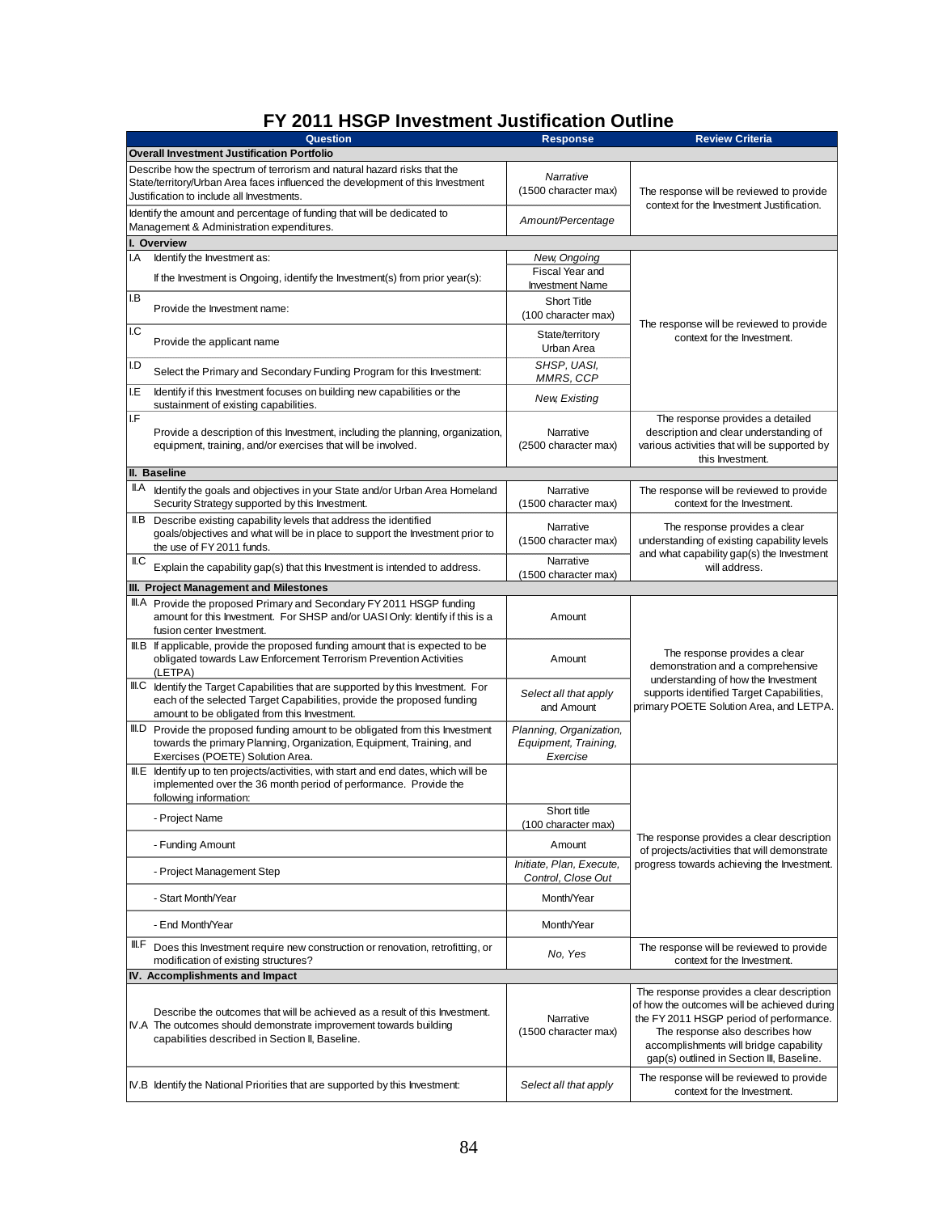# FY 2011 HSGP Investment Justification Outline

| Question | Response | Review Criteria |
|---|---|---|
| **Overall Investment Justification Portfolio** | | |
| Describe how the spectrum of terrorism and natural hazard risks that the State/territory/Urban Area faces influenced the development of this Investment Justification to include all Investments. | *Narrative* (1500 character max) | The response will be reviewed to provide context for the Investment Justification. |
| Identify the amount and percentage of funding that will be dedicated to Management & Administration expenditures. | *Amount/Percentage* | |
| **I. Overview** | | |
| I.A Identify the Investment as: | *New, Ongoing* | The response will be reviewed to provide context for the Investment. |
| If the Investment is Ongoing, identify the Investment(s) from prior year(s): | Fiscal Year and Investment Name | |
| I.B Provide the Investment name: | Short Title (100 character max) | |
| I.C Provide the applicant name | State/territory Urban Area | |
| I.D Select the Primary and Secondary Funding Program for this Investment: | *SHSP, UASI, MMRS, CCP* | |
| I.E Identify if this Investment focuses on building new capabilities or the sustainment of existing capabilities. | *New, Existing* | |
| I.F Provide a description of this Investment, including the planning, organization, equipment, training, and/or exercises that will be involved. | Narrative (2500 character max) | The response provides a detailed description and clear understanding of various activities that will be supported by this Investment. |
| **II. Baseline** | | |
| II.A Identify the goals and objectives in your State and/or Urban Area Homeland Security Strategy supported by this Investment. | Narrative (1500 character max) | The response will be reviewed to provide context for the Investment. |
| II.B Describe existing capability levels that address the identified goals/objectives and what will be in place to support the Investment prior to the use of FY 2011 funds. | Narrative (1500 character max) | The response provides a clear understanding of existing capability levels and what capability gap(s) the Investment will address. |
| II.C Explain the capability gap(s) that this Investment is intended to address. | Narrative (1500 character max) | |
| **III. Project Management and Milestones** | | |
| III.A Provide the proposed Primary and Secondary FY 2011 HSGP funding amount for this Investment. For SHSP and/or UASI Only: Identify if this is a fusion center Investment. | Amount | The response provides a clear demonstration and a comprehensive understanding of how the Investment supports identified Target Capabilities, primary POETE Solution Area, and LETPA. |
| III.B If applicable, provide the proposed funding amount that is expected to be obligated towards Law Enforcement Terrorism Prevention Activities (LETPA) | Amount | |
| III.C Identify the Target Capabilities that are supported by this Investment. For each of the selected Target Capabilities, provide the proposed funding amount to be obligated from this Investment. | *Select all that apply* and Amount | |
| III.D Provide the proposed funding amount to be obligated from this Investment towards the primary Planning, Organization, Equipment, Training, and Exercises (POETE) Solution Area. | *Planning, Organization, Equipment, Training, Exercise* | |
| III.E Identify up to ten projects/activities, with start and end dates, which will be implemented over the 36 month period of performance. Provide the following information: | | The response provides a clear description of projects/activities that will demonstrate progress towards achieving the Investment. |
| - Project Name | Short title (100 character max) | |
| - Funding Amount | Amount | |
| - Project Management Step | *Initiate, Plan, Execute, Control, Close Out* | |
| - Start Month/Year | Month/Year | |
| - End Month/Year | Month/Year | |
| III.F Does this Investment require new construction or renovation, retrofitting, or modification of existing structures? | *No, Yes* | The response will be reviewed to provide context for the Investment. |
| **IV. Accomplishments and Impact** | | |
| IV.A Describe the outcomes that will be achieved as a result of this Investment. The outcomes should demonstrate improvement towards building capabilities described in Section II, Baseline. | Narrative (1500 character max) | The response provides a clear description of how the outcomes will be achieved during the FY 2011 HSGP period of performance. The response also describes how accomplishments will bridge capability gap(s) outlined in Section III, Baseline. |
| IV.B Identify the National Priorities that are supported by this Investment: | *Select all that apply* | The response will be reviewed to provide context for the Investment. |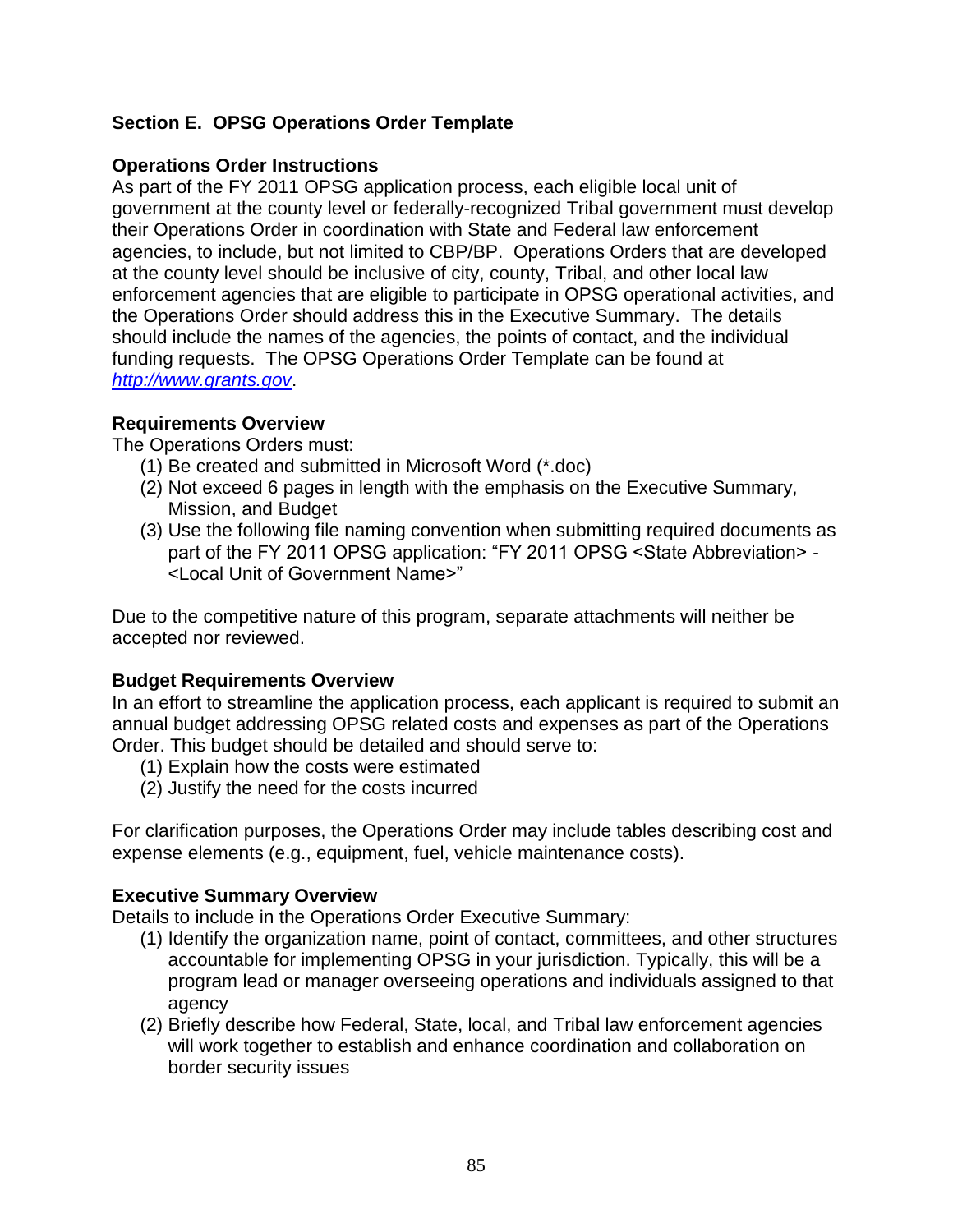## Section E. OPSG Operations Order Template

### Operations Order Instructions

As part of the FY 2011 OPSG application process, each eligible local unit of government at the county level or federally-recognized Tribal government must develop their Operations Order in coordination with State and Federal law enforcement agencies, to include, but not limited to CBP/BP. Operations Orders that are developed at the county level should be inclusive of city, county, Tribal, and other local law enforcement agencies that are eligible to participate in OPSG operational activities, and the Operations Order should address this in the Executive Summary. The details should include the names of the agencies, the points of contact, and the individual funding requests. The OPSG Operations Order Template can be found at *http://www.grants.gov*.

### Requirements Overview

The Operations Orders must:

(1) Be created and submitted in Microsoft Word (*.doc)
(2) Not exceed 6 pages in length with the emphasis on the Executive Summary, Mission, and Budget
(3) Use the following file naming convention when submitting required documents as part of the FY 2011 OPSG application: "FY 2011 OPSG <State Abbreviation> - <Local Unit of Government Name>"

Due to the competitive nature of this program, separate attachments will neither be accepted nor reviewed.

### Budget Requirements Overview

In an effort to streamline the application process, each applicant is required to submit an annual budget addressing OPSG related costs and expenses as part of the Operations Order. This budget should be detailed and should serve to:

(1) Explain how the costs were estimated
(2) Justify the need for the costs incurred

For clarification purposes, the Operations Order may include tables describing cost and expense elements (e.g., equipment, fuel, vehicle maintenance costs).

### Executive Summary Overview

Details to include in the Operations Order Executive Summary:

(1) Identify the organization name, point of contact, committees, and other structures accountable for implementing OPSG in your jurisdiction. Typically, this will be a program lead or manager overseeing operations and individuals assigned to that agency
(2) Briefly describe how Federal, State, local, and Tribal law enforcement agencies will work together to establish and enhance coordination and collaboration on border security issues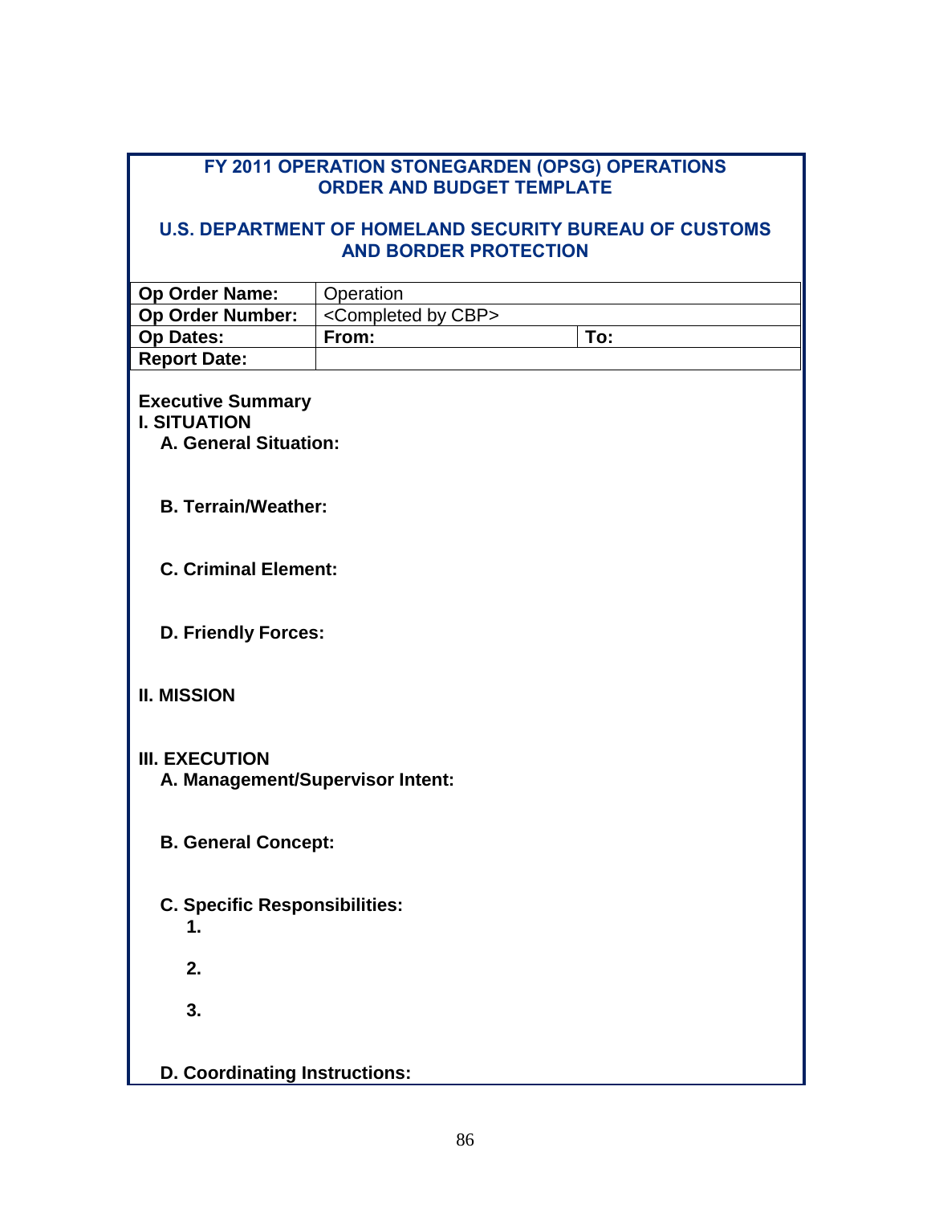## FY 2011 OPERATION STONEGARDEN (OPSG) OPERATIONS ORDER AND BUDGET TEMPLATE

## U.S. DEPARTMENT OF HOMELAND SECURITY BUREAU OF CUSTOMS AND BORDER PROTECTION

| **Op Order Name:** | Operation | |
|---|---|---|
| **Op Order Number:** | <Completed by CBP> | |
| **Op Dates:** | **From:** | **To:** |
| **Report Date:** | | |

**Executive Summary**

**I. SITUATION**

**A. General Situation:**

**B. Terrain/Weather:**

**C. Criminal Element:**

**D. Friendly Forces:**

**II. MISSION**

**III. EXECUTION**

**A. Management/Supervisor Intent:**

**B. General Concept:**

**C. Specific Responsibilities:**

**1.**

**2.**

**3.**

**D. Coordinating Instructions:**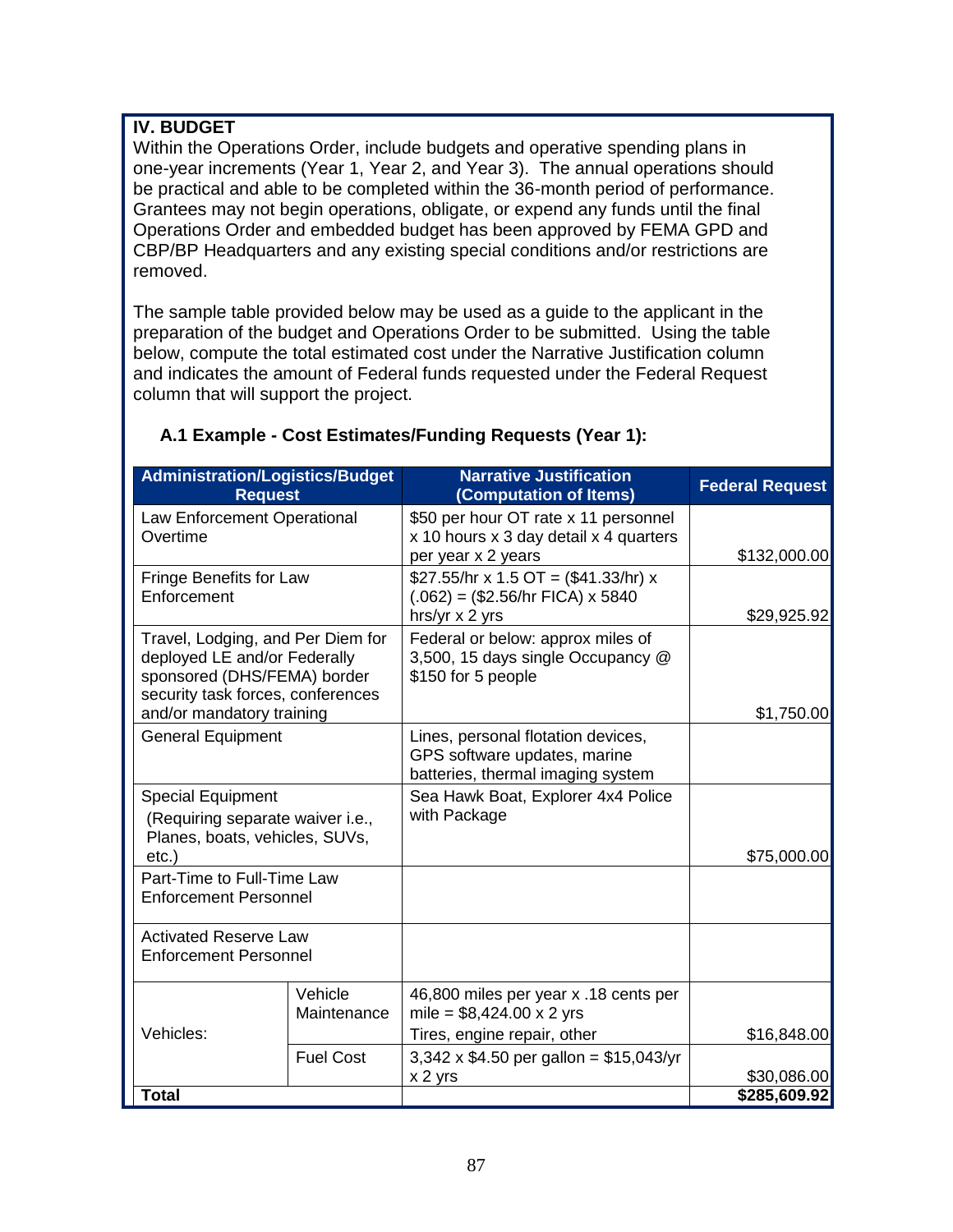## IV. BUDGET

Within the Operations Order, include budgets and operative spending plans in one-year increments (Year 1, Year 2, and Year 3). The annual operations should be practical and able to be completed within the 36-month period of performance. Grantees may not begin operations, obligate, or expend any funds until the final Operations Order and embedded budget has been approved by FEMA GPD and CBP/BP Headquarters and any existing special conditions and/or restrictions are removed.

The sample table provided below may be used as a guide to the applicant in the preparation of the budget and Operations Order to be submitted. Using the table below, compute the total estimated cost under the Narrative Justification column and indicates the amount of Federal funds requested under the Federal Request column that will support the project.

### A.1 Example - Cost Estimates/Funding Requests (Year 1):

| Administration/Logistics/Budget Request | | Narrative Justification (Computation of Items) | Federal Request |
|---|---|---|---|
| Law Enforcement Operational Overtime | | $50 per hour OT rate x 11 personnel x 10 hours x 3 day detail x 4 quarters per year x 2 years | $132,000.00 |
| Fringe Benefits for Law Enforcement | | $27.55/hr x 1.5 OT = ($41.33/hr) x (.062) = ($2.56/hr FICA) x 5840 hrs/yr x 2 yrs | $29,925.92 |
| Travel, Lodging, and Per Diem for deployed LE and/or Federally sponsored (DHS/FEMA) border security task forces, conferences and/or mandatory training | | Federal or below: approx miles of 3,500, 15 days single Occupancy @ $150 for 5 people | $1,750.00 |
| General Equipment | | Lines, personal flotation devices, GPS software updates, marine batteries, thermal imaging system | |
| Special Equipment (Requiring separate waiver i.e., Planes, boats, vehicles, SUVs, etc.) | | Sea Hawk Boat, Explorer 4x4 Police with Package | $75,000.00 |
| Part-Time to Full-Time Law Enforcement Personnel | | | |
| Activated Reserve Law Enforcement Personnel | | | |
| Vehicles: | Vehicle Maintenance | 46,800 miles per year x .18 cents per mile = $8,424.00 x 2 yrs Tires, engine repair, other | $16,848.00 |
| | Fuel Cost | 3,342 x $4.50 per gallon = $15,043/yr x 2 yrs | $30,086.00 |
| **Total** | | | **$285,609.92** |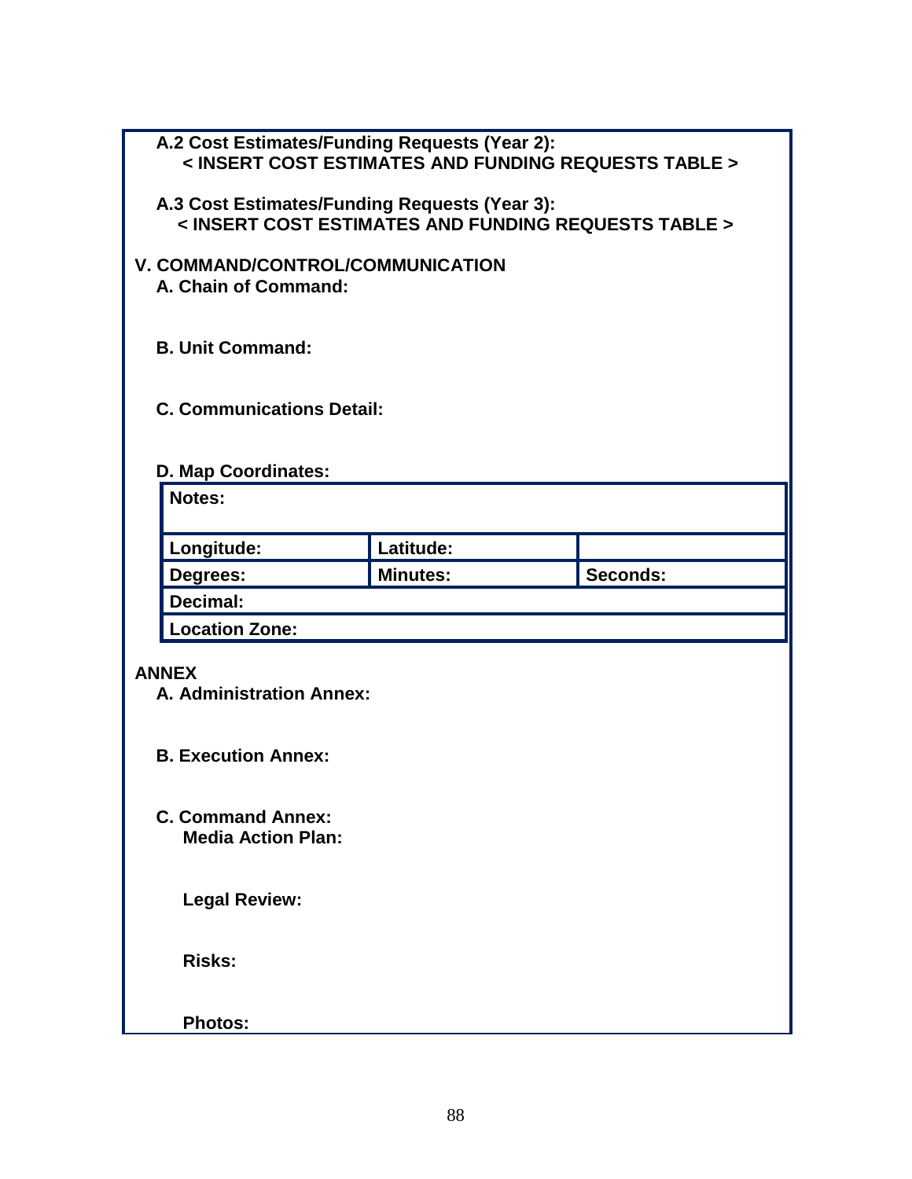**A.2 Cost Estimates/Funding Requests (Year 2):**
**< INSERT COST ESTIMATES AND FUNDING REQUESTS TABLE >**

**A.3 Cost Estimates/Funding Requests (Year 3):**
**< INSERT COST ESTIMATES AND FUNDING REQUESTS TABLE >**

## V. COMMAND/CONTROL/COMMUNICATION

**A. Chain of Command:**

**B. Unit Command:**

**C. Communications Detail:**

**D. Map Coordinates:**

| Notes: | | |
|---|---|---|
| **Longitude:** | **Latitude:** | |
| **Degrees:** | **Minutes:** | **Seconds:** |
| **Decimal:** | | |
| **Location Zone:** | | |

## ANNEX

**A. Administration Annex:**

**B. Execution Annex:**

**C. Command Annex:**

**Media Action Plan:**

**Legal Review:**

**Risks:**

**Photos:**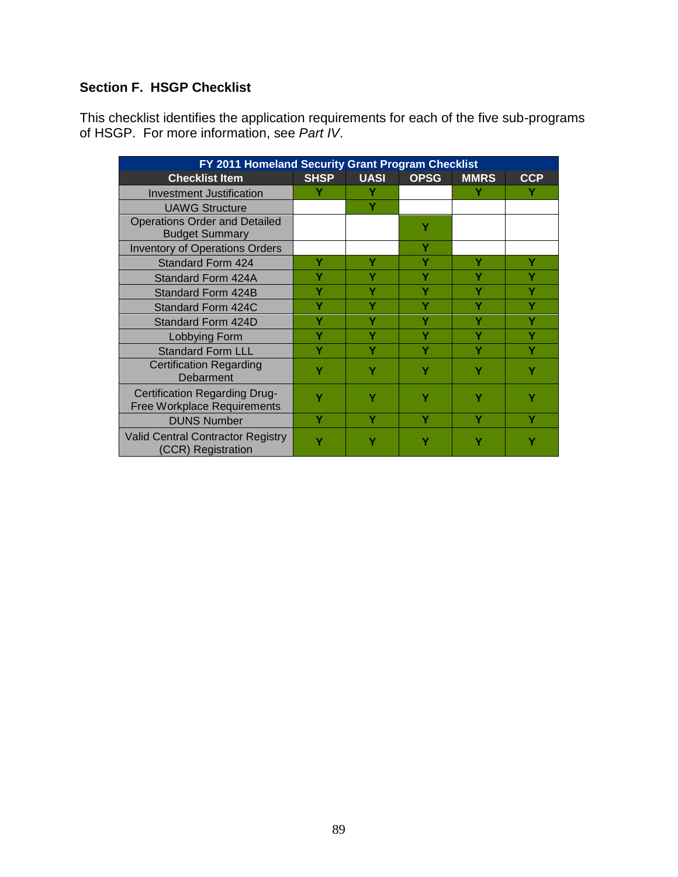## Section F.  HSGP Checklist

This checklist identifies the application requirements for each of the five sub-programs of HSGP.  For more information, see *Part IV*.

| FY 2011 Homeland Security Grant Program Checklist | | | | | |
|---|---|---|---|---|---|
| **Checklist Item** | **SHSP** | **UASI** | **OPSG** | **MMRS** | **CCP** |
| Investment Justification | Y | Y | | Y | Y |
| UAWG Structure | | Y | | | |
| Operations Order and Detailed Budget Summary | | | Y | | |
| Inventory of Operations Orders | | | Y | | |
| Standard Form 424 | Y | Y | Y | Y | Y |
| Standard Form 424A | Y | Y | Y | Y | Y |
| Standard Form 424B | Y | Y | Y | Y | Y |
| Standard Form 424C | Y | Y | Y | Y | Y |
| Standard Form 424D | Y | Y | Y | Y | Y |
| Lobbying Form | Y | Y | Y | Y | Y |
| Standard Form LLL | Y | Y | Y | Y | Y |
| Certification Regarding Debarment | Y | Y | Y | Y | Y |
| Certification Regarding Drug-Free Workplace Requirements | Y | Y | Y | Y | Y |
| DUNS Number | Y | Y | Y | Y | Y |
| Valid Central Contractor Registry (CCR) Registration | Y | Y | Y | Y | Y |